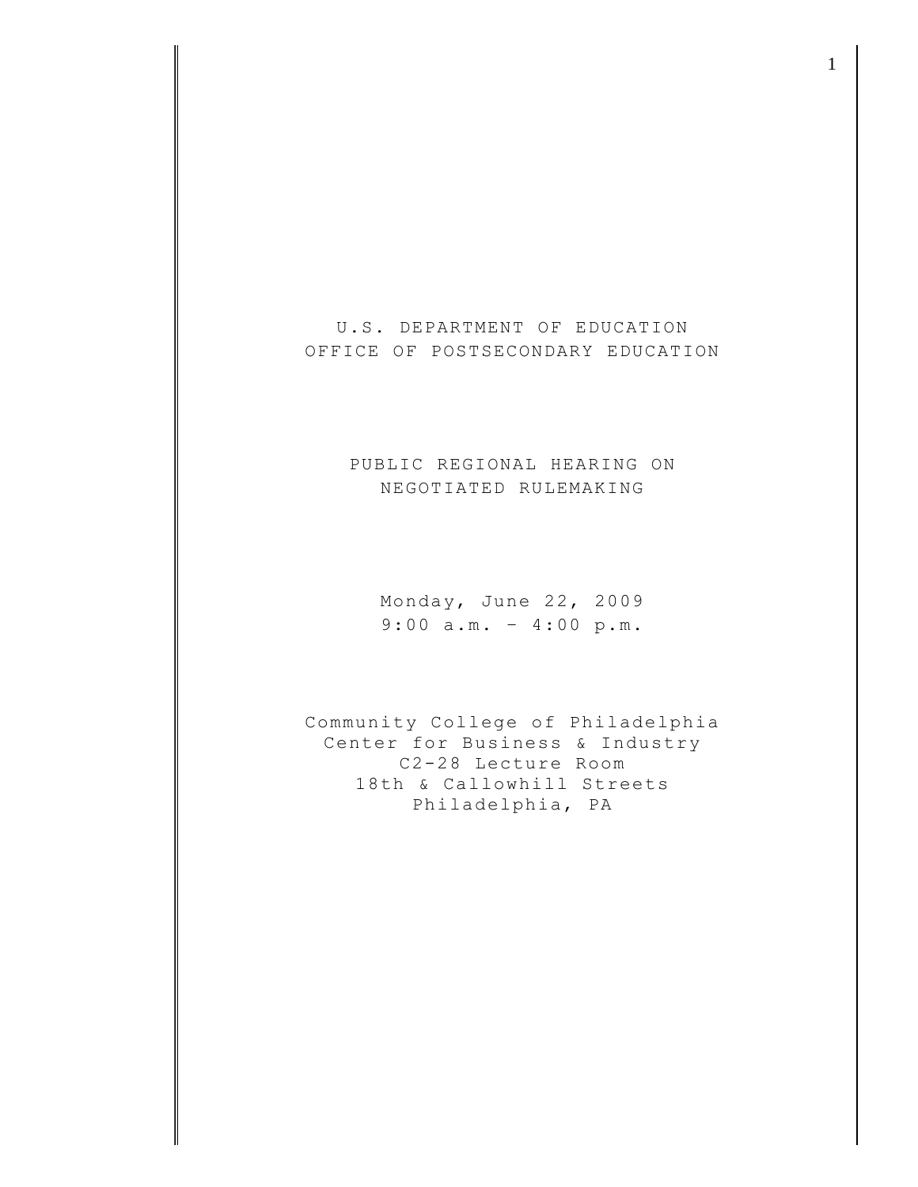U.S. DEPARTMENT OF EDUCATION
OFFICE OF POSTSECONDARY EDUCATION

PUBLIC REGIONAL HEARING ON
NEGOTIATED RULEMAKING

Monday, June 22, 2009
9:00 a.m. – 4:00 p.m.

Community College of Philadelphia
Center for Business & Industry
C2-28 Lecture Room
18th & Callowhill Streets
Philadelphia, PA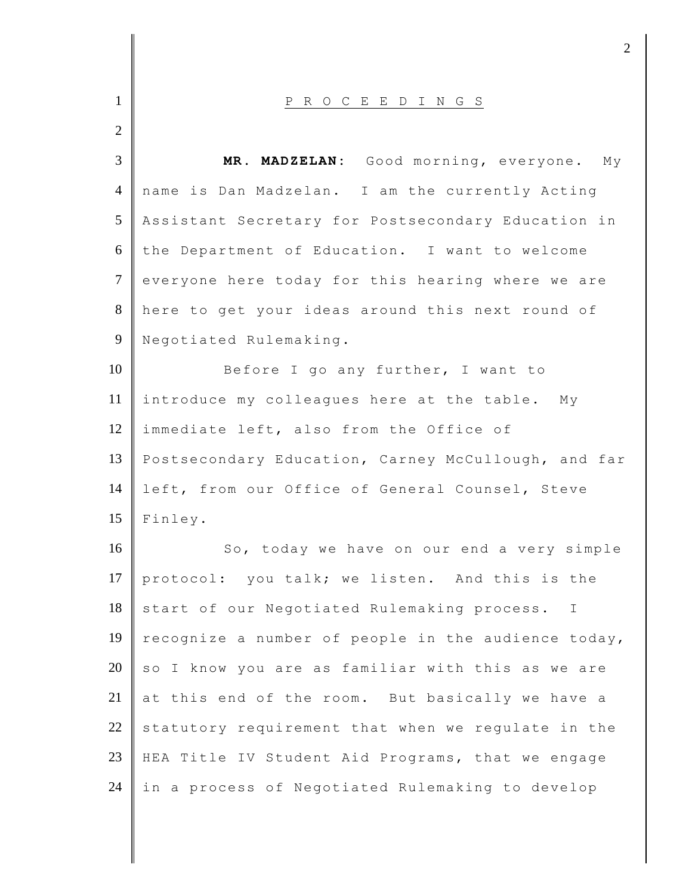P R O C E E D I N G S

**MR. MADZELAN:** Good morning, everyone. My name is Dan Madzelan. I am the currently Acting Assistant Secretary for Postsecondary Education in the Department of Education. I want to welcome everyone here today for this hearing where we are here to get your ideas around this next round of Negotiated Rulemaking.

Before I go any further, I want to introduce my colleagues here at the table. My immediate left, also from the Office of Postsecondary Education, Carney McCullough, and far left, from our Office of General Counsel, Steve Finley.

So, today we have on our end a very simple protocol: you talk; we listen. And this is the start of our Negotiated Rulemaking process. I recognize a number of people in the audience today, so I know you are as familiar with this as we are at this end of the room. But basically we have a statutory requirement that when we regulate in the HEA Title IV Student Aid Programs, that we engage in a process of Negotiated Rulemaking to develop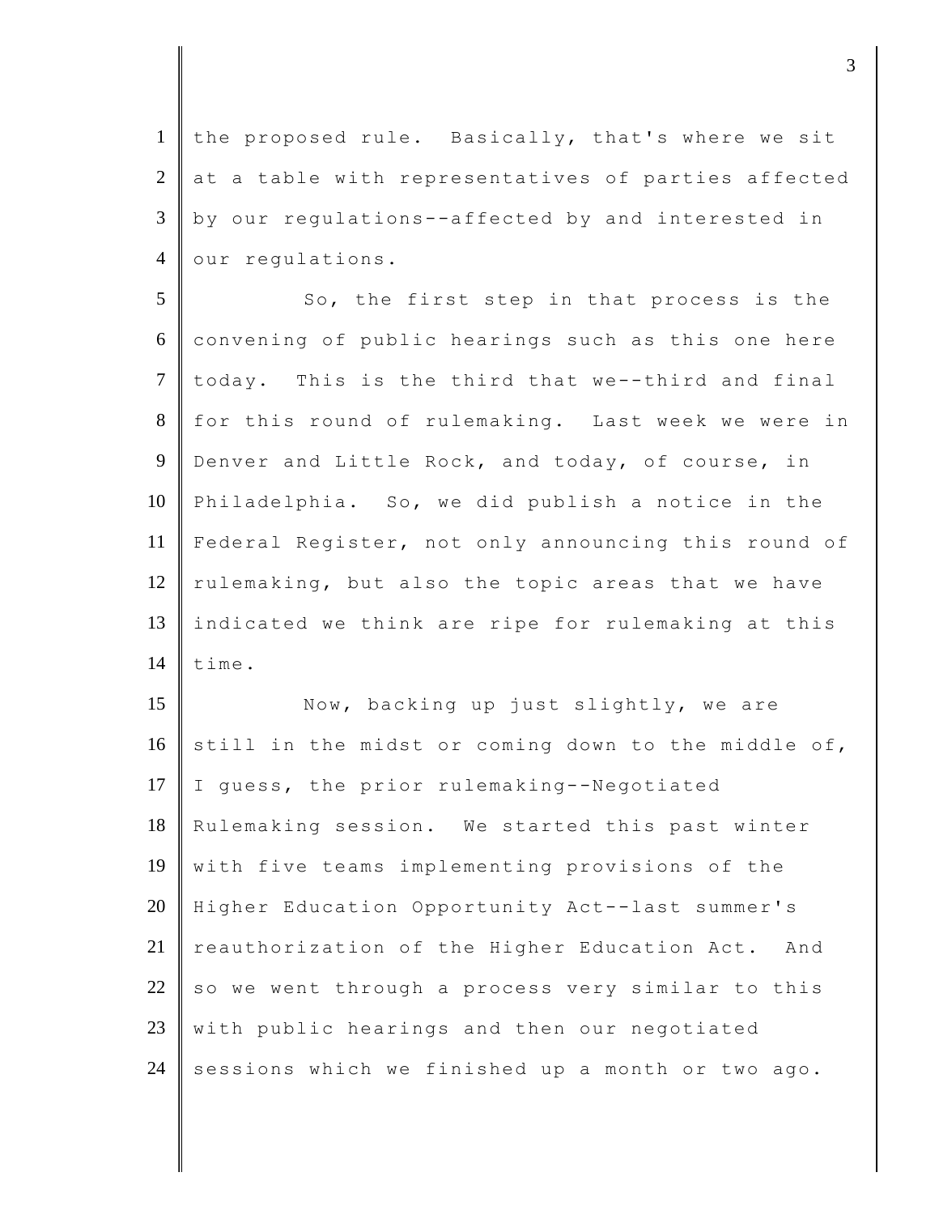the proposed rule. Basically, that's where we sit at a table with representatives of parties affected by our regulations--affected by and interested in our regulations.

So, the first step in that process is the convening of public hearings such as this one here today. This is the third that we--third and final for this round of rulemaking. Last week we were in Denver and Little Rock, and today, of course, in Philadelphia. So, we did publish a notice in the Federal Register, not only announcing this round of rulemaking, but also the topic areas that we have indicated we think are ripe for rulemaking at this time.

Now, backing up just slightly, we are still in the midst or coming down to the middle of, I guess, the prior rulemaking--Negotiated Rulemaking session. We started this past winter with five teams implementing provisions of the Higher Education Opportunity Act--last summer's reauthorization of the Higher Education Act. And so we went through a process very similar to this with public hearings and then our negotiated sessions which we finished up a month or two ago.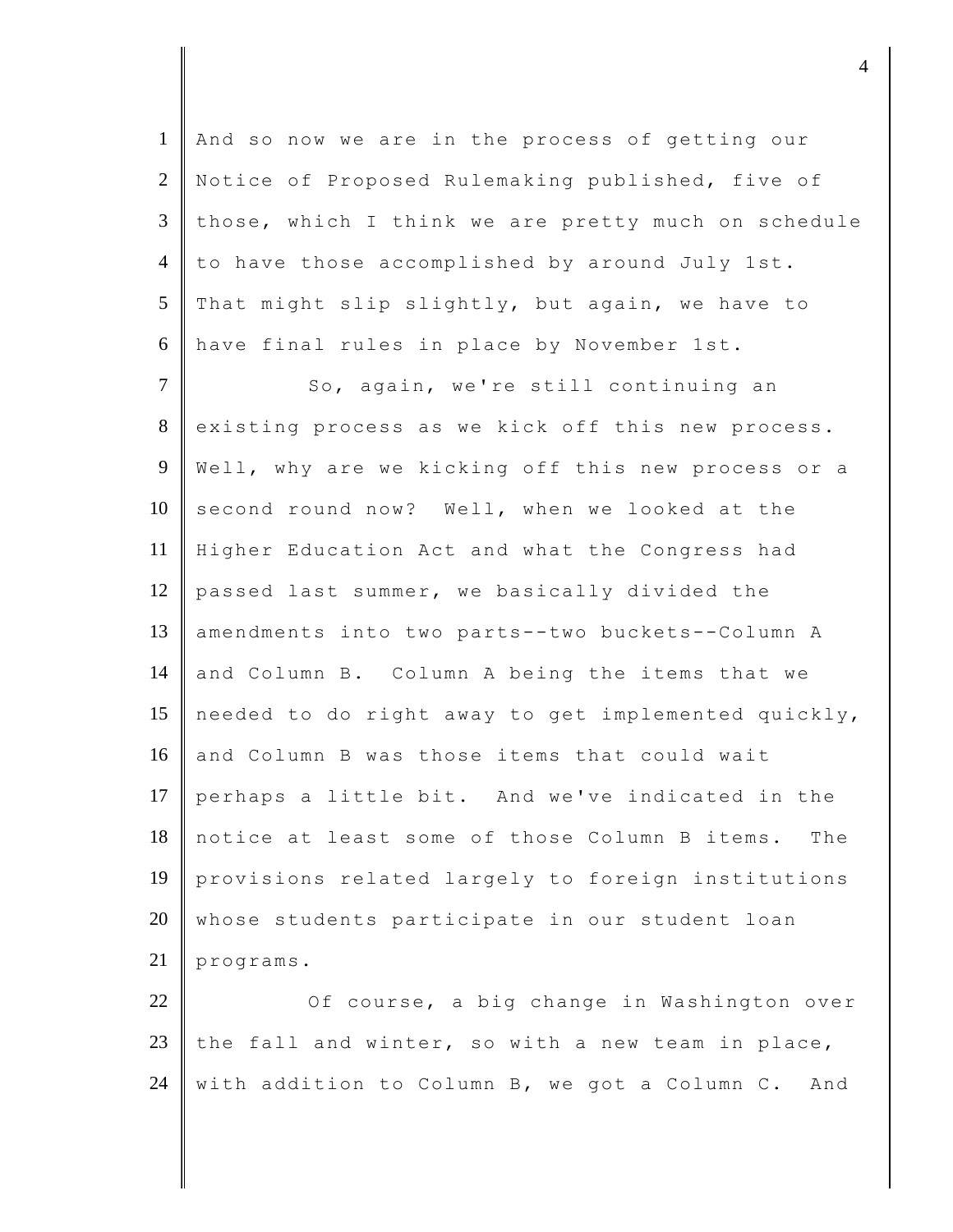And so now we are in the process of getting our Notice of Proposed Rulemaking published, five of those, which I think we are pretty much on schedule to have those accomplished by around July 1st. That might slip slightly, but again, we have to have final rules in place by November 1st.

So, again, we're still continuing an existing process as we kick off this new process. Well, why are we kicking off this new process or a second round now? Well, when we looked at the Higher Education Act and what the Congress had passed last summer, we basically divided the amendments into two parts--two buckets--Column A and Column B. Column A being the items that we needed to do right away to get implemented quickly, and Column B was those items that could wait perhaps a little bit. And we've indicated in the notice at least some of those Column B items. The provisions related largely to foreign institutions whose students participate in our student loan programs.

Of course, a big change in Washington over the fall and winter, so with a new team in place, with addition to Column B, we got a Column C. And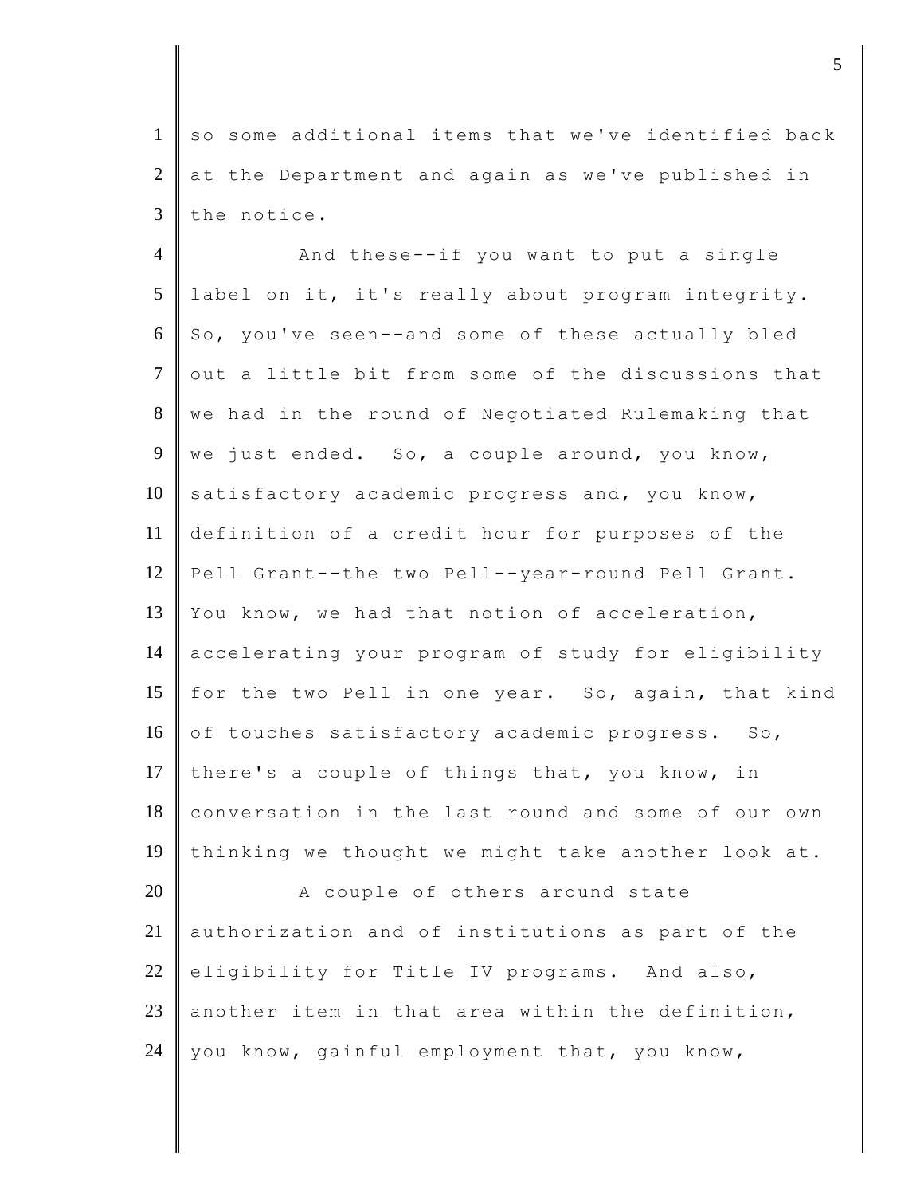so some additional items that we've identified back at the Department and again as we've published in the notice.

And these--if you want to put a single label on it, it's really about program integrity. So, you've seen--and some of these actually bled out a little bit from some of the discussions that we had in the round of Negotiated Rulemaking that we just ended. So, a couple around, you know, satisfactory academic progress and, you know, definition of a credit hour for purposes of the Pell Grant--the two Pell--year-round Pell Grant. You know, we had that notion of acceleration, accelerating your program of study for eligibility for the two Pell in one year. So, again, that kind of touches satisfactory academic progress. So, there's a couple of things that, you know, in conversation in the last round and some of our own thinking we thought we might take another look at.

A couple of others around state authorization and of institutions as part of the eligibility for Title IV programs. And also, another item in that area within the definition, you know, gainful employment that, you know,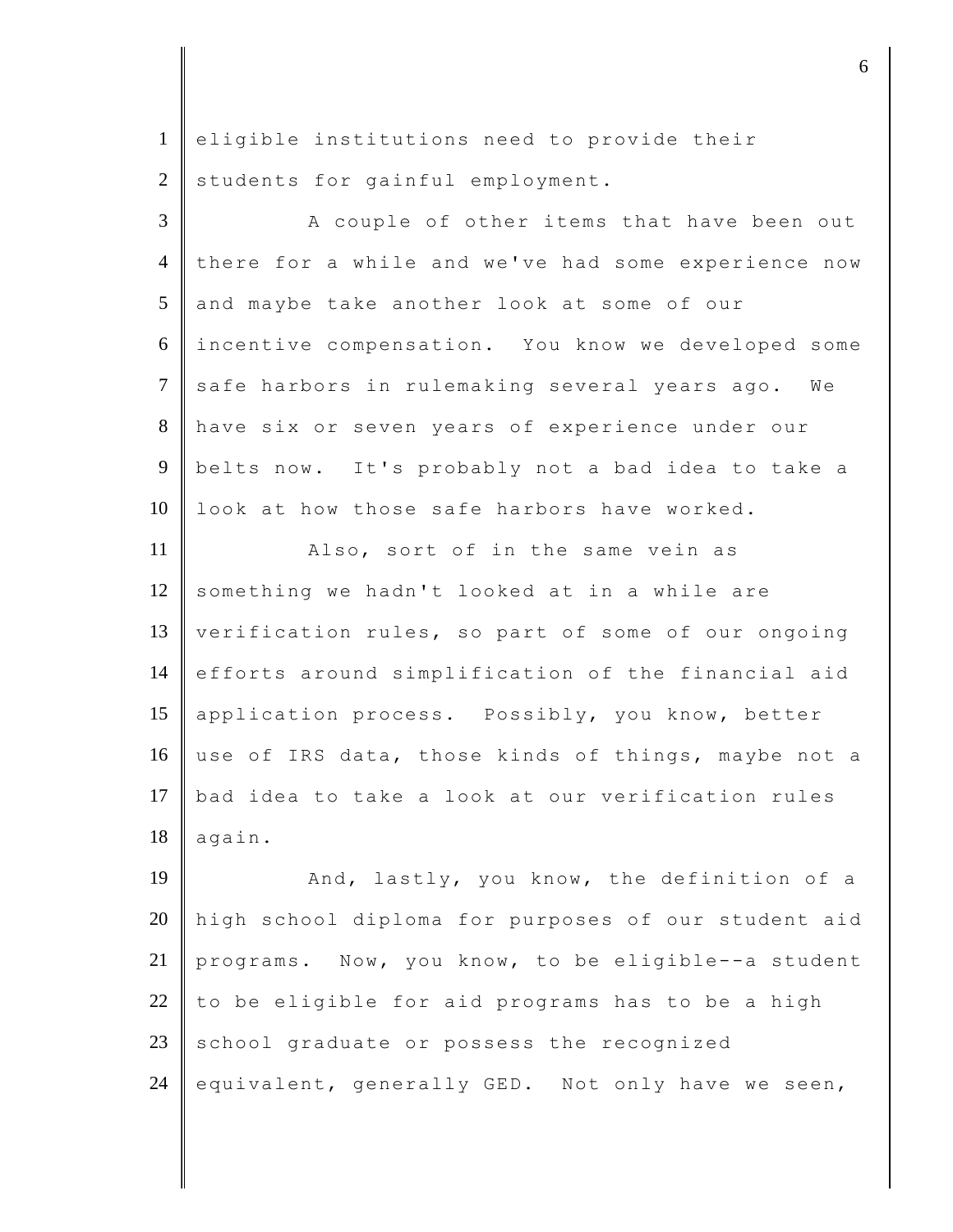eligible institutions need to provide their students for gainful employment.

A couple of other items that have been out there for a while and we've had some experience now and maybe take another look at some of our incentive compensation. You know we developed some safe harbors in rulemaking several years ago. We have six or seven years of experience under our belts now. It's probably not a bad idea to take a look at how those safe harbors have worked.

Also, sort of in the same vein as something we hadn't looked at in a while are verification rules, so part of some of our ongoing efforts around simplification of the financial aid application process. Possibly, you know, better use of IRS data, those kinds of things, maybe not a bad idea to take a look at our verification rules again.

And, lastly, you know, the definition of a high school diploma for purposes of our student aid programs. Now, you know, to be eligible--a student to be eligible for aid programs has to be a high school graduate or possess the recognized equivalent, generally GED. Not only have we seen,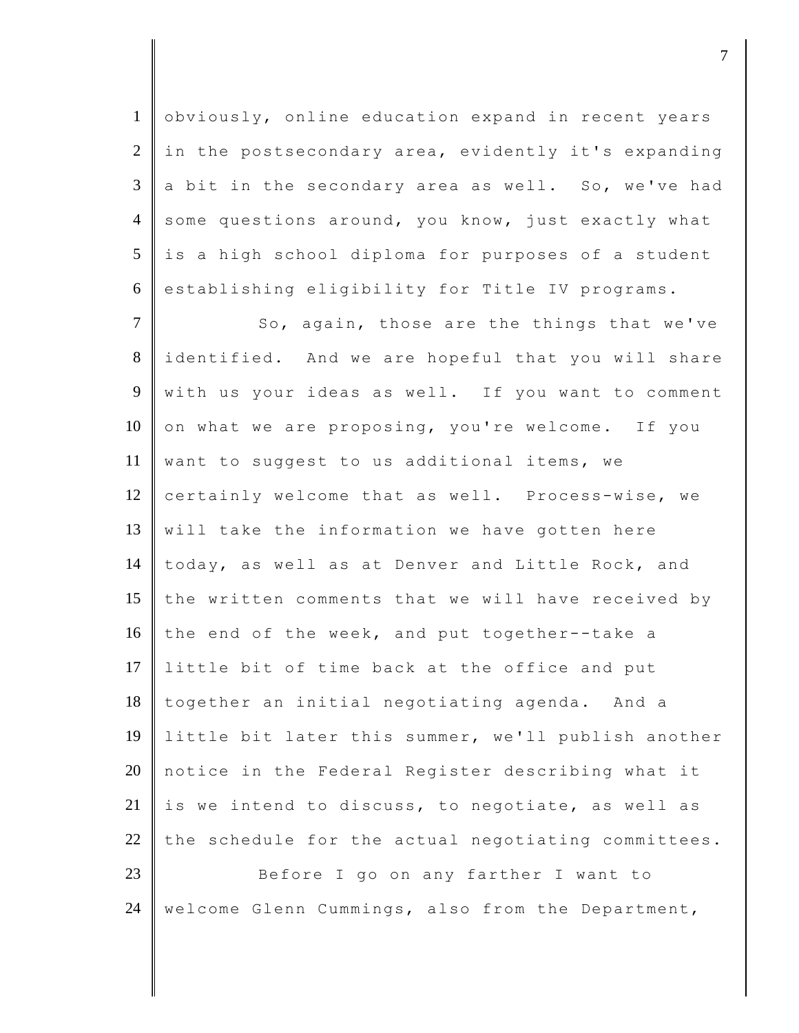obviously, online education expand in recent years in the postsecondary area, evidently it's expanding a bit in the secondary area as well. So, we've had some questions around, you know, just exactly what is a high school diploma for purposes of a student establishing eligibility for Title IV programs.

So, again, those are the things that we've identified. And we are hopeful that you will share with us your ideas as well. If you want to comment on what we are proposing, you're welcome. If you want to suggest to us additional items, we certainly welcome that as well. Process-wise, we will take the information we have gotten here today, as well as at Denver and Little Rock, and the written comments that we will have received by the end of the week, and put together--take a little bit of time back at the office and put together an initial negotiating agenda. And a little bit later this summer, we'll publish another notice in the Federal Register describing what it is we intend to discuss, to negotiate, as well as the schedule for the actual negotiating committees.

Before I go on any farther I want to welcome Glenn Cummings, also from the Department,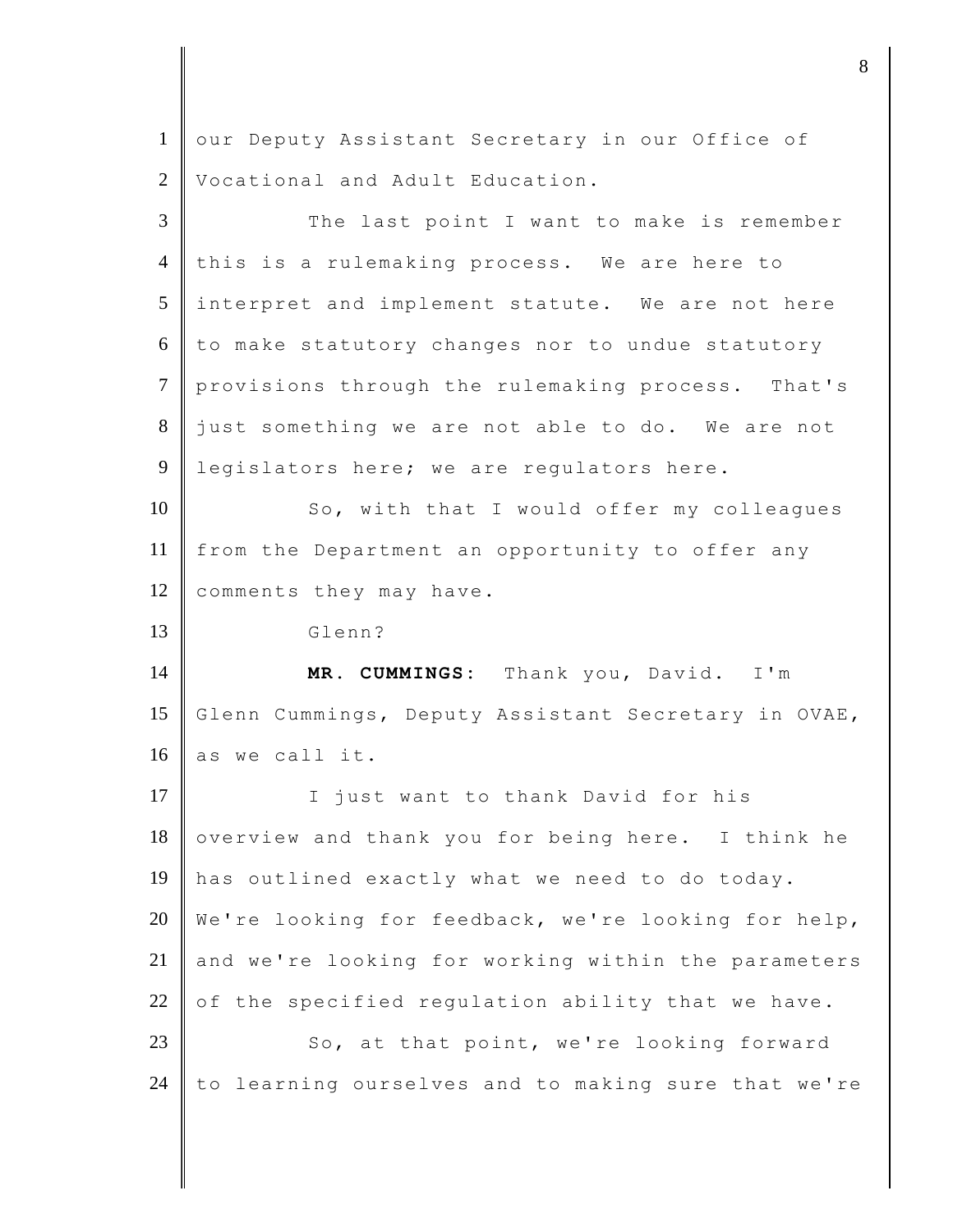our Deputy Assistant Secretary in our Office of Vocational and Adult Education.

The last point I want to make is remember this is a rulemaking process. We are here to interpret and implement statute. We are not here to make statutory changes nor to undue statutory provisions through the rulemaking process. That's just something we are not able to do. We are not legislators here; we are regulators here.

So, with that I would offer my colleagues from the Department an opportunity to offer any comments they may have.

Glenn?

**MR. CUMMINGS:** Thank you, David. I'm Glenn Cummings, Deputy Assistant Secretary in OVAE, as we call it.

I just want to thank David for his overview and thank you for being here. I think he has outlined exactly what we need to do today. We're looking for feedback, we're looking for help, and we're looking for working within the parameters of the specified regulation ability that we have.

So, at that point, we're looking forward to learning ourselves and to making sure that we're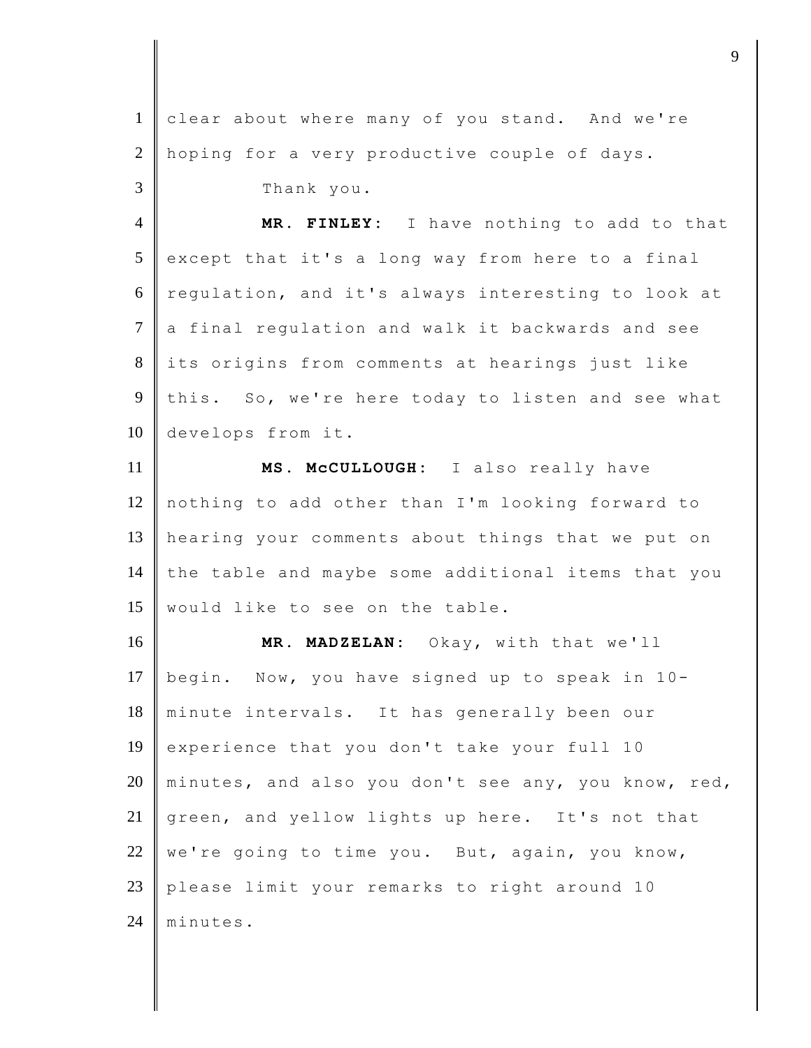clear about where many of you stand. And we're hoping for a very productive couple of days.

Thank you.

**MR. FINLEY:** I have nothing to add to that except that it's a long way from here to a final regulation, and it's always interesting to look at a final regulation and walk it backwards and see its origins from comments at hearings just like this. So, we're here today to listen and see what develops from it.

**MS. McCULLOUGH:** I also really have nothing to add other than I'm looking forward to hearing your comments about things that we put on the table and maybe some additional items that you would like to see on the table.

**MR. MADZELAN:** Okay, with that we'll begin. Now, you have signed up to speak in 10-minute intervals. It has generally been our experience that you don't take your full 10 minutes, and also you don't see any, you know, red, green, and yellow lights up here. It's not that we're going to time you. But, again, you know, please limit your remarks to right around 10 minutes.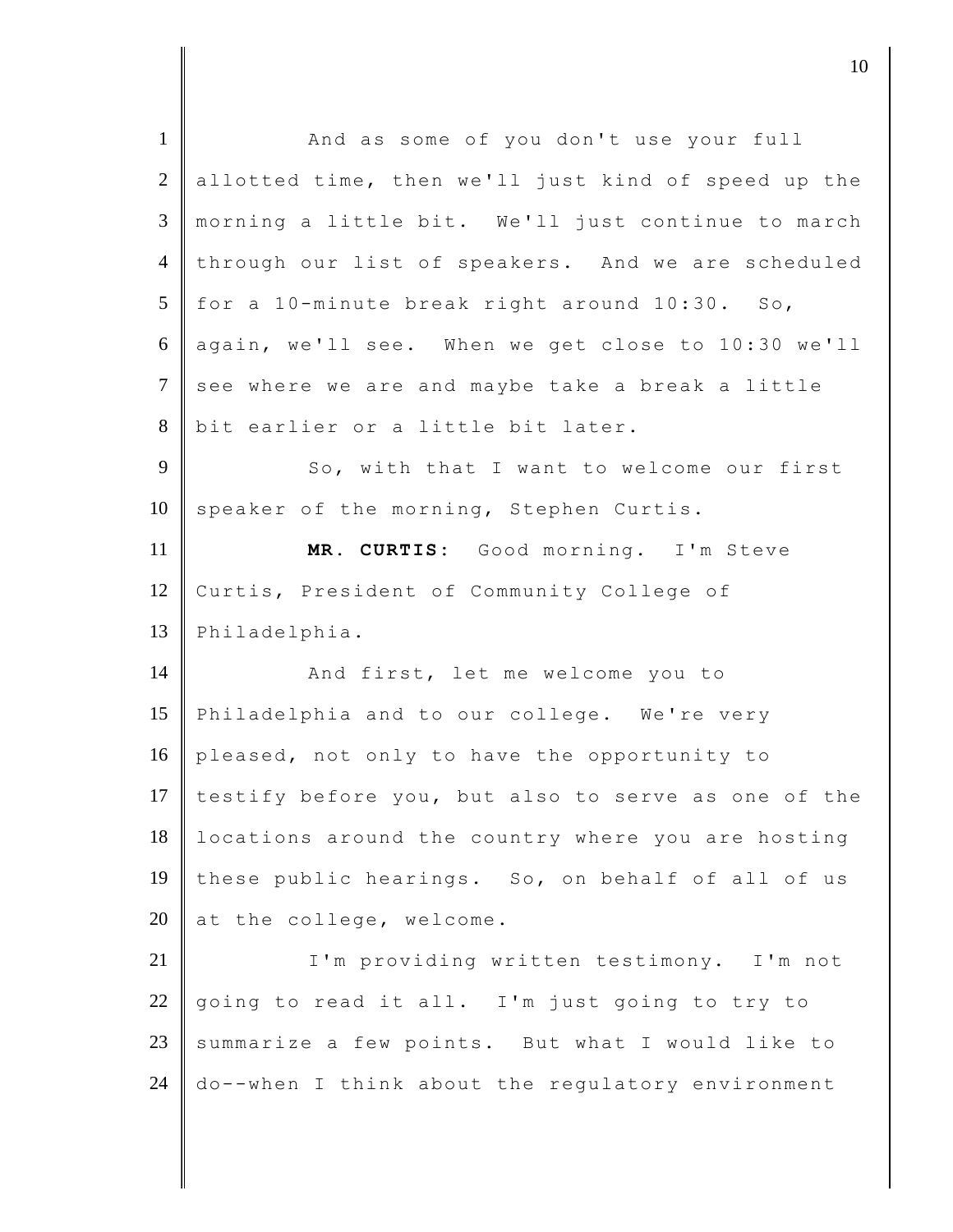And as some of you don't use your full allotted time, then we'll just kind of speed up the morning a little bit. We'll just continue to march through our list of speakers. And we are scheduled for a 10-minute break right around 10:30. So, again, we'll see. When we get close to 10:30 we'll see where we are and maybe take a break a little bit earlier or a little bit later.

So, with that I want to welcome our first speaker of the morning, Stephen Curtis.

**MR. CURTIS:** Good morning. I'm Steve Curtis, President of Community College of Philadelphia.

And first, let me welcome you to Philadelphia and to our college. We're very pleased, not only to have the opportunity to testify before you, but also to serve as one of the locations around the country where you are hosting these public hearings. So, on behalf of all of us at the college, welcome.

I'm providing written testimony. I'm not going to read it all. I'm just going to try to summarize a few points. But what I would like to do--when I think about the regulatory environment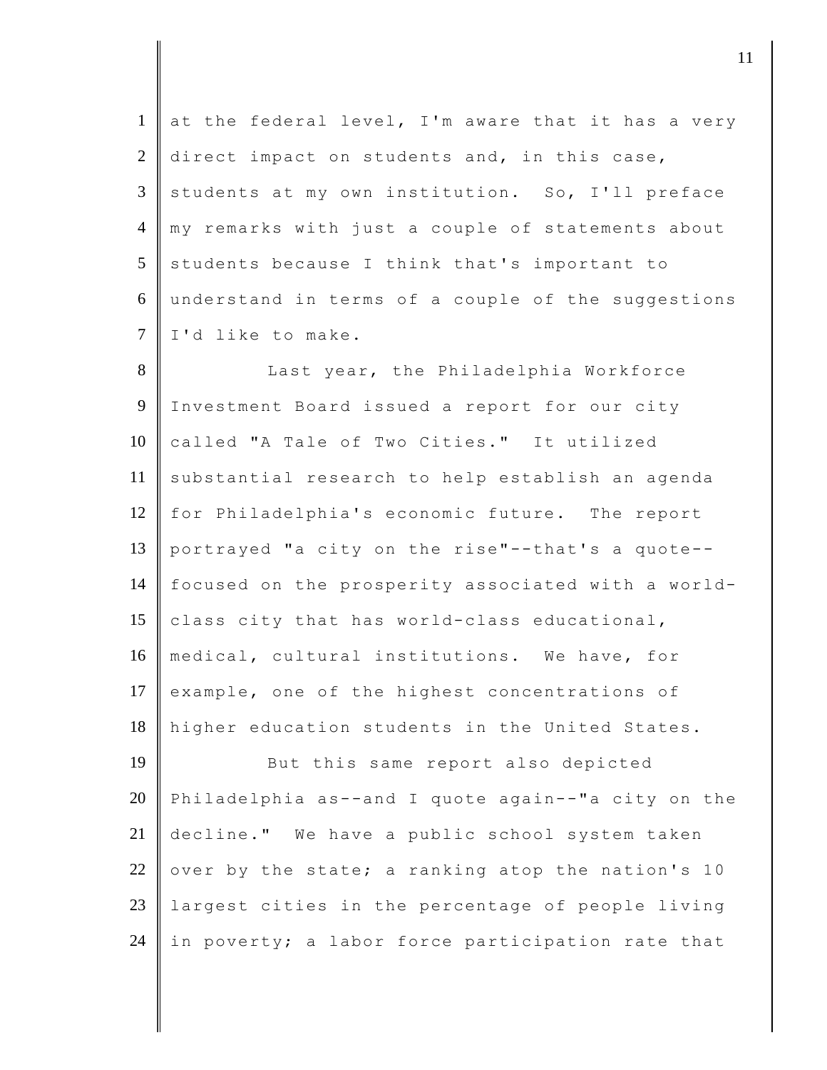at the federal level, I'm aware that it has a very direct impact on students and, in this case, students at my own institution. So, I'll preface my remarks with just a couple of statements about students because I think that's important to understand in terms of a couple of the suggestions I'd like to make.

Last year, the Philadelphia Workforce Investment Board issued a report for our city called "A Tale of Two Cities." It utilized substantial research to help establish an agenda for Philadelphia's economic future. The report portrayed "a city on the rise"--that's a quote--focused on the prosperity associated with a world-class city that has world-class educational, medical, cultural institutions. We have, for example, one of the highest concentrations of higher education students in the United States.

But this same report also depicted Philadelphia as--and I quote again--"a city on the decline." We have a public school system taken over by the state; a ranking atop the nation's 10 largest cities in the percentage of people living in poverty; a labor force participation rate that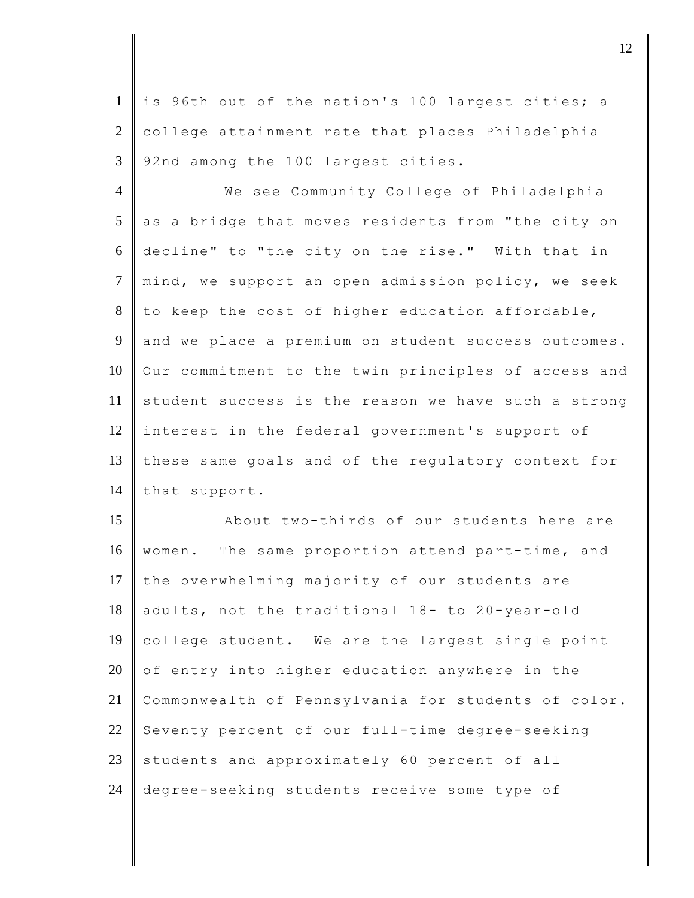is 96th out of the nation's 100 largest cities; a college attainment rate that places Philadelphia 92nd among the 100 largest cities.

We see Community College of Philadelphia as a bridge that moves residents from "the city on decline" to "the city on the rise." With that in mind, we support an open admission policy, we seek to keep the cost of higher education affordable, and we place a premium on student success outcomes. Our commitment to the twin principles of access and student success is the reason we have such a strong interest in the federal government's support of these same goals and of the regulatory context for that support.

About two-thirds of our students here are women. The same proportion attend part-time, and the overwhelming majority of our students are adults, not the traditional 18- to 20-year-old college student. We are the largest single point of entry into higher education anywhere in the Commonwealth of Pennsylvania for students of color. Seventy percent of our full-time degree-seeking students and approximately 60 percent of all degree-seeking students receive some type of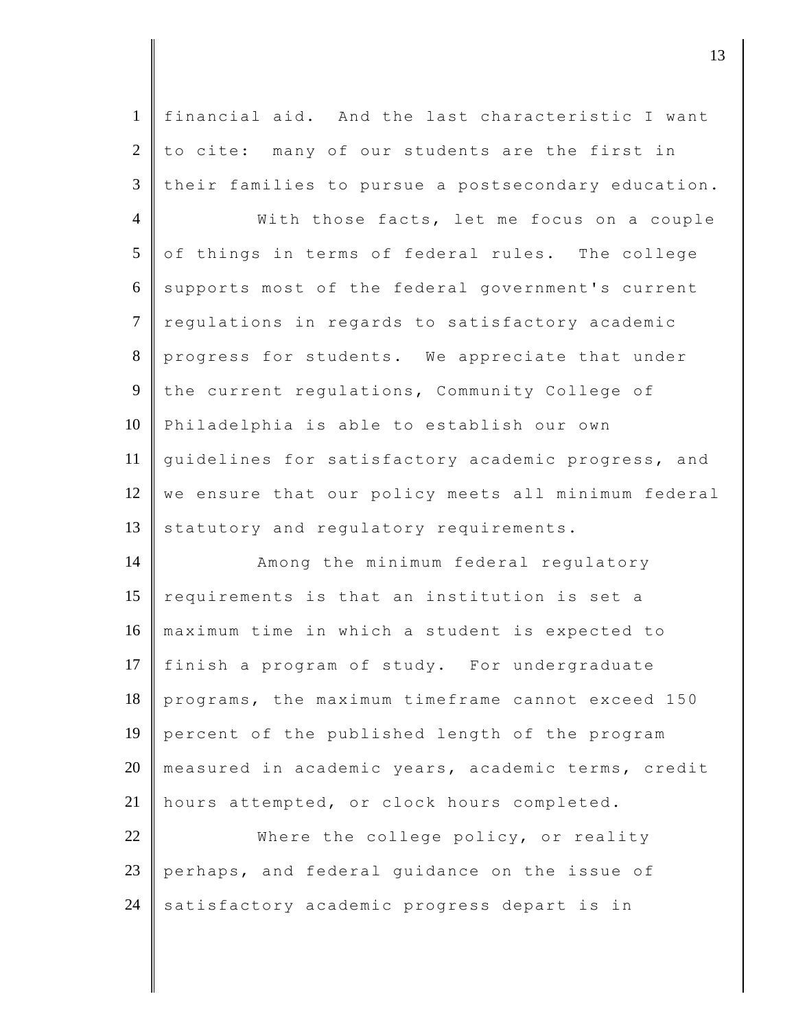financial aid. And the last characteristic I want to cite: many of our students are the first in their families to pursue a postsecondary education.

With those facts, let me focus on a couple of things in terms of federal rules. The college supports most of the federal government's current regulations in regards to satisfactory academic progress for students. We appreciate that under the current regulations, Community College of Philadelphia is able to establish our own guidelines for satisfactory academic progress, and we ensure that our policy meets all minimum federal statutory and regulatory requirements.

Among the minimum federal regulatory requirements is that an institution is set a maximum time in which a student is expected to finish a program of study. For undergraduate programs, the maximum timeframe cannot exceed 150 percent of the published length of the program measured in academic years, academic terms, credit hours attempted, or clock hours completed.

Where the college policy, or reality perhaps, and federal guidance on the issue of satisfactory academic progress depart is in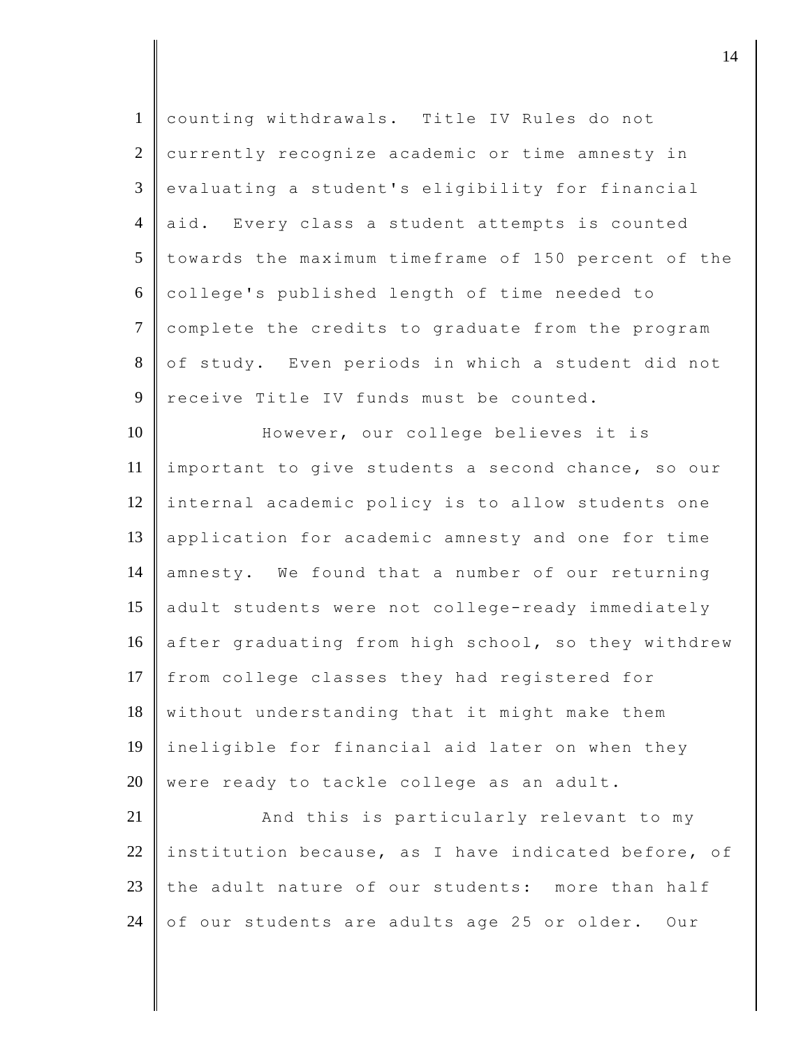counting withdrawals. Title IV Rules do not currently recognize academic or time amnesty in evaluating a student's eligibility for financial aid. Every class a student attempts is counted towards the maximum timeframe of 150 percent of the college's published length of time needed to complete the credits to graduate from the program of study. Even periods in which a student did not receive Title IV funds must be counted.

However, our college believes it is important to give students a second chance, so our internal academic policy is to allow students one application for academic amnesty and one for time amnesty. We found that a number of our returning adult students were not college-ready immediately after graduating from high school, so they withdrew from college classes they had registered for without understanding that it might make them ineligible for financial aid later on when they were ready to tackle college as an adult.

And this is particularly relevant to my institution because, as I have indicated before, of the adult nature of our students: more than half of our students are adults age 25 or older. Our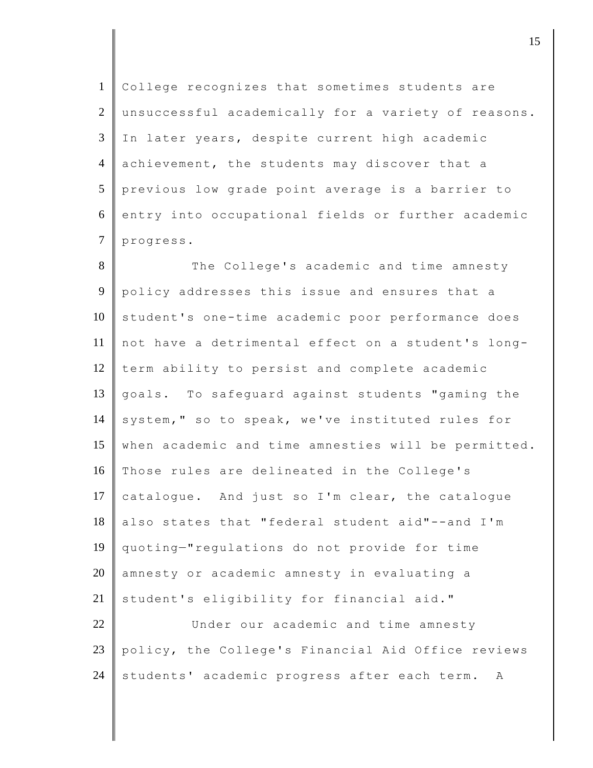College recognizes that sometimes students are unsuccessful academically for a variety of reasons. In later years, despite current high academic achievement, the students may discover that a previous low grade point average is a barrier to entry into occupational fields or further academic progress.

The College's academic and time amnesty policy addresses this issue and ensures that a student's one-time academic poor performance does not have a detrimental effect on a student's long-term ability to persist and complete academic goals. To safeguard against students "gaming the system," so to speak, we've instituted rules for when academic and time amnesties will be permitted. Those rules are delineated in the College's catalogue. And just so I'm clear, the catalogue also states that "federal student aid"--and I'm quoting—"regulations do not provide for time amnesty or academic amnesty in evaluating a student's eligibility for financial aid."

Under our academic and time amnesty policy, the College's Financial Aid Office reviews students' academic progress after each term. A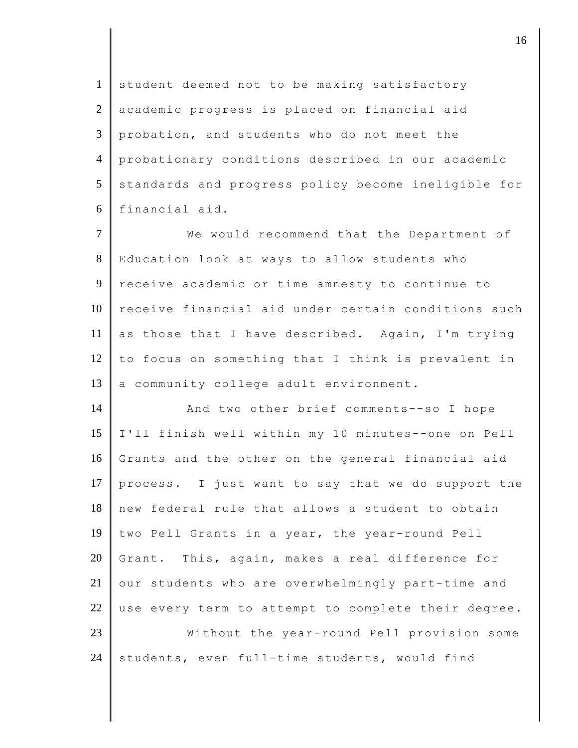student deemed not to be making satisfactory academic progress is placed on financial aid probation, and students who do not meet the probationary conditions described in our academic standards and progress policy become ineligible for financial aid.

We would recommend that the Department of Education look at ways to allow students who receive academic or time amnesty to continue to receive financial aid under certain conditions such as those that I have described. Again, I'm trying to focus on something that I think is prevalent in a community college adult environment.

And two other brief comments--so I hope I'll finish well within my 10 minutes--one on Pell Grants and the other on the general financial aid process. I just want to say that we do support the new federal rule that allows a student to obtain two Pell Grants in a year, the year-round Pell Grant. This, again, makes a real difference for our students who are overwhelmingly part-time and use every term to attempt to complete their degree.

Without the year-round Pell provision some students, even full-time students, would find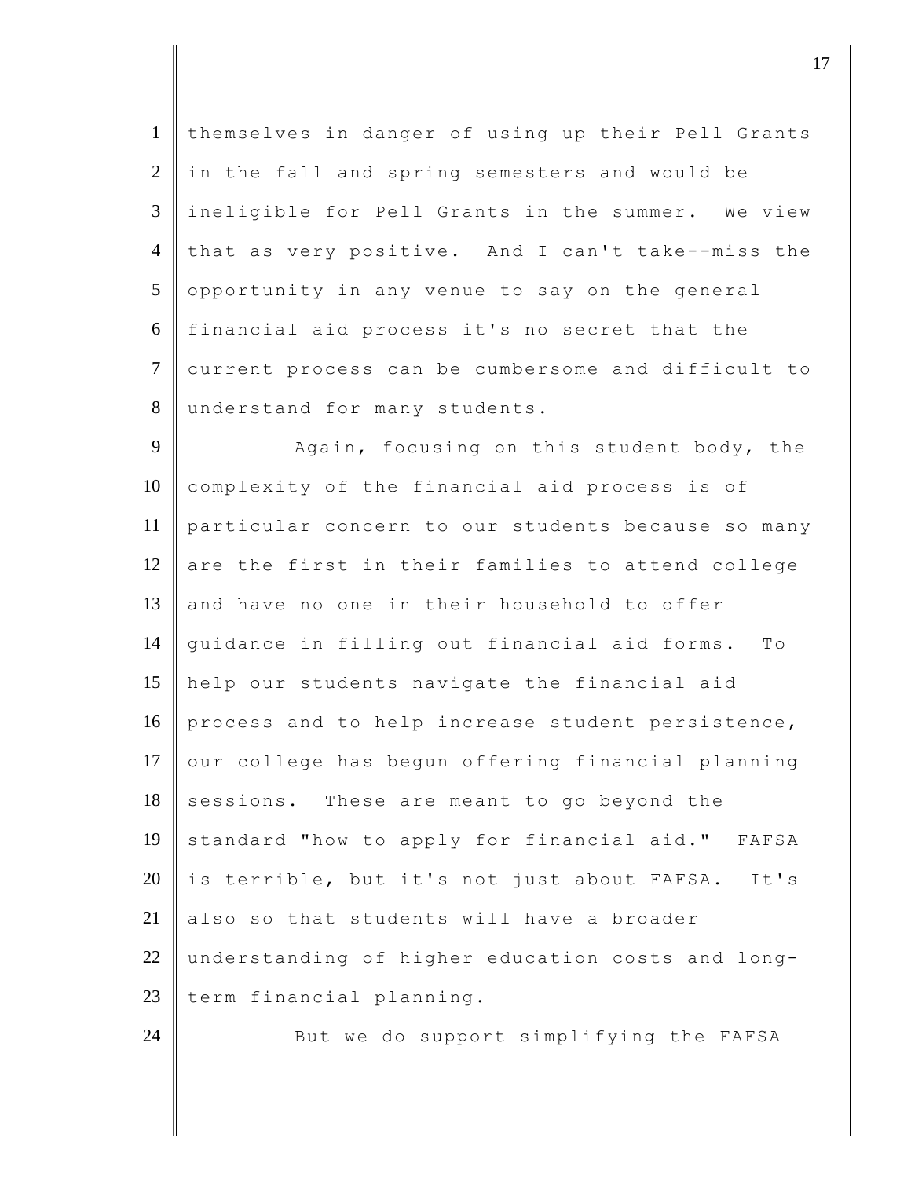themselves in danger of using up their Pell Grants in the fall and spring semesters and would be ineligible for Pell Grants in the summer. We view that as very positive. And I can't take--miss the opportunity in any venue to say on the general financial aid process it's no secret that the current process can be cumbersome and difficult to understand for many students.

Again, focusing on this student body, the complexity of the financial aid process is of particular concern to our students because so many are the first in their families to attend college and have no one in their household to offer guidance in filling out financial aid forms. To help our students navigate the financial aid process and to help increase student persistence, our college has begun offering financial planning sessions. These are meant to go beyond the standard "how to apply for financial aid." FAFSA is terrible, but it's not just about FAFSA. It's also so that students will have a broader understanding of higher education costs and long-term financial planning.

But we do support simplifying the FAFSA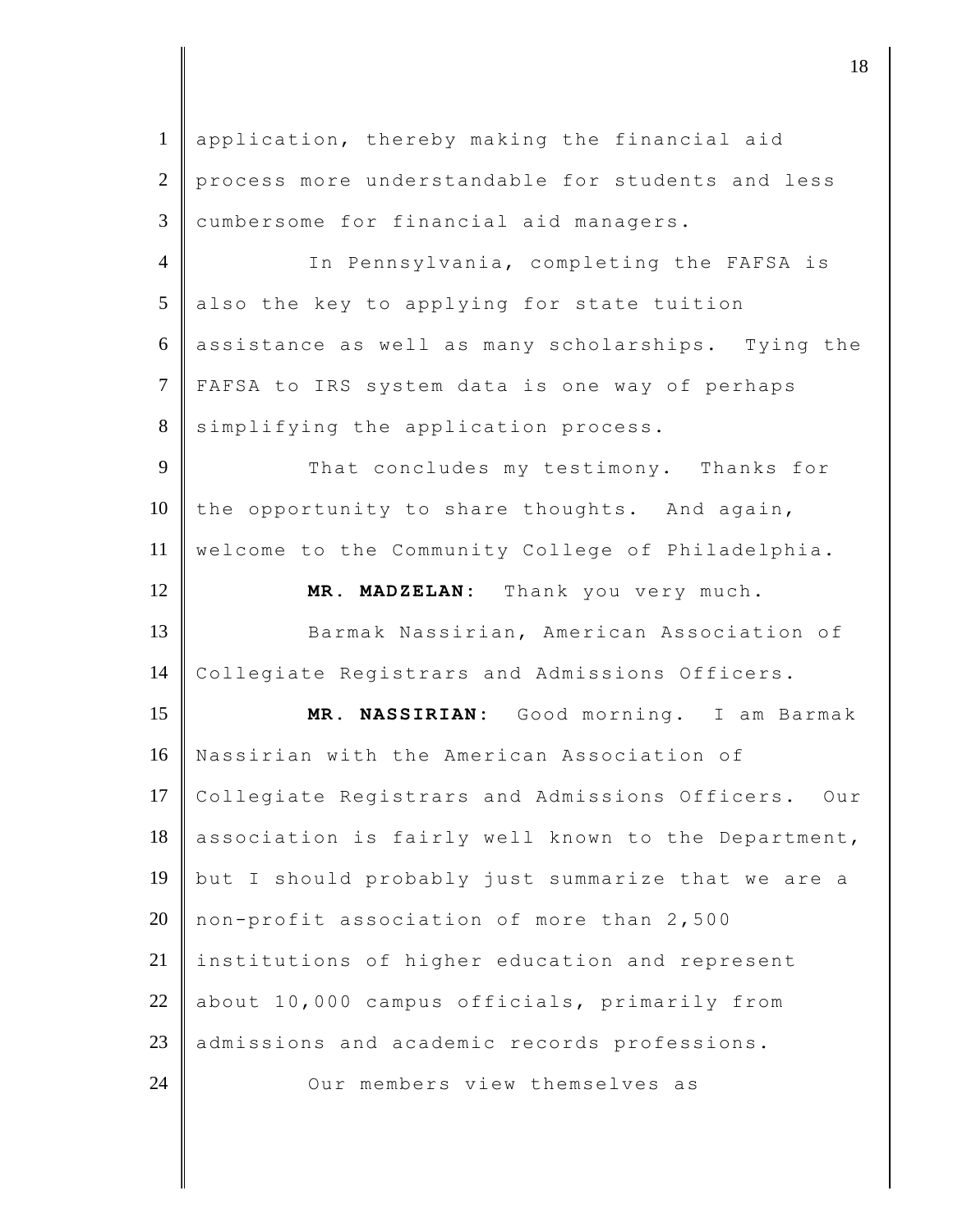application, thereby making the financial aid process more understandable for students and less cumbersome for financial aid managers.

In Pennsylvania, completing the FAFSA is also the key to applying for state tuition assistance as well as many scholarships. Tying the FAFSA to IRS system data is one way of perhaps simplifying the application process.

That concludes my testimony. Thanks for the opportunity to share thoughts. And again, welcome to the Community College of Philadelphia.

**MR. MADZELAN:** Thank you very much.

Barmak Nassirian, American Association of Collegiate Registrars and Admissions Officers.

**MR. NASSIRIAN:** Good morning. I am Barmak Nassirian with the American Association of Collegiate Registrars and Admissions Officers. Our association is fairly well known to the Department, but I should probably just summarize that we are a non-profit association of more than 2,500 institutions of higher education and represent about 10,000 campus officials, primarily from admissions and academic records professions.

Our members view themselves as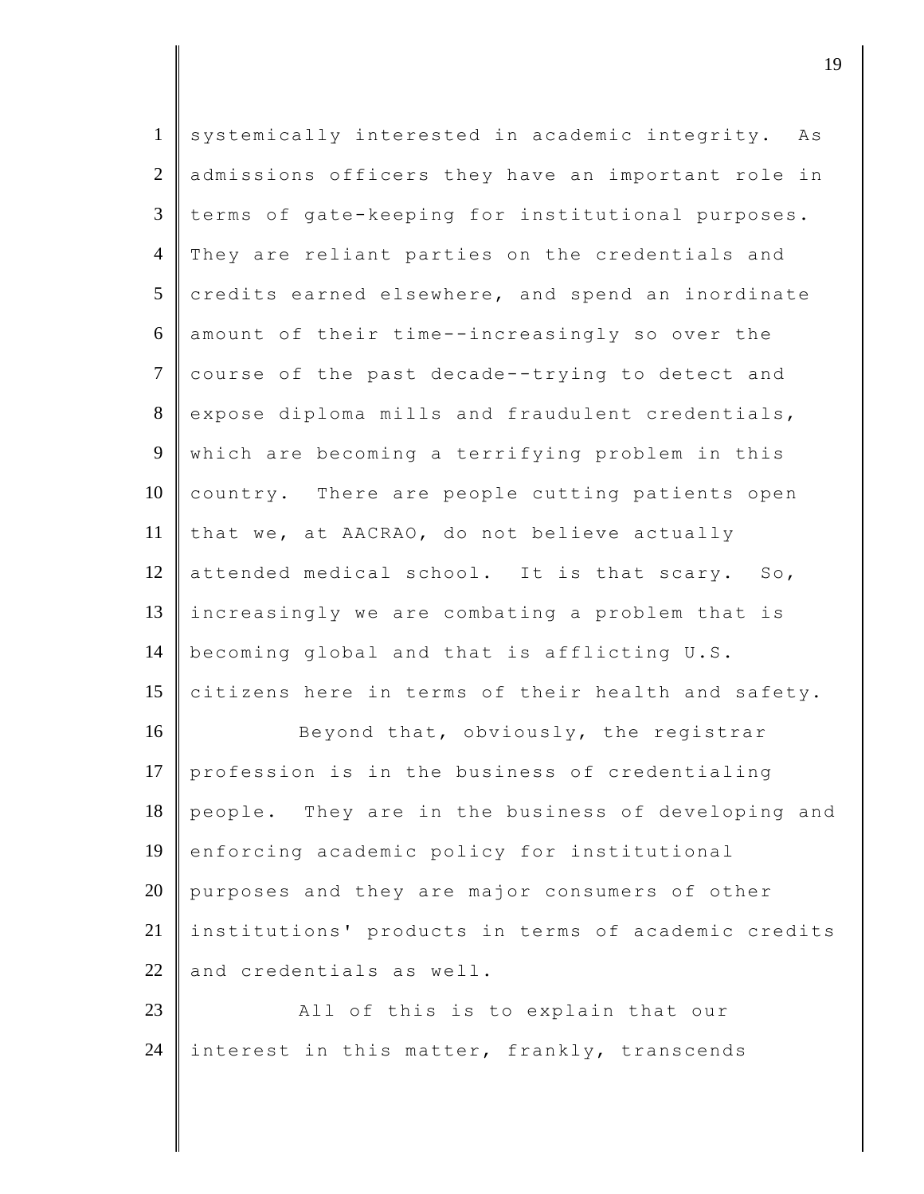systemically interested in academic integrity. As admissions officers they have an important role in terms of gate-keeping for institutional purposes. They are reliant parties on the credentials and credits earned elsewhere, and spend an inordinate amount of their time--increasingly so over the course of the past decade--trying to detect and expose diploma mills and fraudulent credentials, which are becoming a terrifying problem in this country. There are people cutting patients open that we, at AACRAO, do not believe actually attended medical school. It is that scary. So, increasingly we are combating a problem that is becoming global and that is afflicting U.S. citizens here in terms of their health and safety.

Beyond that, obviously, the registrar profession is in the business of credentialing people. They are in the business of developing and enforcing academic policy for institutional purposes and they are major consumers of other institutions' products in terms of academic credits and credentials as well.

All of this is to explain that our interest in this matter, frankly, transcends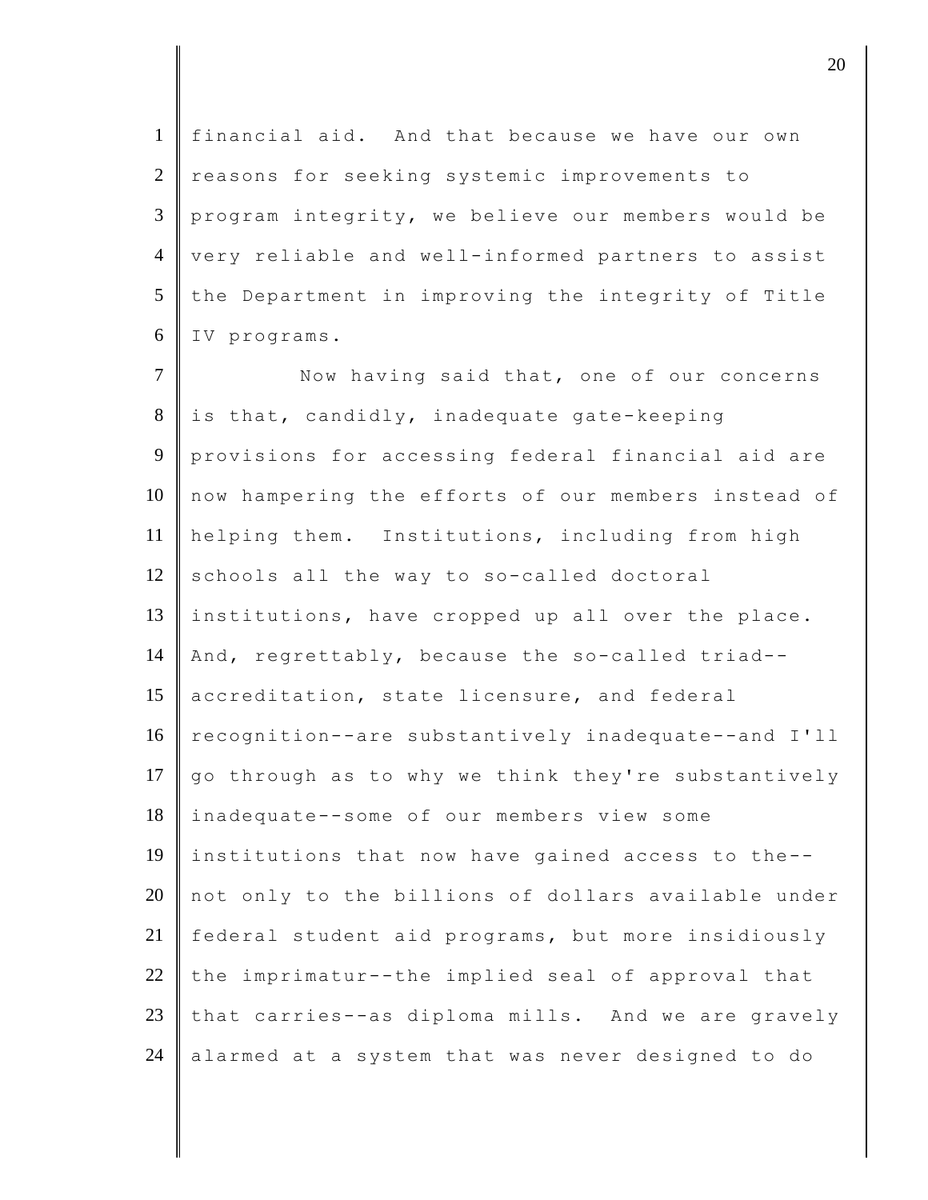financial aid. And that because we have our own reasons for seeking systemic improvements to program integrity, we believe our members would be very reliable and well-informed partners to assist the Department in improving the integrity of Title IV programs.

Now having said that, one of our concerns is that, candidly, inadequate gate-keeping provisions for accessing federal financial aid are now hampering the efforts of our members instead of helping them. Institutions, including from high schools all the way to so-called doctoral institutions, have cropped up all over the place. And, regrettably, because the so-called triad--accreditation, state licensure, and federal recognition--are substantively inadequate--and I'll go through as to why we think they're substantively inadequate--some of our members view some institutions that now have gained access to the--not only to the billions of dollars available under federal student aid programs, but more insidiously the imprimatur--the implied seal of approval that that carries--as diploma mills. And we are gravely alarmed at a system that was never designed to do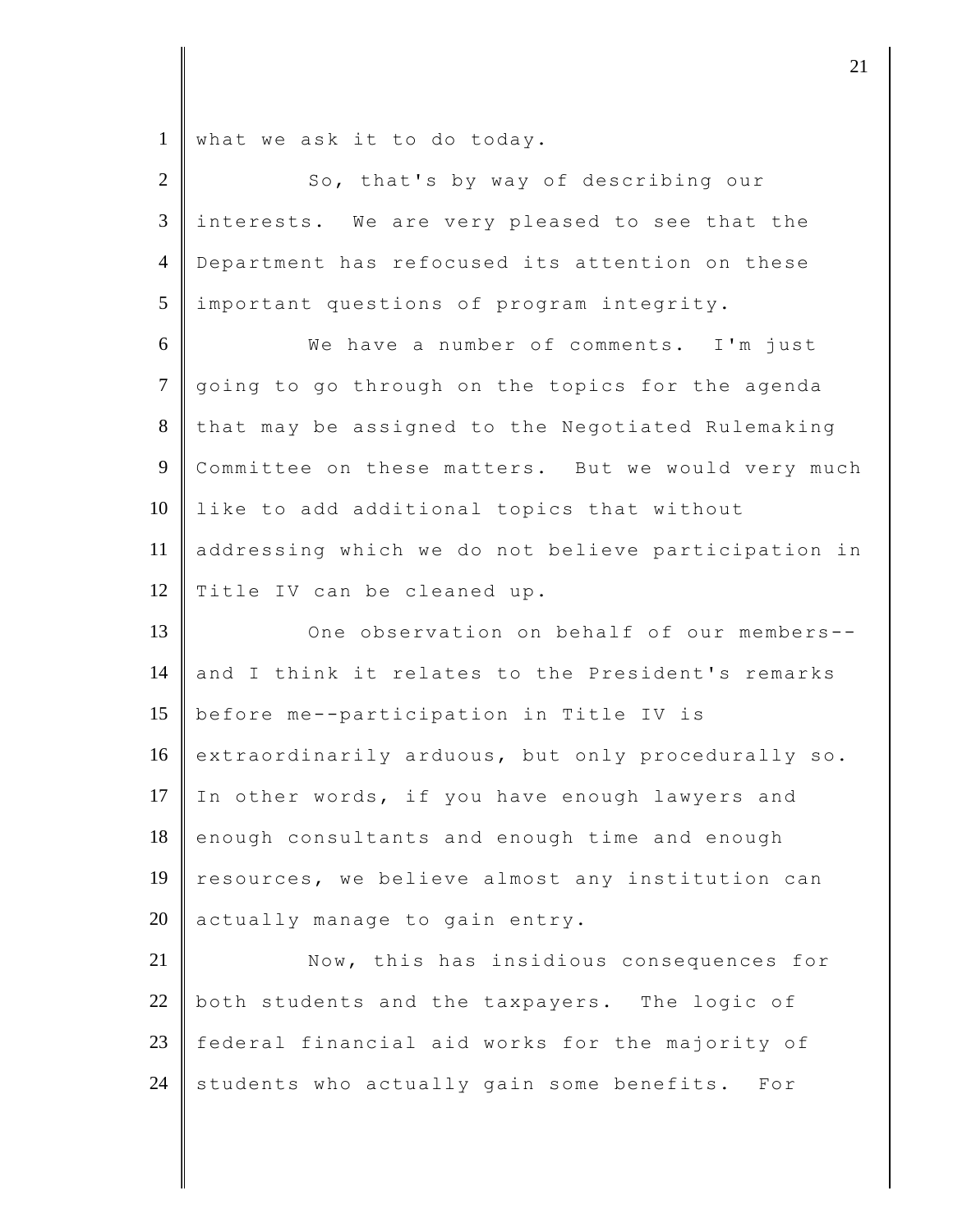what we ask it to do today.

So, that's by way of describing our interests. We are very pleased to see that the Department has refocused its attention on these important questions of program integrity.

We have a number of comments. I'm just going to go through on the topics for the agenda that may be assigned to the Negotiated Rulemaking Committee on these matters. But we would very much like to add additional topics that without addressing which we do not believe participation in Title IV can be cleaned up.

One observation on behalf of our members--and I think it relates to the President's remarks before me--participation in Title IV is extraordinarily arduous, but only procedurally so. In other words, if you have enough lawyers and enough consultants and enough time and enough resources, we believe almost any institution can actually manage to gain entry.

Now, this has insidious consequences for both students and the taxpayers. The logic of federal financial aid works for the majority of students who actually gain some benefits. For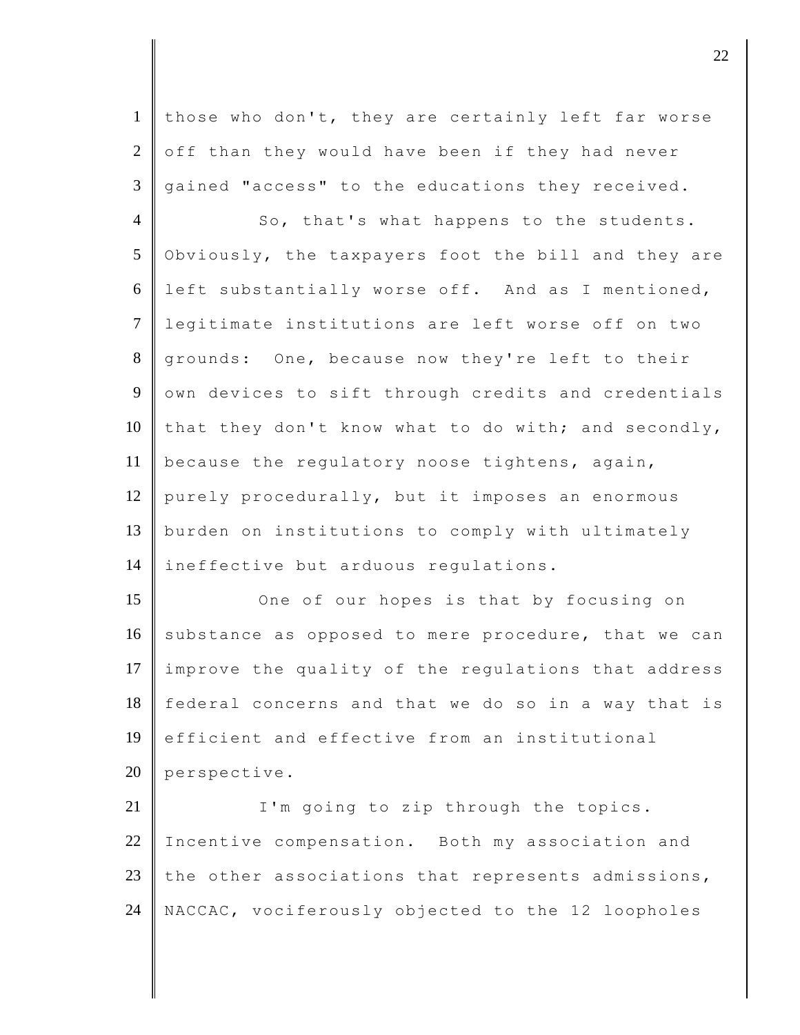those who don't, they are certainly left far worse off than they would have been if they had never gained "access" to the educations they received.

So, that's what happens to the students. Obviously, the taxpayers foot the bill and they are left substantially worse off. And as I mentioned, legitimate institutions are left worse off on two grounds: One, because now they're left to their own devices to sift through credits and credentials that they don't know what to do with; and secondly, because the regulatory noose tightens, again, purely procedurally, but it imposes an enormous burden on institutions to comply with ultimately ineffective but arduous regulations.

One of our hopes is that by focusing on substance as opposed to mere procedure, that we can improve the quality of the regulations that address federal concerns and that we do so in a way that is efficient and effective from an institutional perspective.

I'm going to zip through the topics. Incentive compensation. Both my association and the other associations that represents admissions, NACCAC, vociferously objected to the 12 loopholes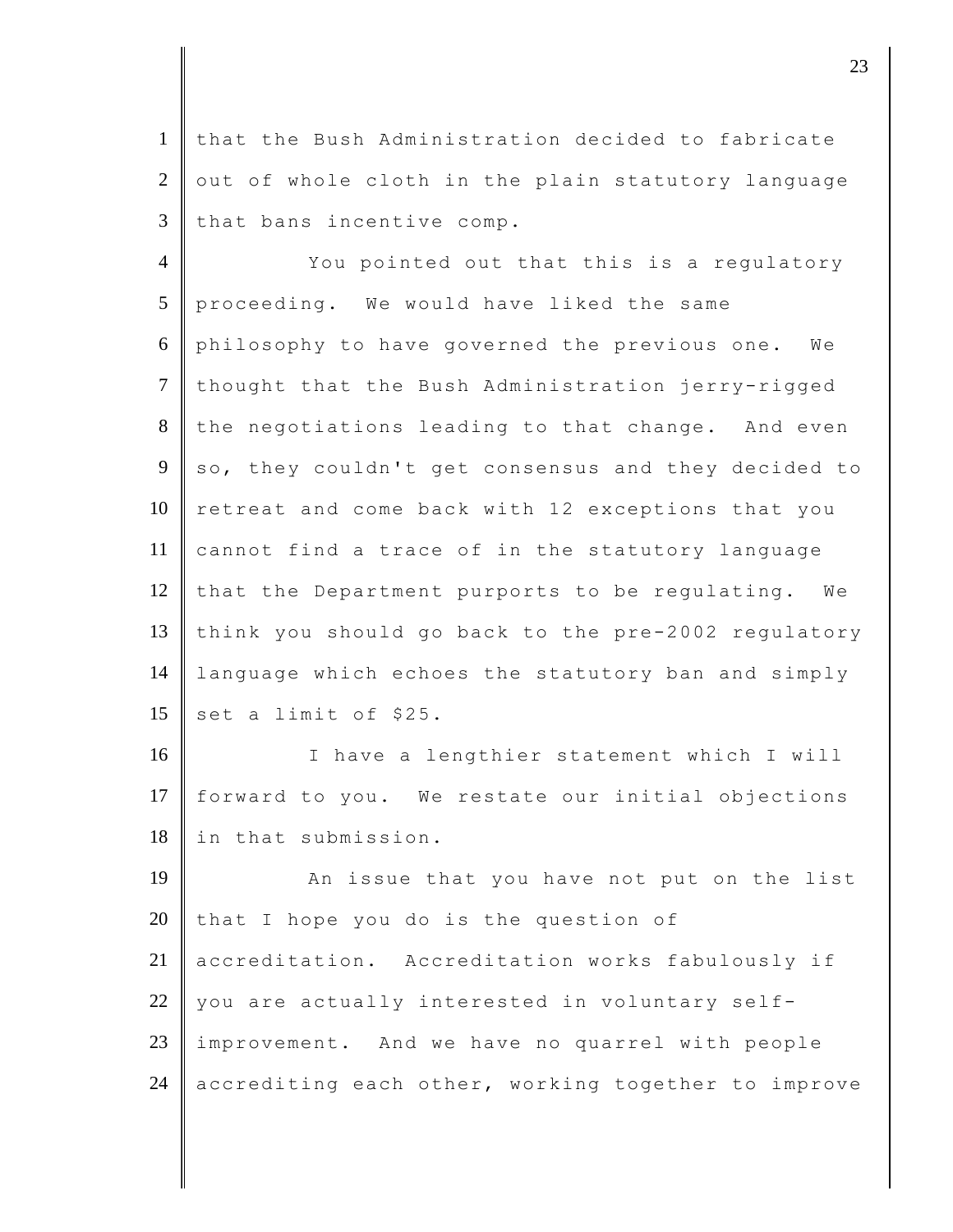that the Bush Administration decided to fabricate out of whole cloth in the plain statutory language that bans incentive comp.

You pointed out that this is a regulatory proceeding. We would have liked the same philosophy to have governed the previous one. We thought that the Bush Administration jerry-rigged the negotiations leading to that change. And even so, they couldn't get consensus and they decided to retreat and come back with 12 exceptions that you cannot find a trace of in the statutory language that the Department purports to be regulating. We think you should go back to the pre-2002 regulatory language which echoes the statutory ban and simply set a limit of $25.

I have a lengthier statement which I will forward to you. We restate our initial objections in that submission.

An issue that you have not put on the list that I hope you do is the question of accreditation. Accreditation works fabulously if you are actually interested in voluntary self-improvement. And we have no quarrel with people accrediting each other, working together to improve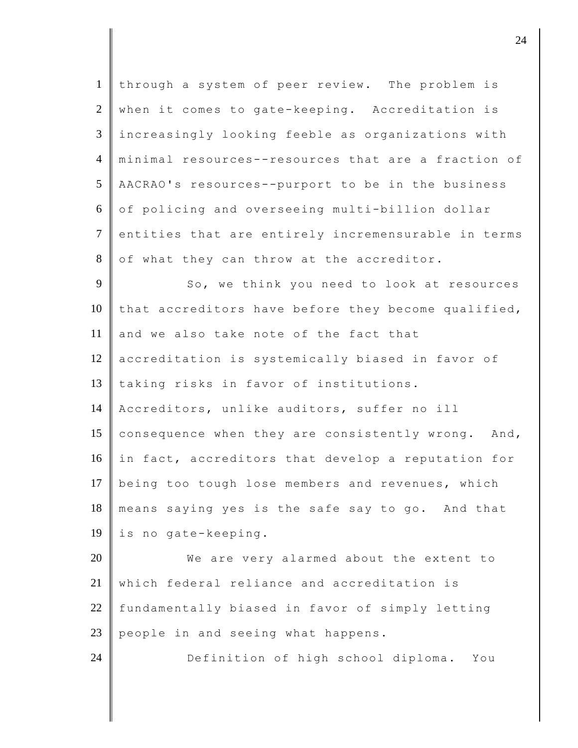through a system of peer review. The problem is when it comes to gate-keeping. Accreditation is increasingly looking feeble as organizations with minimal resources--resources that are a fraction of AACRAO's resources--purport to be in the business of policing and overseeing multi-billion dollar entities that are entirely incremensurable in terms of what they can throw at the accreditor.

So, we think you need to look at resources that accreditors have before they become qualified, and we also take note of the fact that accreditation is systemically biased in favor of taking risks in favor of institutions. Accreditors, unlike auditors, suffer no ill consequence when they are consistently wrong. And, in fact, accreditors that develop a reputation for being too tough lose members and revenues, which means saying yes is the safe say to go. And that is no gate-keeping.

We are very alarmed about the extent to which federal reliance and accreditation is fundamentally biased in favor of simply letting people in and seeing what happens.

Definition of high school diploma. You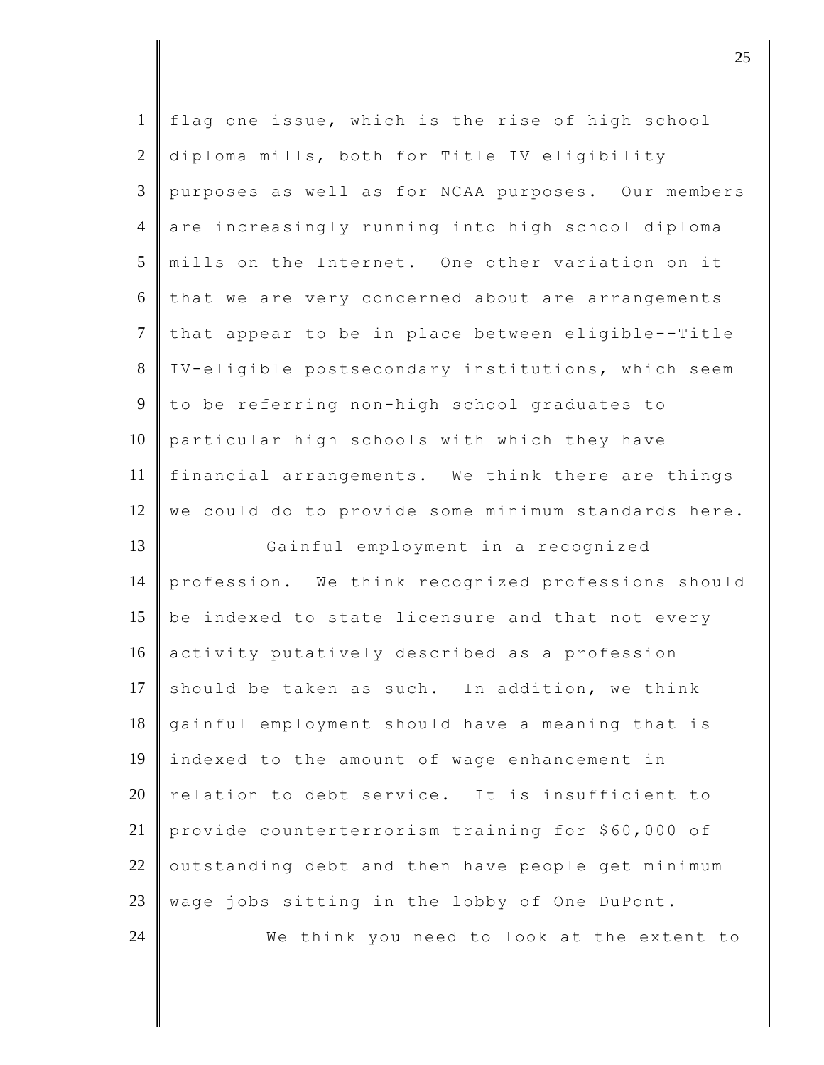flag one issue, which is the rise of high school diploma mills, both for Title IV eligibility purposes as well as for NCAA purposes. Our members are increasingly running into high school diploma mills on the Internet. One other variation on it that we are very concerned about are arrangements that appear to be in place between eligible--Title IV-eligible postsecondary institutions, which seem to be referring non-high school graduates to particular high schools with which they have financial arrangements. We think there are things we could do to provide some minimum standards here.

Gainful employment in a recognized profession. We think recognized professions should be indexed to state licensure and that not every activity putatively described as a profession should be taken as such. In addition, we think gainful employment should have a meaning that is indexed to the amount of wage enhancement in relation to debt service. It is insufficient to provide counterterrorism training for $60,000 of outstanding debt and then have people get minimum wage jobs sitting in the lobby of One DuPont.

We think you need to look at the extent to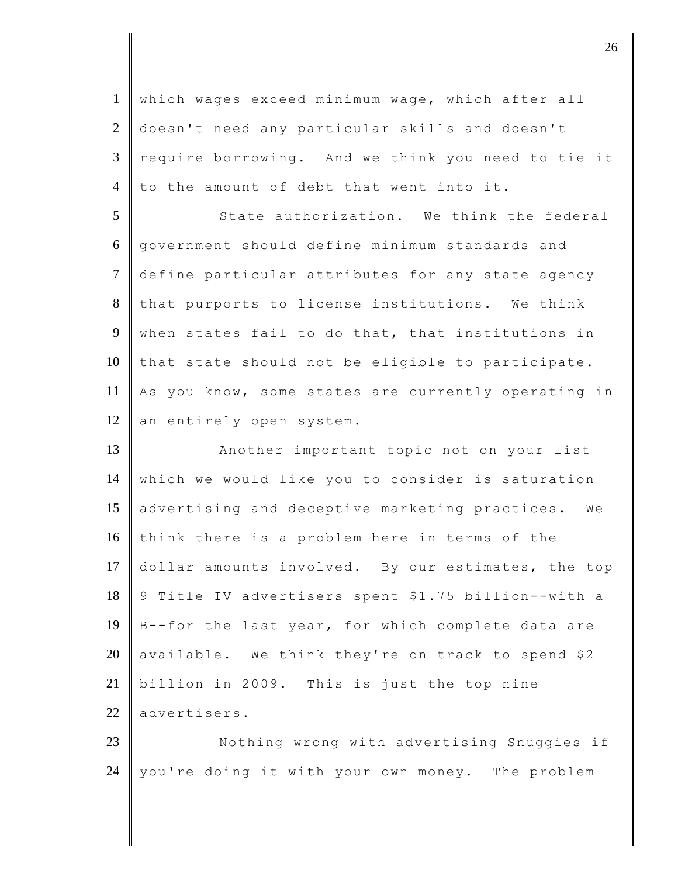which wages exceed minimum wage, which after all doesn't need any particular skills and doesn't require borrowing. And we think you need to tie it to the amount of debt that went into it.

State authorization. We think the federal government should define minimum standards and define particular attributes for any state agency that purports to license institutions. We think when states fail to do that, that institutions in that state should not be eligible to participate. As you know, some states are currently operating in an entirely open system.

Another important topic not on your list which we would like you to consider is saturation advertising and deceptive marketing practices. We think there is a problem here in terms of the dollar amounts involved. By our estimates, the top 9 Title IV advertisers spent $1.75 billion--with a B--for the last year, for which complete data are available. We think they're on track to spend $2 billion in 2009. This is just the top nine advertisers.

Nothing wrong with advertising Snuggies if you're doing it with your own money. The problem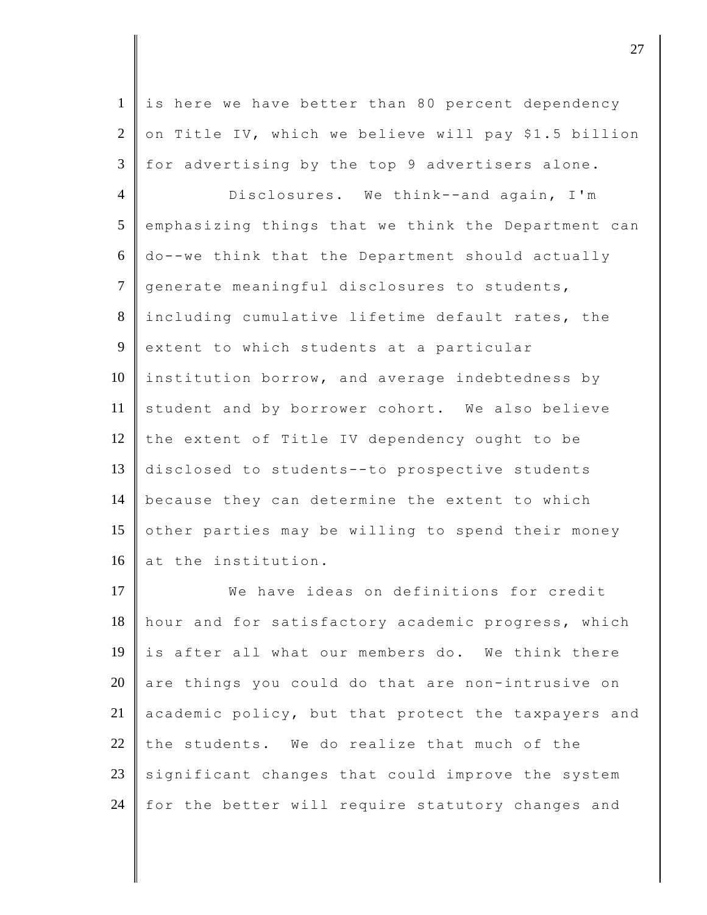is here we have better than 80 percent dependency on Title IV, which we believe will pay $1.5 billion for advertising by the top 9 advertisers alone.

Disclosures. We think--and again, I'm emphasizing things that we think the Department can do--we think that the Department should actually generate meaningful disclosures to students, including cumulative lifetime default rates, the extent to which students at a particular institution borrow, and average indebtedness by student and by borrower cohort. We also believe the extent of Title IV dependency ought to be disclosed to students--to prospective students because they can determine the extent to which other parties may be willing to spend their money at the institution.

We have ideas on definitions for credit hour and for satisfactory academic progress, which is after all what our members do. We think there are things you could do that are non-intrusive on academic policy, but that protect the taxpayers and the students. We do realize that much of the significant changes that could improve the system for the better will require statutory changes and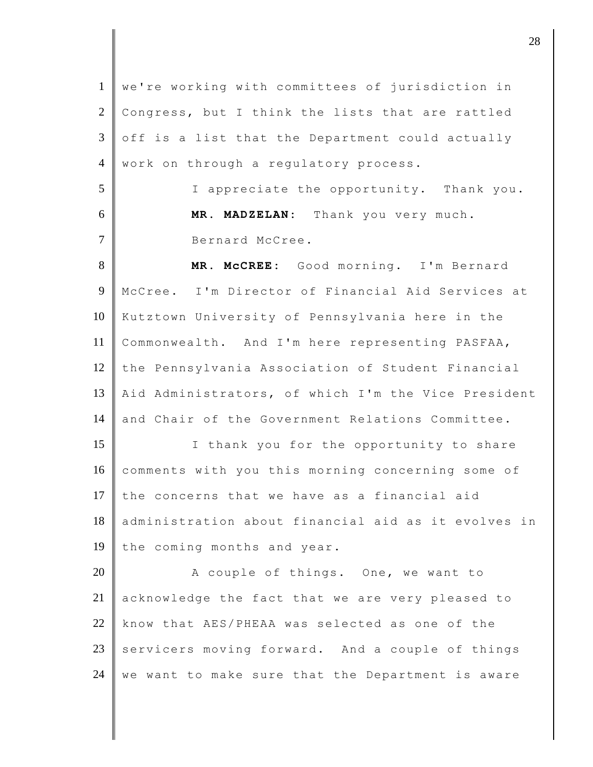we're working with committees of jurisdiction in Congress, but I think the lists that are rattled off is a list that the Department could actually work on through a regulatory process.

I appreciate the opportunity. Thank you.

**MR. MADZELAN:** Thank you very much.

Bernard McCree.

**MR. McCREE:** Good morning. I'm Bernard McCree. I'm Director of Financial Aid Services at Kutztown University of Pennsylvania here in the Commonwealth. And I'm here representing PASFAA, the Pennsylvania Association of Student Financial Aid Administrators, of which I'm the Vice President and Chair of the Government Relations Committee.

I thank you for the opportunity to share comments with you this morning concerning some of the concerns that we have as a financial aid administration about financial aid as it evolves in the coming months and year.

A couple of things. One, we want to acknowledge the fact that we are very pleased to know that AES/PHEAA was selected as one of the servicers moving forward. And a couple of things we want to make sure that the Department is aware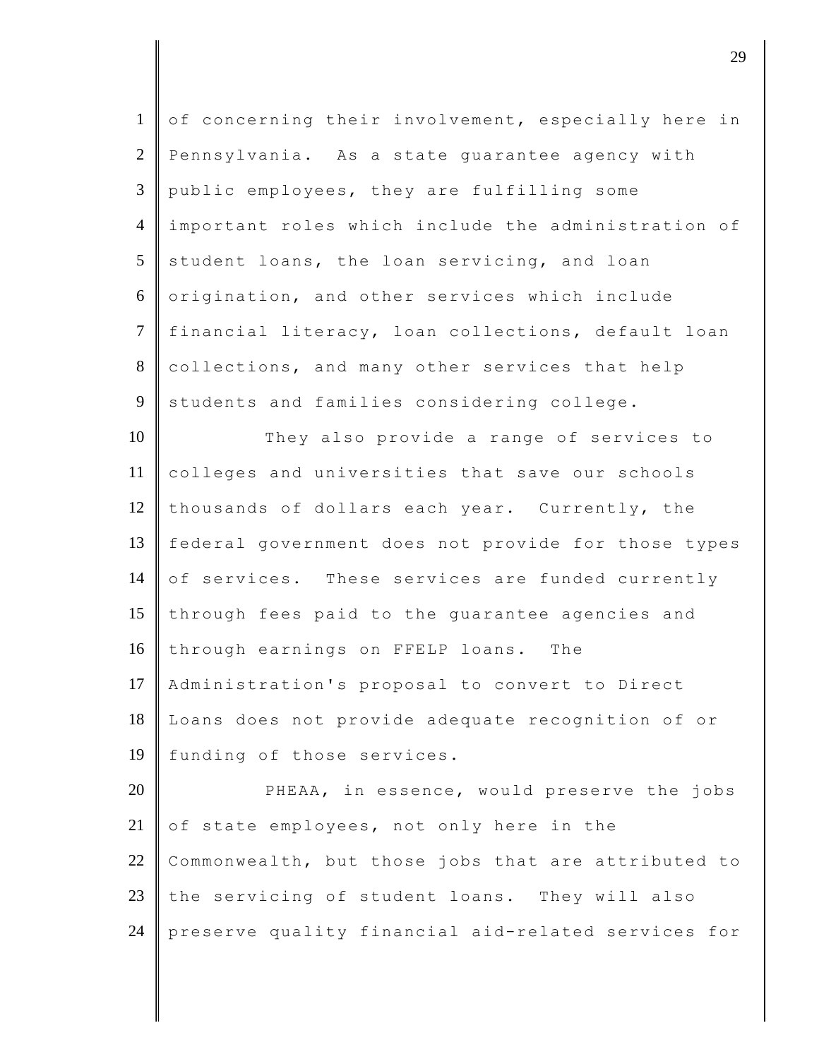of concerning their involvement, especially here in Pennsylvania. As a state guarantee agency with public employees, they are fulfilling some important roles which include the administration of student loans, the loan servicing, and loan origination, and other services which include financial literacy, loan collections, default loan collections, and many other services that help students and families considering college.

They also provide a range of services to colleges and universities that save our schools thousands of dollars each year. Currently, the federal government does not provide for those types of services. These services are funded currently through fees paid to the guarantee agencies and through earnings on FFELP loans. The Administration's proposal to convert to Direct Loans does not provide adequate recognition of or funding of those services.

PHEAA, in essence, would preserve the jobs of state employees, not only here in the Commonwealth, but those jobs that are attributed to the servicing of student loans. They will also preserve quality financial aid-related services for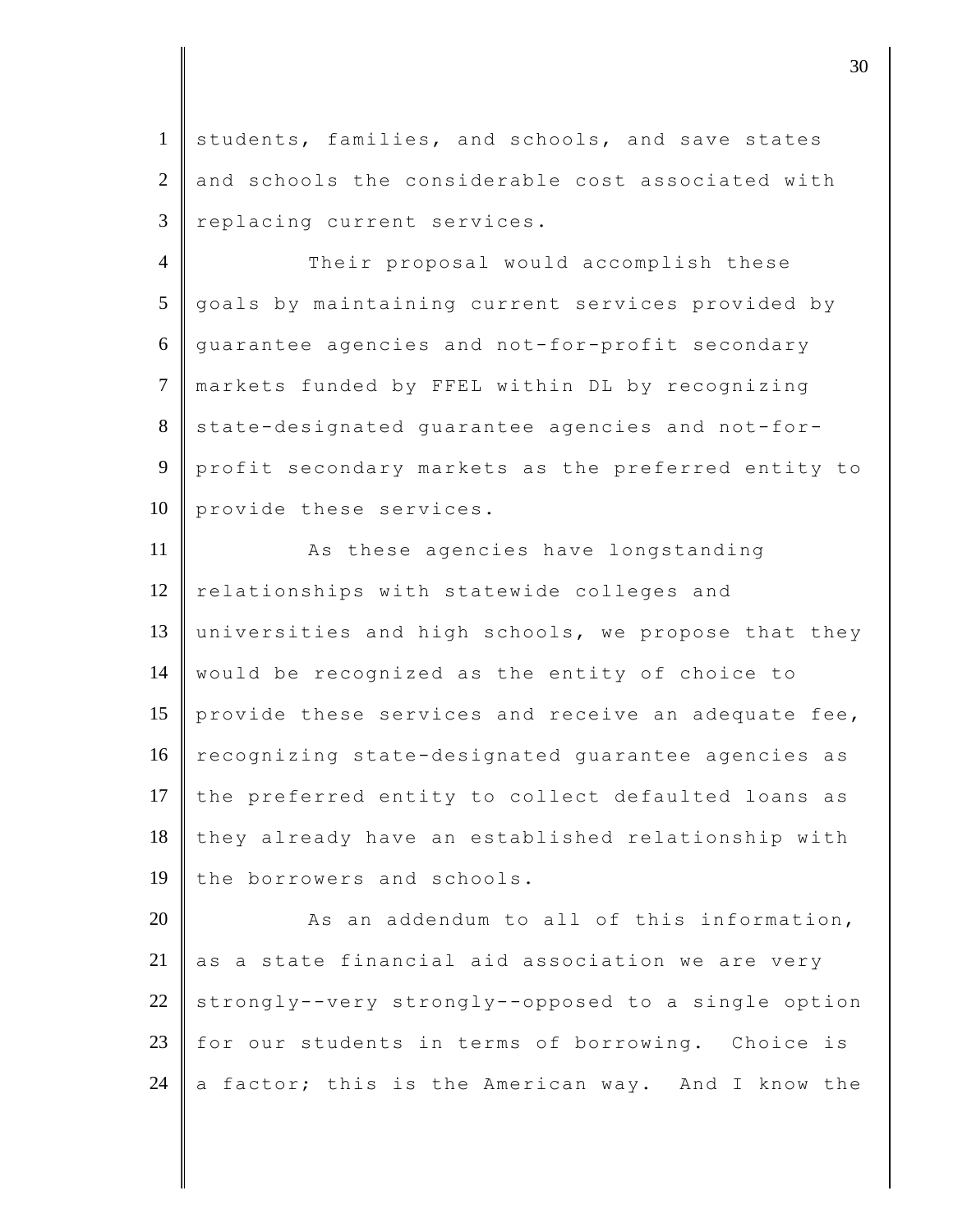students, families, and schools, and save states and schools the considerable cost associated with replacing current services.

Their proposal would accomplish these goals by maintaining current services provided by guarantee agencies and not-for-profit secondary markets funded by FFEL within DL by recognizing state-designated guarantee agencies and not-for-profit secondary markets as the preferred entity to provide these services.

As these agencies have longstanding relationships with statewide colleges and universities and high schools, we propose that they would be recognized as the entity of choice to provide these services and receive an adequate fee, recognizing state-designated guarantee agencies as the preferred entity to collect defaulted loans as they already have an established relationship with the borrowers and schools.

As an addendum to all of this information, as a state financial aid association we are very strongly--very strongly--opposed to a single option for our students in terms of borrowing. Choice is a factor; this is the American way. And I know the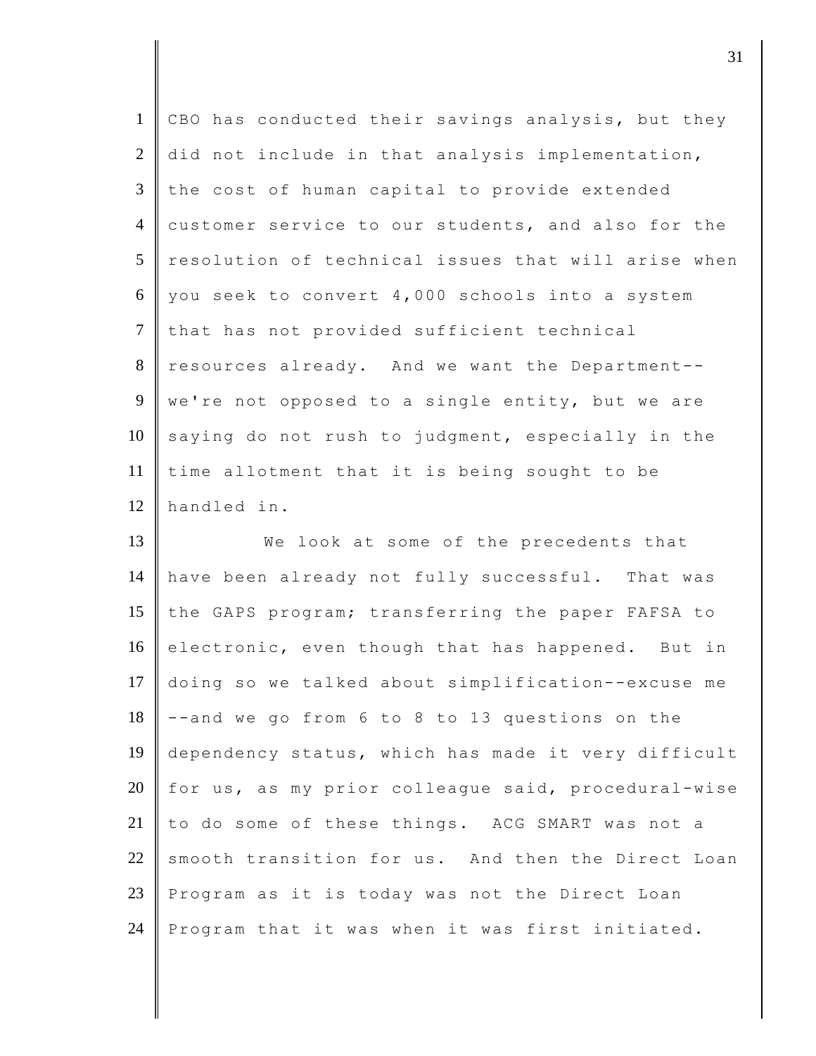CBO has conducted their savings analysis, but they did not include in that analysis implementation, the cost of human capital to provide extended customer service to our students, and also for the resolution of technical issues that will arise when you seek to convert 4,000 schools into a system that has not provided sufficient technical resources already. And we want the Department--we're not opposed to a single entity, but we are saying do not rush to judgment, especially in the time allotment that it is being sought to be handled in.

We look at some of the precedents that have been already not fully successful. That was the GAPS program; transferring the paper FAFSA to electronic, even though that has happened. But in doing so we talked about simplification--excuse me--and we go from 6 to 8 to 13 questions on the dependency status, which has made it very difficult for us, as my prior colleague said, procedural-wise to do some of these things. ACG SMART was not a smooth transition for us. And then the Direct Loan Program as it is today was not the Direct Loan Program that it was when it was first initiated.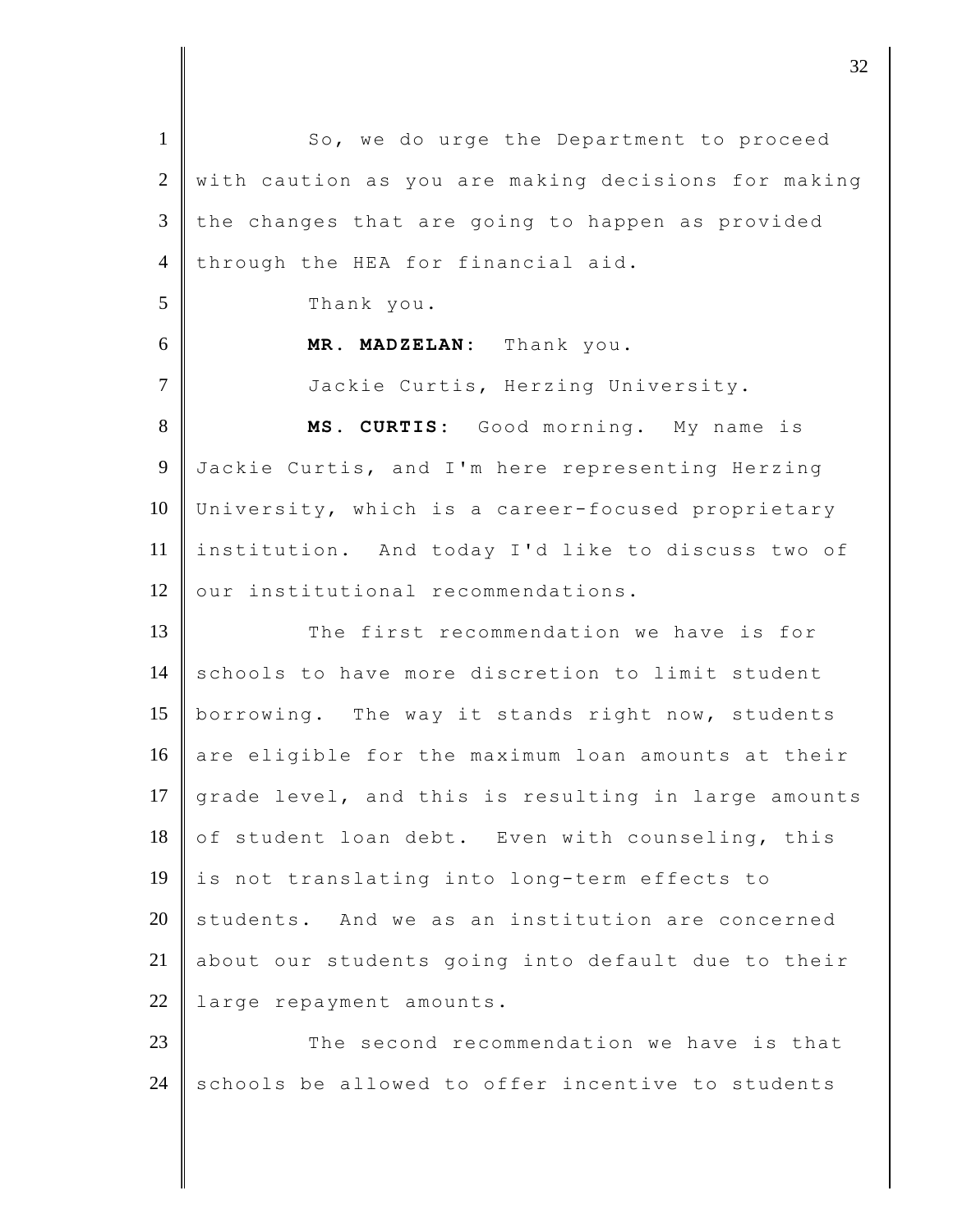So, we do urge the Department to proceed with caution as you are making decisions for making the changes that are going to happen as provided through the HEA for financial aid.

Thank you.

**MR. MADZELAN:** Thank you.

Jackie Curtis, Herzing University.

**MS. CURTIS:** Good morning. My name is Jackie Curtis, and I'm here representing Herzing University, which is a career-focused proprietary institution. And today I'd like to discuss two of our institutional recommendations.

The first recommendation we have is for schools to have more discretion to limit student borrowing. The way it stands right now, students are eligible for the maximum loan amounts at their grade level, and this is resulting in large amounts of student loan debt. Even with counseling, this is not translating into long-term effects to students. And we as an institution are concerned about our students going into default due to their large repayment amounts.

The second recommendation we have is that schools be allowed to offer incentive to students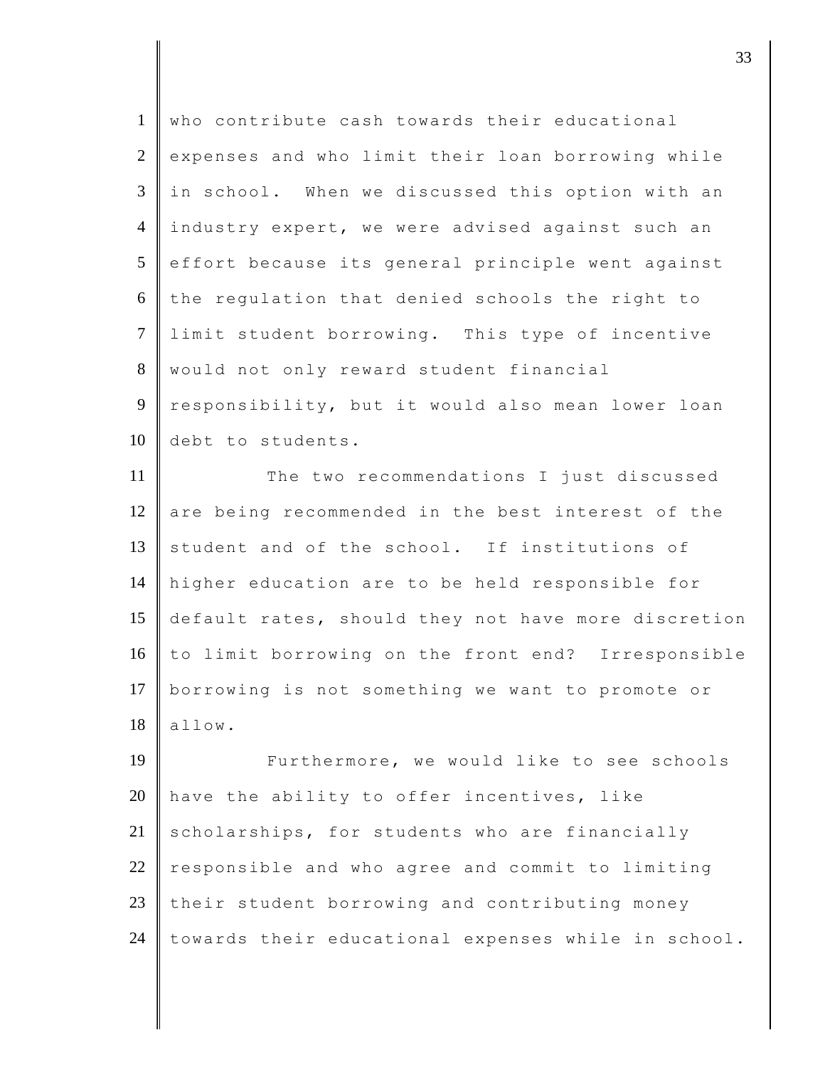who contribute cash towards their educational expenses and who limit their loan borrowing while in school. When we discussed this option with an industry expert, we were advised against such an effort because its general principle went against the regulation that denied schools the right to limit student borrowing. This type of incentive would not only reward student financial responsibility, but it would also mean lower loan debt to students.

The two recommendations I just discussed are being recommended in the best interest of the student and of the school. If institutions of higher education are to be held responsible for default rates, should they not have more discretion to limit borrowing on the front end? Irresponsible borrowing is not something we want to promote or allow.

Furthermore, we would like to see schools have the ability to offer incentives, like scholarships, for students who are financially responsible and who agree and commit to limiting their student borrowing and contributing money towards their educational expenses while in school.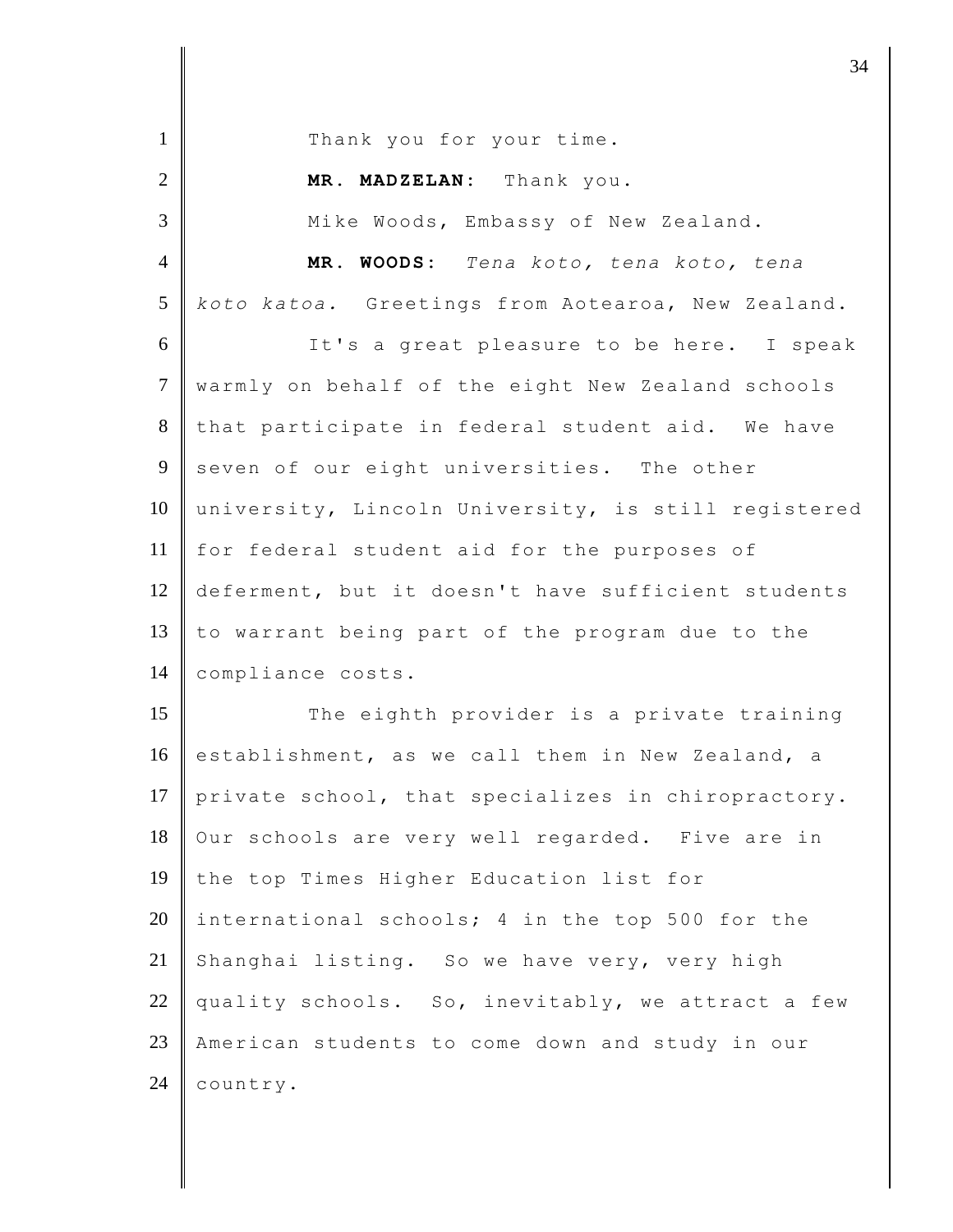Thank you for your time.

**MR. MADZELAN:** Thank you.

Mike Woods, Embassy of New Zealand.

**MR. WOODS:** *Tena koto, tena koto, tena koto katoa.* Greetings from Aotearoa, New Zealand.

It's a great pleasure to be here. I speak warmly on behalf of the eight New Zealand schools that participate in federal student aid. We have seven of our eight universities. The other university, Lincoln University, is still registered for federal student aid for the purposes of deferment, but it doesn't have sufficient students to warrant being part of the program due to the compliance costs.

The eighth provider is a private training establishment, as we call them in New Zealand, a private school, that specializes in chiropractory. Our schools are very well regarded. Five are in the top Times Higher Education list for international schools; 4 in the top 500 for the Shanghai listing. So we have very, very high quality schools. So, inevitably, we attract a few American students to come down and study in our country.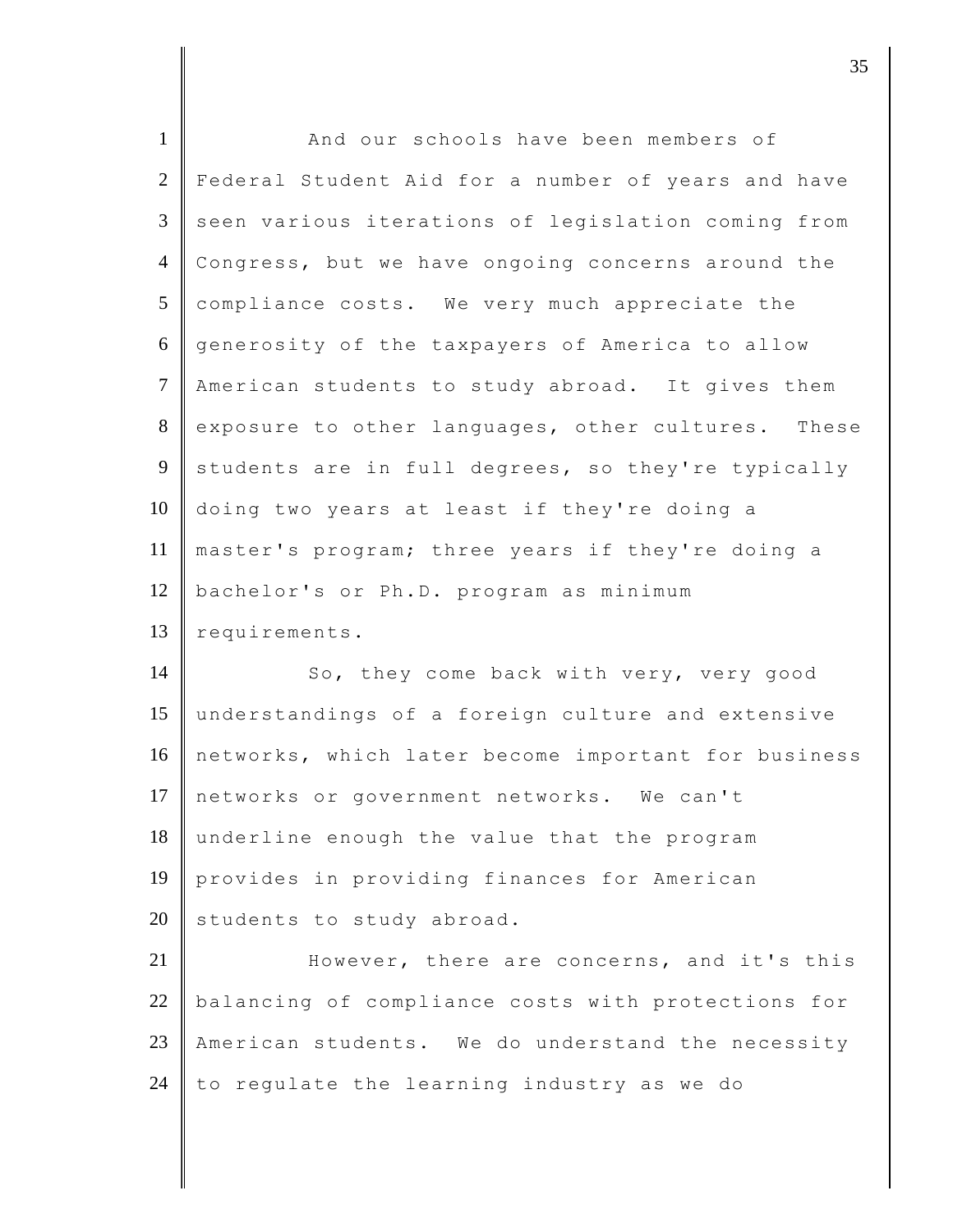And our schools have been members of Federal Student Aid for a number of years and have seen various iterations of legislation coming from Congress, but we have ongoing concerns around the compliance costs. We very much appreciate the generosity of the taxpayers of America to allow American students to study abroad. It gives them exposure to other languages, other cultures. These students are in full degrees, so they're typically doing two years at least if they're doing a master's program; three years if they're doing a bachelor's or Ph.D. program as minimum requirements.

So, they come back with very, very good understandings of a foreign culture and extensive networks, which later become important for business networks or government networks. We can't underline enough the value that the program provides in providing finances for American students to study abroad.

However, there are concerns, and it's this balancing of compliance costs with protections for American students. We do understand the necessity to regulate the learning industry as we do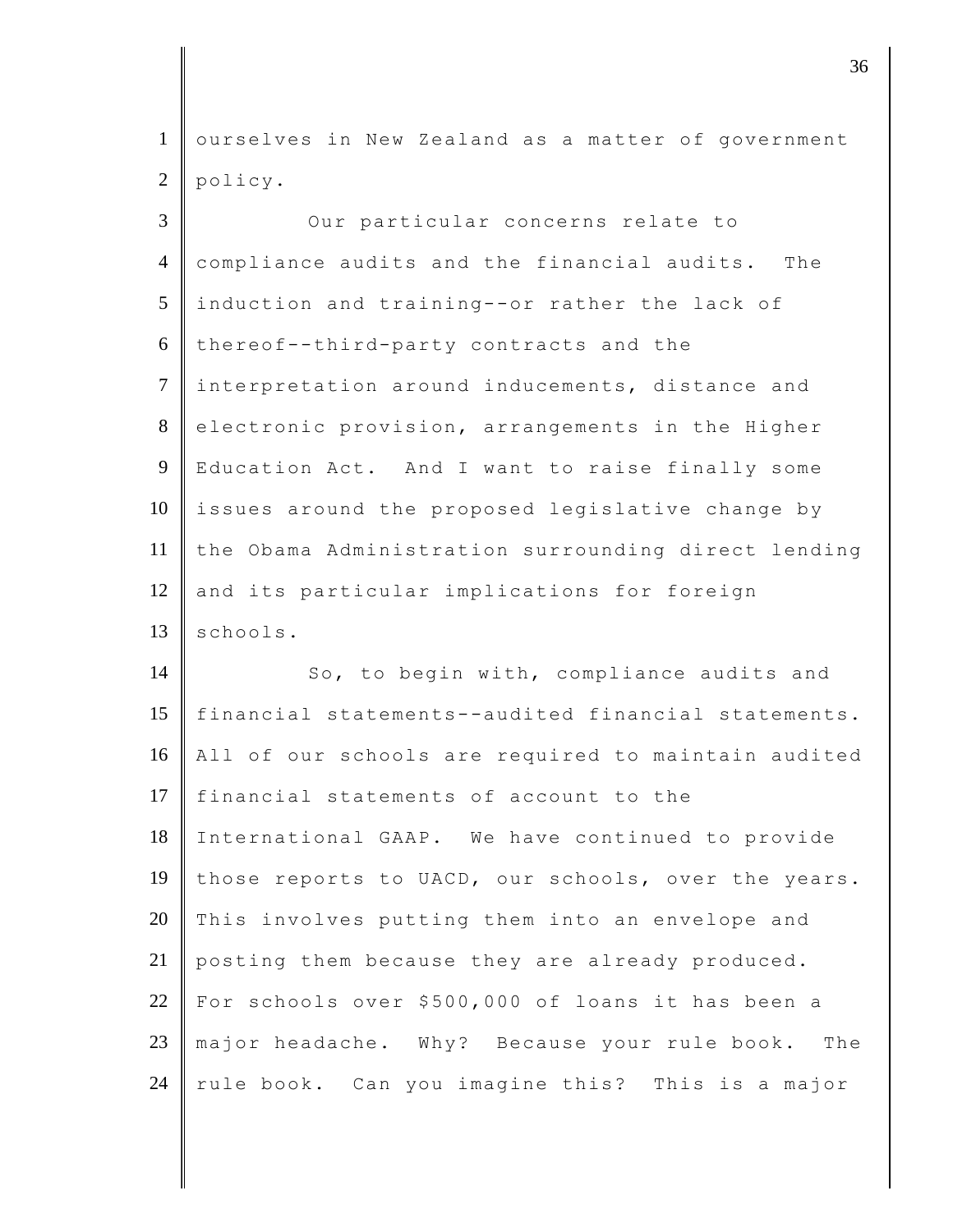ourselves in New Zealand as a matter of government policy.

Our particular concerns relate to compliance audits and the financial audits. The induction and training--or rather the lack of thereof--third-party contracts and the interpretation around inducements, distance and electronic provision, arrangements in the Higher Education Act. And I want to raise finally some issues around the proposed legislative change by the Obama Administration surrounding direct lending and its particular implications for foreign schools.

So, to begin with, compliance audits and financial statements--audited financial statements. All of our schools are required to maintain audited financial statements of account to the International GAAP. We have continued to provide those reports to UACD, our schools, over the years. This involves putting them into an envelope and posting them because they are already produced. For schools over $500,000 of loans it has been a major headache. Why? Because your rule book. The rule book. Can you imagine this? This is a major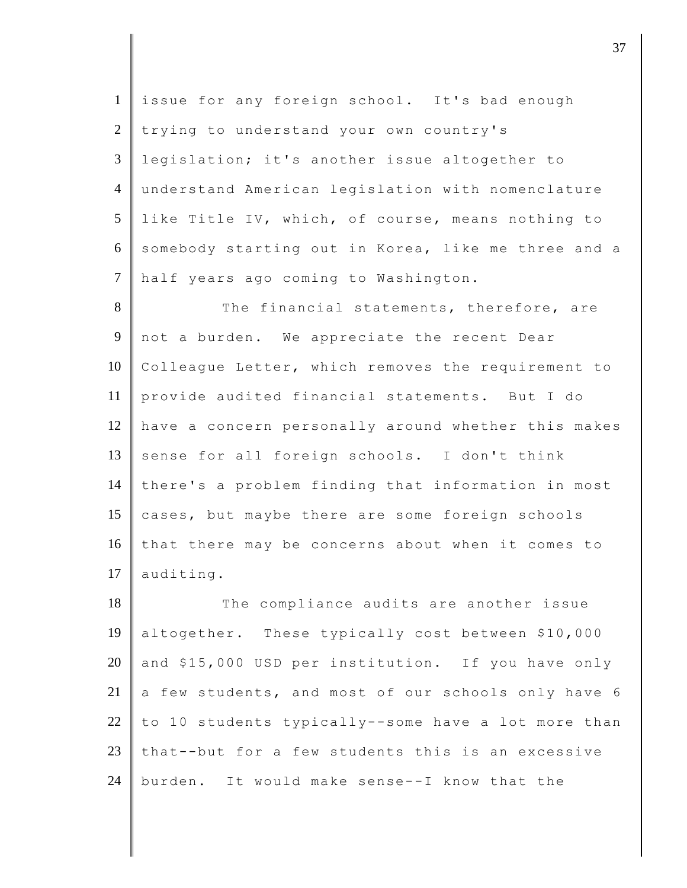issue for any foreign school. It's bad enough trying to understand your own country's legislation; it's another issue altogether to understand American legislation with nomenclature like Title IV, which, of course, means nothing to somebody starting out in Korea, like me three and a half years ago coming to Washington.

The financial statements, therefore, are not a burden. We appreciate the recent Dear Colleague Letter, which removes the requirement to provide audited financial statements. But I do have a concern personally around whether this makes sense for all foreign schools. I don't think there's a problem finding that information in most cases, but maybe there are some foreign schools that there may be concerns about when it comes to auditing.

The compliance audits are another issue altogether. These typically cost between $10,000 and $15,000 USD per institution. If you have only a few students, and most of our schools only have 6 to 10 students typically--some have a lot more than that--but for a few students this is an excessive burden. It would make sense--I know that the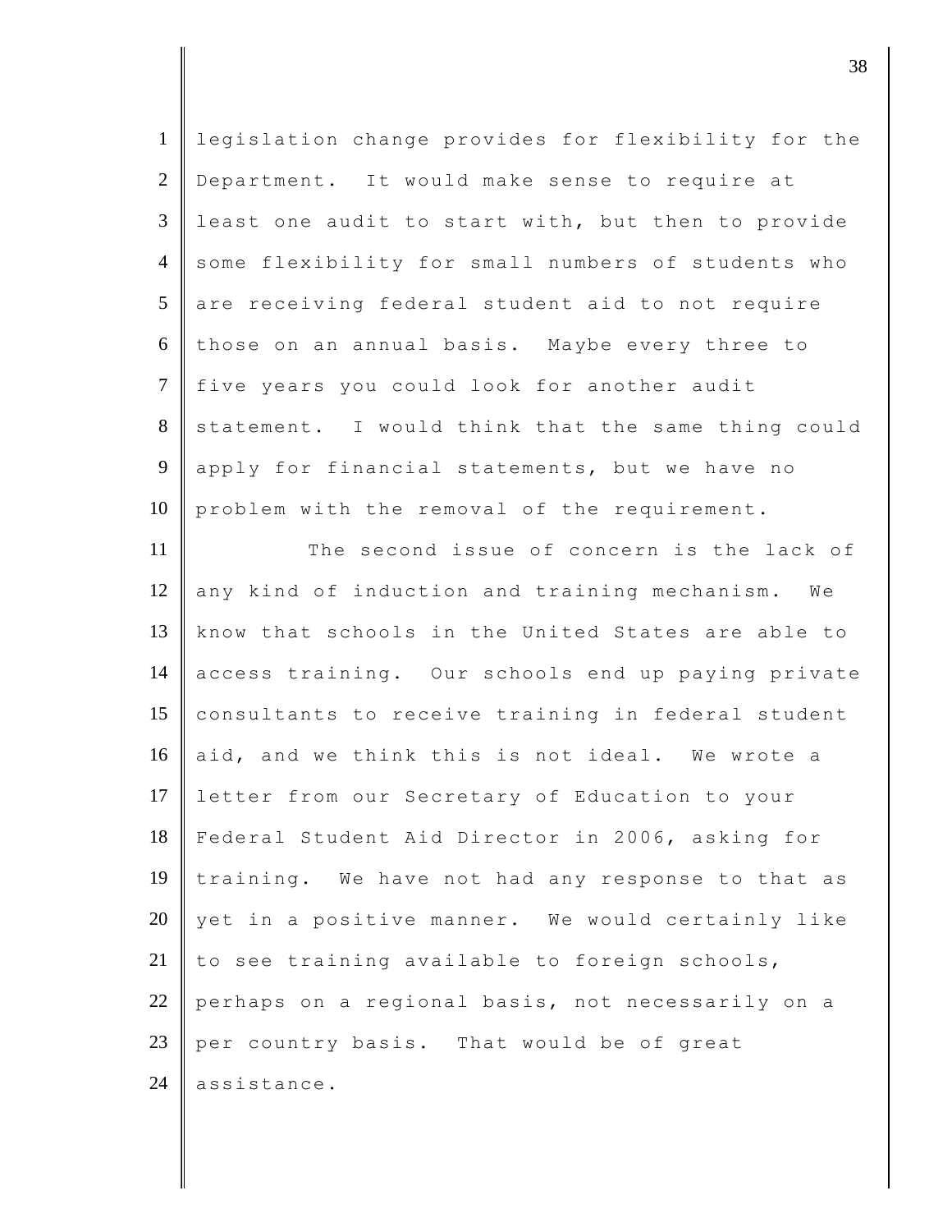legislation change provides for flexibility for the Department. It would make sense to require at least one audit to start with, but then to provide some flexibility for small numbers of students who are receiving federal student aid to not require those on an annual basis. Maybe every three to five years you could look for another audit statement. I would think that the same thing could apply for financial statements, but we have no problem with the removal of the requirement.

The second issue of concern is the lack of any kind of induction and training mechanism. We know that schools in the United States are able to access training. Our schools end up paying private consultants to receive training in federal student aid, and we think this is not ideal. We wrote a letter from our Secretary of Education to your Federal Student Aid Director in 2006, asking for training. We have not had any response to that as yet in a positive manner. We would certainly like to see training available to foreign schools, perhaps on a regional basis, not necessarily on a per country basis. That would be of great assistance.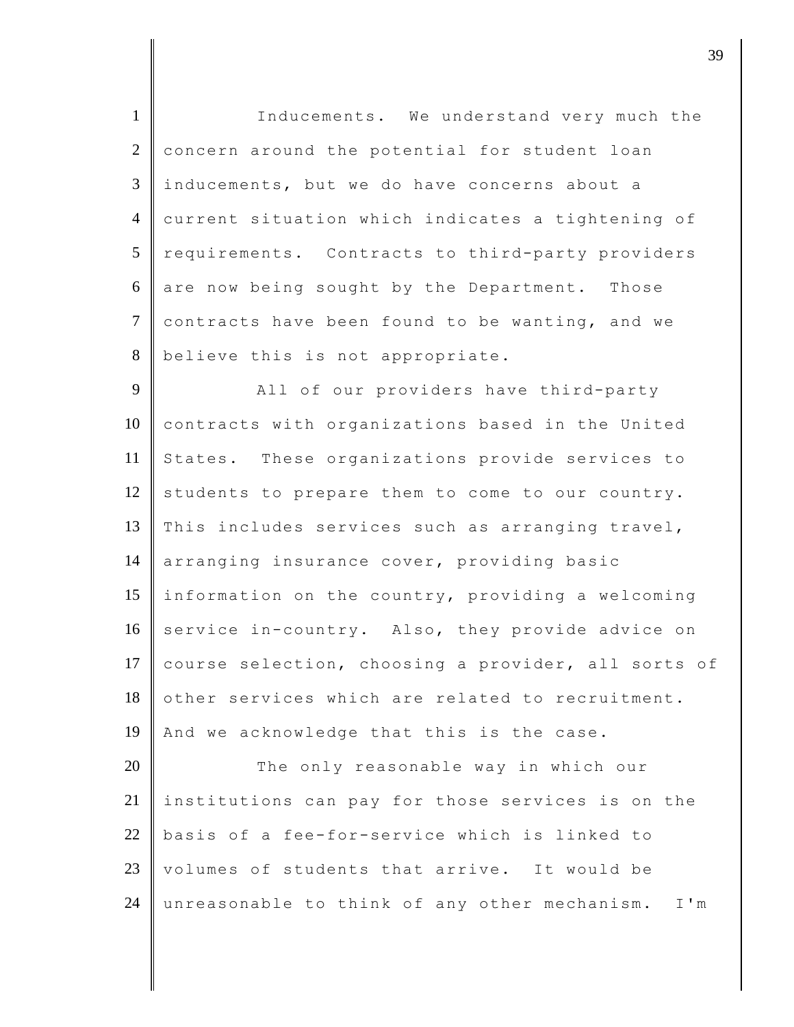Inducements. We understand very much the concern around the potential for student loan inducements, but we do have concerns about a current situation which indicates a tightening of requirements. Contracts to third-party providers are now being sought by the Department. Those contracts have been found to be wanting, and we believe this is not appropriate.

All of our providers have third-party contracts with organizations based in the United States. These organizations provide services to students to prepare them to come to our country. This includes services such as arranging travel, arranging insurance cover, providing basic information on the country, providing a welcoming service in-country. Also, they provide advice on course selection, choosing a provider, all sorts of other services which are related to recruitment. And we acknowledge that this is the case.

The only reasonable way in which our institutions can pay for those services is on the basis of a fee-for-service which is linked to volumes of students that arrive. It would be unreasonable to think of any other mechanism. I'm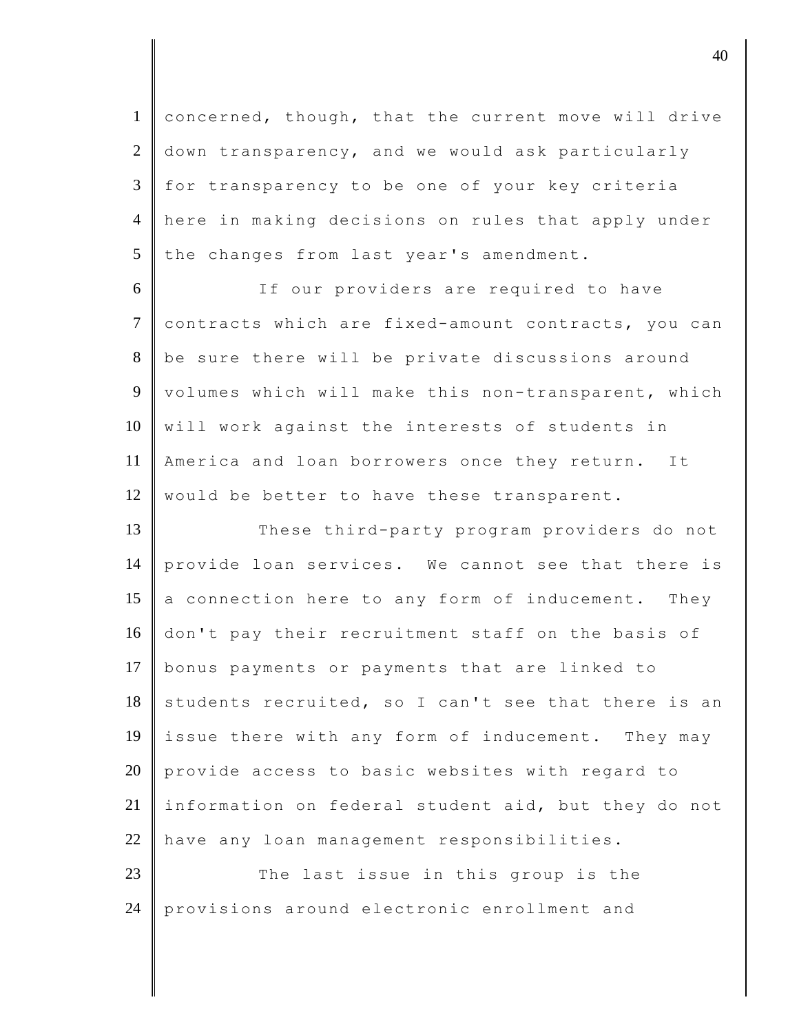concerned, though, that the current move will drive down transparency, and we would ask particularly for transparency to be one of your key criteria here in making decisions on rules that apply under the changes from last year's amendment.

If our providers are required to have contracts which are fixed-amount contracts, you can be sure there will be private discussions around volumes which will make this non-transparent, which will work against the interests of students in America and loan borrowers once they return. It would be better to have these transparent.

These third-party program providers do not provide loan services. We cannot see that there is a connection here to any form of inducement. They don't pay their recruitment staff on the basis of bonus payments or payments that are linked to students recruited, so I can't see that there is an issue there with any form of inducement. They may provide access to basic websites with regard to information on federal student aid, but they do not have any loan management responsibilities.

The last issue in this group is the provisions around electronic enrollment and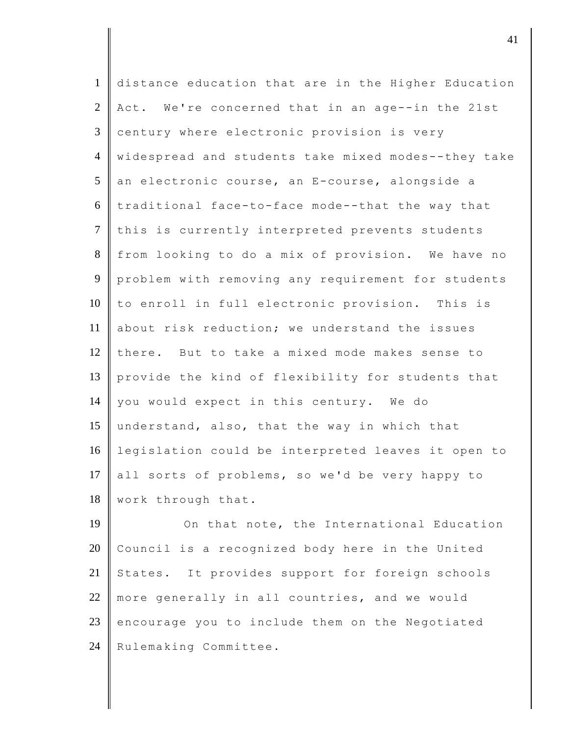distance education that are in the Higher Education Act. We're concerned that in an age--in the 21st century where electronic provision is very widespread and students take mixed modes--they take an electronic course, an E-course, alongside a traditional face-to-face mode--that the way that this is currently interpreted prevents students from looking to do a mix of provision. We have no problem with removing any requirement for students to enroll in full electronic provision. This is about risk reduction; we understand the issues there. But to take a mixed mode makes sense to provide the kind of flexibility for students that you would expect in this century. We do understand, also, that the way in which that legislation could be interpreted leaves it open to all sorts of problems, so we'd be very happy to work through that.

On that note, the International Education Council is a recognized body here in the United States. It provides support for foreign schools more generally in all countries, and we would encourage you to include them on the Negotiated Rulemaking Committee.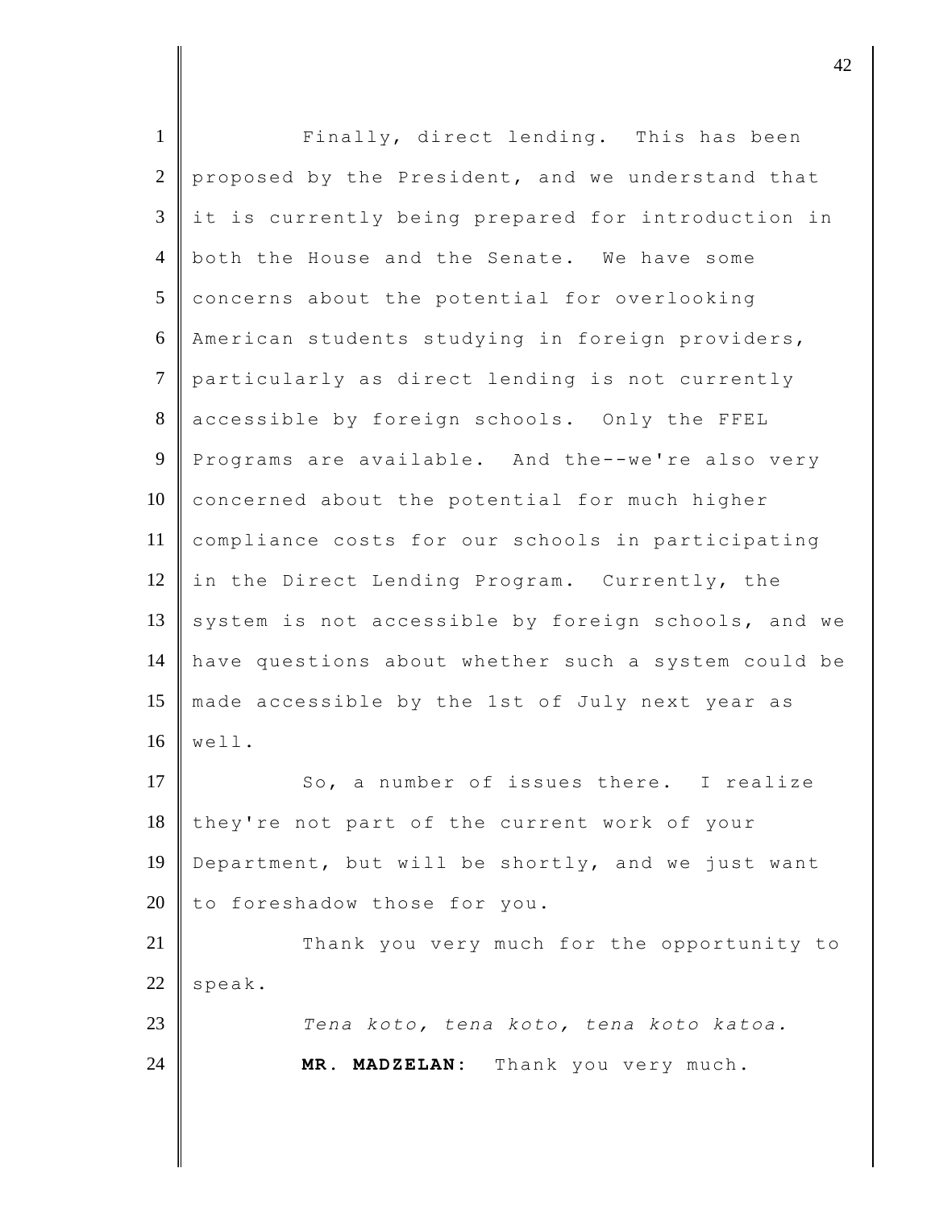Finally, direct lending. This has been proposed by the President, and we understand that it is currently being prepared for introduction in both the House and the Senate. We have some concerns about the potential for overlooking American students studying in foreign providers, particularly as direct lending is not currently accessible by foreign schools. Only the FFEL Programs are available. And the--we're also very concerned about the potential for much higher compliance costs for our schools in participating in the Direct Lending Program. Currently, the system is not accessible by foreign schools, and we have questions about whether such a system could be made accessible by the 1st of July next year as well.

So, a number of issues there. I realize they're not part of the current work of your Department, but will be shortly, and we just want to foreshadow those for you.

Thank you very much for the opportunity to speak.

*Tena koto, tena koto, tena koto katoa.*

**MR. MADZELAN:** Thank you very much.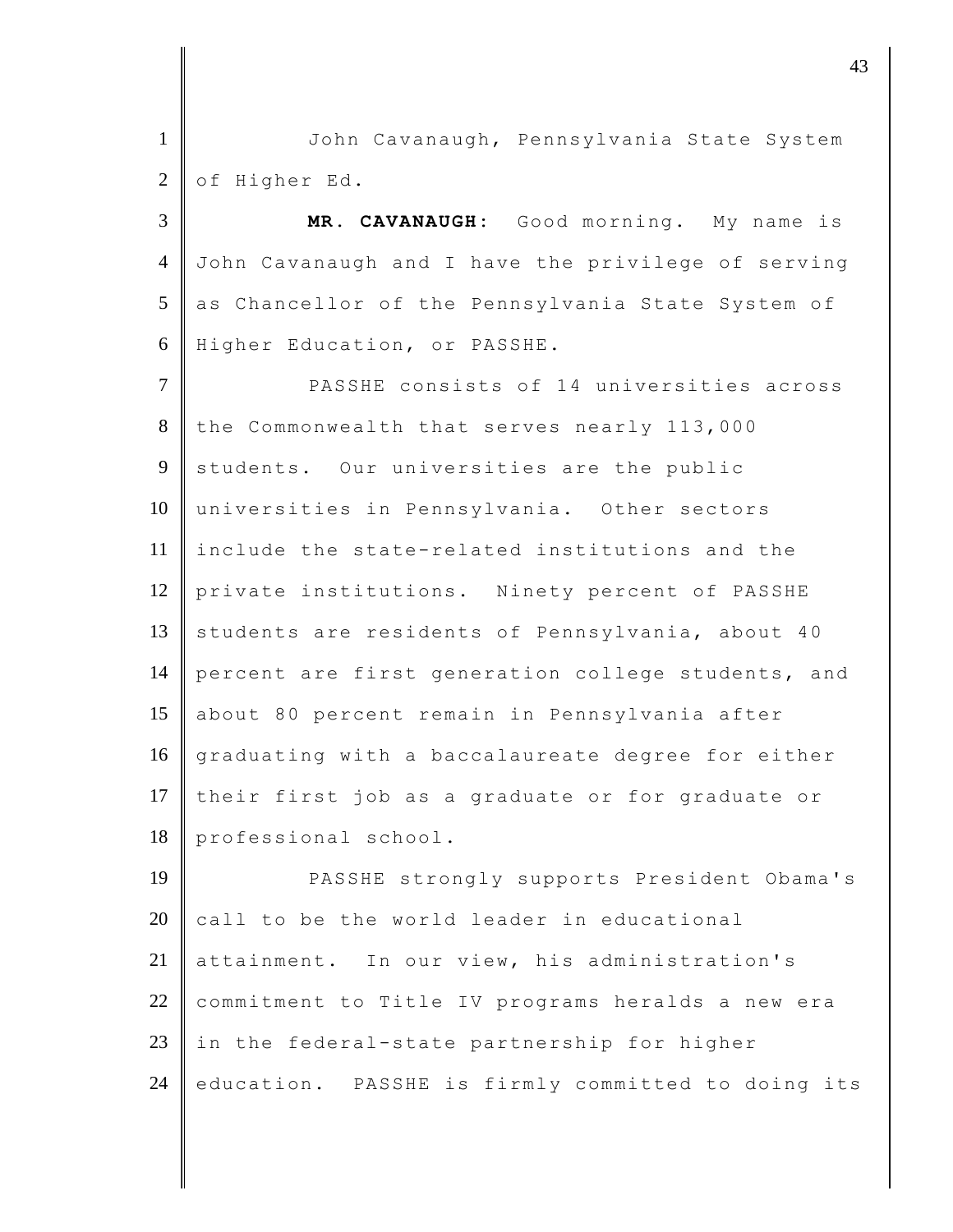John Cavanaugh, Pennsylvania State System of Higher Ed.

**MR. CAVANAUGH:** Good morning. My name is John Cavanaugh and I have the privilege of serving as Chancellor of the Pennsylvania State System of Higher Education, or PASSHE.

PASSHE consists of 14 universities across the Commonwealth that serves nearly 113,000 students. Our universities are the public universities in Pennsylvania. Other sectors include the state-related institutions and the private institutions. Ninety percent of PASSHE students are residents of Pennsylvania, about 40 percent are first generation college students, and about 80 percent remain in Pennsylvania after graduating with a baccalaureate degree for either their first job as a graduate or for graduate or professional school.

PASSHE strongly supports President Obama's call to be the world leader in educational attainment. In our view, his administration's commitment to Title IV programs heralds a new era in the federal-state partnership for higher education. PASSHE is firmly committed to doing its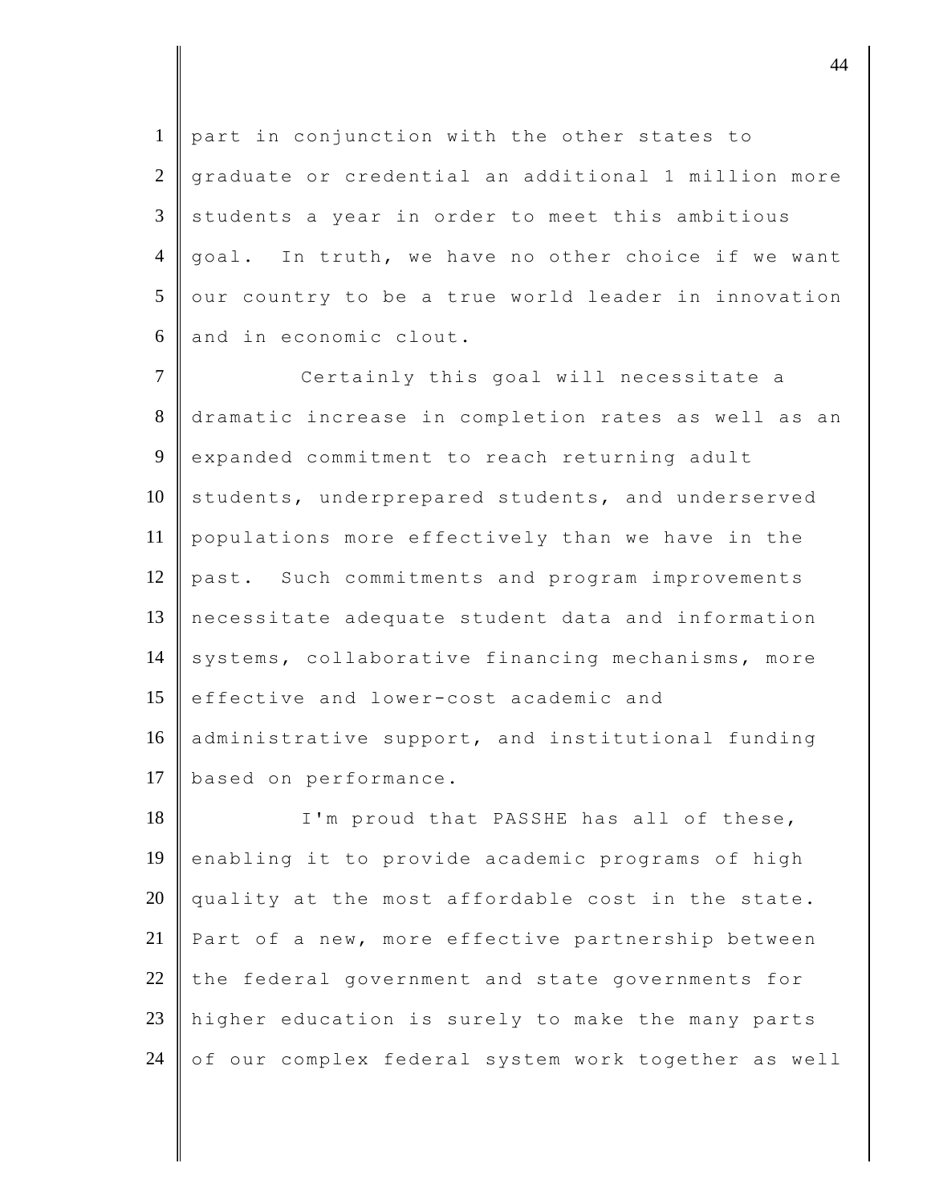part in conjunction with the other states to graduate or credential an additional 1 million more students a year in order to meet this ambitious goal. In truth, we have no other choice if we want our country to be a true world leader in innovation and in economic clout.

Certainly this goal will necessitate a dramatic increase in completion rates as well as an expanded commitment to reach returning adult students, underprepared students, and underserved populations more effectively than we have in the past. Such commitments and program improvements necessitate adequate student data and information systems, collaborative financing mechanisms, more effective and lower-cost academic and administrative support, and institutional funding based on performance.

I'm proud that PASSHE has all of these, enabling it to provide academic programs of high quality at the most affordable cost in the state. Part of a new, more effective partnership between the federal government and state governments for higher education is surely to make the many parts of our complex federal system work together as well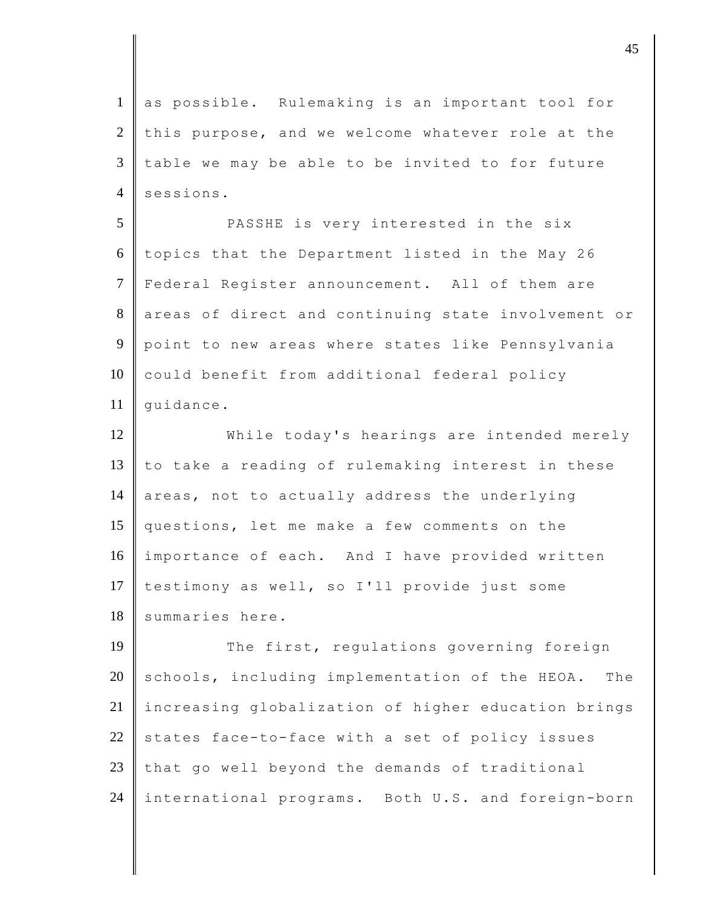as possible. Rulemaking is an important tool for this purpose, and we welcome whatever role at the table we may be able to be invited to for future sessions.

PASSHE is very interested in the six topics that the Department listed in the May 26 Federal Register announcement. All of them are areas of direct and continuing state involvement or point to new areas where states like Pennsylvania could benefit from additional federal policy guidance.

While today's hearings are intended merely to take a reading of rulemaking interest in these areas, not to actually address the underlying questions, let me make a few comments on the importance of each. And I have provided written testimony as well, so I'll provide just some summaries here.

The first, regulations governing foreign schools, including implementation of the HEOA. The increasing globalization of higher education brings states face-to-face with a set of policy issues that go well beyond the demands of traditional international programs. Both U.S. and foreign-born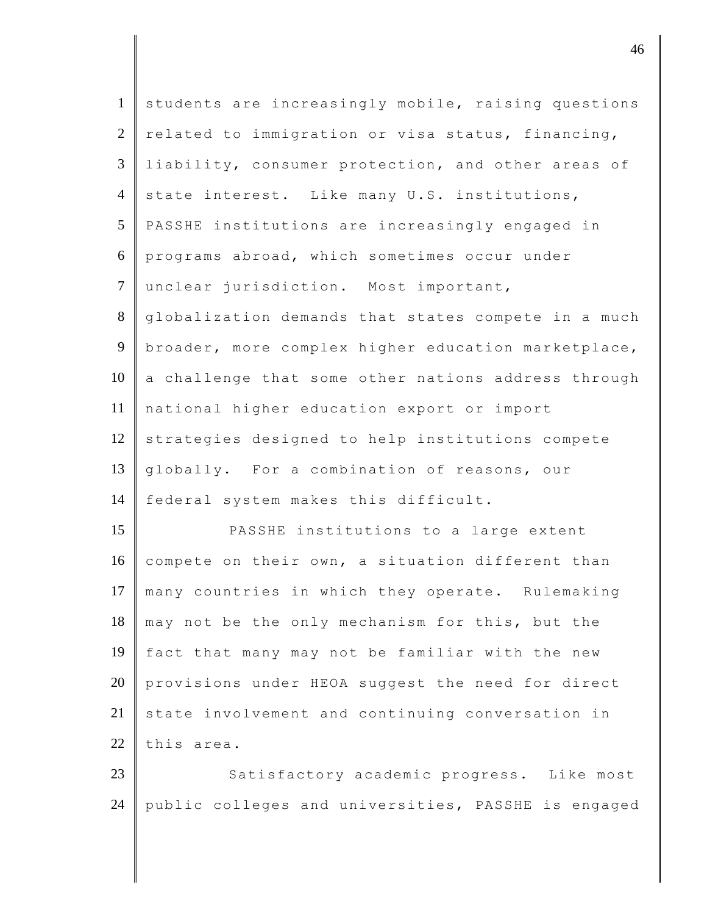students are increasingly mobile, raising questions related to immigration or visa status, financing, liability, consumer protection, and other areas of state interest. Like many U.S. institutions, PASSHE institutions are increasingly engaged in programs abroad, which sometimes occur under unclear jurisdiction. Most important, globalization demands that states compete in a much broader, more complex higher education marketplace, a challenge that some other nations address through national higher education export or import strategies designed to help institutions compete globally. For a combination of reasons, our federal system makes this difficult.

PASSHE institutions to a large extent compete on their own, a situation different than many countries in which they operate. Rulemaking may not be the only mechanism for this, but the fact that many may not be familiar with the new provisions under HEOA suggest the need for direct state involvement and continuing conversation in this area.

Satisfactory academic progress. Like most public colleges and universities, PASSHE is engaged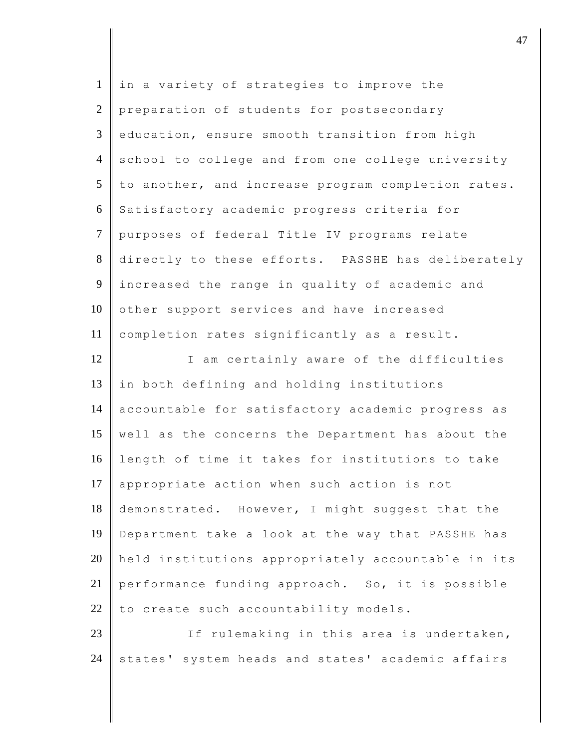in a variety of strategies to improve the preparation of students for postsecondary education, ensure smooth transition from high school to college and from one college university to another, and increase program completion rates. Satisfactory academic progress criteria for purposes of federal Title IV programs relate directly to these efforts. PASSHE has deliberately increased the range in quality of academic and other support services and have increased completion rates significantly as a result.

I am certainly aware of the difficulties in both defining and holding institutions accountable for satisfactory academic progress as well as the concerns the Department has about the length of time it takes for institutions to take appropriate action when such action is not demonstrated. However, I might suggest that the Department take a look at the way that PASSHE has held institutions appropriately accountable in its performance funding approach. So, it is possible to create such accountability models.

If rulemaking in this area is undertaken, states' system heads and states' academic affairs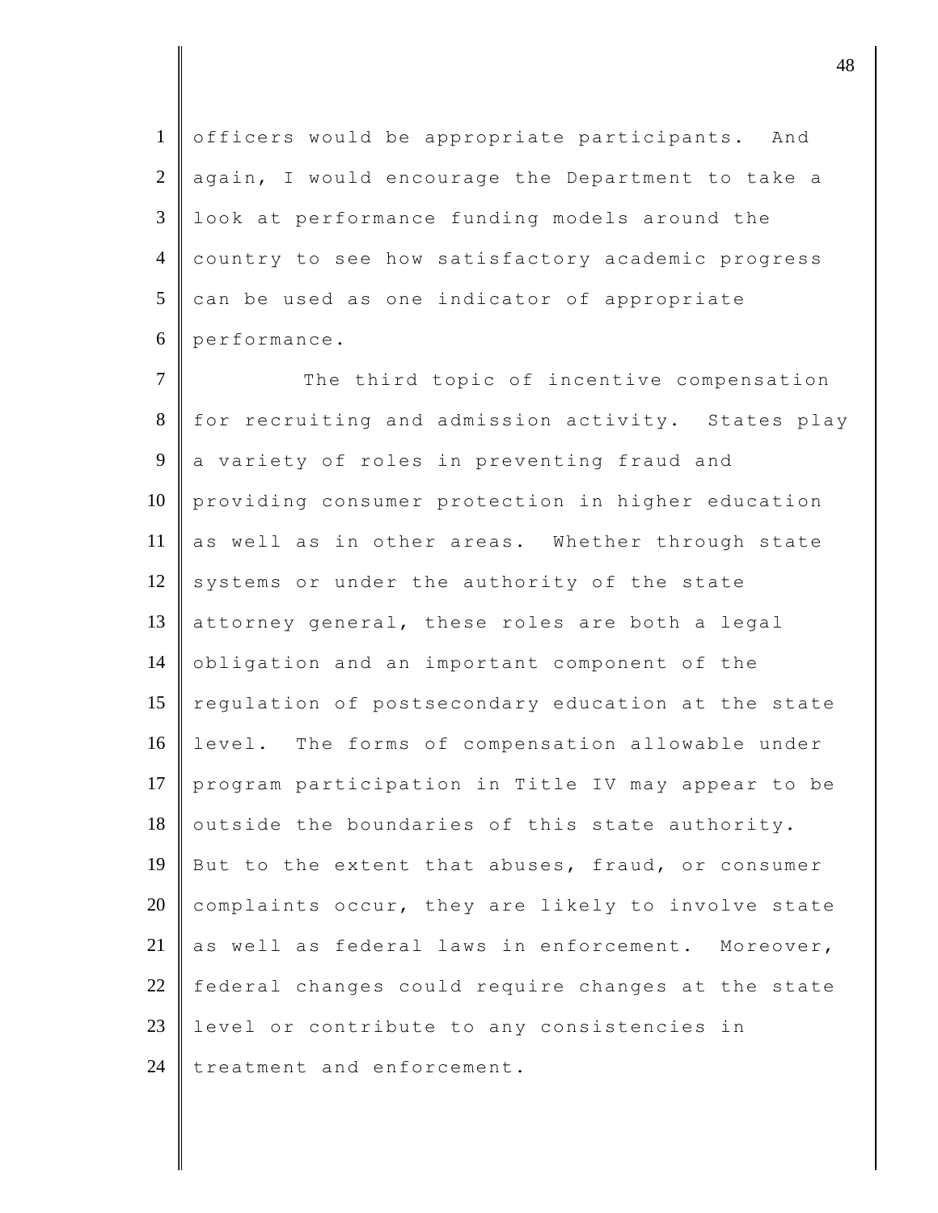officers would be appropriate participants. And again, I would encourage the Department to take a look at performance funding models around the country to see how satisfactory academic progress can be used as one indicator of appropriate performance.

The third topic of incentive compensation for recruiting and admission activity. States play a variety of roles in preventing fraud and providing consumer protection in higher education as well as in other areas. Whether through state systems or under the authority of the state attorney general, these roles are both a legal obligation and an important component of the regulation of postsecondary education at the state level. The forms of compensation allowable under program participation in Title IV may appear to be outside the boundaries of this state authority. But to the extent that abuses, fraud, or consumer complaints occur, they are likely to involve state as well as federal laws in enforcement. Moreover, federal changes could require changes at the state level or contribute to any consistencies in treatment and enforcement.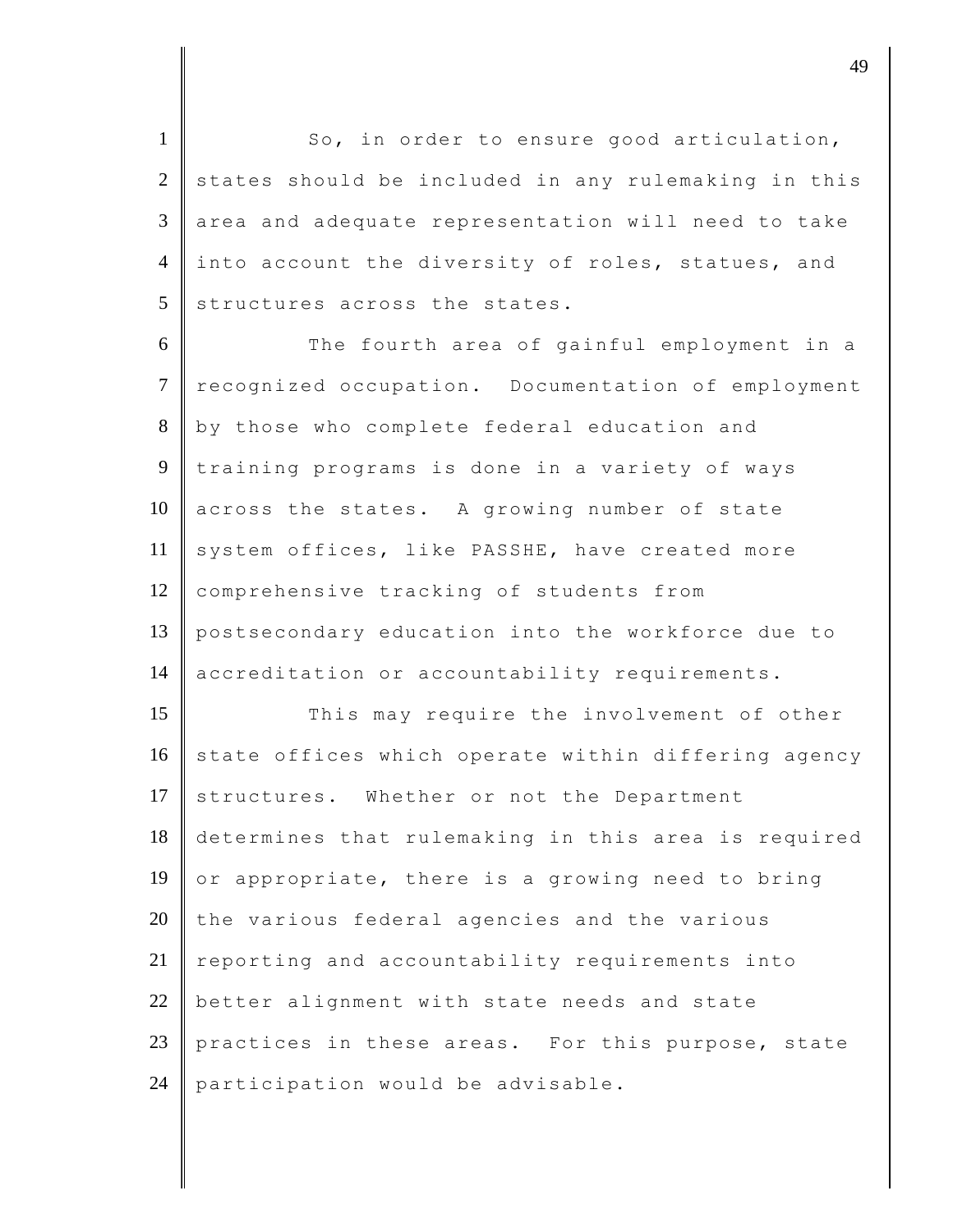So, in order to ensure good articulation, states should be included in any rulemaking in this area and adequate representation will need to take into account the diversity of roles, statues, and structures across the states.

The fourth area of gainful employment in a recognized occupation. Documentation of employment by those who complete federal education and training programs is done in a variety of ways across the states. A growing number of state system offices, like PASSHE, have created more comprehensive tracking of students from postsecondary education into the workforce due to accreditation or accountability requirements.

This may require the involvement of other state offices which operate within differing agency structures. Whether or not the Department determines that rulemaking in this area is required or appropriate, there is a growing need to bring the various federal agencies and the various reporting and accountability requirements into better alignment with state needs and state practices in these areas. For this purpose, state participation would be advisable.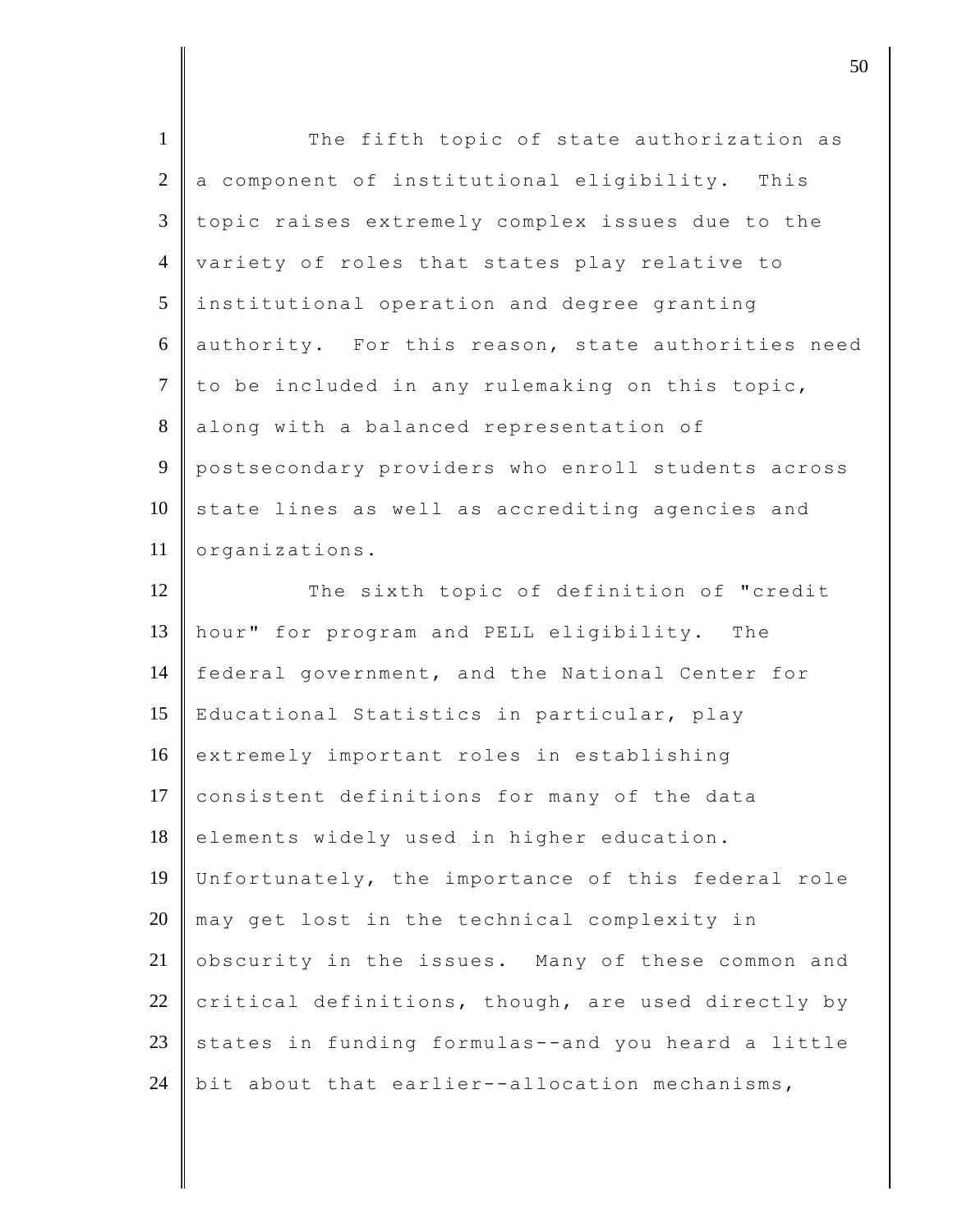The fifth topic of state authorization as a component of institutional eligibility. This topic raises extremely complex issues due to the variety of roles that states play relative to institutional operation and degree granting authority. For this reason, state authorities need to be included in any rulemaking on this topic, along with a balanced representation of postsecondary providers who enroll students across state lines as well as accrediting agencies and organizations.

The sixth topic of definition of "credit hour" for program and PELL eligibility. The federal government, and the National Center for Educational Statistics in particular, play extremely important roles in establishing consistent definitions for many of the data elements widely used in higher education. Unfortunately, the importance of this federal role may get lost in the technical complexity in obscurity in the issues. Many of these common and critical definitions, though, are used directly by states in funding formulas--and you heard a little bit about that earlier--allocation mechanisms,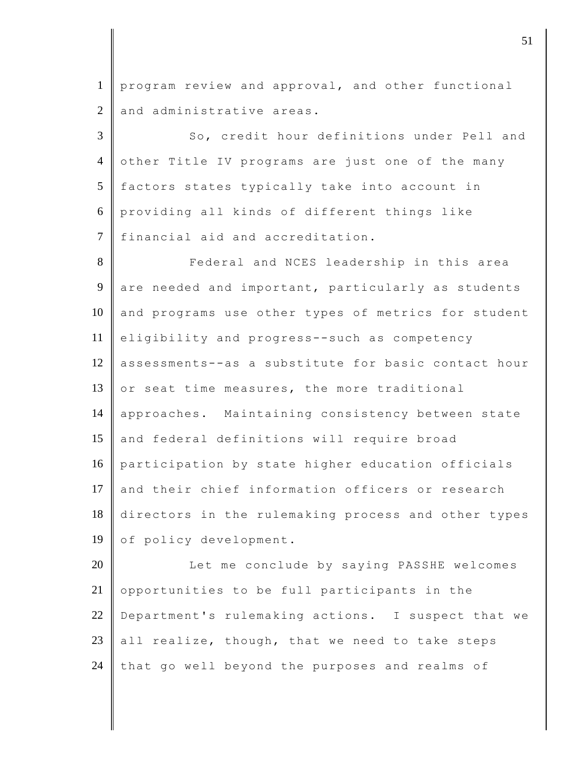program review and approval, and other functional and administrative areas.

So, credit hour definitions under Pell and other Title IV programs are just one of the many factors states typically take into account in providing all kinds of different things like financial aid and accreditation.

Federal and NCES leadership in this area are needed and important, particularly as students and programs use other types of metrics for student eligibility and progress--such as competency assessments--as a substitute for basic contact hour or seat time measures, the more traditional approaches. Maintaining consistency between state and federal definitions will require broad participation by state higher education officials and their chief information officers or research directors in the rulemaking process and other types of policy development.

Let me conclude by saying PASSHE welcomes opportunities to be full participants in the Department's rulemaking actions. I suspect that we all realize, though, that we need to take steps that go well beyond the purposes and realms of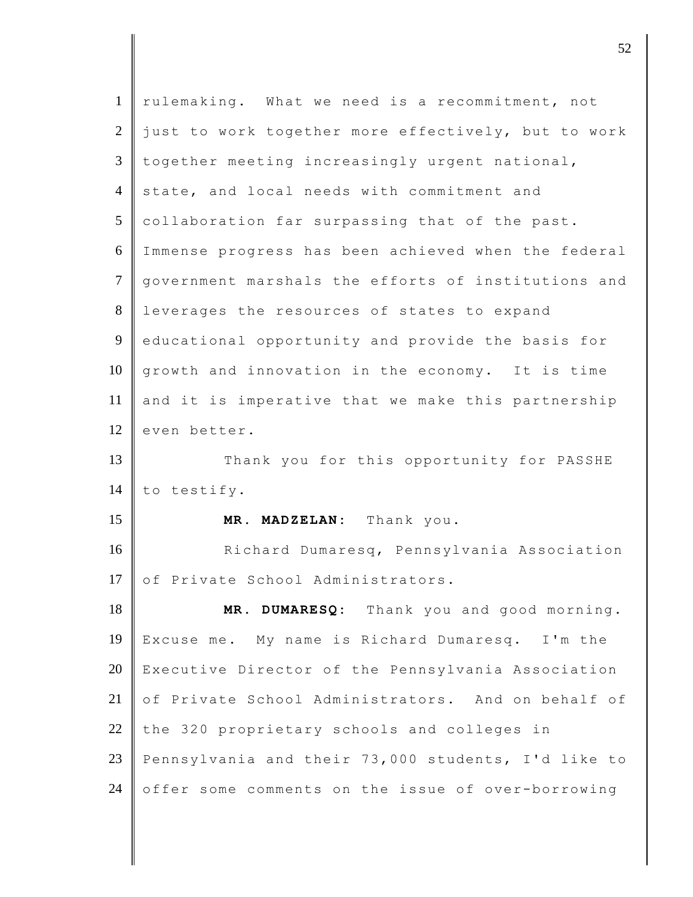rulemaking. What we need is a recommitment, not just to work together more effectively, but to work together meeting increasingly urgent national, state, and local needs with commitment and collaboration far surpassing that of the past. Immense progress has been achieved when the federal government marshals the efforts of institutions and leverages the resources of states to expand educational opportunity and provide the basis for growth and innovation in the economy. It is time and it is imperative that we make this partnership even better.

Thank you for this opportunity for PASSHE to testify.

**MR. MADZELAN:** Thank you.

Richard Dumaresq, Pennsylvania Association of Private School Administrators.

**MR. DUMARESQ:** Thank you and good morning. Excuse me. My name is Richard Dumaresq. I'm the Executive Director of the Pennsylvania Association of Private School Administrators. And on behalf of the 320 proprietary schools and colleges in Pennsylvania and their 73,000 students, I'd like to offer some comments on the issue of over-borrowing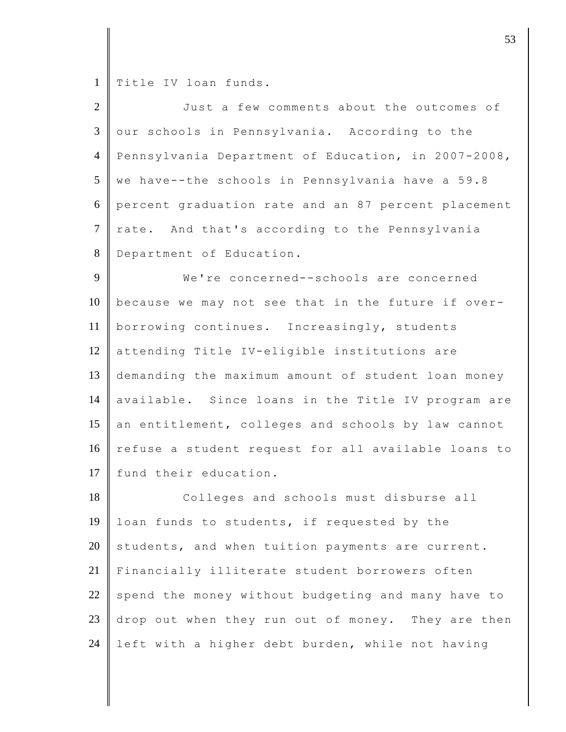Title IV loan funds.

Just a few comments about the outcomes of our schools in Pennsylvania. According to the Pennsylvania Department of Education, in 2007-2008, we have--the schools in Pennsylvania have a 59.8 percent graduation rate and an 87 percent placement rate. And that's according to the Pennsylvania Department of Education.

We're concerned--schools are concerned because we may not see that in the future if over-borrowing continues. Increasingly, students attending Title IV-eligible institutions are demanding the maximum amount of student loan money available. Since loans in the Title IV program are an entitlement, colleges and schools by law cannot refuse a student request for all available loans to fund their education.

Colleges and schools must disburse all loan funds to students, if requested by the students, and when tuition payments are current. Financially illiterate student borrowers often spend the money without budgeting and many have to drop out when they run out of money. They are then left with a higher debt burden, while not having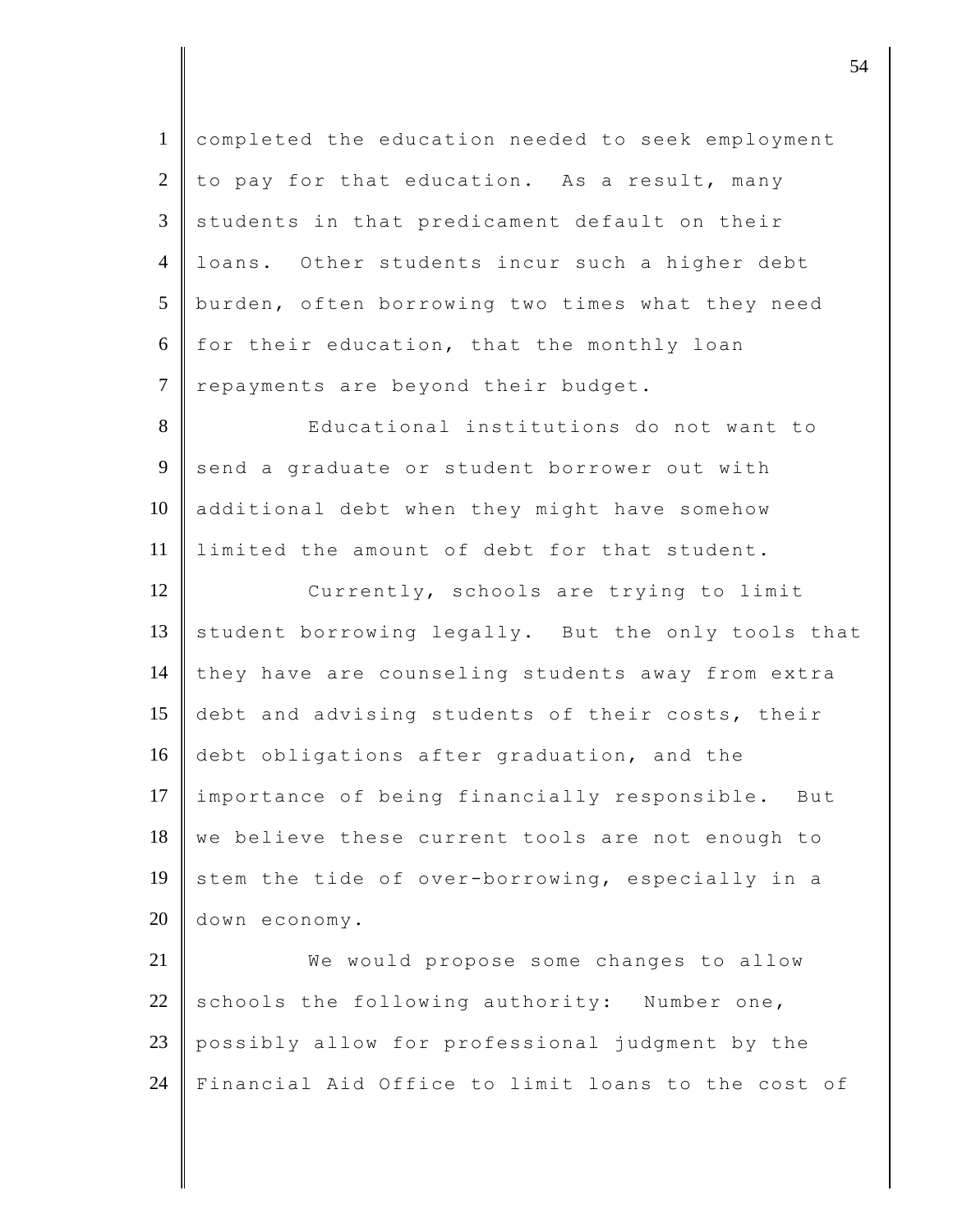completed the education needed to seek employment to pay for that education. As a result, many students in that predicament default on their loans. Other students incur such a higher debt burden, often borrowing two times what they need for their education, that the monthly loan repayments are beyond their budget.

Educational institutions do not want to send a graduate or student borrower out with additional debt when they might have somehow limited the amount of debt for that student.

Currently, schools are trying to limit student borrowing legally. But the only tools that they have are counseling students away from extra debt and advising students of their costs, their debt obligations after graduation, and the importance of being financially responsible. But we believe these current tools are not enough to stem the tide of over-borrowing, especially in a down economy.

We would propose some changes to allow schools the following authority: Number one, possibly allow for professional judgment by the Financial Aid Office to limit loans to the cost of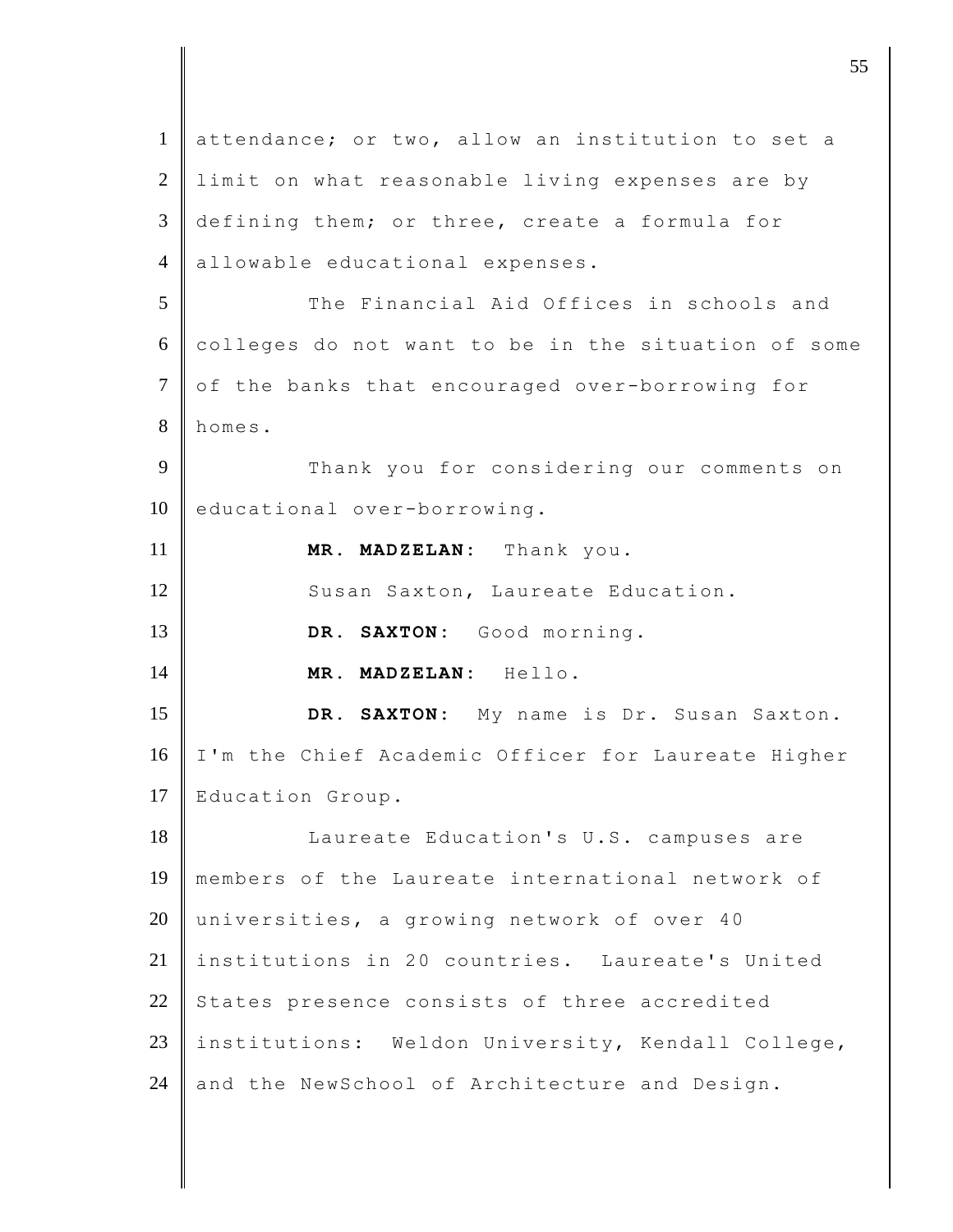attendance; or two, allow an institution to set a limit on what reasonable living expenses are by defining them; or three, create a formula for allowable educational expenses.

The Financial Aid Offices in schools and colleges do not want to be in the situation of some of the banks that encouraged over-borrowing for homes.

Thank you for considering our comments on educational over-borrowing.

**MR. MADZELAN:** Thank you.

Susan Saxton, Laureate Education.

**DR. SAXTON:** Good morning.

**MR. MADZELAN:** Hello.

**DR. SAXTON:** My name is Dr. Susan Saxton. I'm the Chief Academic Officer for Laureate Higher Education Group.

Laureate Education's U.S. campuses are members of the Laureate international network of universities, a growing network of over 40 institutions in 20 countries. Laureate's United States presence consists of three accredited institutions: Weldon University, Kendall College, and the NewSchool of Architecture and Design.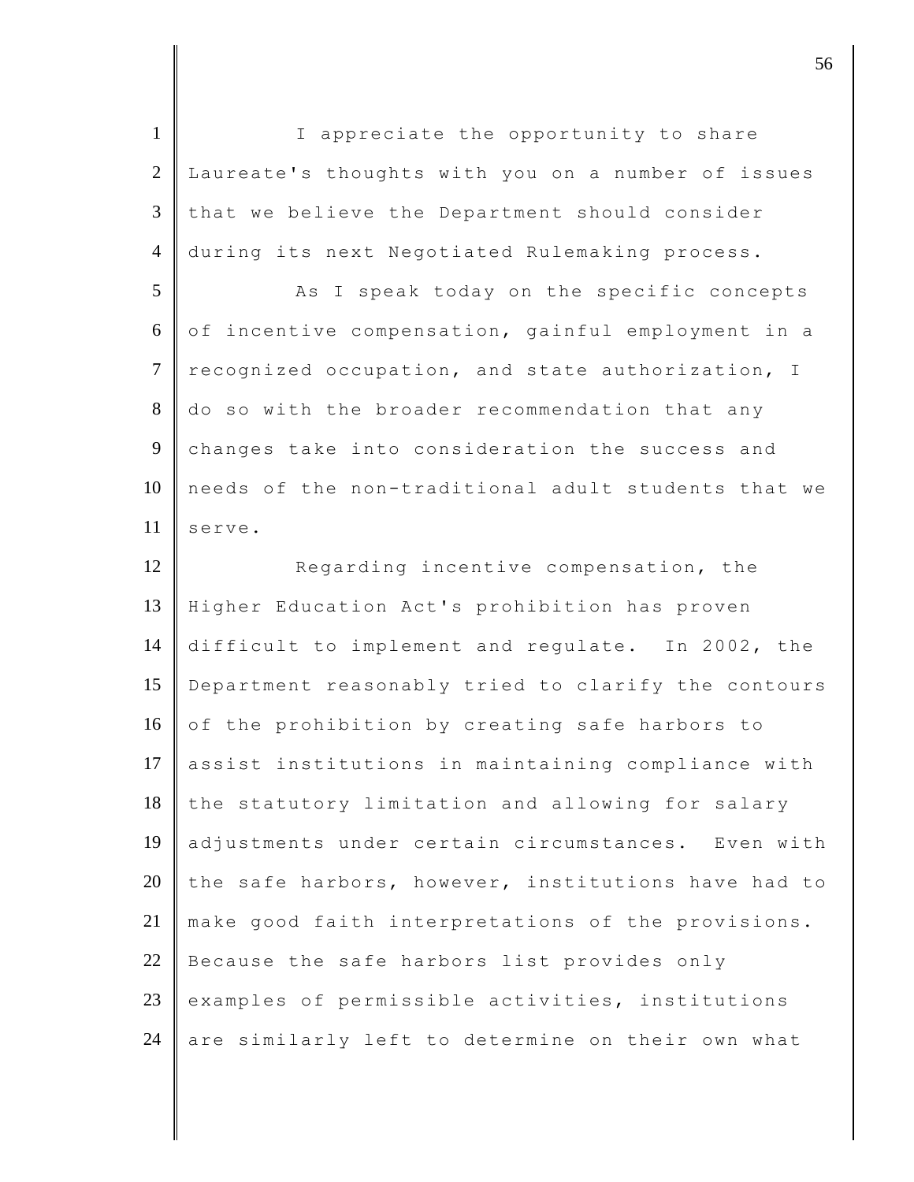I appreciate the opportunity to share Laureate's thoughts with you on a number of issues that we believe the Department should consider during its next Negotiated Rulemaking process.

As I speak today on the specific concepts of incentive compensation, gainful employment in a recognized occupation, and state authorization, I do so with the broader recommendation that any changes take into consideration the success and needs of the non-traditional adult students that we serve.

Regarding incentive compensation, the Higher Education Act's prohibition has proven difficult to implement and regulate. In 2002, the Department reasonably tried to clarify the contours of the prohibition by creating safe harbors to assist institutions in maintaining compliance with the statutory limitation and allowing for salary adjustments under certain circumstances. Even with the safe harbors, however, institutions have had to make good faith interpretations of the provisions. Because the safe harbors list provides only examples of permissible activities, institutions are similarly left to determine on their own what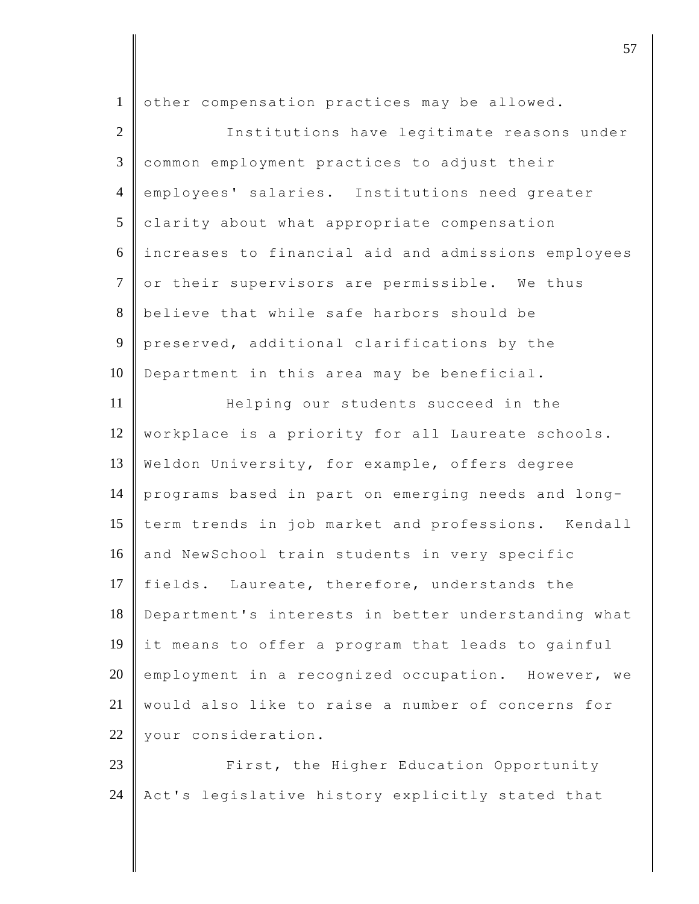other compensation practices may be allowed.

Institutions have legitimate reasons under common employment practices to adjust their employees' salaries. Institutions need greater clarity about what appropriate compensation increases to financial aid and admissions employees or their supervisors are permissible. We thus believe that while safe harbors should be preserved, additional clarifications by the Department in this area may be beneficial.

Helping our students succeed in the workplace is a priority for all Laureate schools. Weldon University, for example, offers degree programs based in part on emerging needs and long-term trends in job market and professions. Kendall and NewSchool train students in very specific fields. Laureate, therefore, understands the Department's interests in better understanding what it means to offer a program that leads to gainful employment in a recognized occupation. However, we would also like to raise a number of concerns for your consideration.

First, the Higher Education Opportunity Act's legislative history explicitly stated that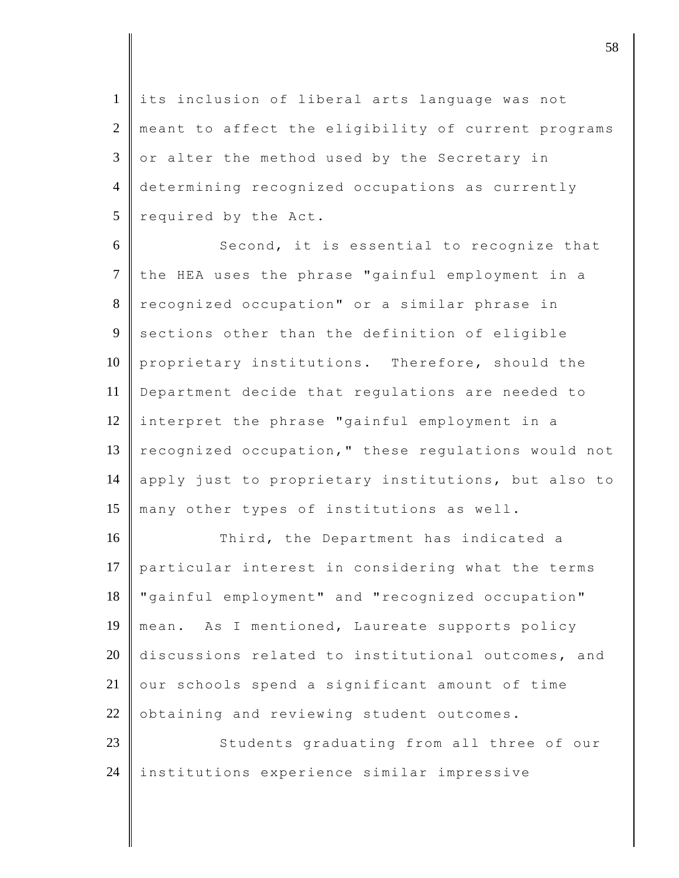its inclusion of liberal arts language was not meant to affect the eligibility of current programs or alter the method used by the Secretary in determining recognized occupations as currently required by the Act.

Second, it is essential to recognize that the HEA uses the phrase "gainful employment in a recognized occupation" or a similar phrase in sections other than the definition of eligible proprietary institutions. Therefore, should the Department decide that regulations are needed to interpret the phrase "gainful employment in a recognized occupation," these regulations would not apply just to proprietary institutions, but also to many other types of institutions as well.

Third, the Department has indicated a particular interest in considering what the terms "gainful employment" and "recognized occupation" mean. As I mentioned, Laureate supports policy discussions related to institutional outcomes, and our schools spend a significant amount of time obtaining and reviewing student outcomes.

Students graduating from all three of our institutions experience similar impressive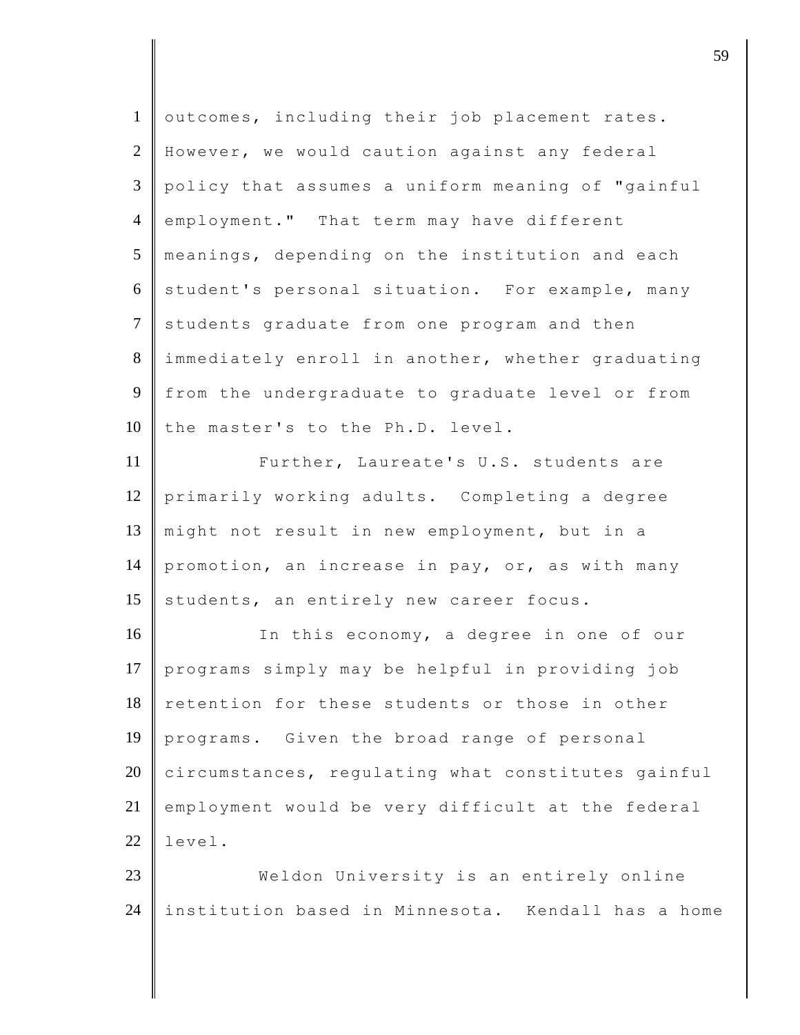outcomes, including their job placement rates. However, we would caution against any federal policy that assumes a uniform meaning of "gainful employment." That term may have different meanings, depending on the institution and each student's personal situation. For example, many students graduate from one program and then immediately enroll in another, whether graduating from the undergraduate to graduate level or from the master's to the Ph.D. level.

Further, Laureate's U.S. students are primarily working adults. Completing a degree might not result in new employment, but in a promotion, an increase in pay, or, as with many students, an entirely new career focus.

In this economy, a degree in one of our programs simply may be helpful in providing job retention for these students or those in other programs. Given the broad range of personal circumstances, regulating what constitutes gainful employment would be very difficult at the federal level.

Weldon University is an entirely online institution based in Minnesota. Kendall has a home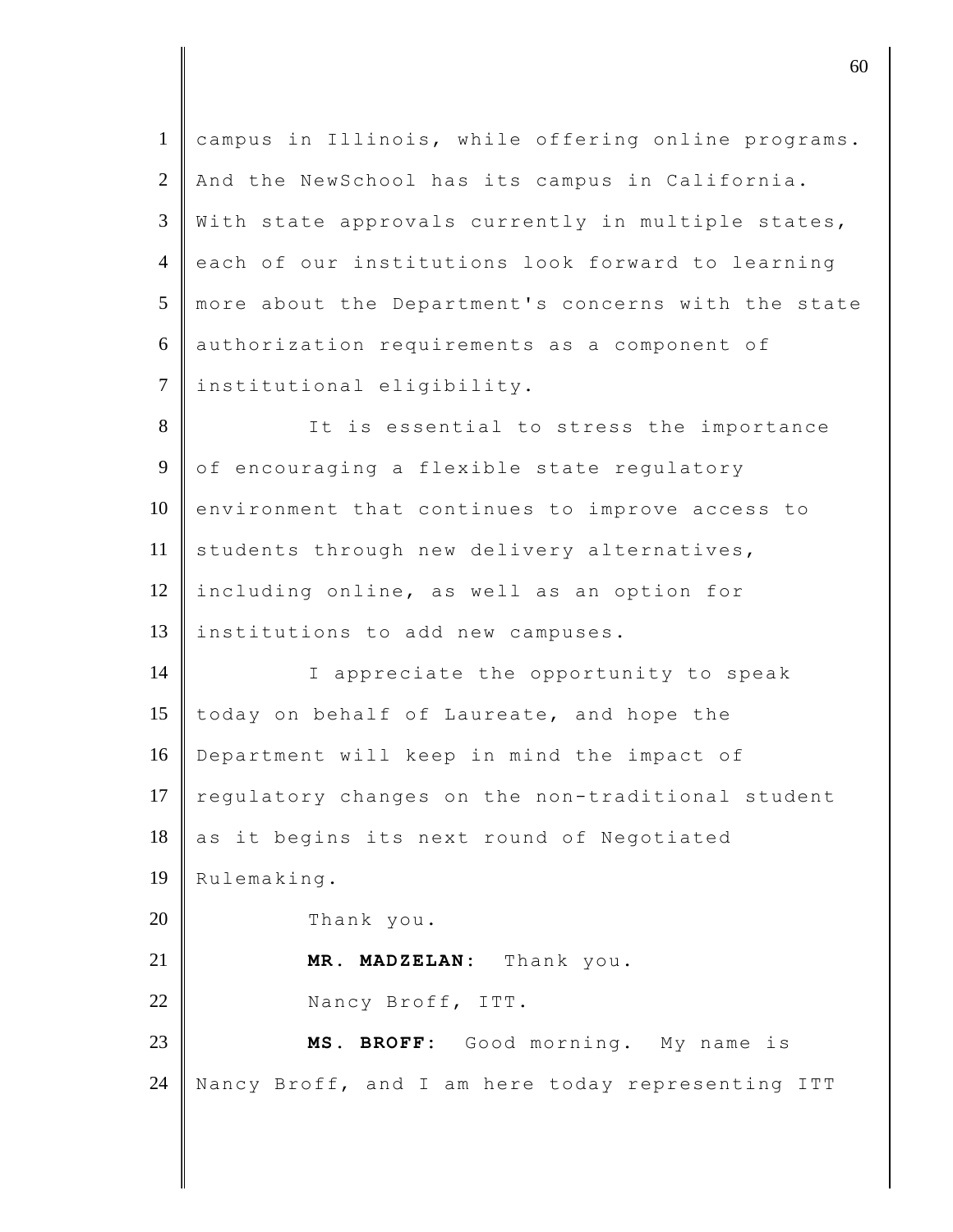campus in Illinois, while offering online programs. And the NewSchool has its campus in California. With state approvals currently in multiple states, each of our institutions look forward to learning more about the Department's concerns with the state authorization requirements as a component of institutional eligibility.

It is essential to stress the importance of encouraging a flexible state regulatory environment that continues to improve access to students through new delivery alternatives, including online, as well as an option for institutions to add new campuses.

I appreciate the opportunity to speak today on behalf of Laureate, and hope the Department will keep in mind the impact of regulatory changes on the non-traditional student as it begins its next round of Negotiated Rulemaking.

Thank you.

**MR. MADZELAN:** Thank you.

Nancy Broff, ITT.

**MS. BROFF:** Good morning. My name is Nancy Broff, and I am here today representing ITT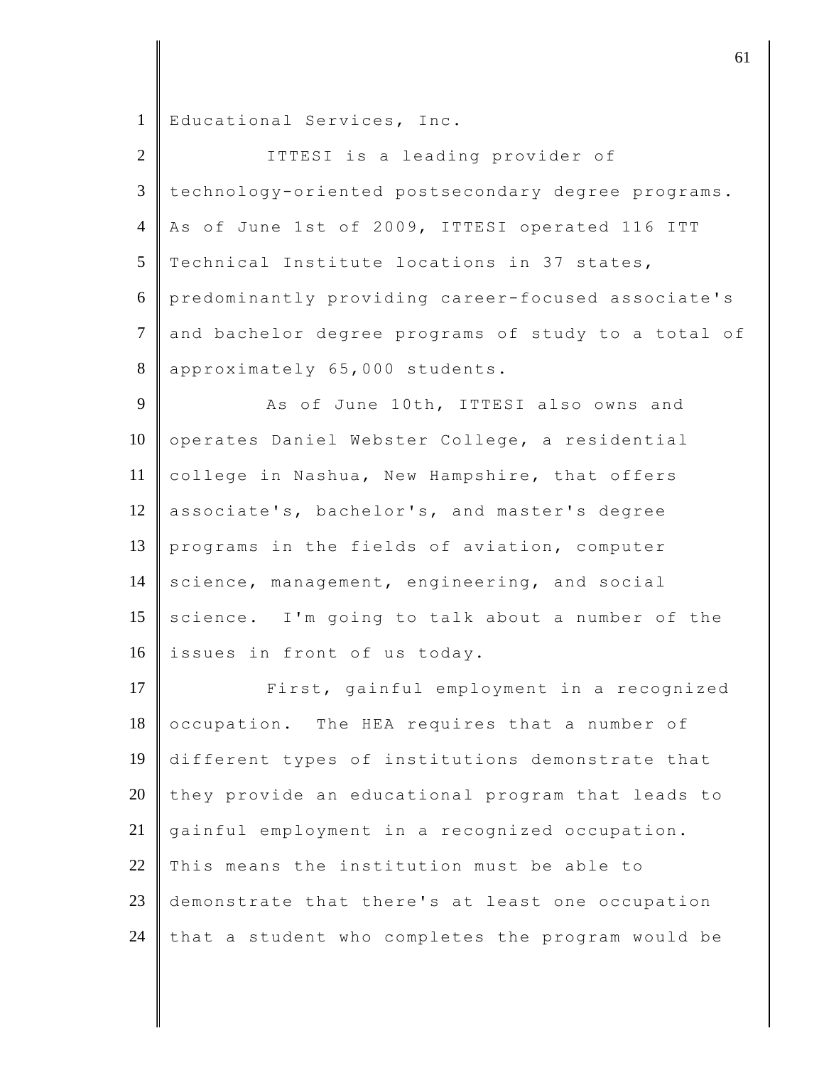Educational Services, Inc.

ITTESI is a leading provider of technology-oriented postsecondary degree programs. As of June 1st of 2009, ITTESI operated 116 ITT Technical Institute locations in 37 states, predominantly providing career-focused associate's and bachelor degree programs of study to a total of approximately 65,000 students.

As of June 10th, ITTESI also owns and operates Daniel Webster College, a residential college in Nashua, New Hampshire, that offers associate's, bachelor's, and master's degree programs in the fields of aviation, computer science, management, engineering, and social science. I'm going to talk about a number of the issues in front of us today.

First, gainful employment in a recognized occupation. The HEA requires that a number of different types of institutions demonstrate that they provide an educational program that leads to gainful employment in a recognized occupation. This means the institution must be able to demonstrate that there's at least one occupation that a student who completes the program would be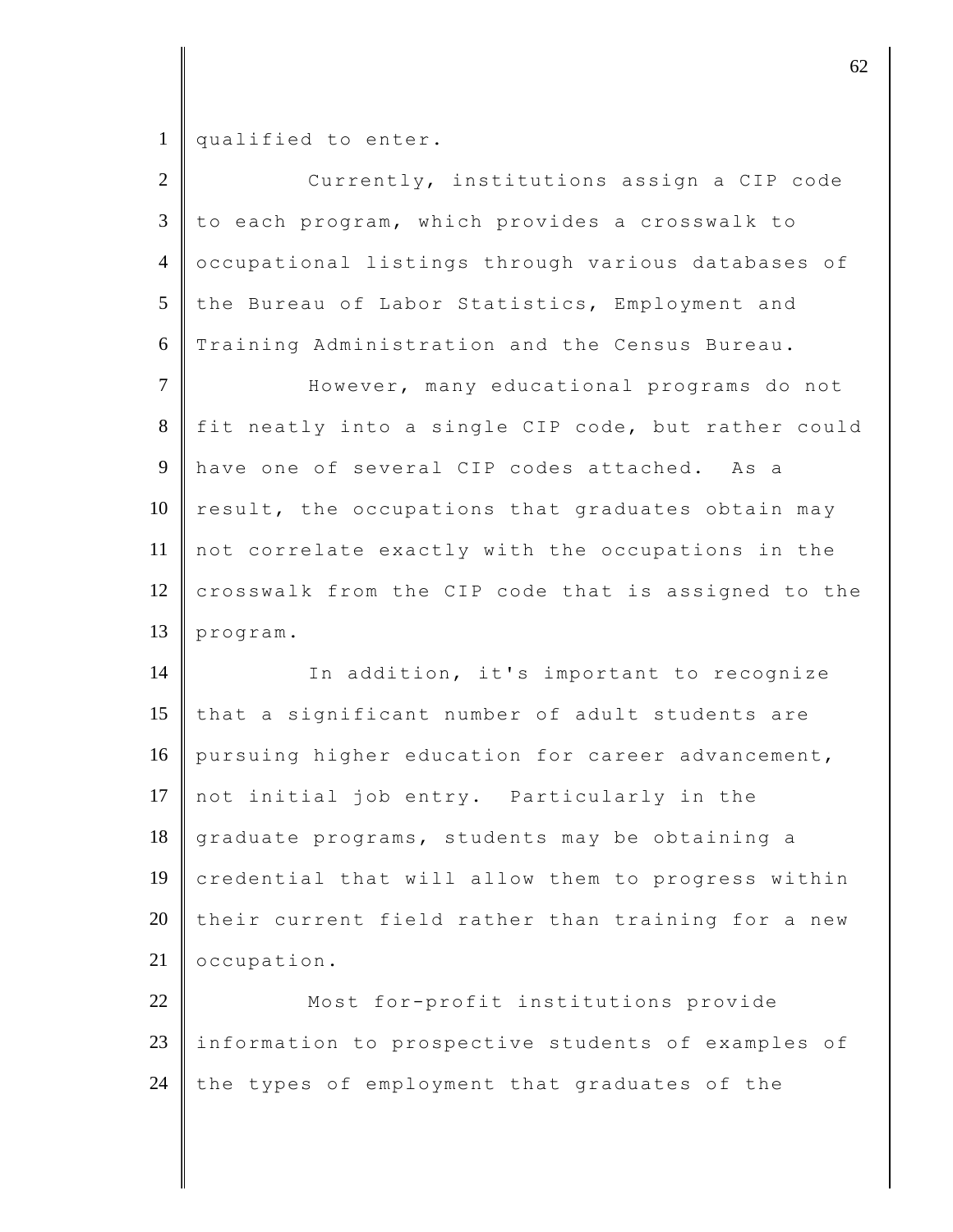qualified to enter.

Currently, institutions assign a CIP code to each program, which provides a crosswalk to occupational listings through various databases of the Bureau of Labor Statistics, Employment and Training Administration and the Census Bureau.

However, many educational programs do not fit neatly into a single CIP code, but rather could have one of several CIP codes attached. As a result, the occupations that graduates obtain may not correlate exactly with the occupations in the crosswalk from the CIP code that is assigned to the program.

In addition, it's important to recognize that a significant number of adult students are pursuing higher education for career advancement, not initial job entry. Particularly in the graduate programs, students may be obtaining a credential that will allow them to progress within their current field rather than training for a new occupation.

Most for-profit institutions provide information to prospective students of examples of the types of employment that graduates of the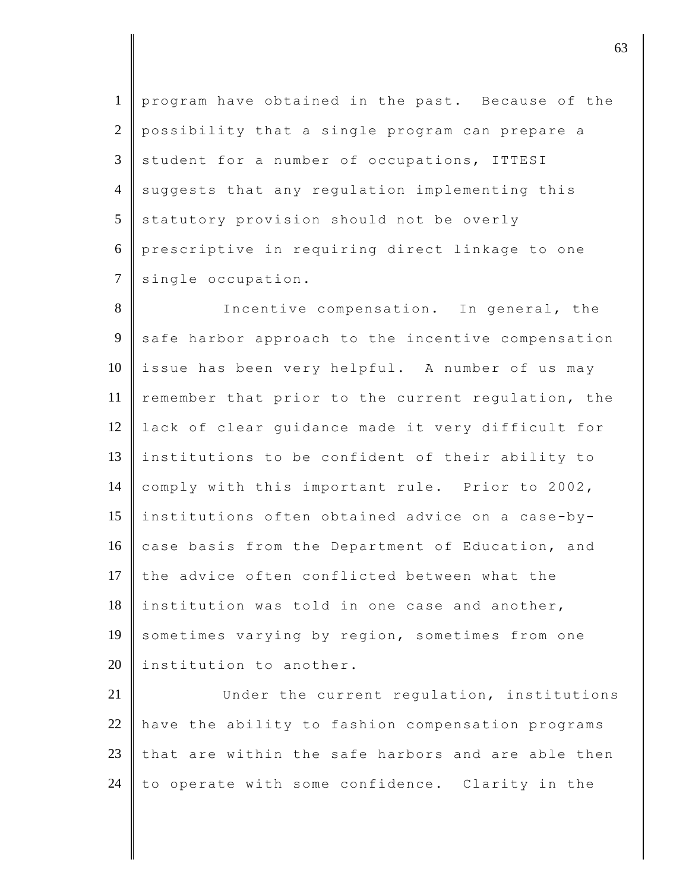program have obtained in the past. Because of the possibility that a single program can prepare a student for a number of occupations, ITTESI suggests that any regulation implementing this statutory provision should not be overly prescriptive in requiring direct linkage to one single occupation.

Incentive compensation. In general, the safe harbor approach to the incentive compensation issue has been very helpful. A number of us may remember that prior to the current regulation, the lack of clear guidance made it very difficult for institutions to be confident of their ability to comply with this important rule. Prior to 2002, institutions often obtained advice on a case-by-case basis from the Department of Education, and the advice often conflicted between what the institution was told in one case and another, sometimes varying by region, sometimes from one institution to another.

Under the current regulation, institutions have the ability to fashion compensation programs that are within the safe harbors and are able then to operate with some confidence. Clarity in the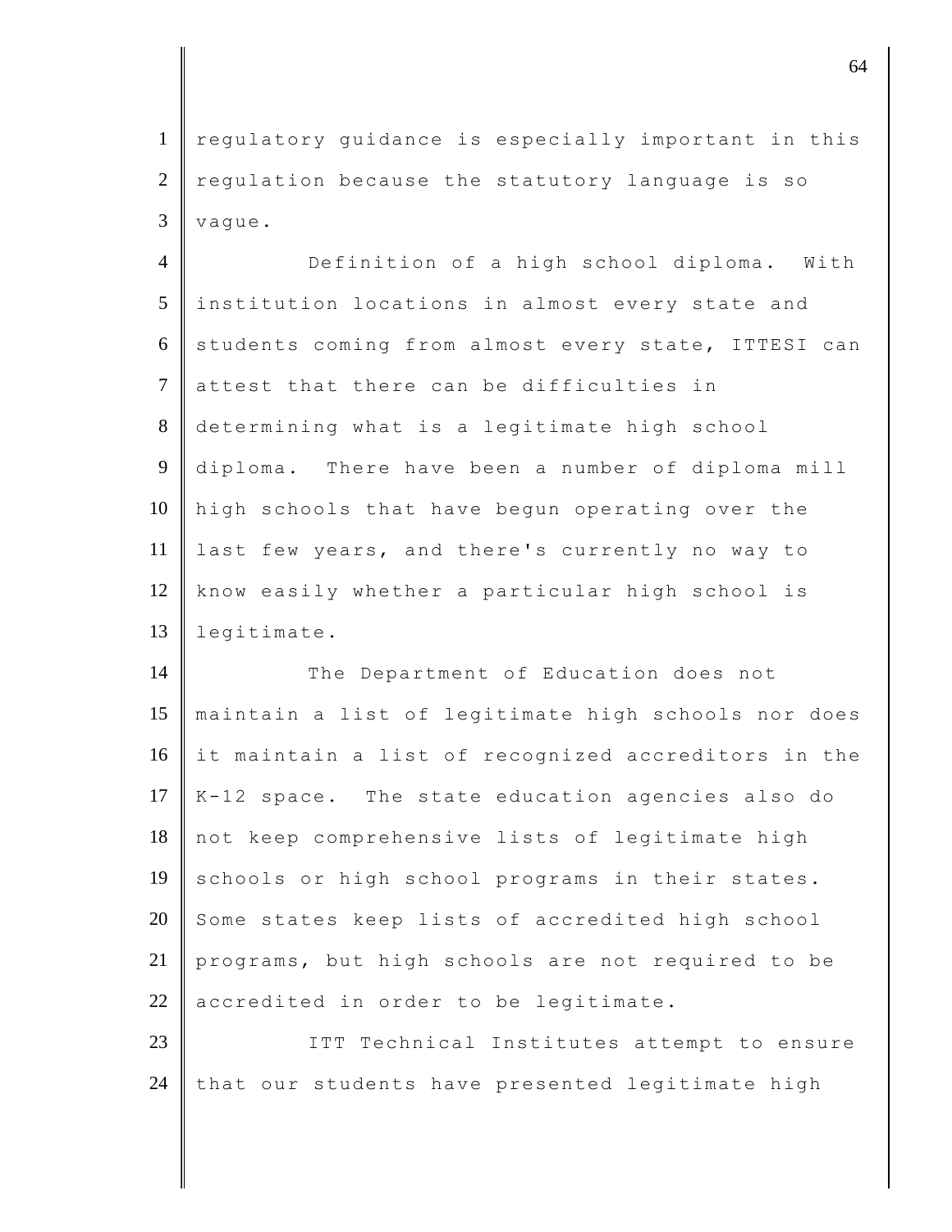regulatory guidance is especially important in this regulation because the statutory language is so vague.

Definition of a high school diploma. With institution locations in almost every state and students coming from almost every state, ITTESI can attest that there can be difficulties in determining what is a legitimate high school diploma. There have been a number of diploma mill high schools that have begun operating over the last few years, and there's currently no way to know easily whether a particular high school is legitimate.

The Department of Education does not maintain a list of legitimate high schools nor does it maintain a list of recognized accreditors in the K-12 space. The state education agencies also do not keep comprehensive lists of legitimate high schools or high school programs in their states. Some states keep lists of accredited high school programs, but high schools are not required to be accredited in order to be legitimate.

ITT Technical Institutes attempt to ensure that our students have presented legitimate high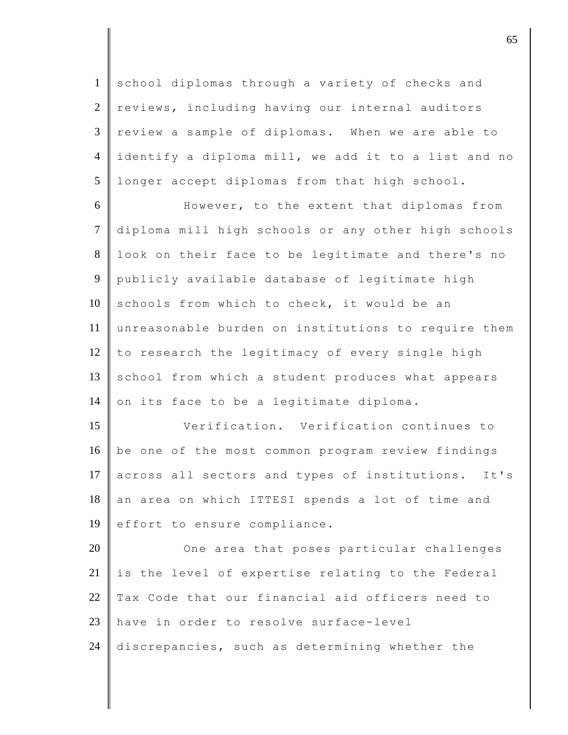school diplomas through a variety of checks and reviews, including having our internal auditors review a sample of diplomas. When we are able to identify a diploma mill, we add it to a list and no longer accept diplomas from that high school.

However, to the extent that diplomas from diploma mill high schools or any other high schools look on their face to be legitimate and there's no publicly available database of legitimate high schools from which to check, it would be an unreasonable burden on institutions to require them to research the legitimacy of every single high school from which a student produces what appears on its face to be a legitimate diploma.

Verification. Verification continues to be one of the most common program review findings across all sectors and types of institutions. It's an area on which ITTESI spends a lot of time and effort to ensure compliance.

One area that poses particular challenges is the level of expertise relating to the Federal Tax Code that our financial aid officers need to have in order to resolve surface-level discrepancies, such as determining whether the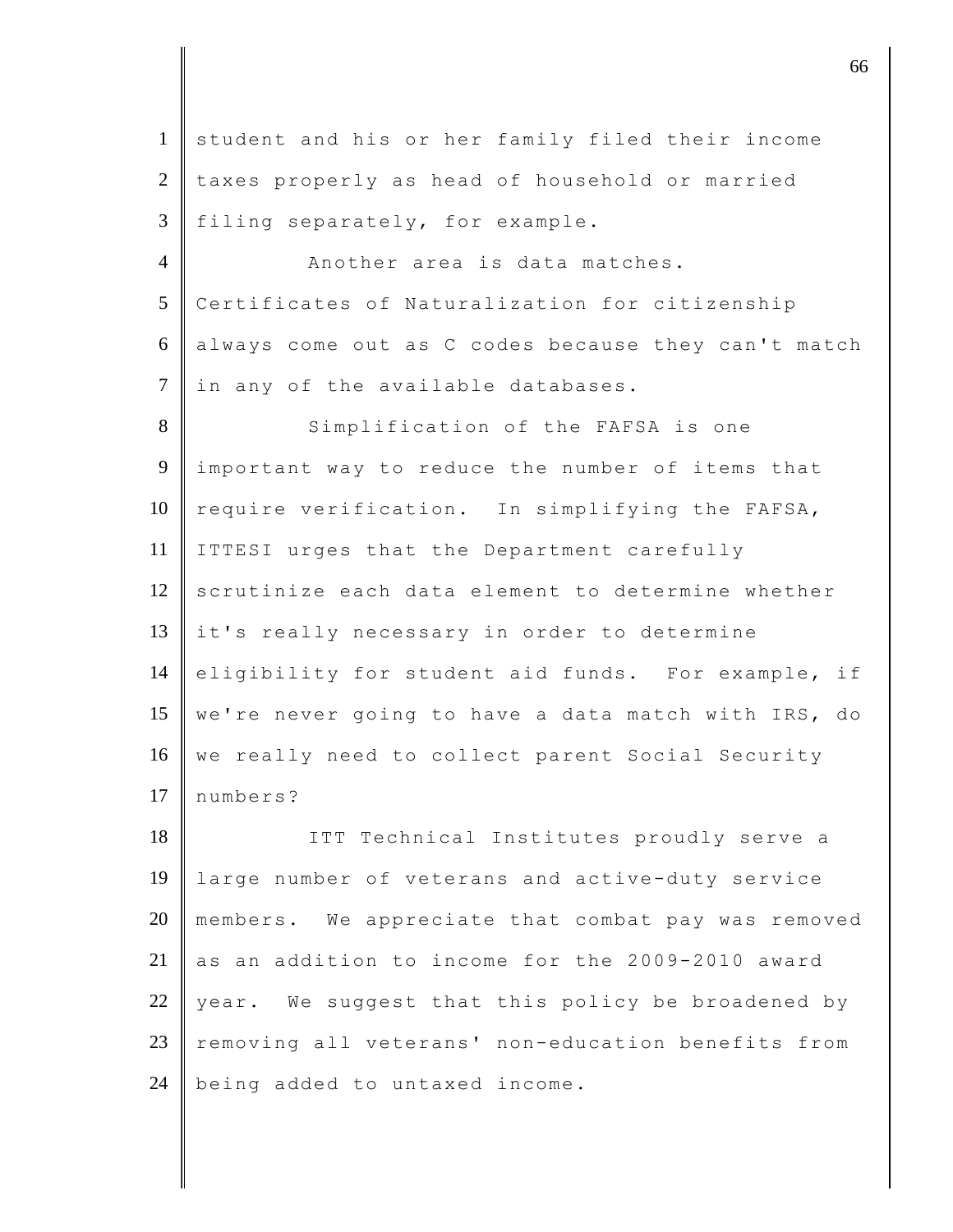student and his or her family filed their income taxes properly as head of household or married filing separately, for example.

Another area is data matches. Certificates of Naturalization for citizenship always come out as C codes because they can't match in any of the available databases.

Simplification of the FAFSA is one important way to reduce the number of items that require verification. In simplifying the FAFSA, ITTESI urges that the Department carefully scrutinize each data element to determine whether it's really necessary in order to determine eligibility for student aid funds. For example, if we're never going to have a data match with IRS, do we really need to collect parent Social Security numbers?

ITT Technical Institutes proudly serve a large number of veterans and active-duty service members. We appreciate that combat pay was removed as an addition to income for the 2009-2010 award year. We suggest that this policy be broadened by removing all veterans' non-education benefits from being added to untaxed income.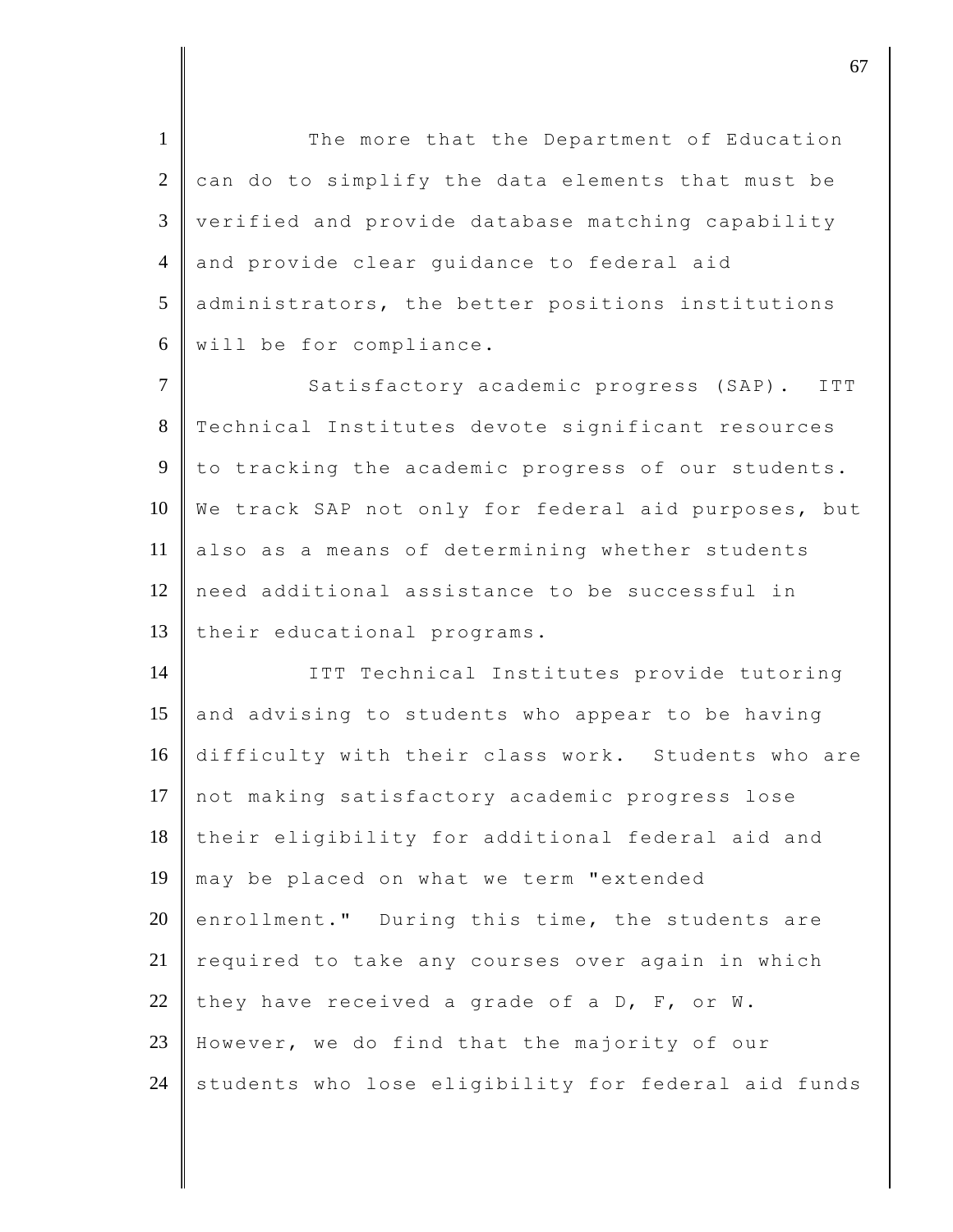The more that the Department of Education can do to simplify the data elements that must be verified and provide database matching capability and provide clear guidance to federal aid administrators, the better positions institutions will be for compliance.

Satisfactory academic progress (SAP). ITT Technical Institutes devote significant resources to tracking the academic progress of our students. We track SAP not only for federal aid purposes, but also as a means of determining whether students need additional assistance to be successful in their educational programs.

ITT Technical Institutes provide tutoring and advising to students who appear to be having difficulty with their class work. Students who are not making satisfactory academic progress lose their eligibility for additional federal aid and may be placed on what we term "extended enrollment." During this time, the students are required to take any courses over again in which they have received a grade of a D, F, or W. However, we do find that the majority of our students who lose eligibility for federal aid funds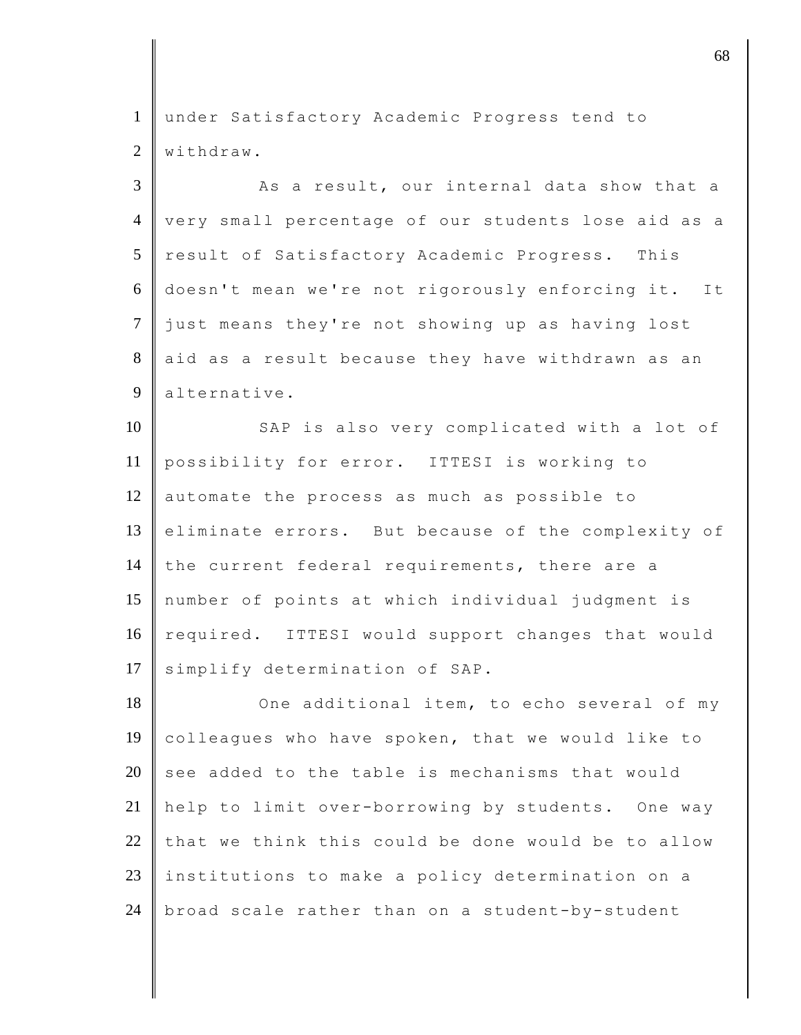under Satisfactory Academic Progress tend to withdraw.

As a result, our internal data show that a very small percentage of our students lose aid as a result of Satisfactory Academic Progress. This doesn't mean we're not rigorously enforcing it. It just means they're not showing up as having lost aid as a result because they have withdrawn as an alternative.

SAP is also very complicated with a lot of possibility for error. ITTESI is working to automate the process as much as possible to eliminate errors. But because of the complexity of the current federal requirements, there are a number of points at which individual judgment is required. ITTESI would support changes that would simplify determination of SAP.

One additional item, to echo several of my colleagues who have spoken, that we would like to see added to the table is mechanisms that would help to limit over-borrowing by students. One way that we think this could be done would be to allow institutions to make a policy determination on a broad scale rather than on a student-by-student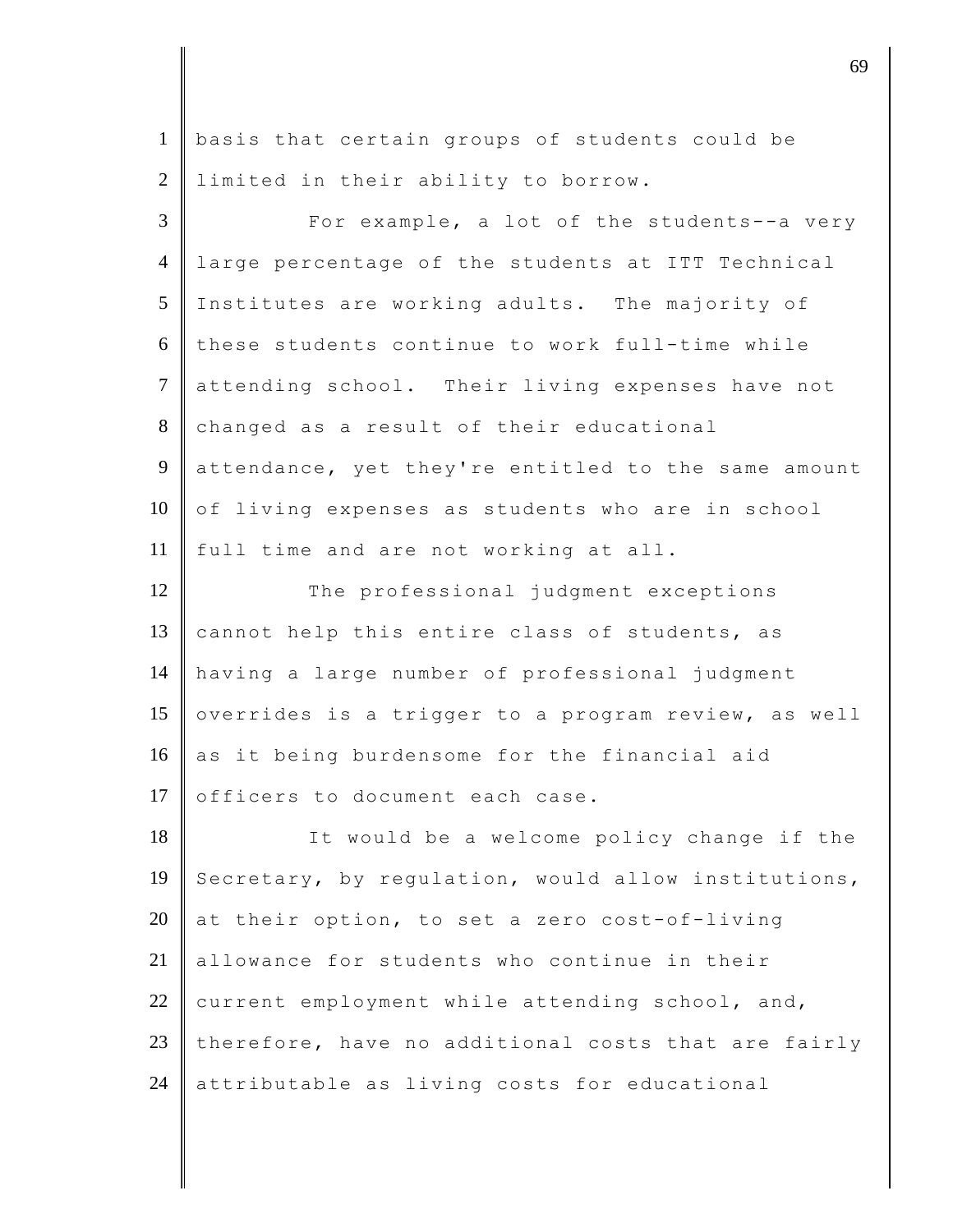basis that certain groups of students could be limited in their ability to borrow.

For example, a lot of the students--a very large percentage of the students at ITT Technical Institutes are working adults. The majority of these students continue to work full-time while attending school. Their living expenses have not changed as a result of their educational attendance, yet they're entitled to the same amount of living expenses as students who are in school full time and are not working at all.

The professional judgment exceptions cannot help this entire class of students, as having a large number of professional judgment overrides is a trigger to a program review, as well as it being burdensome for the financial aid officers to document each case.

It would be a welcome policy change if the Secretary, by regulation, would allow institutions, at their option, to set a zero cost-of-living allowance for students who continue in their current employment while attending school, and, therefore, have no additional costs that are fairly attributable as living costs for educational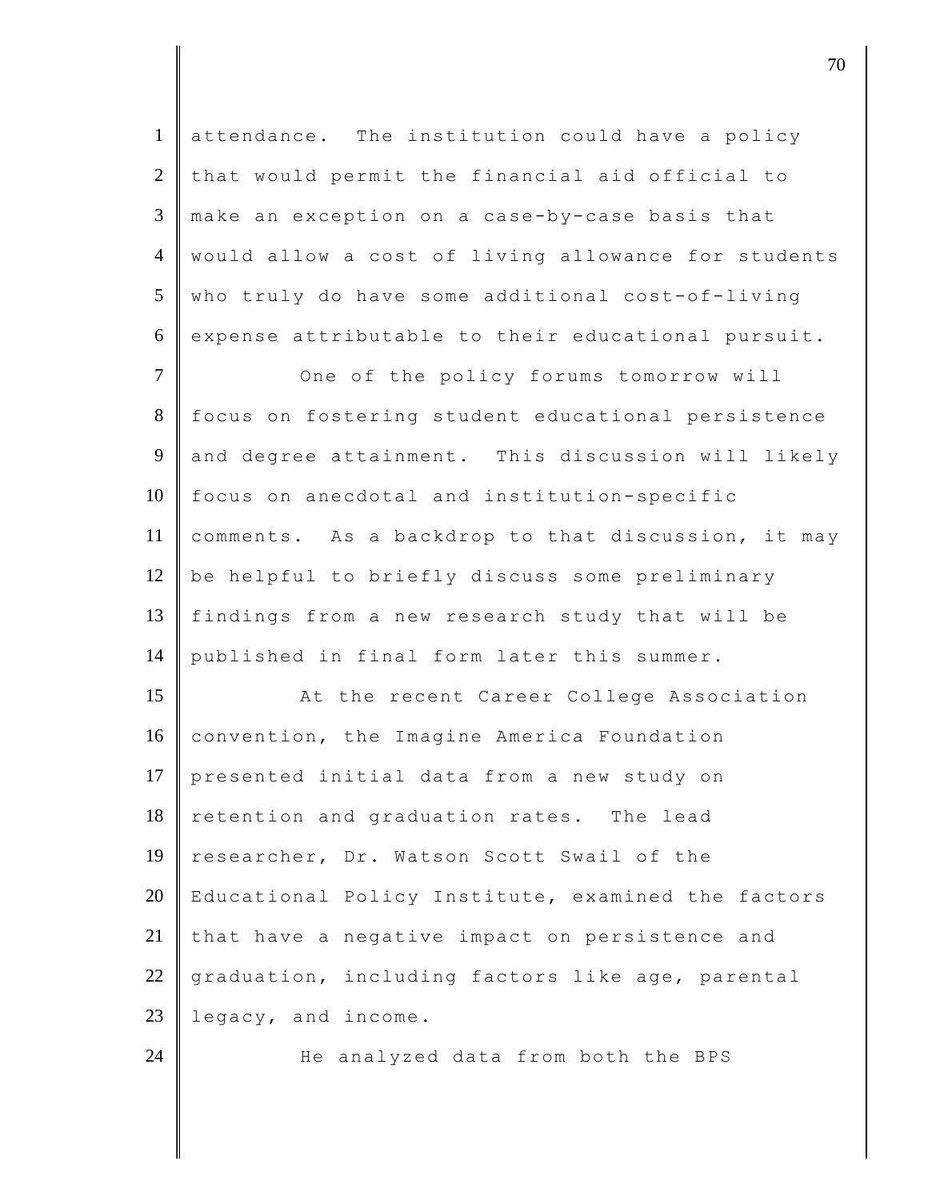attendance. The institution could have a policy that would permit the financial aid official to make an exception on a case-by-case basis that would allow a cost of living allowance for students who truly do have some additional cost-of-living expense attributable to their educational pursuit.

One of the policy forums tomorrow will focus on fostering student educational persistence and degree attainment. This discussion will likely focus on anecdotal and institution-specific comments. As a backdrop to that discussion, it may be helpful to briefly discuss some preliminary findings from a new research study that will be published in final form later this summer.

At the recent Career College Association convention, the Imagine America Foundation presented initial data from a new study on retention and graduation rates. The lead researcher, Dr. Watson Scott Swail of the Educational Policy Institute, examined the factors that have a negative impact on persistence and graduation, including factors like age, parental legacy, and income.

He analyzed data from both the BPS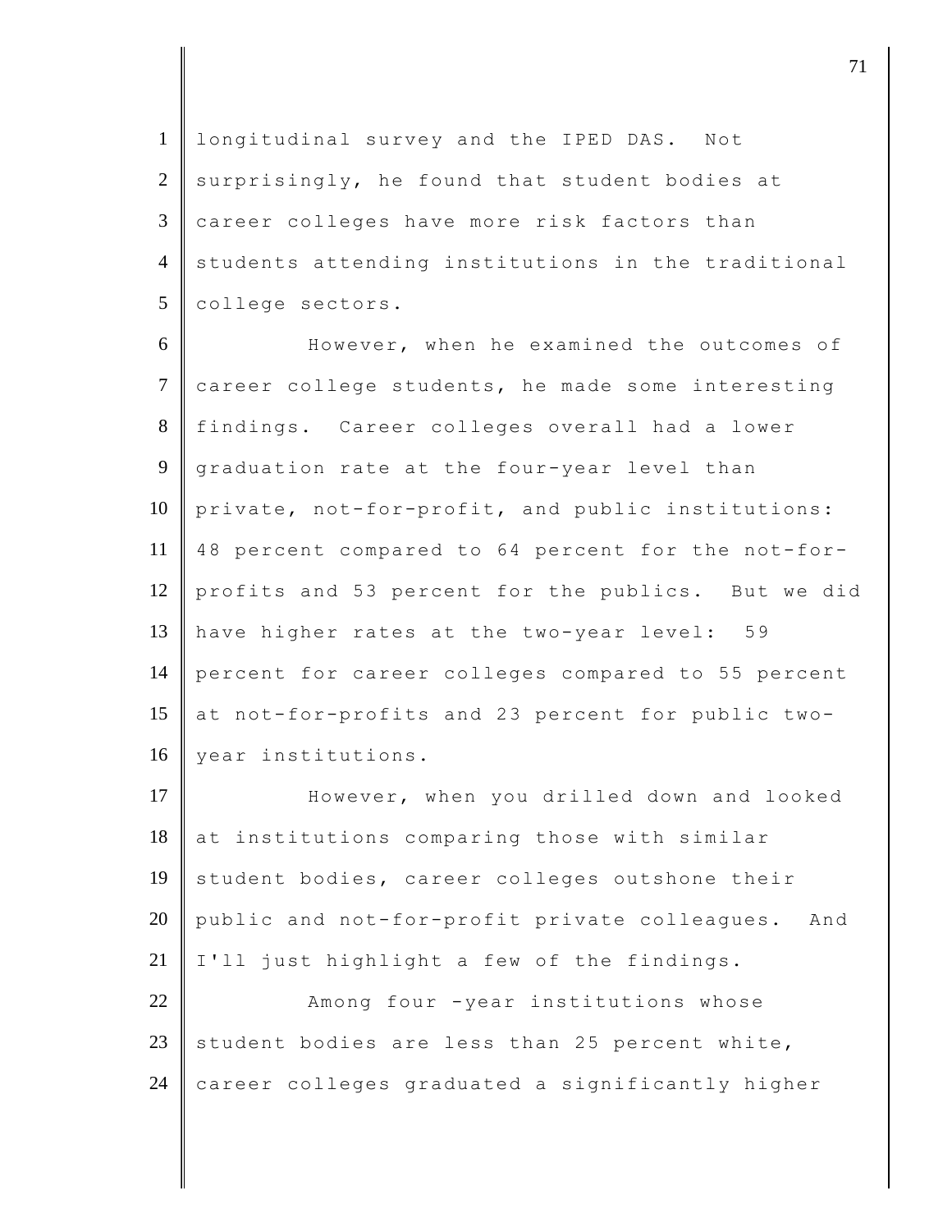longitudinal survey and the IPED DAS. Not surprisingly, he found that student bodies at career colleges have more risk factors than students attending institutions in the traditional college sectors.

However, when he examined the outcomes of career college students, he made some interesting findings. Career colleges overall had a lower graduation rate at the four-year level than private, not-for-profit, and public institutions: 48 percent compared to 64 percent for the not-for-profits and 53 percent for the publics. But we did have higher rates at the two-year level: 59 percent for career colleges compared to 55 percent at not-for-profits and 23 percent for public two-year institutions.

However, when you drilled down and looked at institutions comparing those with similar student bodies, career colleges outshone their public and not-for-profit private colleagues. And I'll just highlight a few of the findings.

Among four -year institutions whose student bodies are less than 25 percent white, career colleges graduated a significantly higher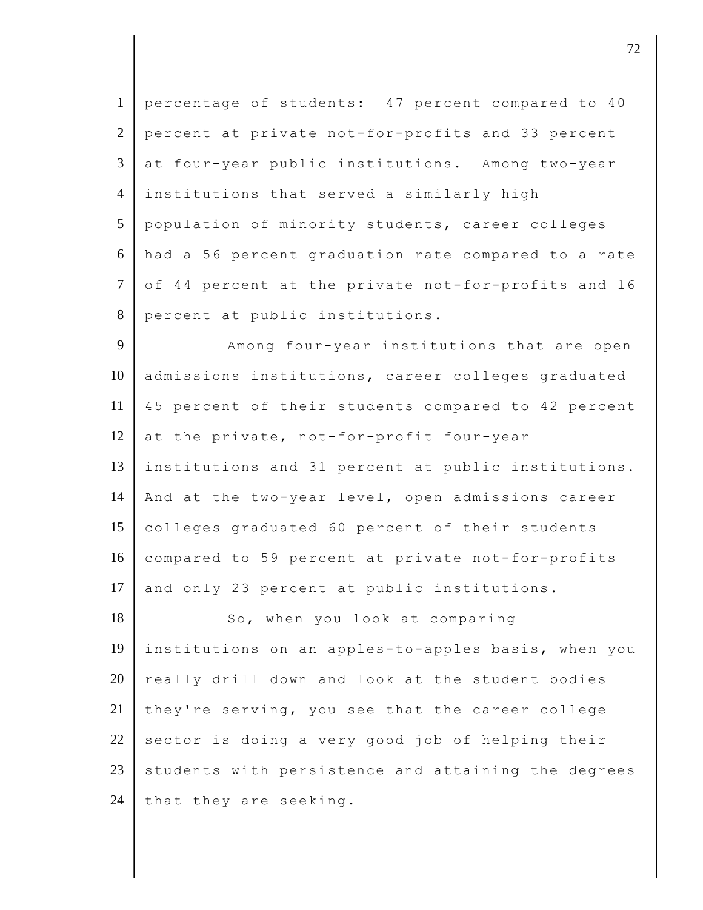percentage of students: 47 percent compared to 40 percent at private not-for-profits and 33 percent at four-year public institutions. Among two-year institutions that served a similarly high population of minority students, career colleges had a 56 percent graduation rate compared to a rate of 44 percent at the private not-for-profits and 16 percent at public institutions.

Among four-year institutions that are open admissions institutions, career colleges graduated 45 percent of their students compared to 42 percent at the private, not-for-profit four-year institutions and 31 percent at public institutions. And at the two-year level, open admissions career colleges graduated 60 percent of their students compared to 59 percent at private not-for-profits and only 23 percent at public institutions.

So, when you look at comparing institutions on an apples-to-apples basis, when you really drill down and look at the student bodies they're serving, you see that the career college sector is doing a very good job of helping their students with persistence and attaining the degrees that they are seeking.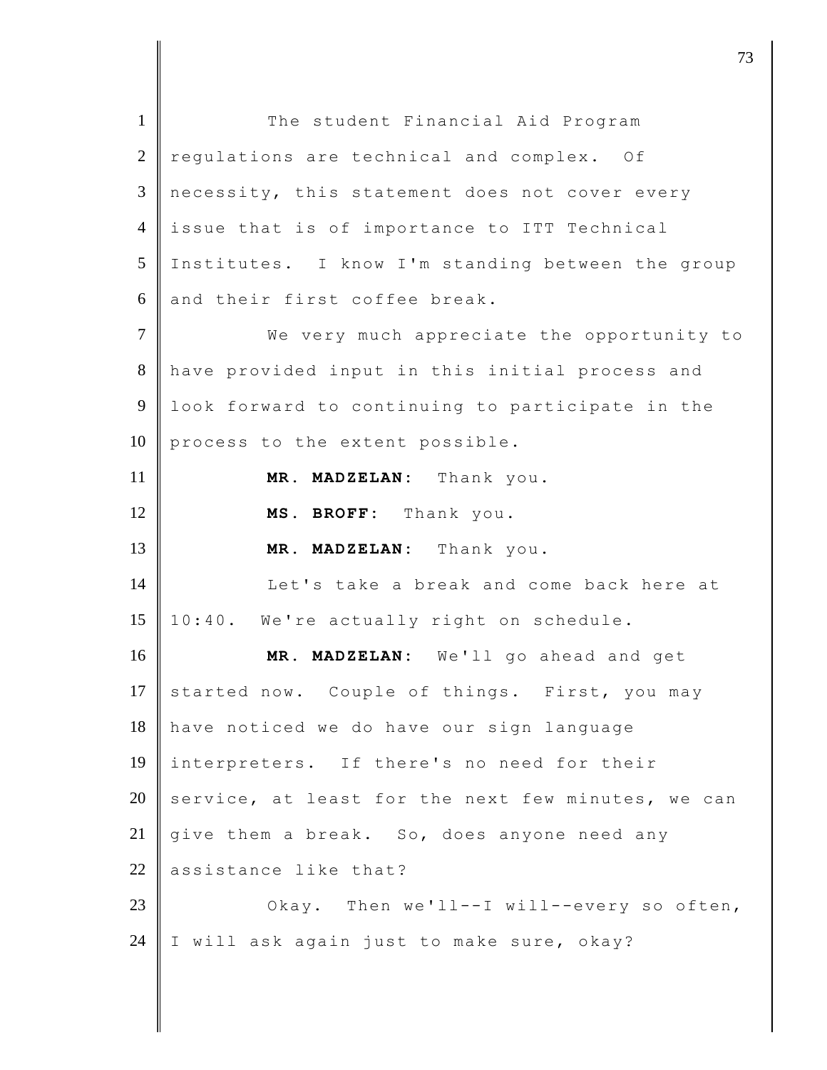The student Financial Aid Program regulations are technical and complex. Of necessity, this statement does not cover every issue that is of importance to ITT Technical Institutes. I know I'm standing between the group and their first coffee break.

We very much appreciate the opportunity to have provided input in this initial process and look forward to continuing to participate in the process to the extent possible.

**MR. MADZELAN:** Thank you.

**MS. BROFF:** Thank you.

**MR. MADZELAN:** Thank you.

Let's take a break and come back here at 10:40. We're actually right on schedule.

**MR. MADZELAN:** We'll go ahead and get started now. Couple of things. First, you may have noticed we do have our sign language interpreters. If there's no need for their service, at least for the next few minutes, we can give them a break. So, does anyone need any assistance like that?

Okay. Then we'll--I will--every so often, I will ask again just to make sure, okay?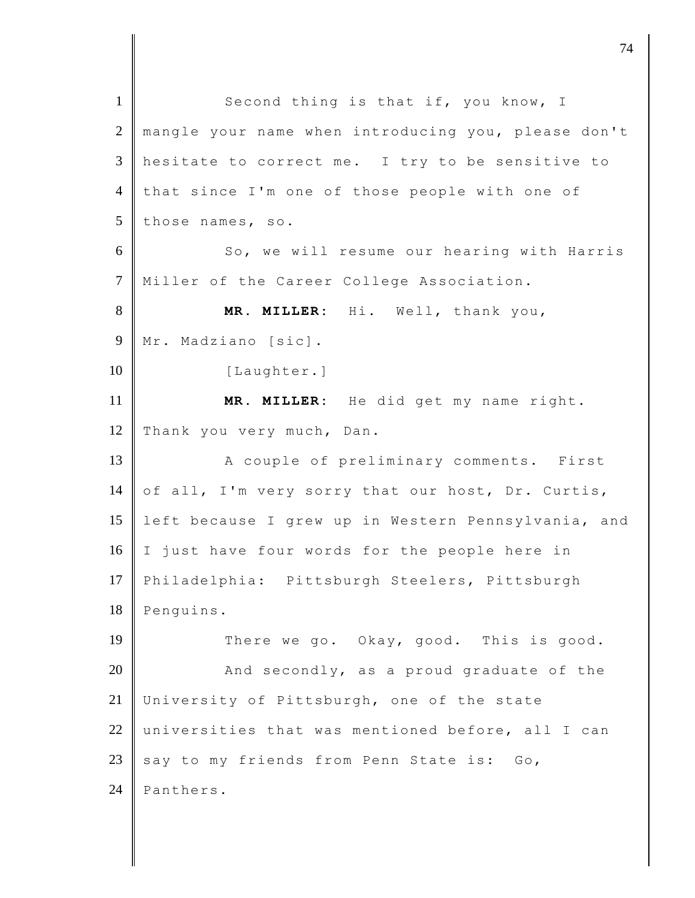Second thing is that if, you know, I mangle your name when introducing you, please don't hesitate to correct me. I try to be sensitive to that since I'm one of those people with one of those names, so.

So, we will resume our hearing with Harris Miller of the Career College Association.

**MR. MILLER:** Hi. Well, thank you, Mr. Madziano [sic].

[Laughter.]

**MR. MILLER:** He did get my name right. Thank you very much, Dan.

A couple of preliminary comments. First of all, I'm very sorry that our host, Dr. Curtis, left because I grew up in Western Pennsylvania, and I just have four words for the people here in Philadelphia: Pittsburgh Steelers, Pittsburgh Penguins.

There we go. Okay, good. This is good.

And secondly, as a proud graduate of the University of Pittsburgh, one of the state universities that was mentioned before, all I can say to my friends from Penn State is: Go, Panthers.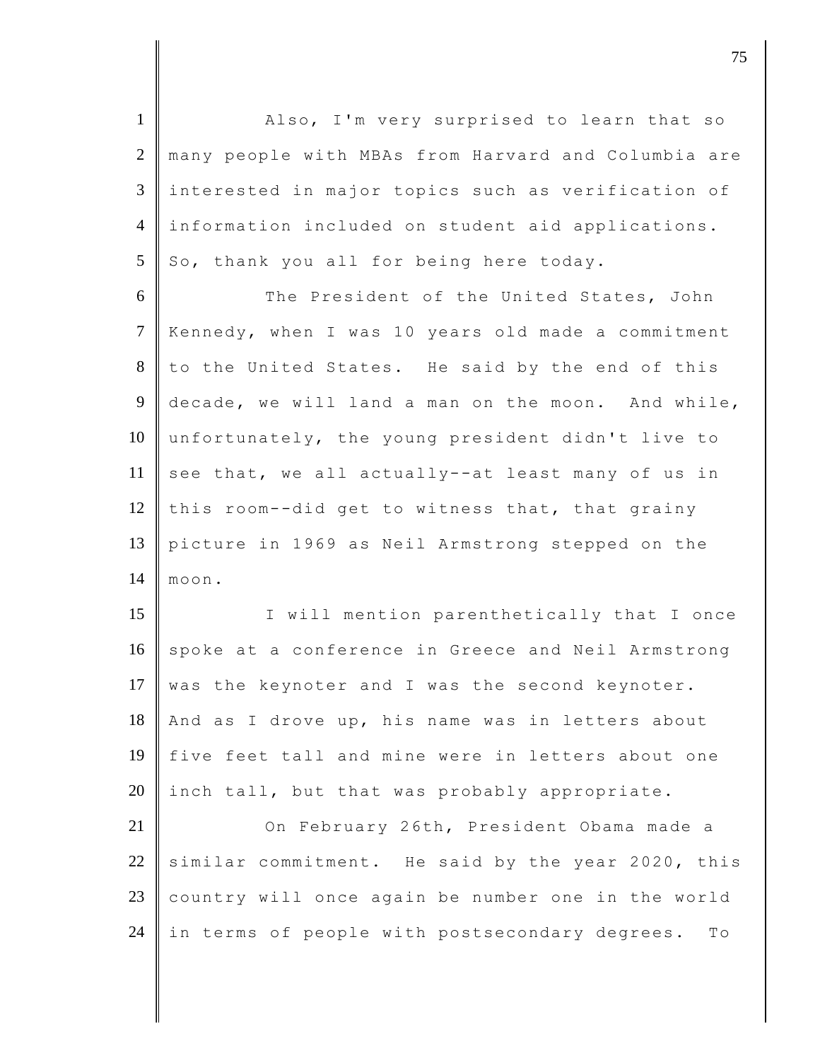Also, I'm very surprised to learn that so many people with MBAs from Harvard and Columbia are interested in major topics such as verification of information included on student aid applications. So, thank you all for being here today.

The President of the United States, John Kennedy, when I was 10 years old made a commitment to the United States. He said by the end of this decade, we will land a man on the moon. And while, unfortunately, the young president didn't live to see that, we all actually--at least many of us in this room--did get to witness that, that grainy picture in 1969 as Neil Armstrong stepped on the moon.

I will mention parenthetically that I once spoke at a conference in Greece and Neil Armstrong was the keynoter and I was the second keynoter. And as I drove up, his name was in letters about five feet tall and mine were in letters about one inch tall, but that was probably appropriate.

On February 26th, President Obama made a similar commitment. He said by the year 2020, this country will once again be number one in the world in terms of people with postsecondary degrees. To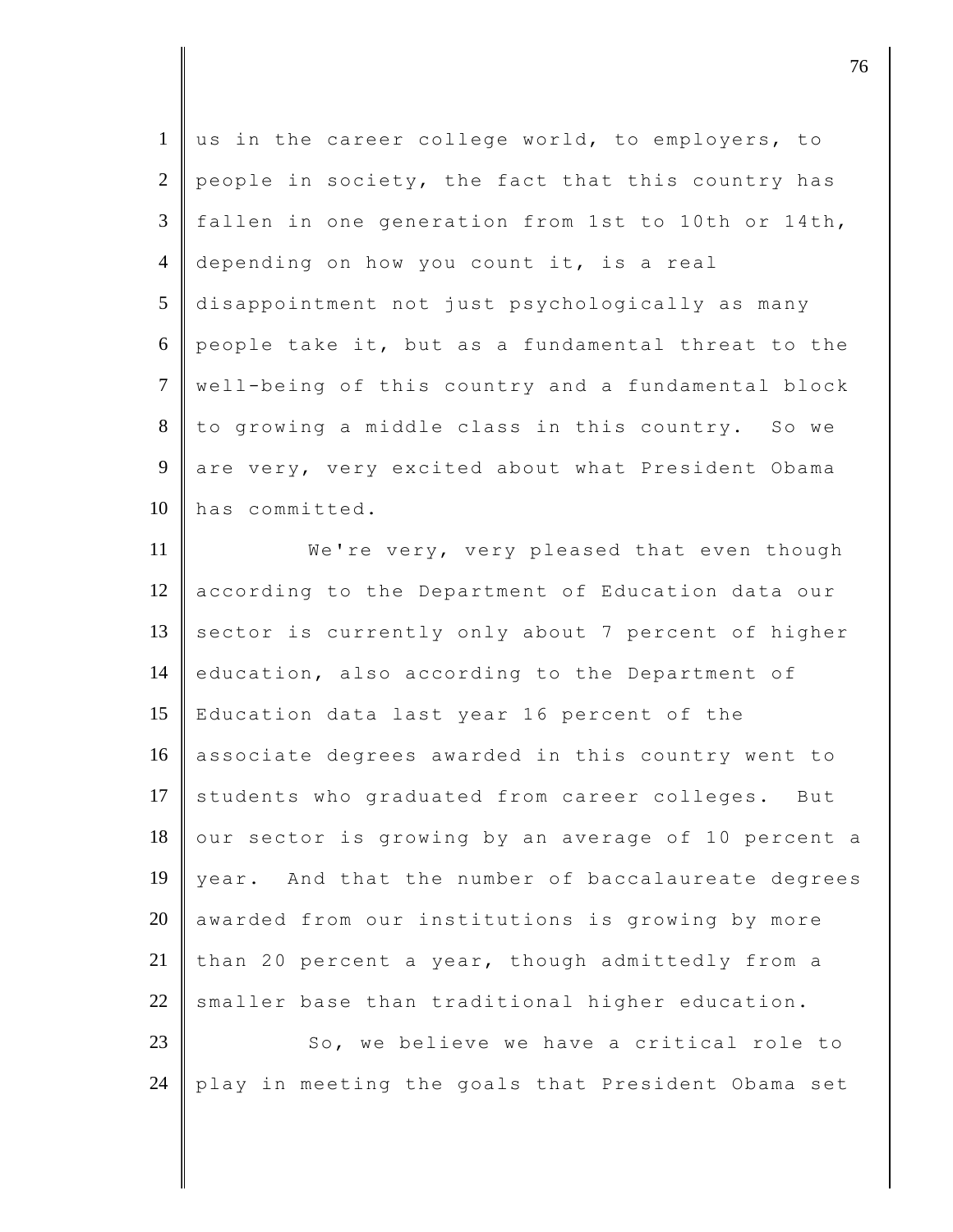us in the career college world, to employers, to people in society, the fact that this country has fallen in one generation from 1st to 10th or 14th, depending on how you count it, is a real disappointment not just psychologically as many people take it, but as a fundamental threat to the well-being of this country and a fundamental block to growing a middle class in this country. So we are very, very excited about what President Obama has committed.

We're very, very pleased that even though according to the Department of Education data our sector is currently only about 7 percent of higher education, also according to the Department of Education data last year 16 percent of the associate degrees awarded in this country went to students who graduated from career colleges. But our sector is growing by an average of 10 percent a year. And that the number of baccalaureate degrees awarded from our institutions is growing by more than 20 percent a year, though admittedly from a smaller base than traditional higher education.

So, we believe we have a critical role to play in meeting the goals that President Obama set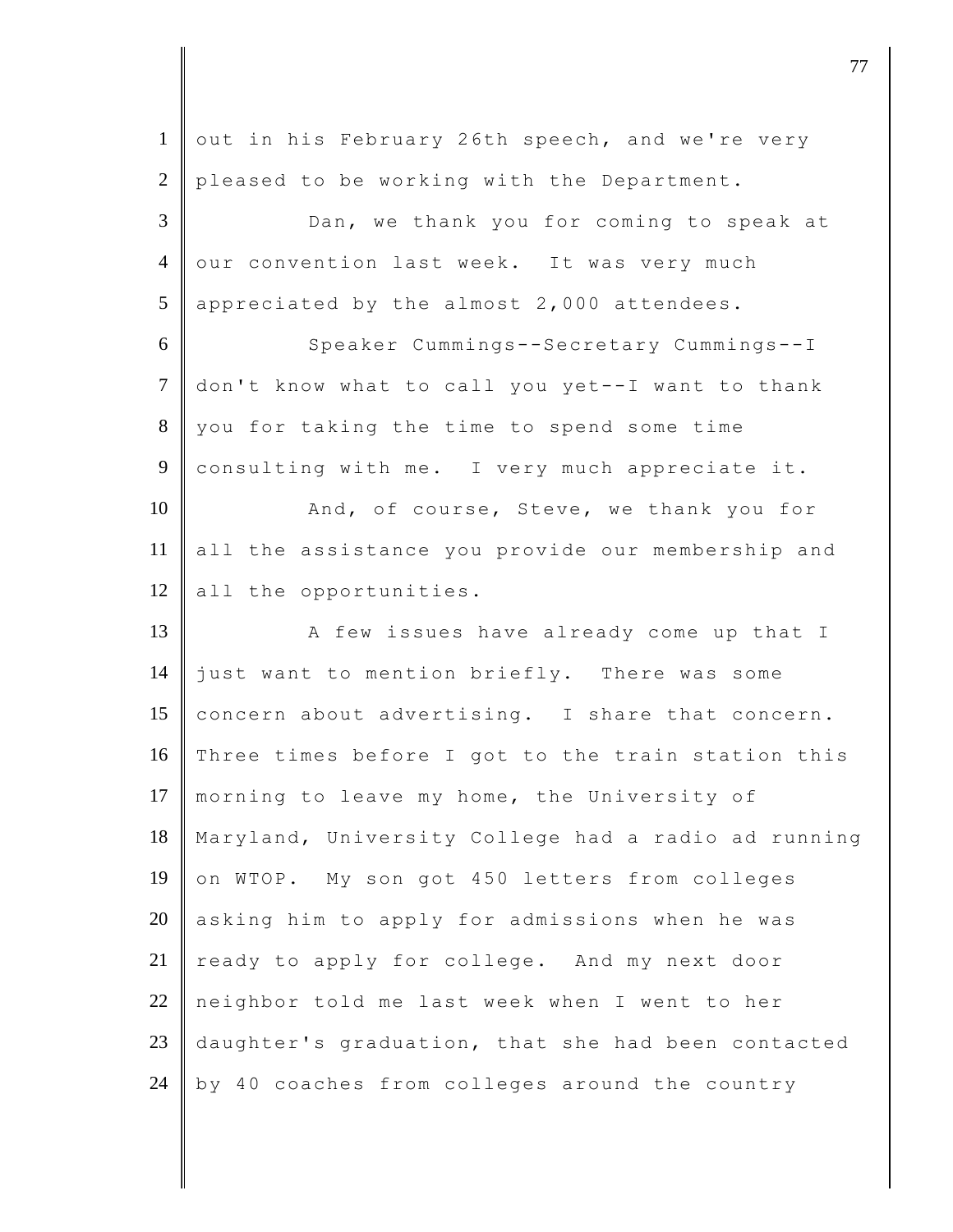out in his February 26th speech, and we're very pleased to be working with the Department.

Dan, we thank you for coming to speak at our convention last week. It was very much appreciated by the almost 2,000 attendees.

Speaker Cummings--Secretary Cummings--I don't know what to call you yet--I want to thank you for taking the time to spend some time consulting with me. I very much appreciate it.

And, of course, Steve, we thank you for all the assistance you provide our membership and all the opportunities.

A few issues have already come up that I just want to mention briefly. There was some concern about advertising. I share that concern. Three times before I got to the train station this morning to leave my home, the University of Maryland, University College had a radio ad running on WTOP. My son got 450 letters from colleges asking him to apply for admissions when he was ready to apply for college. And my next door neighbor told me last week when I went to her daughter's graduation, that she had been contacted by 40 coaches from colleges around the country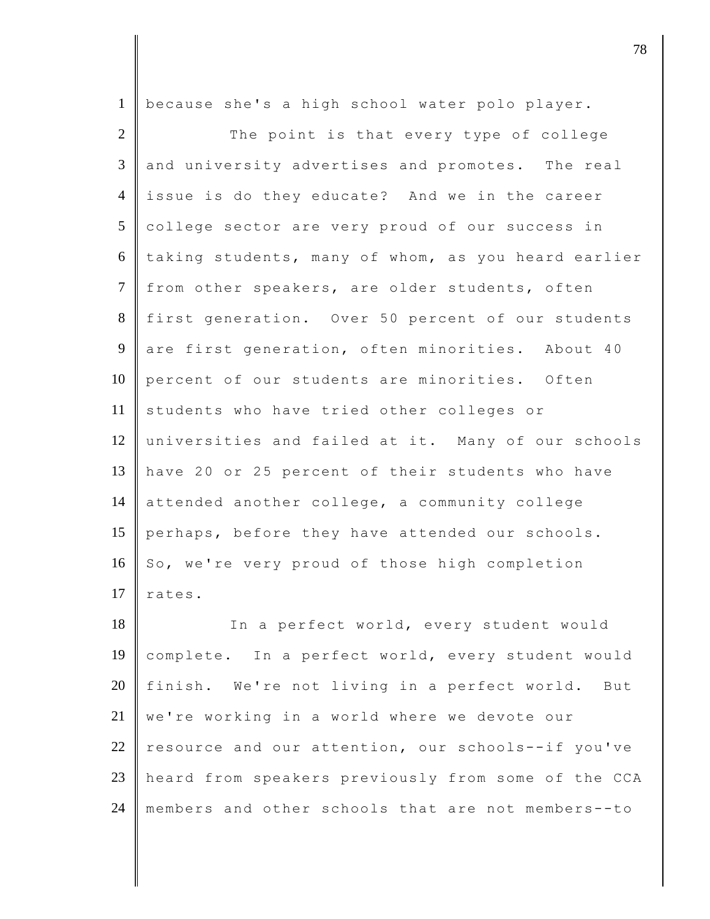because she's a high school water polo player.

The point is that every type of college and university advertises and promotes. The real issue is do they educate? And we in the career college sector are very proud of our success in taking students, many of whom, as you heard earlier from other speakers, are older students, often first generation. Over 50 percent of our students are first generation, often minorities. About 40 percent of our students are minorities. Often students who have tried other colleges or universities and failed at it. Many of our schools have 20 or 25 percent of their students who have attended another college, a community college perhaps, before they have attended our schools. So, we're very proud of those high completion rates.

In a perfect world, every student would complete. In a perfect world, every student would finish. We're not living in a perfect world. But we're working in a world where we devote our resource and our attention, our schools--if you've heard from speakers previously from some of the CCA members and other schools that are not members--to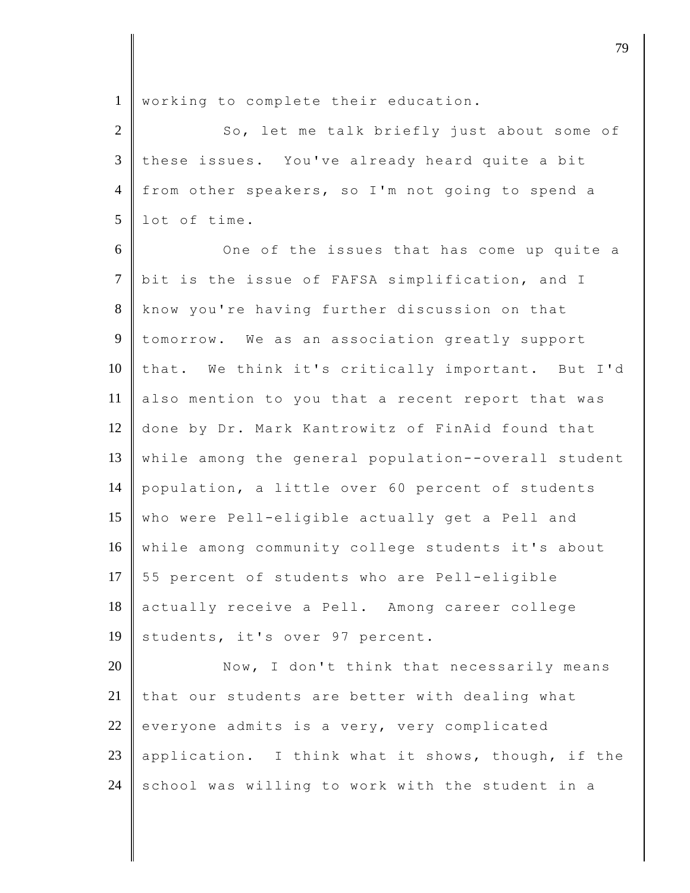working to complete their education.

So, let me talk briefly just about some of these issues. You've already heard quite a bit from other speakers, so I'm not going to spend a lot of time.

One of the issues that has come up quite a bit is the issue of FAFSA simplification, and I know you're having further discussion on that tomorrow. We as an association greatly support that. We think it's critically important. But I'd also mention to you that a recent report that was done by Dr. Mark Kantrowitz of FinAid found that while among the general population--overall student population, a little over 60 percent of students who were Pell-eligible actually get a Pell and while among community college students it's about 55 percent of students who are Pell-eligible actually receive a Pell. Among career college students, it's over 97 percent.

Now, I don't think that necessarily means that our students are better with dealing what everyone admits is a very, very complicated application. I think what it shows, though, if the school was willing to work with the student in a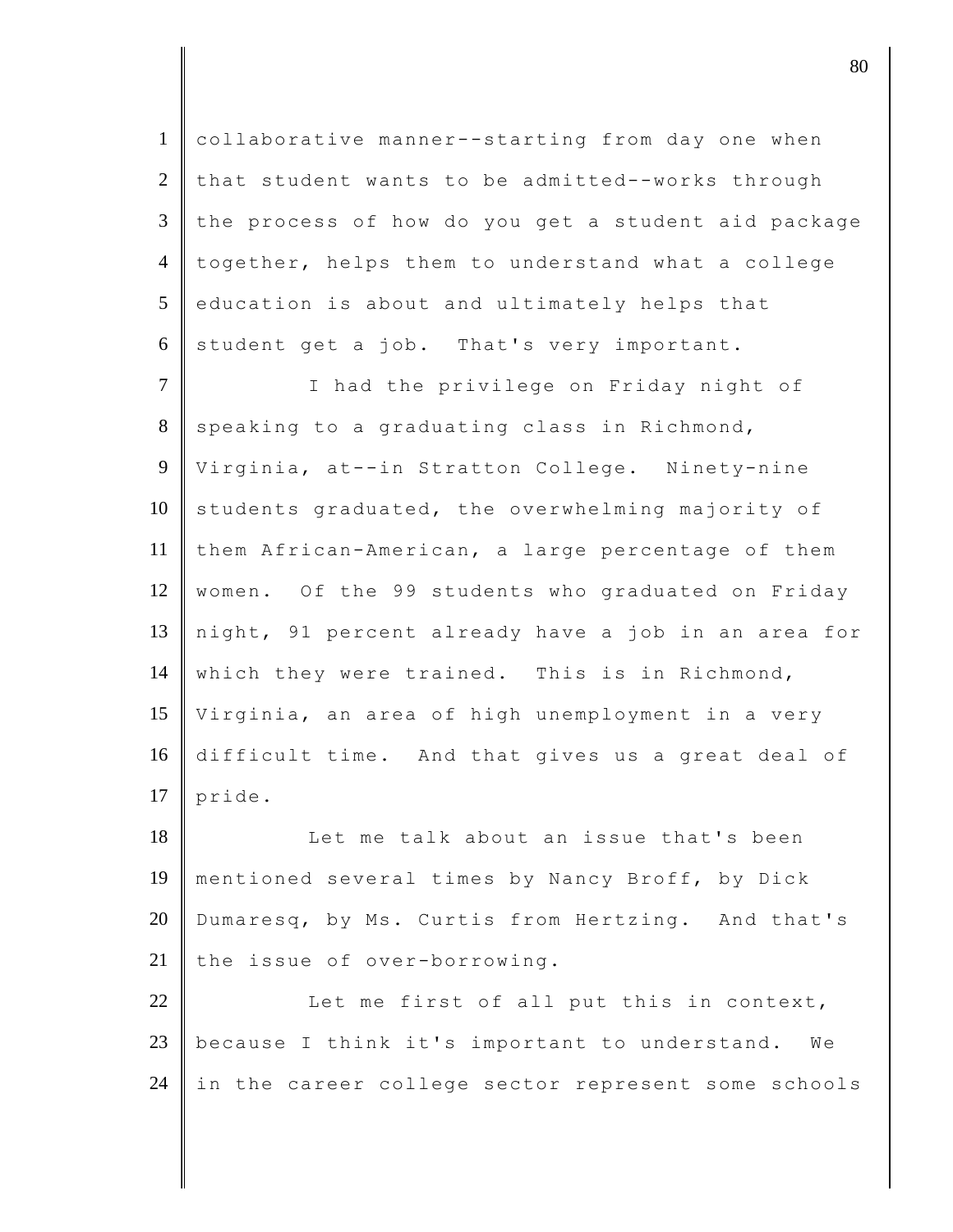collaborative manner--starting from day one when that student wants to be admitted--works through the process of how do you get a student aid package together, helps them to understand what a college education is about and ultimately helps that student get a job. That's very important.

I had the privilege on Friday night of speaking to a graduating class in Richmond, Virginia, at--in Stratton College. Ninety-nine students graduated, the overwhelming majority of them African-American, a large percentage of them women. Of the 99 students who graduated on Friday night, 91 percent already have a job in an area for which they were trained. This is in Richmond, Virginia, an area of high unemployment in a very difficult time. And that gives us a great deal of pride.

Let me talk about an issue that's been mentioned several times by Nancy Broff, by Dick Dumaresq, by Ms. Curtis from Hertzing. And that's the issue of over-borrowing.

Let me first of all put this in context, because I think it's important to understand. We in the career college sector represent some schools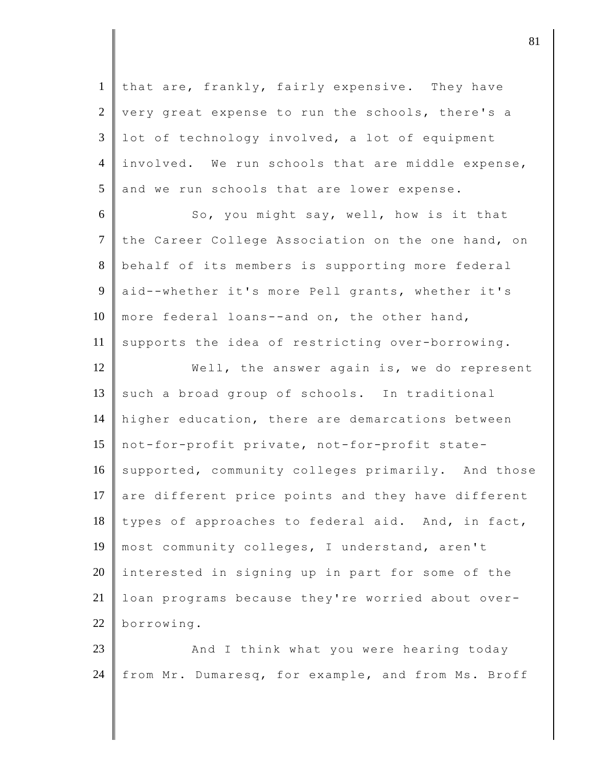that are, frankly, fairly expensive. They have very great expense to run the schools, there's a lot of technology involved, a lot of equipment involved. We run schools that are middle expense, and we run schools that are lower expense.

So, you might say, well, how is it that the Career College Association on the one hand, on behalf of its members is supporting more federal aid--whether it's more Pell grants, whether it's more federal loans--and on, the other hand, supports the idea of restricting over-borrowing.

Well, the answer again is, we do represent such a broad group of schools. In traditional higher education, there are demarcations between not-for-profit private, not-for-profit state-supported, community colleges primarily. And those are different price points and they have different types of approaches to federal aid. And, in fact, most community colleges, I understand, aren't interested in signing up in part for some of the loan programs because they're worried about over-borrowing.

And I think what you were hearing today from Mr. Dumaresq, for example, and from Ms. Broff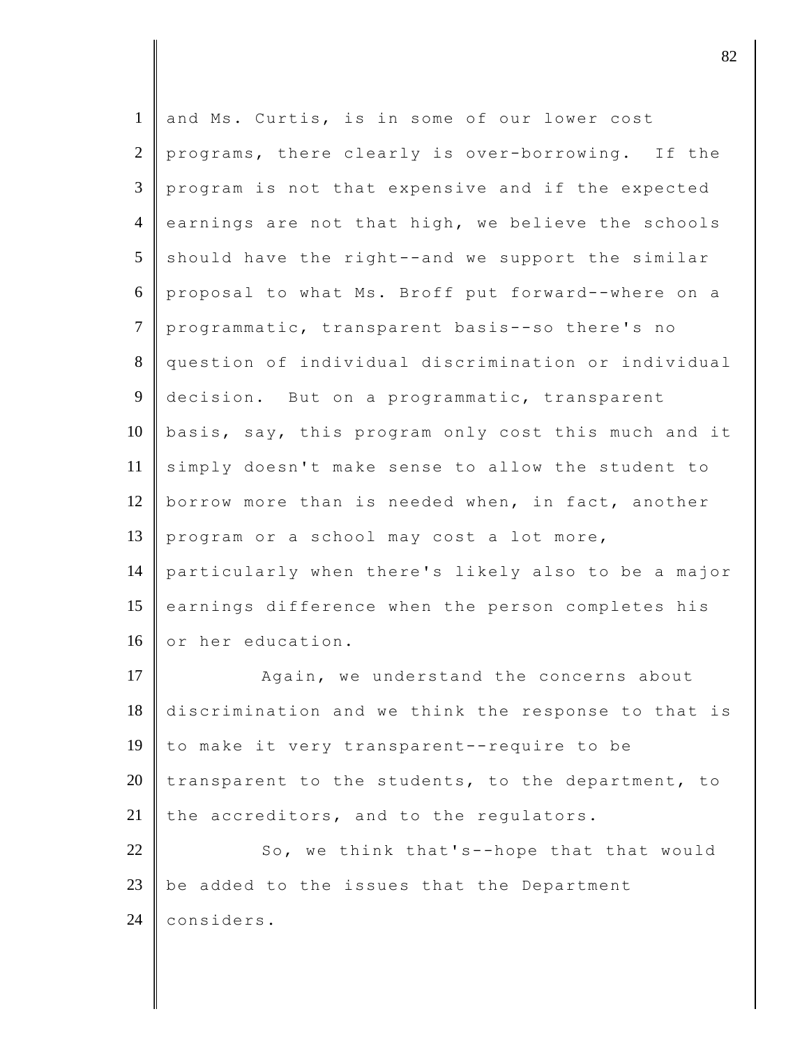and Ms. Curtis, is in some of our lower cost programs, there clearly is over-borrowing. If the program is not that expensive and if the expected earnings are not that high, we believe the schools should have the right--and we support the similar proposal to what Ms. Broff put forward--where on a programmatic, transparent basis--so there's no question of individual discrimination or individual decision. But on a programmatic, transparent basis, say, this program only cost this much and it simply doesn't make sense to allow the student to borrow more than is needed when, in fact, another program or a school may cost a lot more, particularly when there's likely also to be a major earnings difference when the person completes his or her education.

Again, we understand the concerns about discrimination and we think the response to that is to make it very transparent--require to be transparent to the students, to the department, to the accreditors, and to the regulators.

So, we think that's--hope that that would be added to the issues that the Department considers.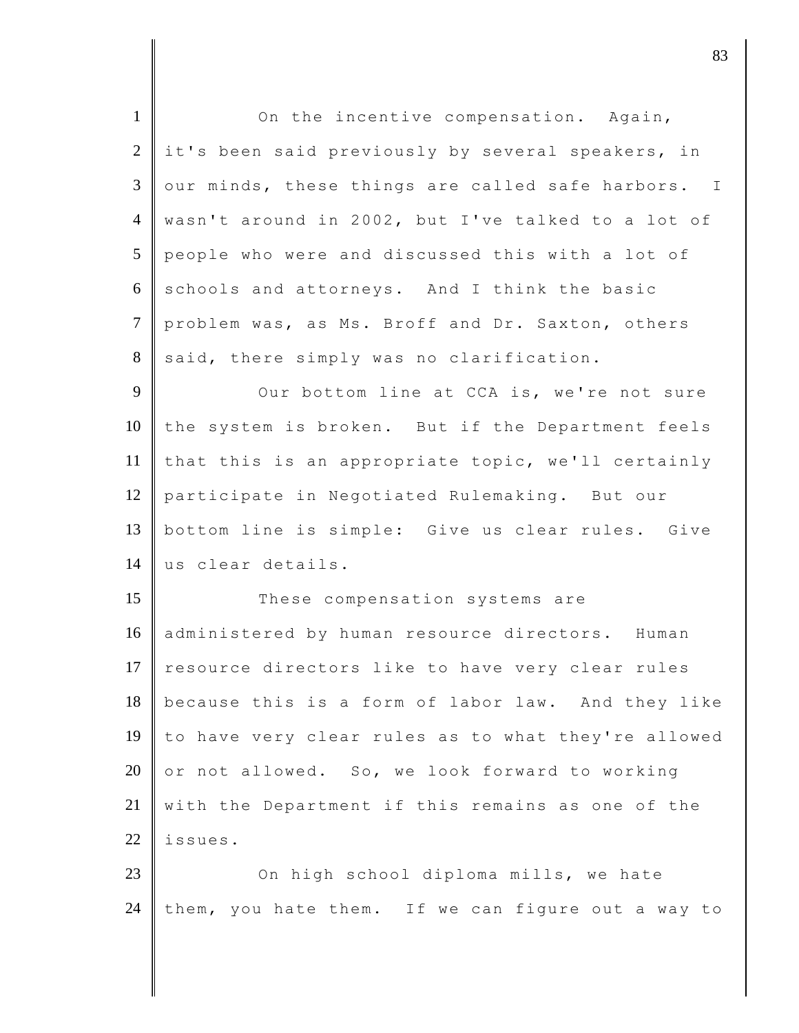On the incentive compensation. Again, it's been said previously by several speakers, in our minds, these things are called safe harbors. I wasn't around in 2002, but I've talked to a lot of people who were and discussed this with a lot of schools and attorneys. And I think the basic problem was, as Ms. Broff and Dr. Saxton, others said, there simply was no clarification.

Our bottom line at CCA is, we're not sure the system is broken. But if the Department feels that this is an appropriate topic, we'll certainly participate in Negotiated Rulemaking. But our bottom line is simple: Give us clear rules. Give us clear details.

These compensation systems are administered by human resource directors. Human resource directors like to have very clear rules because this is a form of labor law. And they like to have very clear rules as to what they're allowed or not allowed. So, we look forward to working with the Department if this remains as one of the issues.

On high school diploma mills, we hate them, you hate them. If we can figure out a way to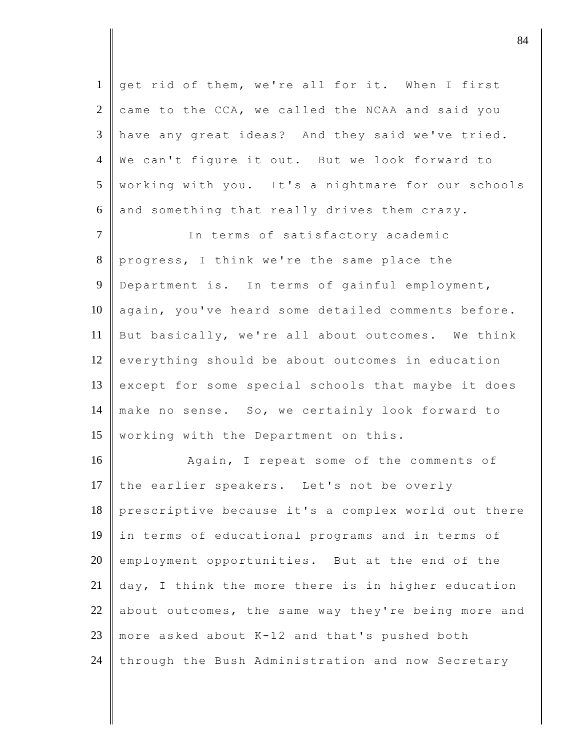get rid of them, we're all for it. When I first came to the CCA, we called the NCAA and said you have any great ideas? And they said we've tried. We can't figure it out. But we look forward to working with you. It's a nightmare for our schools and something that really drives them crazy.

In terms of satisfactory academic progress, I think we're the same place the Department is. In terms of gainful employment, again, you've heard some detailed comments before. But basically, we're all about outcomes. We think everything should be about outcomes in education except for some special schools that maybe it does make no sense. So, we certainly look forward to working with the Department on this.

Again, I repeat some of the comments of the earlier speakers. Let's not be overly prescriptive because it's a complex world out there in terms of educational programs and in terms of employment opportunities. But at the end of the day, I think the more there is in higher education about outcomes, the same way they're being more and more asked about K-12 and that's pushed both through the Bush Administration and now Secretary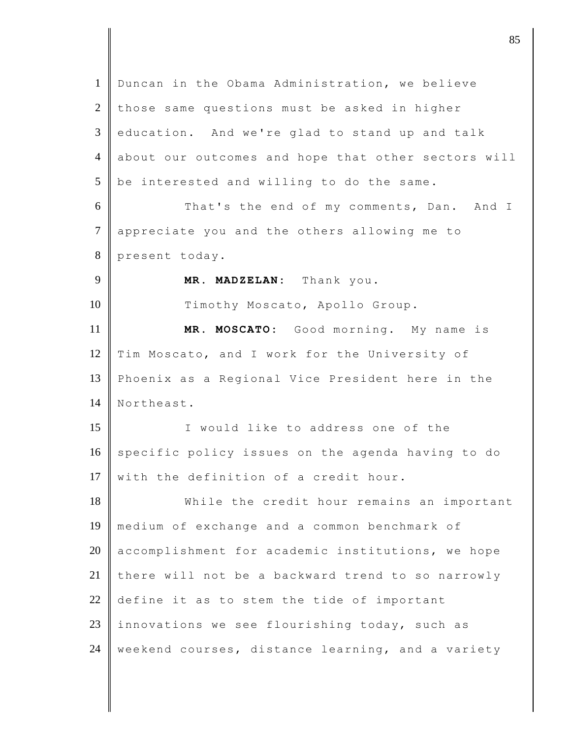Duncan in the Obama Administration, we believe those same questions must be asked in higher education. And we're glad to stand up and talk about our outcomes and hope that other sectors will be interested and willing to do the same.

That's the end of my comments, Dan. And I appreciate you and the others allowing me to present today.

**MR. MADZELAN:** Thank you.

Timothy Moscato, Apollo Group.

**MR. MOSCATO:** Good morning. My name is Tim Moscato, and I work for the University of Phoenix as a Regional Vice President here in the Northeast.

I would like to address one of the specific policy issues on the agenda having to do with the definition of a credit hour.

While the credit hour remains an important medium of exchange and a common benchmark of accomplishment for academic institutions, we hope there will not be a backward trend to so narrowly define it as to stem the tide of important innovations we see flourishing today, such as weekend courses, distance learning, and a variety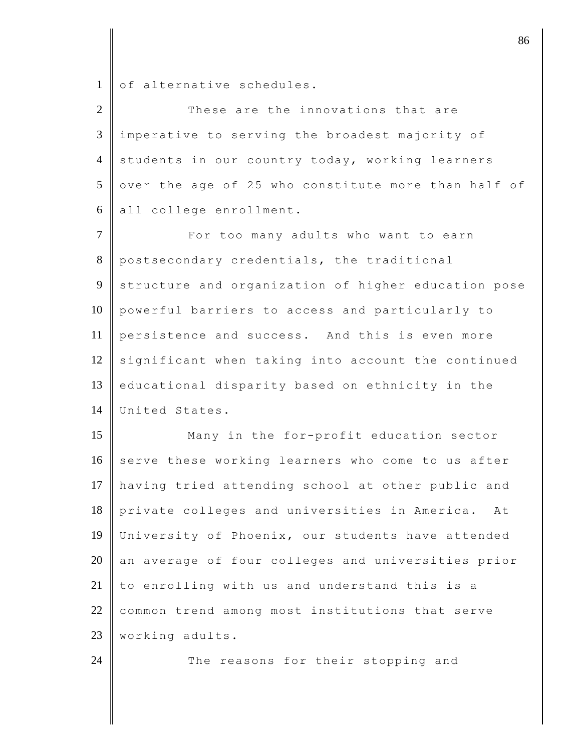of alternative schedules.

These are the innovations that are imperative to serving the broadest majority of students in our country today, working learners over the age of 25 who constitute more than half of all college enrollment.

For too many adults who want to earn postsecondary credentials, the traditional structure and organization of higher education pose powerful barriers to access and particularly to persistence and success. And this is even more significant when taking into account the continued educational disparity based on ethnicity in the United States.

Many in the for-profit education sector serve these working learners who come to us after having tried attending school at other public and private colleges and universities in America. At University of Phoenix, our students have attended an average of four colleges and universities prior to enrolling with us and understand this is a common trend among most institutions that serve working adults.

The reasons for their stopping and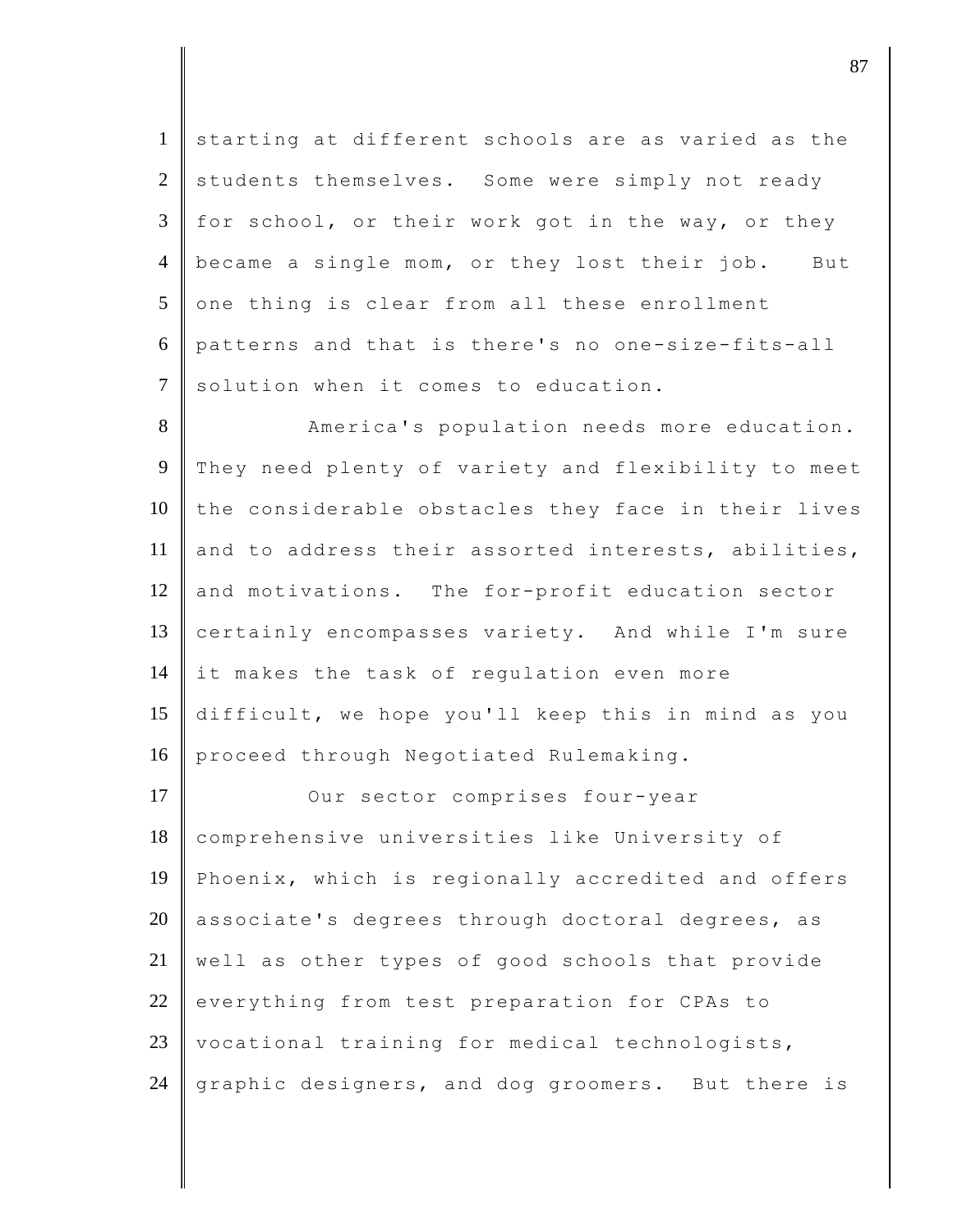starting at different schools are as varied as the students themselves. Some were simply not ready for school, or their work got in the way, or they became a single mom, or they lost their job. But one thing is clear from all these enrollment patterns and that is there's no one-size-fits-all solution when it comes to education.

America's population needs more education. They need plenty of variety and flexibility to meet the considerable obstacles they face in their lives and to address their assorted interests, abilities, and motivations. The for-profit education sector certainly encompasses variety. And while I'm sure it makes the task of regulation even more difficult, we hope you'll keep this in mind as you proceed through Negotiated Rulemaking.

Our sector comprises four-year comprehensive universities like University of Phoenix, which is regionally accredited and offers associate's degrees through doctoral degrees, as well as other types of good schools that provide everything from test preparation for CPAs to vocational training for medical technologists, graphic designers, and dog groomers. But there is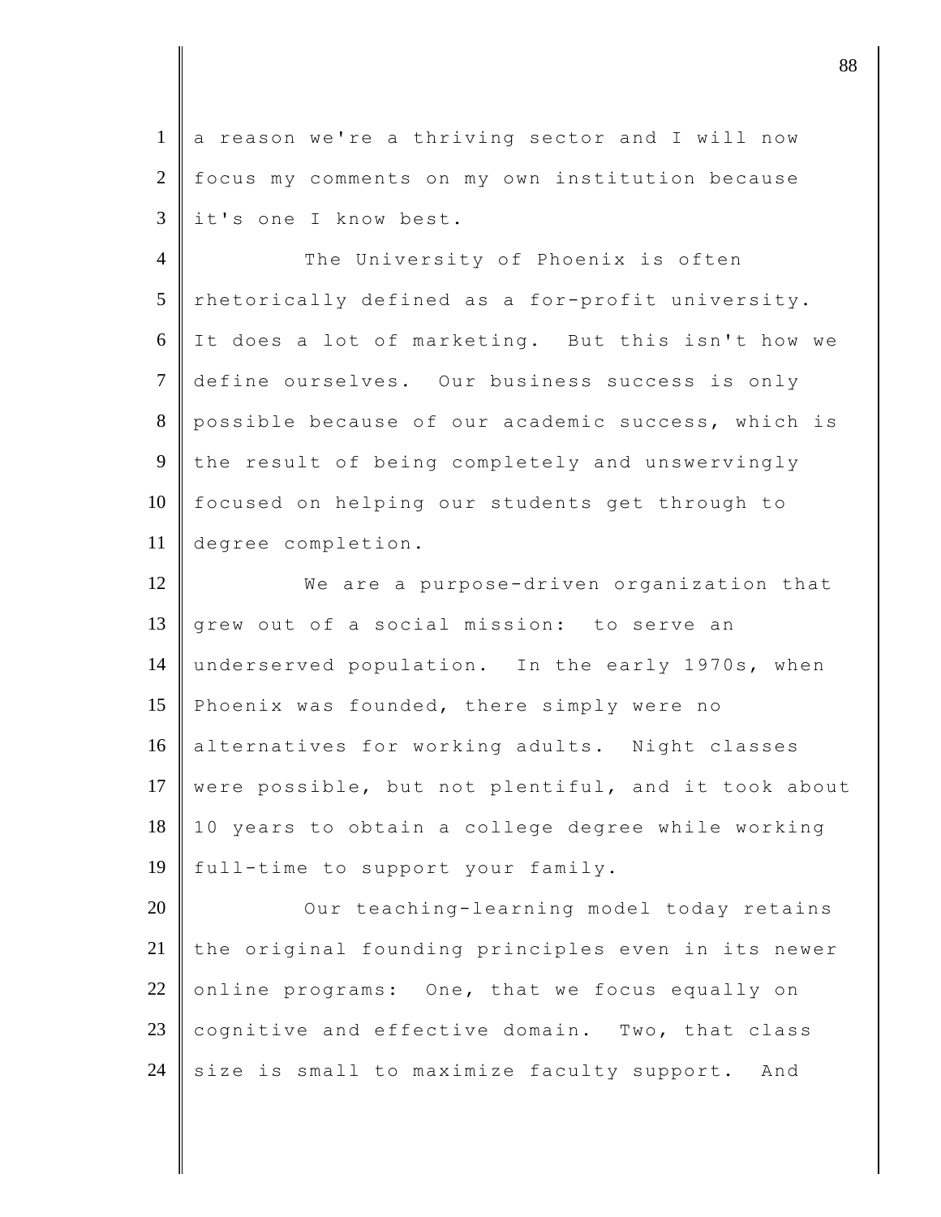a reason we're a thriving sector and I will now focus my comments on my own institution because it's one I know best.

The University of Phoenix is often rhetorically defined as a for-profit university. It does a lot of marketing. But this isn't how we define ourselves. Our business success is only possible because of our academic success, which is the result of being completely and unswervingly focused on helping our students get through to degree completion.

We are a purpose-driven organization that grew out of a social mission: to serve an underserved population. In the early 1970s, when Phoenix was founded, there simply were no alternatives for working adults. Night classes were possible, but not plentiful, and it took about 10 years to obtain a college degree while working full-time to support your family.

Our teaching-learning model today retains the original founding principles even in its newer online programs: One, that we focus equally on cognitive and effective domain. Two, that class size is small to maximize faculty support. And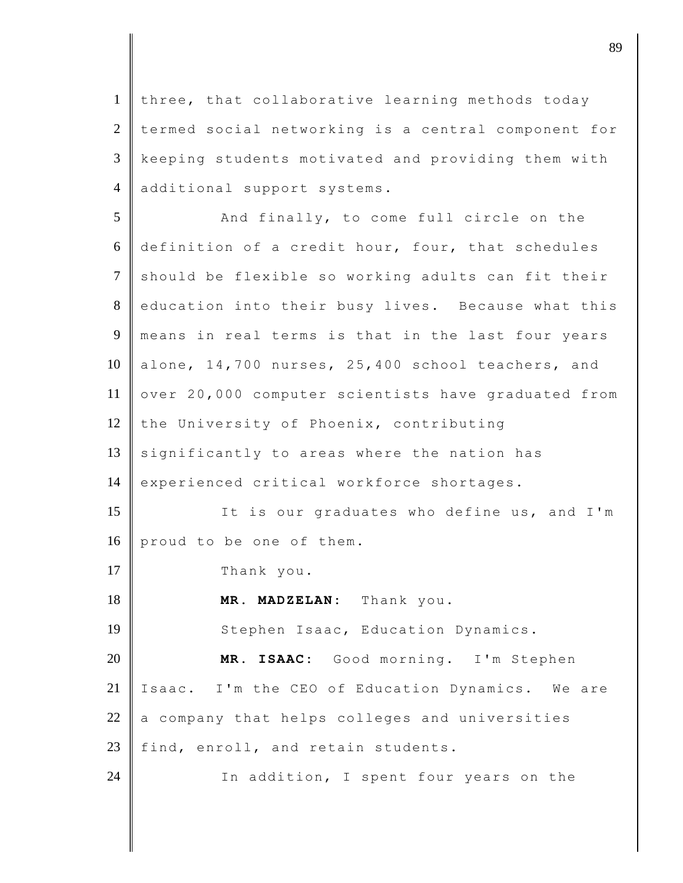three, that collaborative learning methods today termed social networking is a central component for keeping students motivated and providing them with additional support systems.

And finally, to come full circle on the definition of a credit hour, four, that schedules should be flexible so working adults can fit their education into their busy lives. Because what this means in real terms is that in the last four years alone, 14,700 nurses, 25,400 school teachers, and over 20,000 computer scientists have graduated from the University of Phoenix, contributing significantly to areas where the nation has experienced critical workforce shortages.

It is our graduates who define us, and I'm proud to be one of them.

Thank you.

**MR. MADZELAN:** Thank you.

Stephen Isaac, Education Dynamics.

**MR. ISAAC:** Good morning. I'm Stephen Isaac. I'm the CEO of Education Dynamics. We are a company that helps colleges and universities find, enroll, and retain students.

In addition, I spent four years on the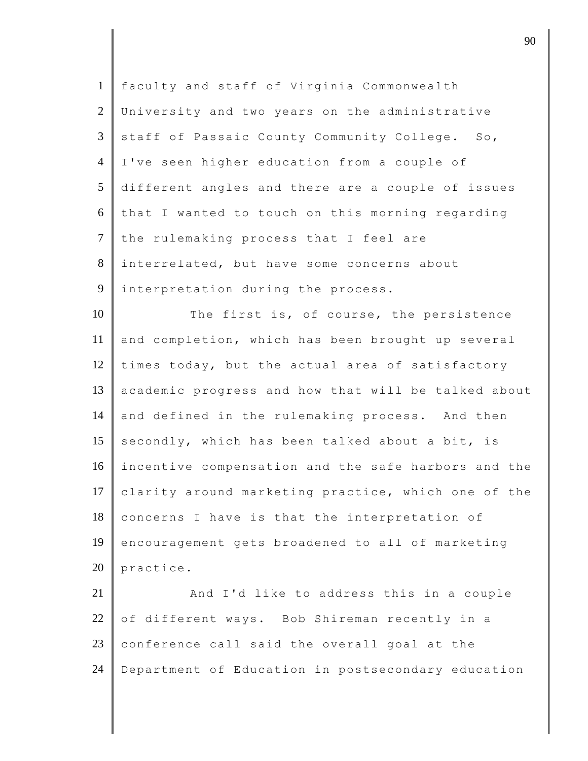faculty and staff of Virginia Commonwealth University and two years on the administrative staff of Passaic County Community College. So, I've seen higher education from a couple of different angles and there are a couple of issues that I wanted to touch on this morning regarding the rulemaking process that I feel are interrelated, but have some concerns about interpretation during the process.

The first is, of course, the persistence and completion, which has been brought up several times today, but the actual area of satisfactory academic progress and how that will be talked about and defined in the rulemaking process. And then secondly, which has been talked about a bit, is incentive compensation and the safe harbors and the clarity around marketing practice, which one of the concerns I have is that the interpretation of encouragement gets broadened to all of marketing practice.

And I'd like to address this in a couple of different ways. Bob Shireman recently in a conference call said the overall goal at the Department of Education in postsecondary education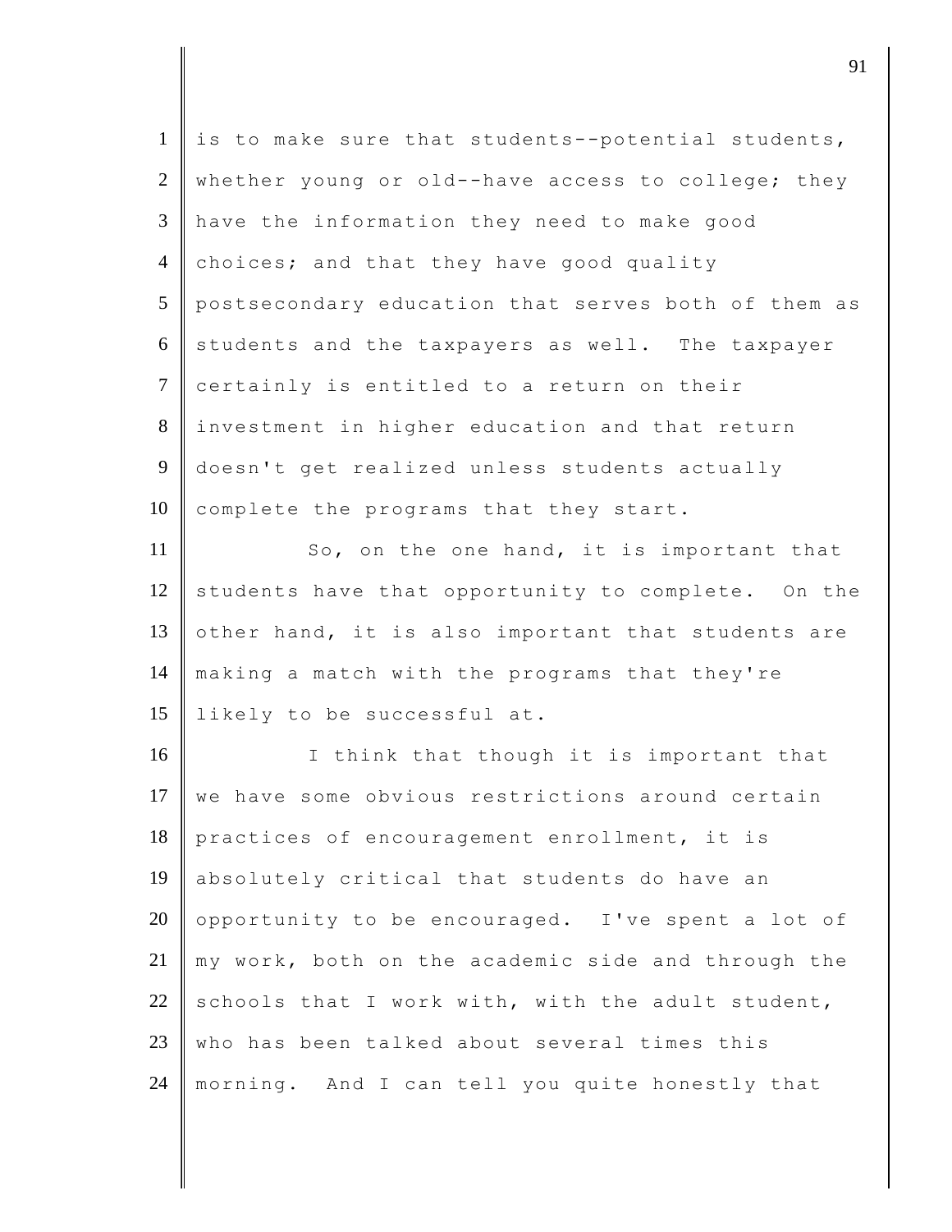is to make sure that students--potential students, whether young or old--have access to college; they have the information they need to make good choices; and that they have good quality postsecondary education that serves both of them as students and the taxpayers as well. The taxpayer certainly is entitled to a return on their investment in higher education and that return doesn't get realized unless students actually complete the programs that they start.

So, on the one hand, it is important that students have that opportunity to complete. On the other hand, it is also important that students are making a match with the programs that they're likely to be successful at.

I think that though it is important that we have some obvious restrictions around certain practices of encouragement enrollment, it is absolutely critical that students do have an opportunity to be encouraged. I've spent a lot of my work, both on the academic side and through the schools that I work with, with the adult student, who has been talked about several times this morning. And I can tell you quite honestly that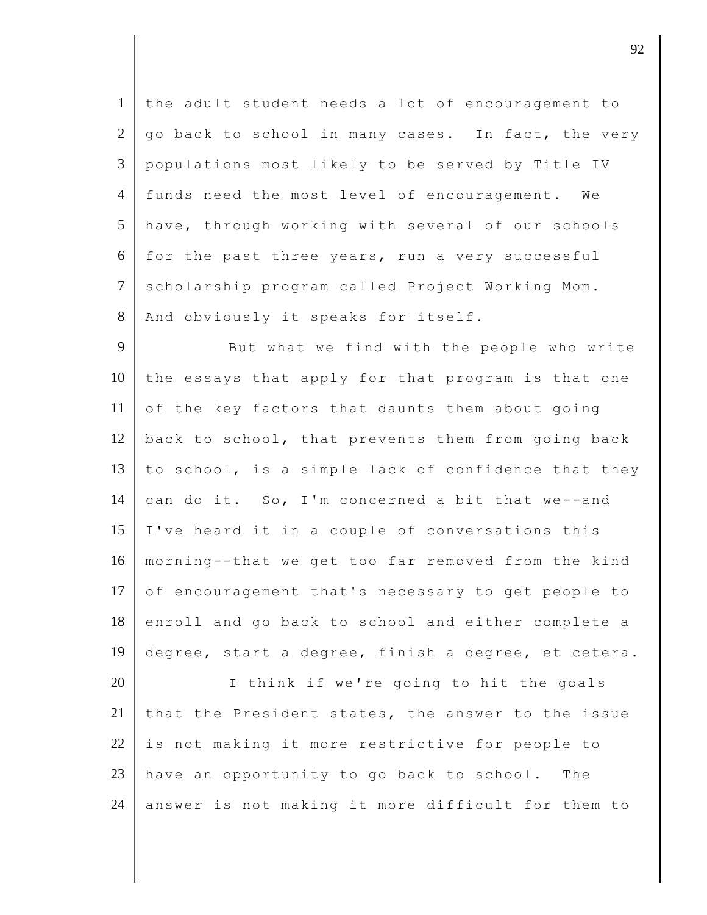the adult student needs a lot of encouragement to go back to school in many cases. In fact, the very populations most likely to be served by Title IV funds need the most level of encouragement. We have, through working with several of our schools for the past three years, run a very successful scholarship program called Project Working Mom. And obviously it speaks for itself.

But what we find with the people who write the essays that apply for that program is that one of the key factors that daunts them about going back to school, that prevents them from going back to school, is a simple lack of confidence that they can do it. So, I'm concerned a bit that we--and I've heard it in a couple of conversations this morning--that we get too far removed from the kind of encouragement that's necessary to get people to enroll and go back to school and either complete a degree, start a degree, finish a degree, et cetera.

I think if we're going to hit the goals that the President states, the answer to the issue is not making it more restrictive for people to have an opportunity to go back to school. The answer is not making it more difficult for them to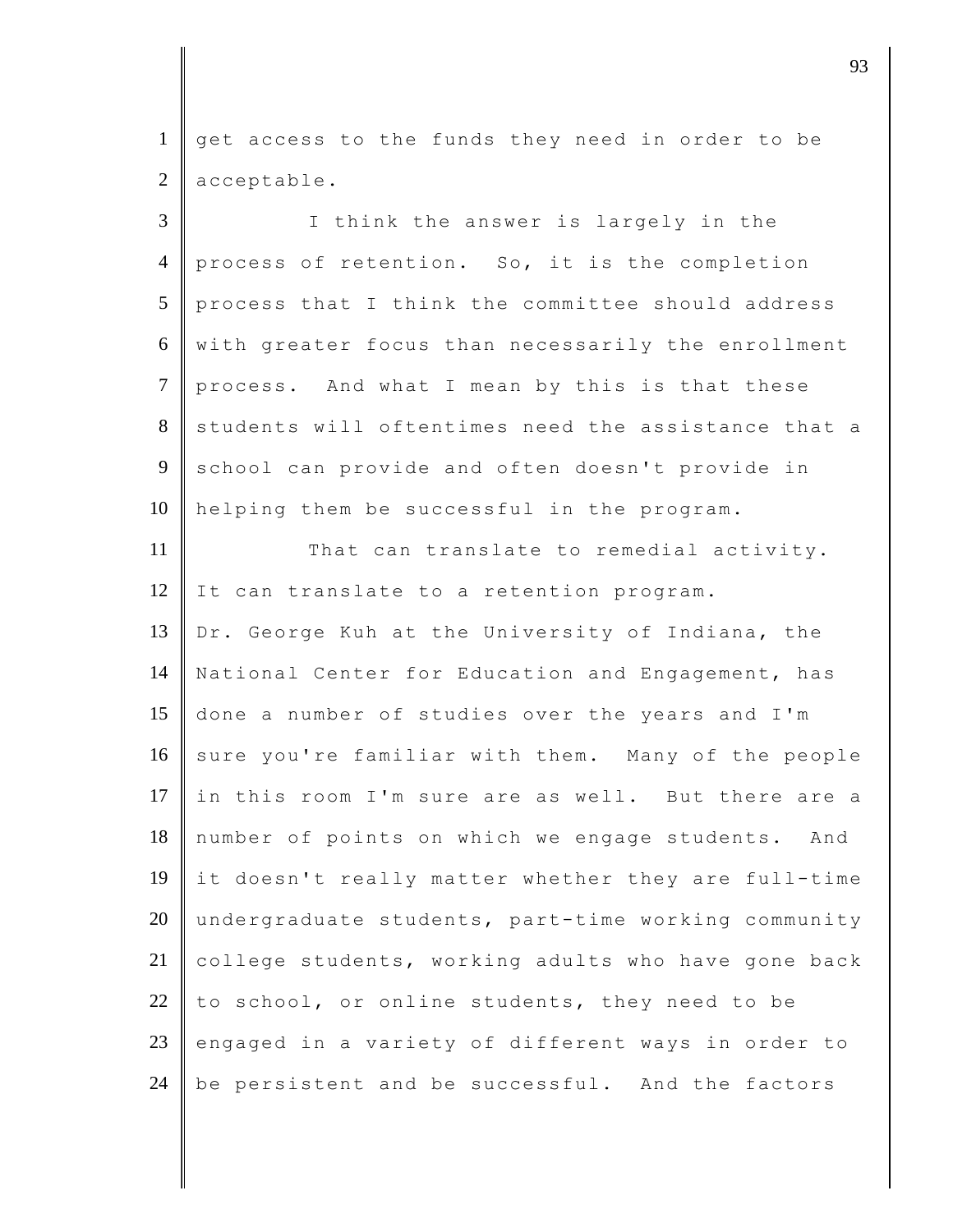get access to the funds they need in order to be acceptable.

I think the answer is largely in the process of retention. So, it is the completion process that I think the committee should address with greater focus than necessarily the enrollment process. And what I mean by this is that these students will oftentimes need the assistance that a school can provide and often doesn't provide in helping them be successful in the program.

That can translate to remedial activity. It can translate to a retention program. Dr. George Kuh at the University of Indiana, the National Center for Education and Engagement, has done a number of studies over the years and I'm sure you're familiar with them. Many of the people in this room I'm sure are as well. But there are a number of points on which we engage students. And it doesn't really matter whether they are full-time undergraduate students, part-time working community college students, working adults who have gone back to school, or online students, they need to be engaged in a variety of different ways in order to be persistent and be successful. And the factors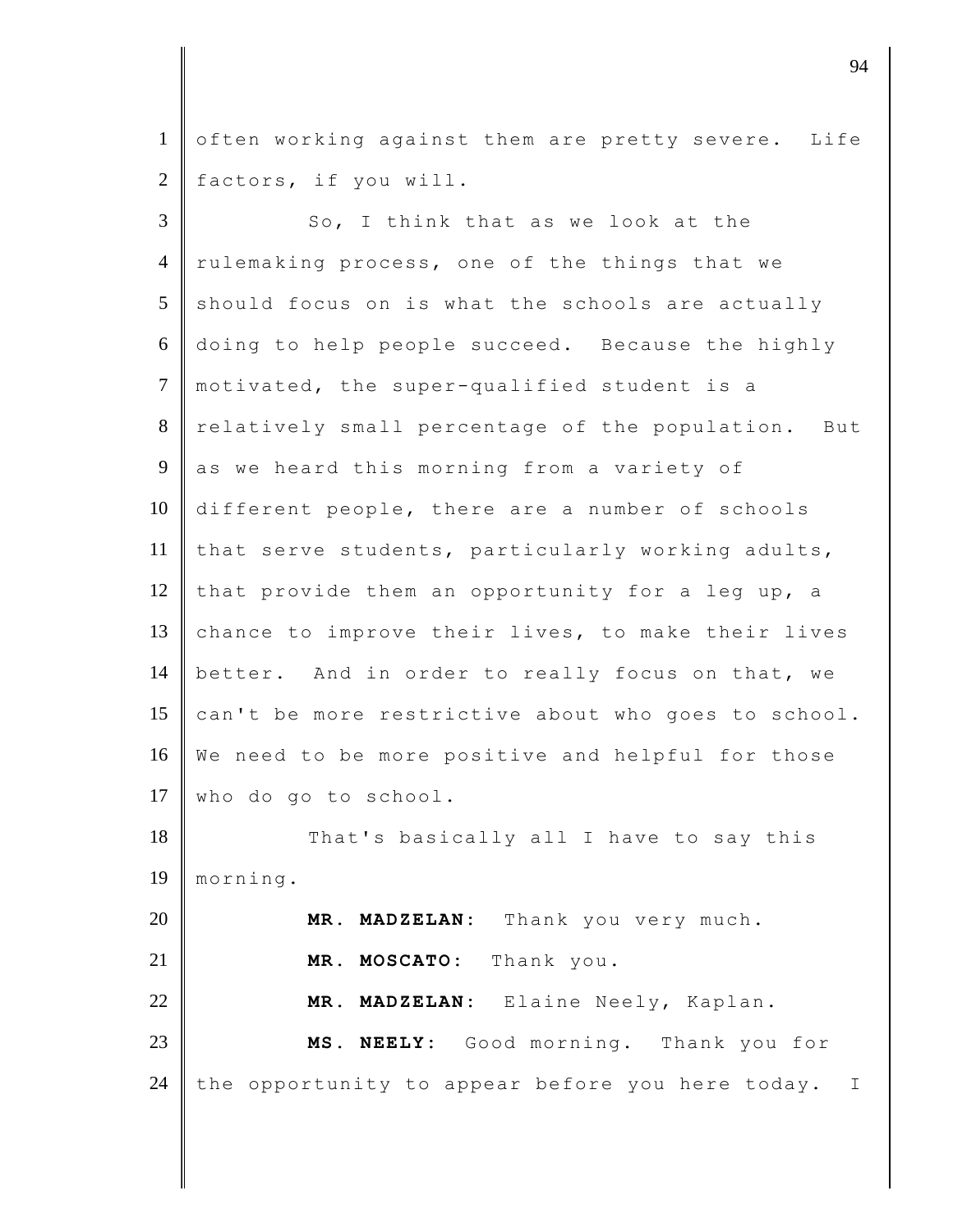often working against them are pretty severe. Life factors, if you will.

So, I think that as we look at the rulemaking process, one of the things that we should focus on is what the schools are actually doing to help people succeed. Because the highly motivated, the super-qualified student is a relatively small percentage of the population. But as we heard this morning from a variety of different people, there are a number of schools that serve students, particularly working adults, that provide them an opportunity for a leg up, a chance to improve their lives, to make their lives better. And in order to really focus on that, we can't be more restrictive about who goes to school. We need to be more positive and helpful for those who do go to school.

That's basically all I have to say this morning.

**MR. MADZELAN:** Thank you very much.

**MR. MOSCATO:** Thank you.

**MR. MADZELAN:** Elaine Neely, Kaplan.

**MS. NEELY:** Good morning. Thank you for the opportunity to appear before you here today. I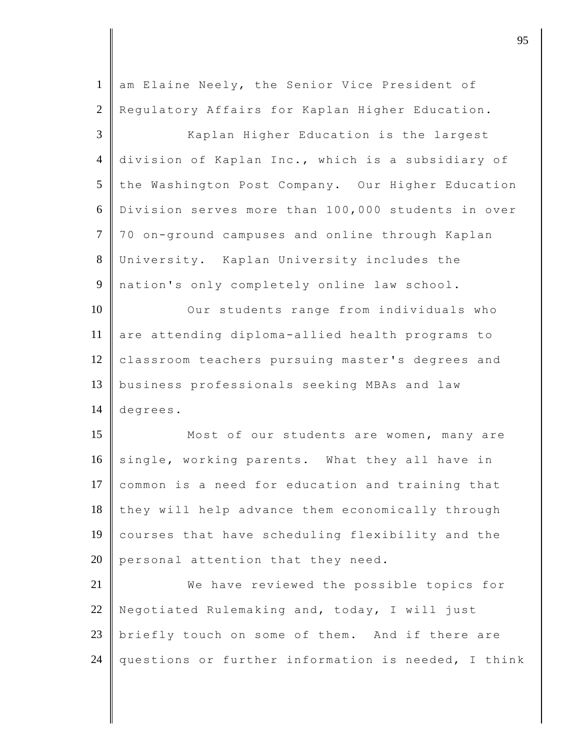am Elaine Neely, the Senior Vice President of Regulatory Affairs for Kaplan Higher Education.

Kaplan Higher Education is the largest division of Kaplan Inc., which is a subsidiary of the Washington Post Company. Our Higher Education Division serves more than 100,000 students in over 70 on-ground campuses and online through Kaplan University. Kaplan University includes the nation's only completely online law school.

Our students range from individuals who are attending diploma-allied health programs to classroom teachers pursuing master's degrees and business professionals seeking MBAs and law degrees.

Most of our students are women, many are single, working parents. What they all have in common is a need for education and training that they will help advance them economically through courses that have scheduling flexibility and the personal attention that they need.

We have reviewed the possible topics for Negotiated Rulemaking and, today, I will just briefly touch on some of them. And if there are questions or further information is needed, I think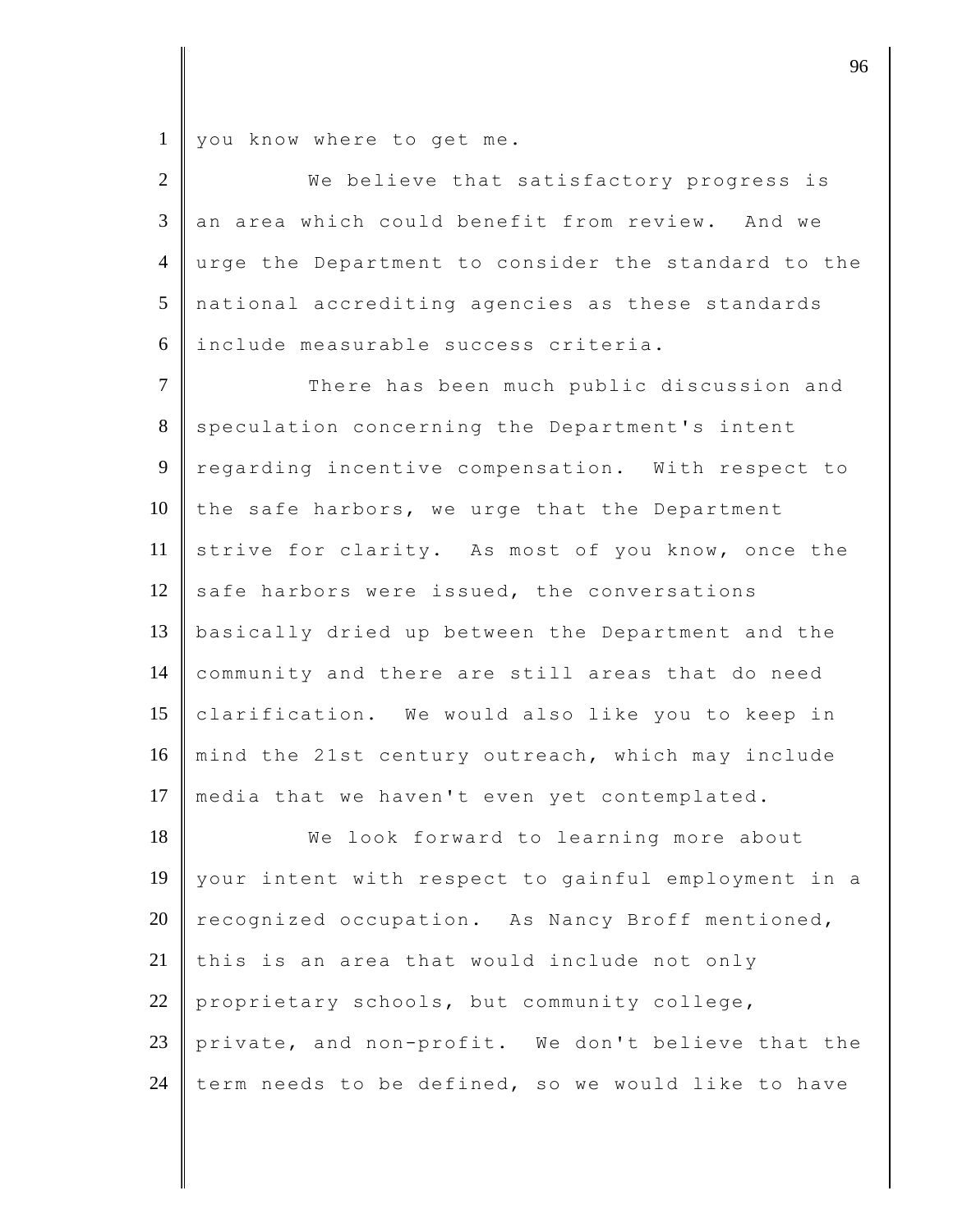you know where to get me.

We believe that satisfactory progress is an area which could benefit from review. And we urge the Department to consider the standard to the national accrediting agencies as these standards include measurable success criteria.

There has been much public discussion and speculation concerning the Department's intent regarding incentive compensation. With respect to the safe harbors, we urge that the Department strive for clarity. As most of you know, once the safe harbors were issued, the conversations basically dried up between the Department and the community and there are still areas that do need clarification. We would also like you to keep in mind the 21st century outreach, which may include media that we haven't even yet contemplated.

We look forward to learning more about your intent with respect to gainful employment in a recognized occupation. As Nancy Broff mentioned, this is an area that would include not only proprietary schools, but community college, private, and non-profit. We don't believe that the term needs to be defined, so we would like to have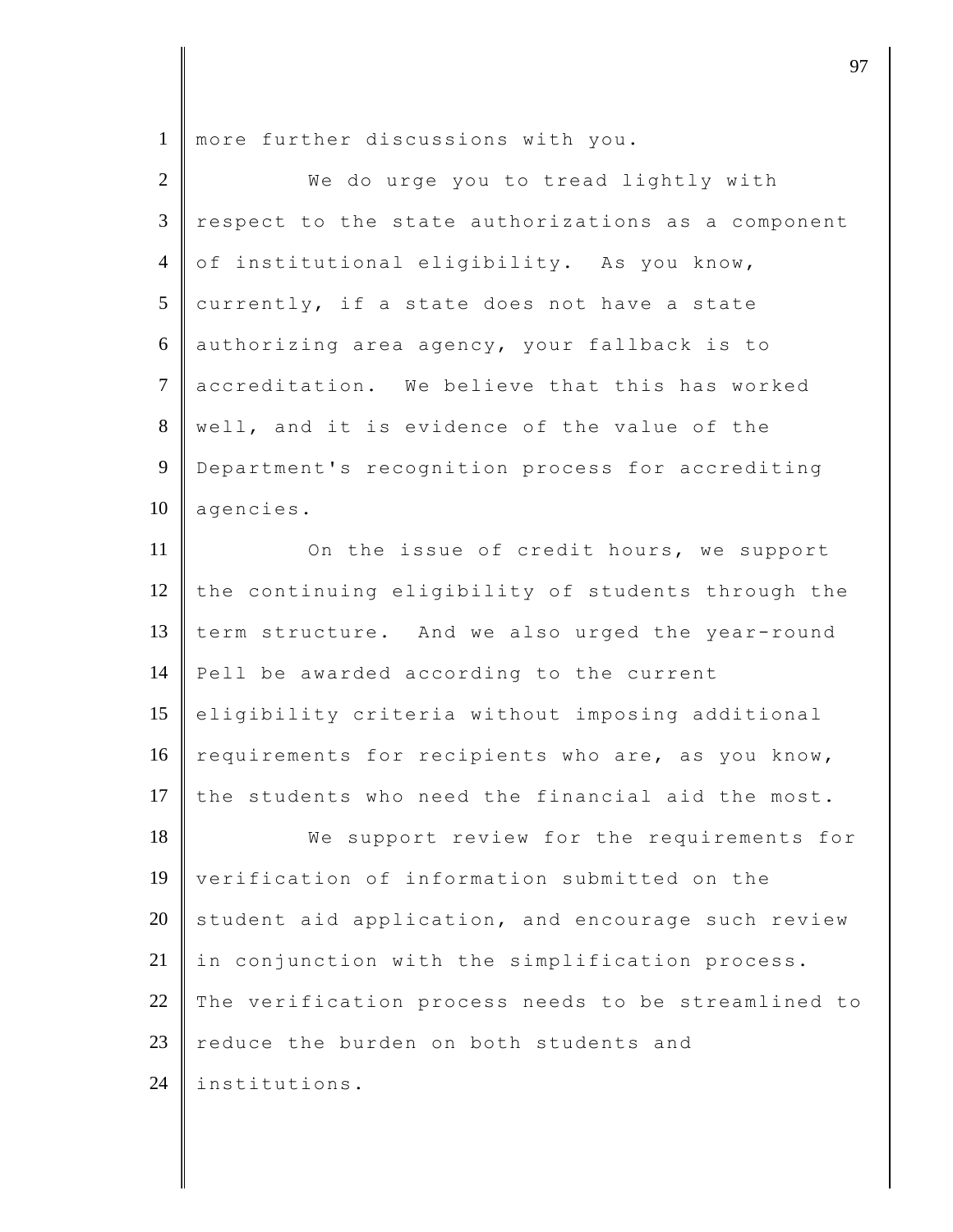more further discussions with you.

We do urge you to tread lightly with respect to the state authorizations as a component of institutional eligibility. As you know, currently, if a state does not have a state authorizing area agency, your fallback is to accreditation. We believe that this has worked well, and it is evidence of the value of the Department's recognition process for accrediting agencies.

On the issue of credit hours, we support the continuing eligibility of students through the term structure. And we also urged the year-round Pell be awarded according to the current eligibility criteria without imposing additional requirements for recipients who are, as you know, the students who need the financial aid the most.

We support review for the requirements for verification of information submitted on the student aid application, and encourage such review in conjunction with the simplification process. The verification process needs to be streamlined to reduce the burden on both students and institutions.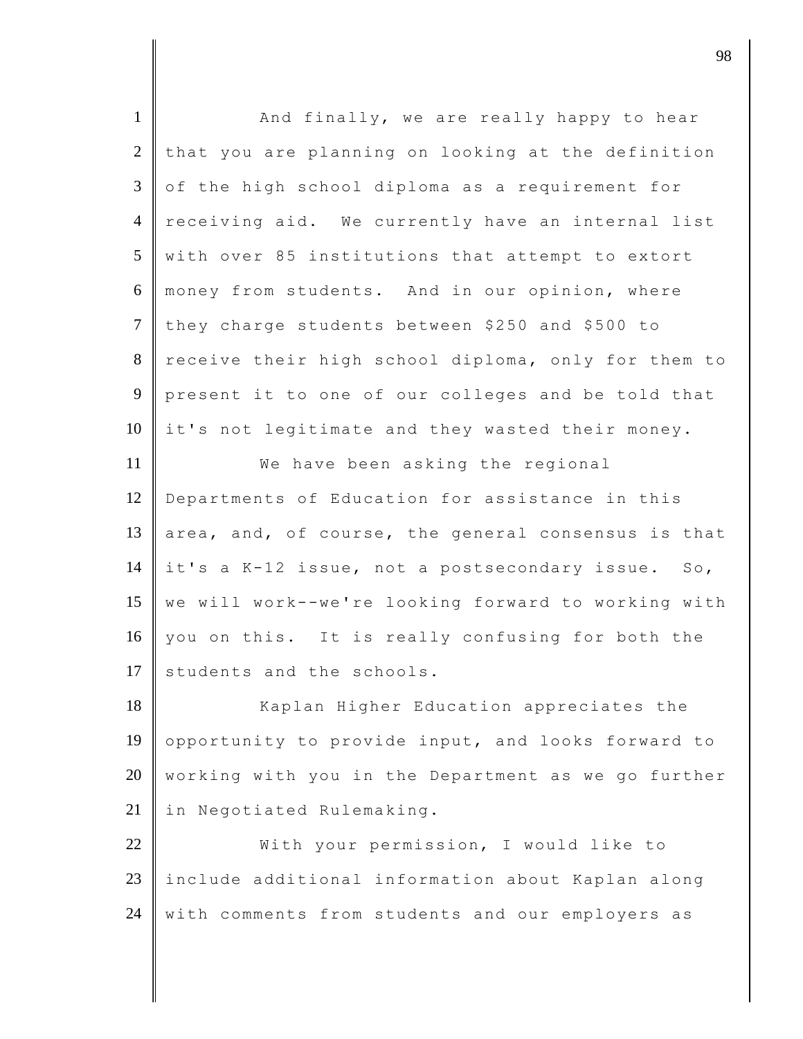And finally, we are really happy to hear that you are planning on looking at the definition of the high school diploma as a requirement for receiving aid. We currently have an internal list with over 85 institutions that attempt to extort money from students. And in our opinion, where they charge students between $250 and $500 to receive their high school diploma, only for them to present it to one of our colleges and be told that it's not legitimate and they wasted their money.

We have been asking the regional Departments of Education for assistance in this area, and, of course, the general consensus is that it's a K-12 issue, not a postsecondary issue. So, we will work--we're looking forward to working with you on this. It is really confusing for both the students and the schools.

Kaplan Higher Education appreciates the opportunity to provide input, and looks forward to working with you in the Department as we go further in Negotiated Rulemaking.

With your permission, I would like to include additional information about Kaplan along with comments from students and our employers as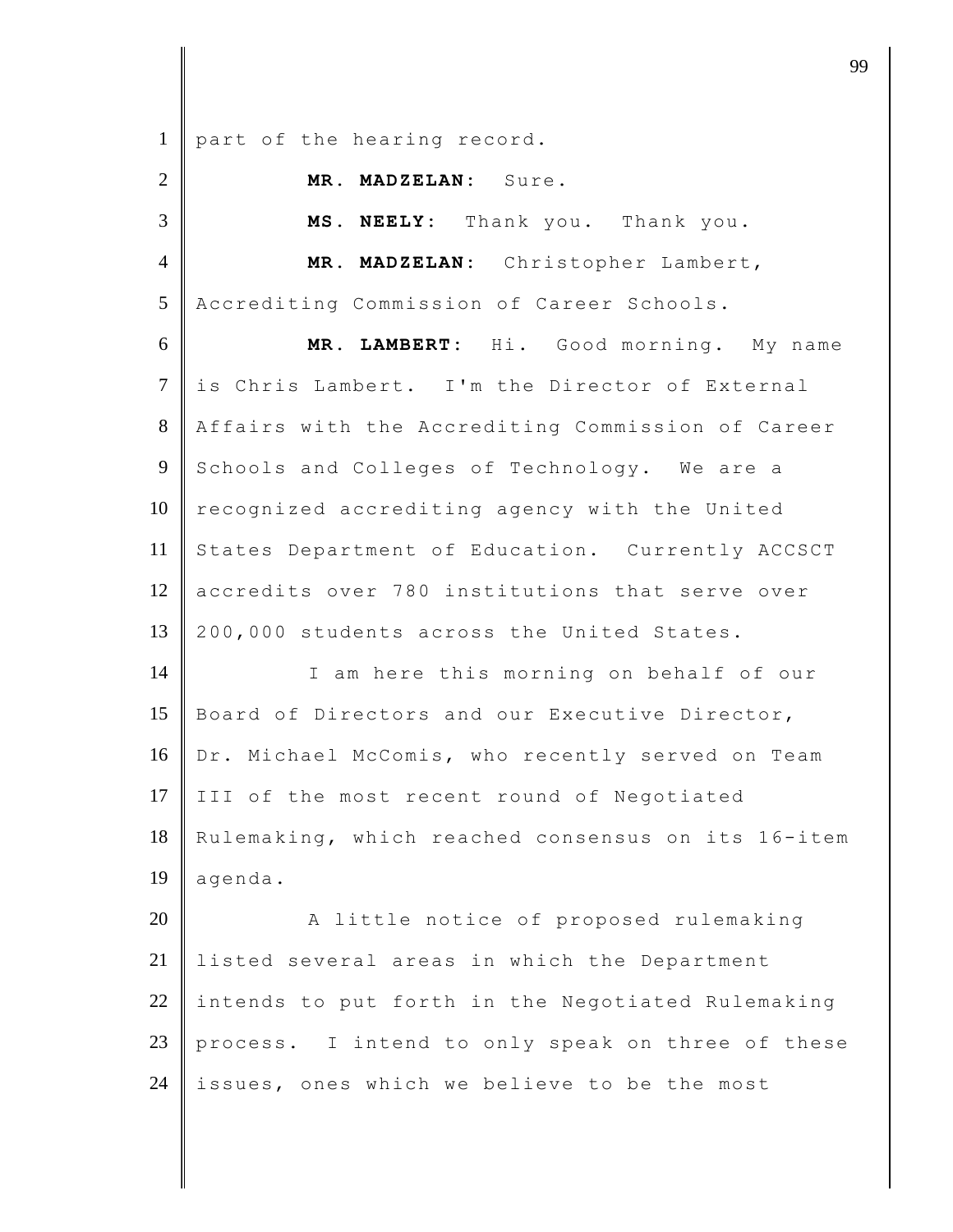part of the hearing record.

**MR. MADZELAN:** Sure.

**MS. NEELY:** Thank you. Thank you.

**MR. MADZELAN:** Christopher Lambert, Accrediting Commission of Career Schools.

**MR. LAMBERT:** Hi. Good morning. My name is Chris Lambert. I'm the Director of External Affairs with the Accrediting Commission of Career Schools and Colleges of Technology. We are a recognized accrediting agency with the United States Department of Education. Currently ACCSCT accredits over 780 institutions that serve over 200,000 students across the United States.

I am here this morning on behalf of our Board of Directors and our Executive Director, Dr. Michael McComis, who recently served on Team III of the most recent round of Negotiated Rulemaking, which reached consensus on its 16-item agenda.

A little notice of proposed rulemaking listed several areas in which the Department intends to put forth in the Negotiated Rulemaking process. I intend to only speak on three of these issues, ones which we believe to be the most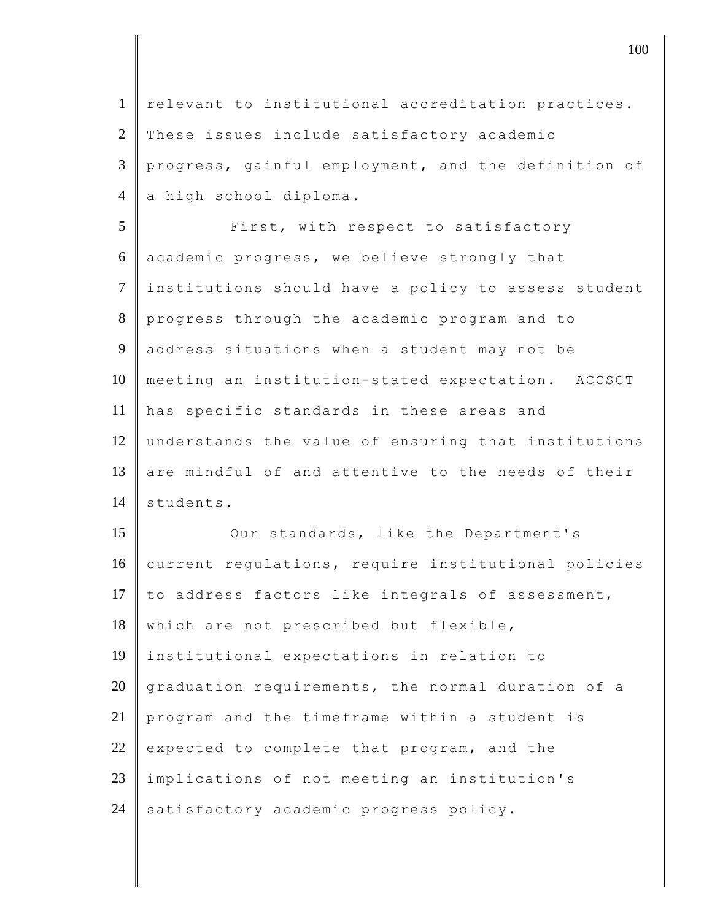relevant to institutional accreditation practices. These issues include satisfactory academic progress, gainful employment, and the definition of a high school diploma.

First, with respect to satisfactory academic progress, we believe strongly that institutions should have a policy to assess student progress through the academic program and to address situations when a student may not be meeting an institution-stated expectation. ACCSCT has specific standards in these areas and understands the value of ensuring that institutions are mindful of and attentive to the needs of their students.

Our standards, like the Department's current regulations, require institutional policies to address factors like integrals of assessment, which are not prescribed but flexible, institutional expectations in relation to graduation requirements, the normal duration of a program and the timeframe within a student is expected to complete that program, and the implications of not meeting an institution's satisfactory academic progress policy.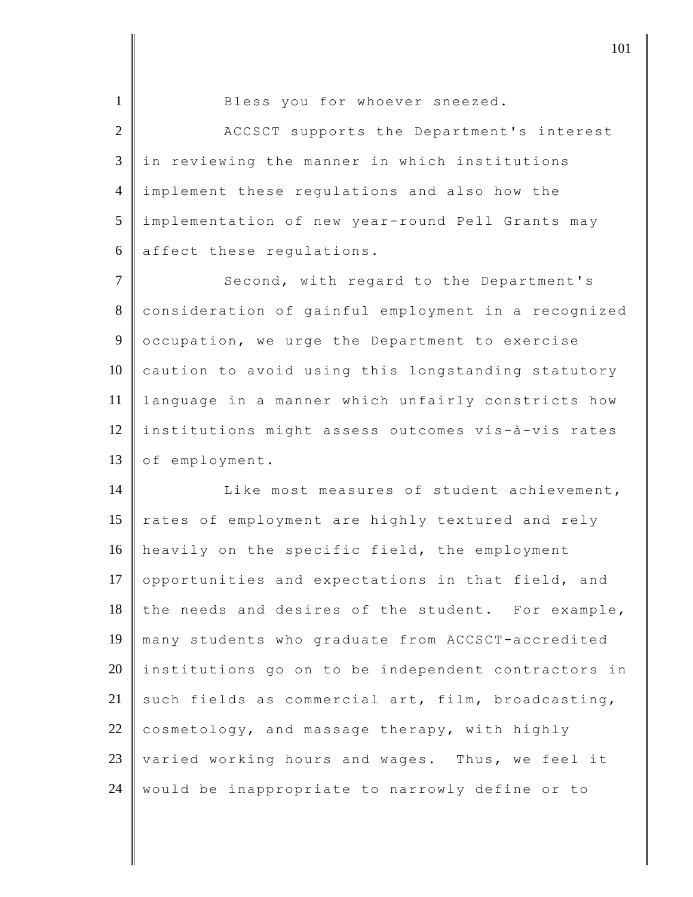Bless you for whoever sneezed.

ACCSCT supports the Department's interest in reviewing the manner in which institutions implement these regulations and also how the implementation of new year-round Pell Grants may affect these regulations.

Second, with regard to the Department's consideration of gainful employment in a recognized occupation, we urge the Department to exercise caution to avoid using this longstanding statutory language in a manner which unfairly constricts how institutions might assess outcomes vis-à-vis rates of employment.

Like most measures of student achievement, rates of employment are highly textured and rely heavily on the specific field, the employment opportunities and expectations in that field, and the needs and desires of the student. For example, many students who graduate from ACCSCT-accredited institutions go on to be independent contractors in such fields as commercial art, film, broadcasting, cosmetology, and massage therapy, with highly varied working hours and wages. Thus, we feel it would be inappropriate to narrowly define or to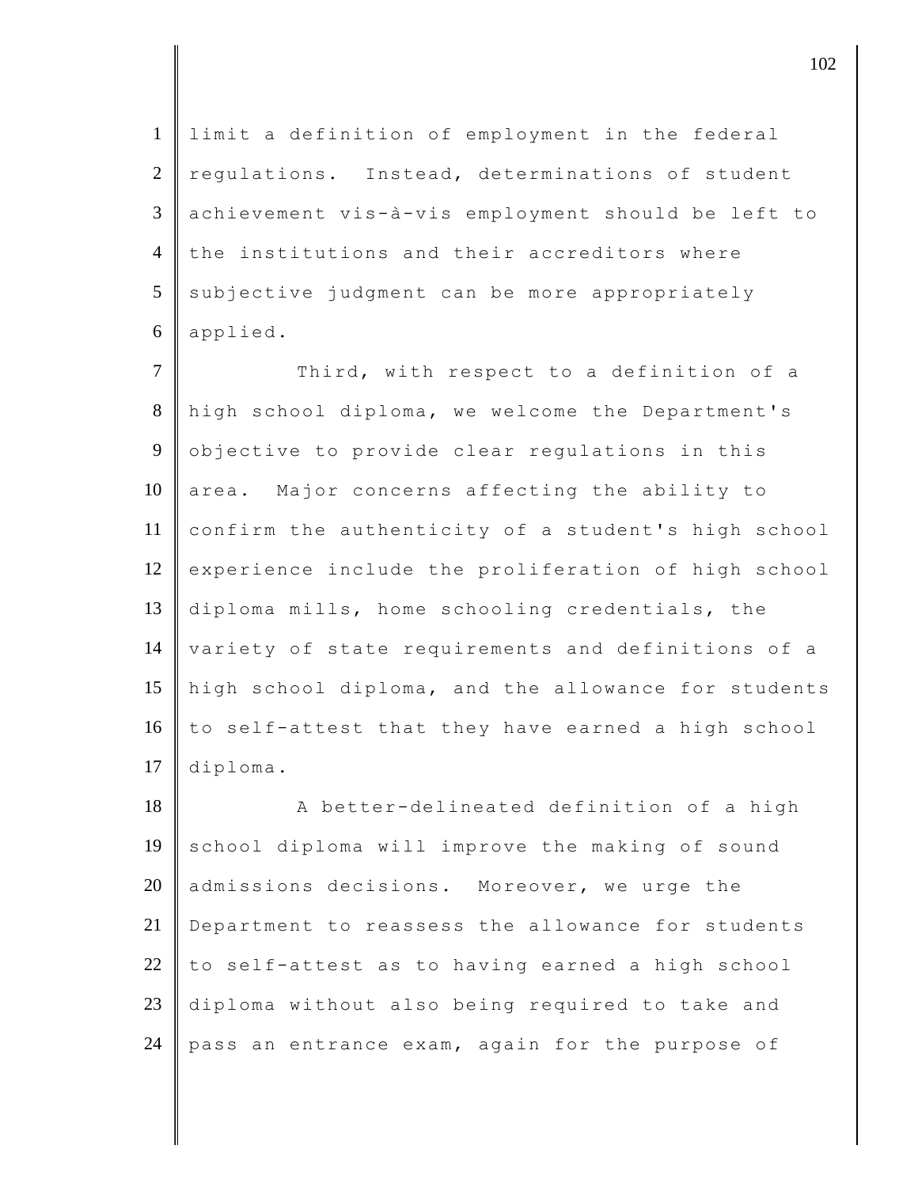limit a definition of employment in the federal regulations. Instead, determinations of student achievement vis-à-vis employment should be left to the institutions and their accreditors where subjective judgment can be more appropriately applied.

Third, with respect to a definition of a high school diploma, we welcome the Department's objective to provide clear regulations in this area. Major concerns affecting the ability to confirm the authenticity of a student's high school experience include the proliferation of high school diploma mills, home schooling credentials, the variety of state requirements and definitions of a high school diploma, and the allowance for students to self-attest that they have earned a high school diploma.

A better-delineated definition of a high school diploma will improve the making of sound admissions decisions. Moreover, we urge the Department to reassess the allowance for students to self-attest as to having earned a high school diploma without also being required to take and pass an entrance exam, again for the purpose of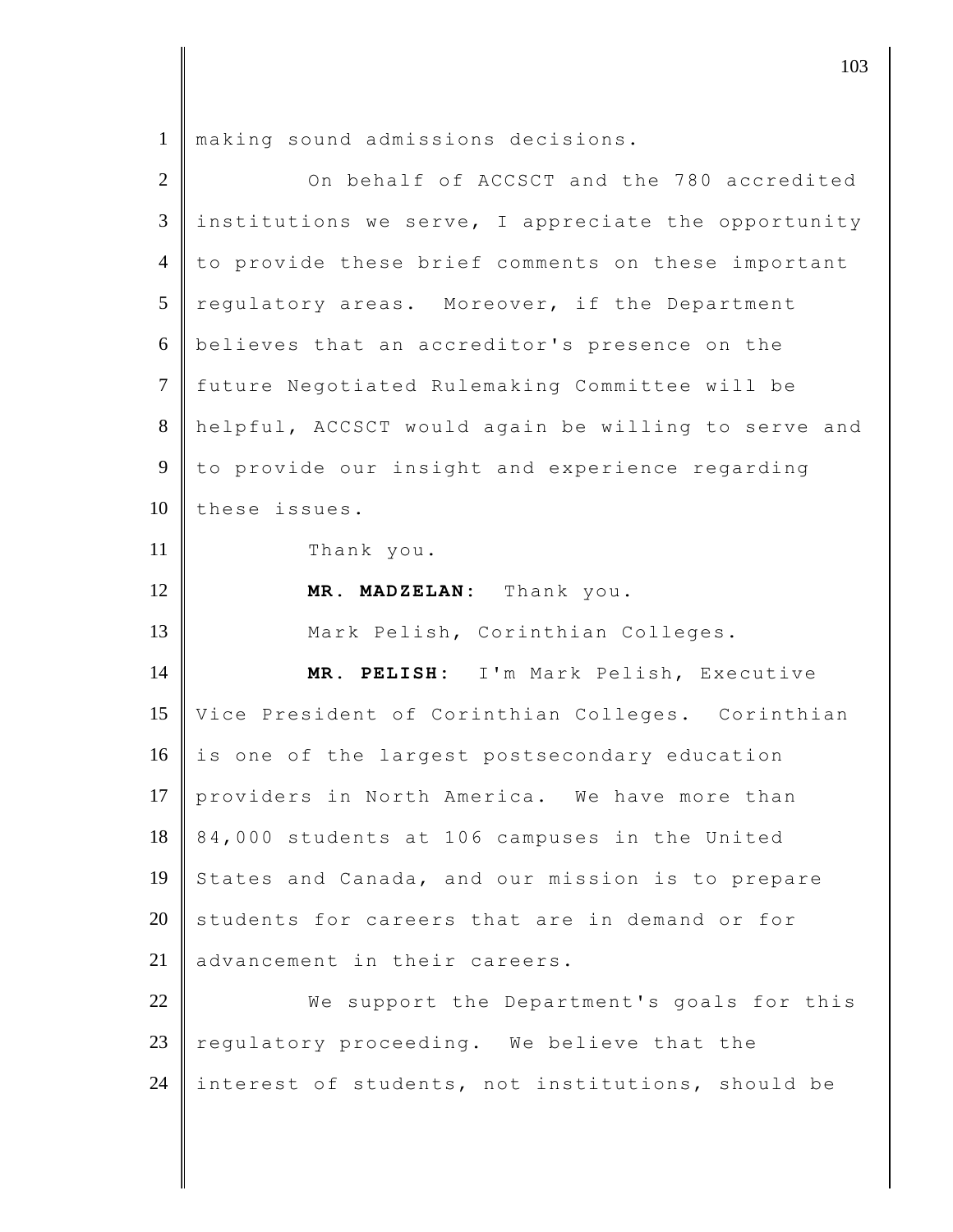making sound admissions decisions.

On behalf of ACCSCT and the 780 accredited institutions we serve, I appreciate the opportunity to provide these brief comments on these important regulatory areas. Moreover, if the Department believes that an accreditor's presence on the future Negotiated Rulemaking Committee will be helpful, ACCSCT would again be willing to serve and to provide our insight and experience regarding these issues.

Thank you.

**MR. MADZELAN:** Thank you.

Mark Pelish, Corinthian Colleges.

**MR. PELISH:** I'm Mark Pelish, Executive Vice President of Corinthian Colleges. Corinthian is one of the largest postsecondary education providers in North America. We have more than 84,000 students at 106 campuses in the United States and Canada, and our mission is to prepare students for careers that are in demand or for advancement in their careers.

We support the Department's goals for this regulatory proceeding. We believe that the interest of students, not institutions, should be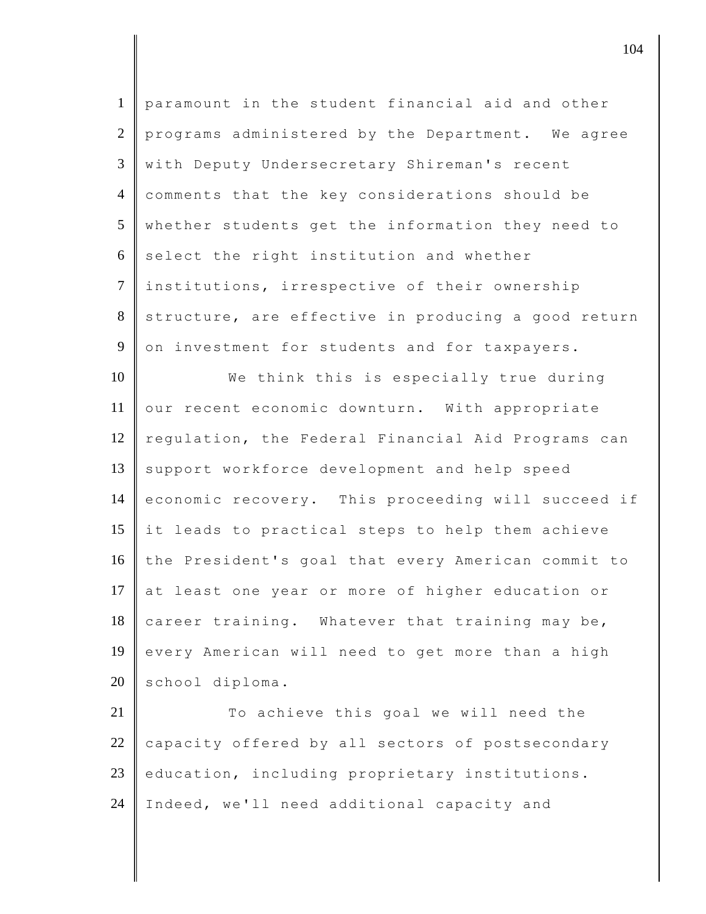paramount in the student financial aid and other programs administered by the Department. We agree with Deputy Undersecretary Shireman's recent comments that the key considerations should be whether students get the information they need to select the right institution and whether institutions, irrespective of their ownership structure, are effective in producing a good return on investment for students and for taxpayers.

We think this is especially true during our recent economic downturn. With appropriate regulation, the Federal Financial Aid Programs can support workforce development and help speed economic recovery. This proceeding will succeed if it leads to practical steps to help them achieve the President's goal that every American commit to at least one year or more of higher education or career training. Whatever that training may be, every American will need to get more than a high school diploma.

To achieve this goal we will need the capacity offered by all sectors of postsecondary education, including proprietary institutions. Indeed, we'll need additional capacity and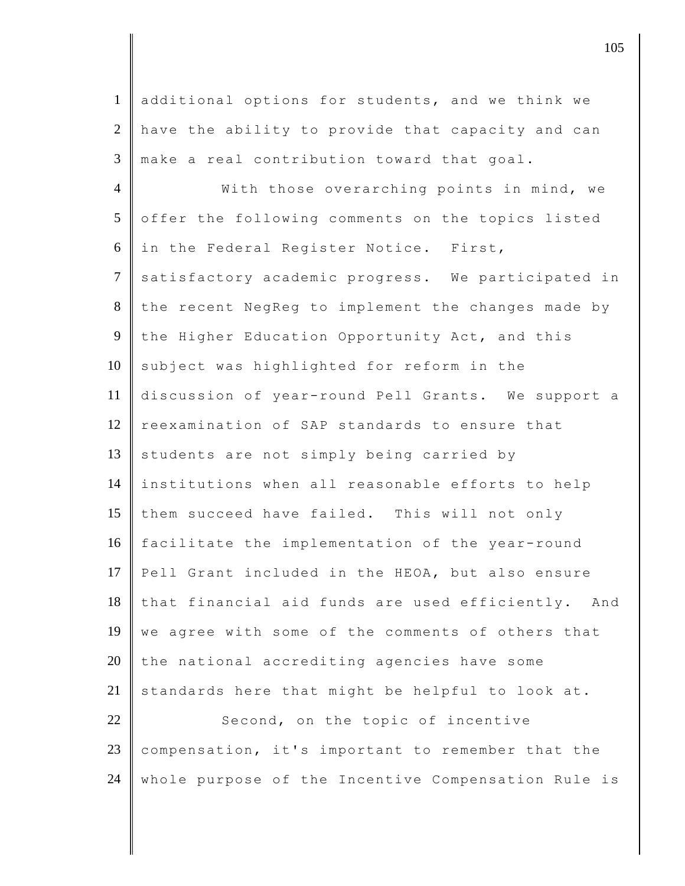additional options for students, and we think we have the ability to provide that capacity and can make a real contribution toward that goal.

With those overarching points in mind, we offer the following comments on the topics listed in the Federal Register Notice. First, satisfactory academic progress. We participated in the recent NegReg to implement the changes made by the Higher Education Opportunity Act, and this subject was highlighted for reform in the discussion of year-round Pell Grants. We support a reexamination of SAP standards to ensure that students are not simply being carried by institutions when all reasonable efforts to help them succeed have failed. This will not only facilitate the implementation of the year-round Pell Grant included in the HEOA, but also ensure that financial aid funds are used efficiently. And we agree with some of the comments of others that the national accrediting agencies have some standards here that might be helpful to look at.

Second, on the topic of incentive compensation, it's important to remember that the whole purpose of the Incentive Compensation Rule is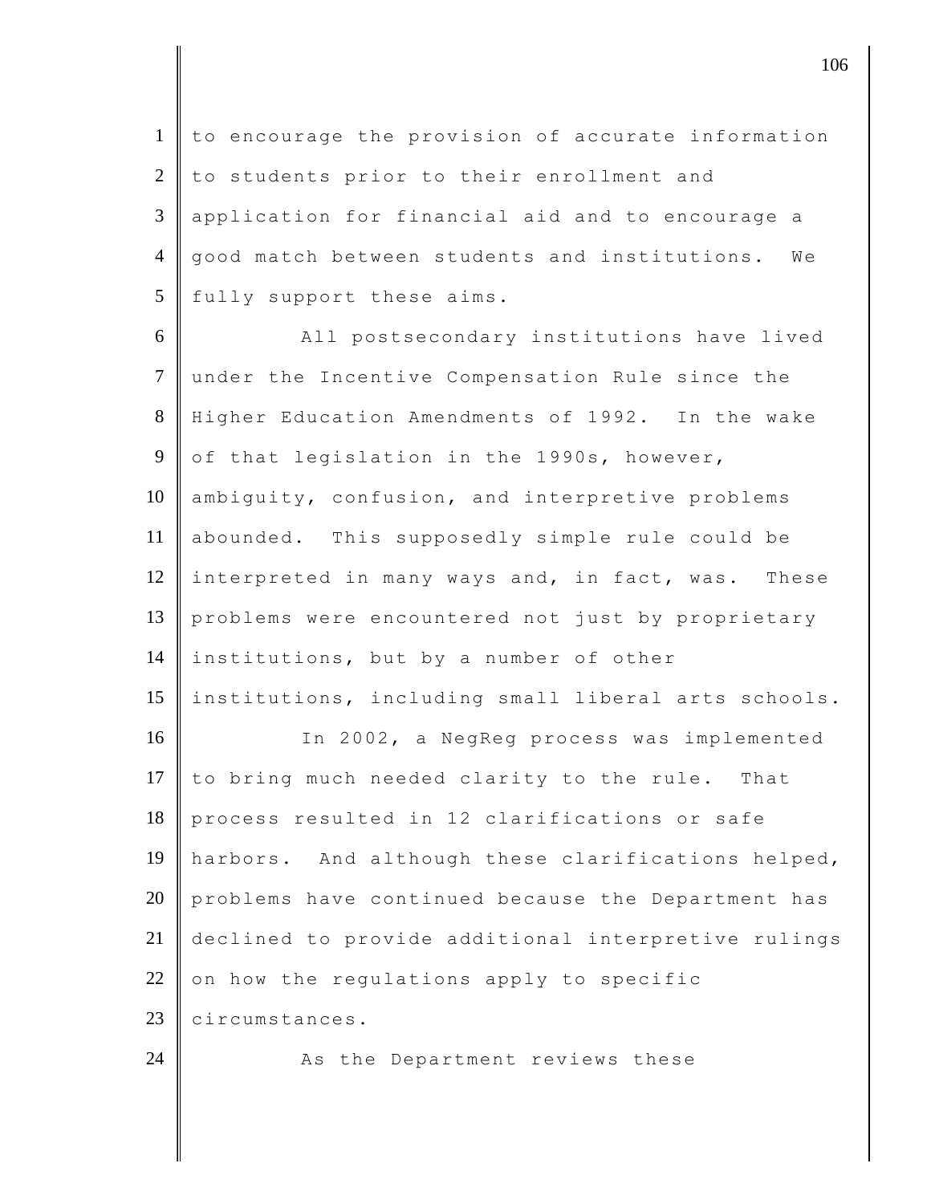to encourage the provision of accurate information to students prior to their enrollment and application for financial aid and to encourage a good match between students and institutions. We fully support these aims.

All postsecondary institutions have lived under the Incentive Compensation Rule since the Higher Education Amendments of 1992. In the wake of that legislation in the 1990s, however, ambiguity, confusion, and interpretive problems abounded. This supposedly simple rule could be interpreted in many ways and, in fact, was. These problems were encountered not just by proprietary institutions, but by a number of other institutions, including small liberal arts schools.

In 2002, a NegReg process was implemented to bring much needed clarity to the rule. That process resulted in 12 clarifications or safe harbors. And although these clarifications helped, problems have continued because the Department has declined to provide additional interpretive rulings on how the regulations apply to specific circumstances.

As the Department reviews these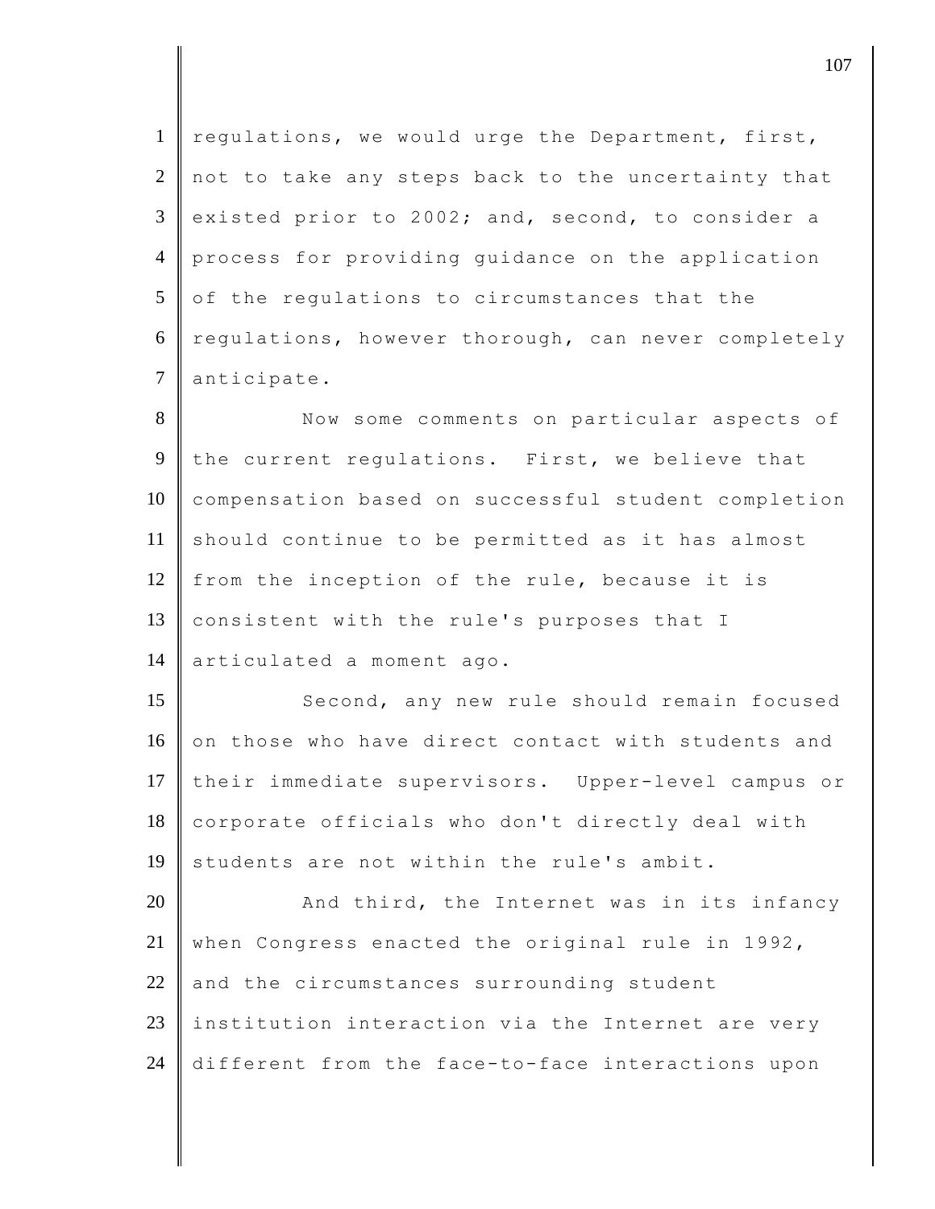regulations, we would urge the Department, first, not to take any steps back to the uncertainty that existed prior to 2002; and, second, to consider a process for providing guidance on the application of the regulations to circumstances that the regulations, however thorough, can never completely anticipate.

Now some comments on particular aspects of the current regulations. First, we believe that compensation based on successful student completion should continue to be permitted as it has almost from the inception of the rule, because it is consistent with the rule's purposes that I articulated a moment ago.

Second, any new rule should remain focused on those who have direct contact with students and their immediate supervisors. Upper-level campus or corporate officials who don't directly deal with students are not within the rule's ambit.

And third, the Internet was in its infancy when Congress enacted the original rule in 1992, and the circumstances surrounding student institution interaction via the Internet are very different from the face-to-face interactions upon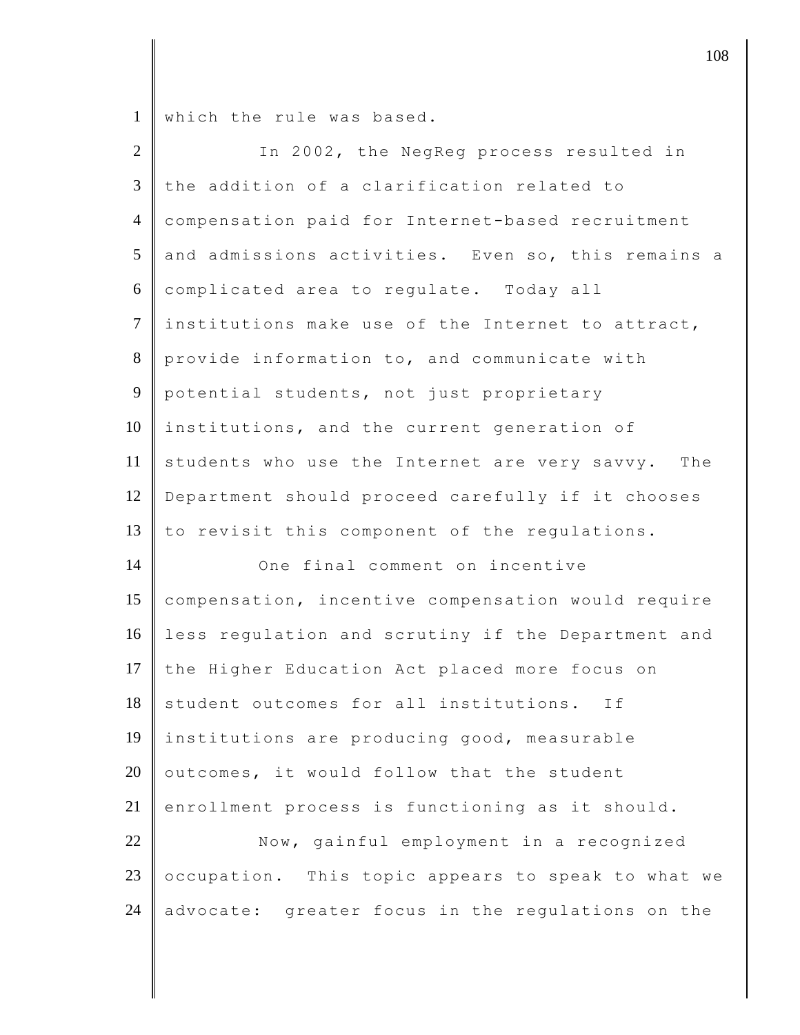which the rule was based.

In 2002, the NegReg process resulted in the addition of a clarification related to compensation paid for Internet-based recruitment and admissions activities. Even so, this remains a complicated area to regulate. Today all institutions make use of the Internet to attract, provide information to, and communicate with potential students, not just proprietary institutions, and the current generation of students who use the Internet are very savvy. The Department should proceed carefully if it chooses to revisit this component of the regulations.

One final comment on incentive compensation, incentive compensation would require less regulation and scrutiny if the Department and the Higher Education Act placed more focus on student outcomes for all institutions. If institutions are producing good, measurable outcomes, it would follow that the student enrollment process is functioning as it should.

Now, gainful employment in a recognized occupation. This topic appears to speak to what we advocate: greater focus in the regulations on the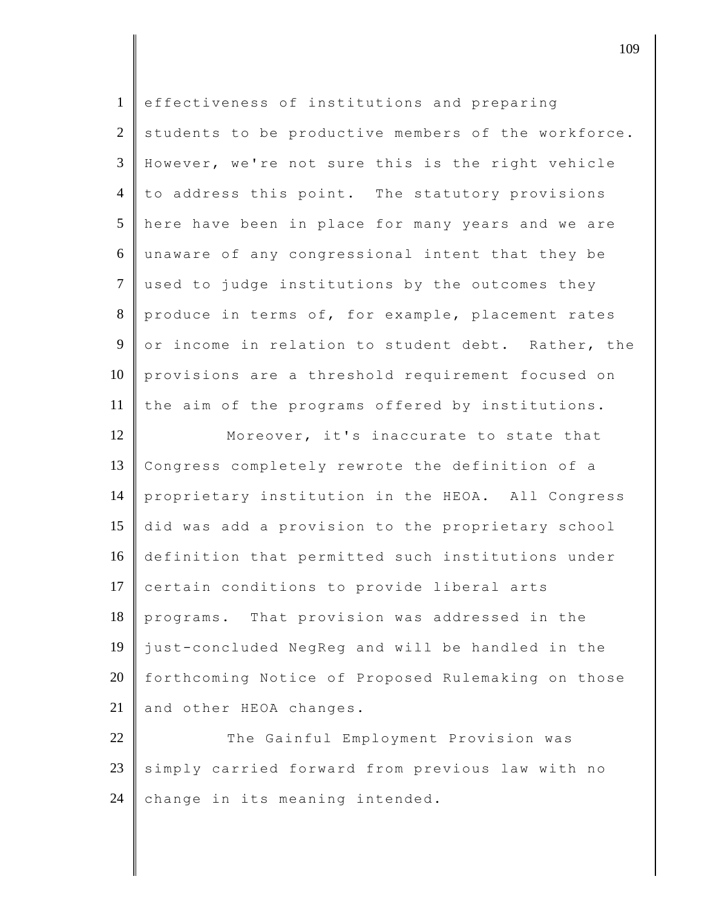effectiveness of institutions and preparing students to be productive members of the workforce. However, we're not sure this is the right vehicle to address this point. The statutory provisions here have been in place for many years and we are unaware of any congressional intent that they be used to judge institutions by the outcomes they produce in terms of, for example, placement rates or income in relation to student debt. Rather, the provisions are a threshold requirement focused on the aim of the programs offered by institutions.

Moreover, it's inaccurate to state that Congress completely rewrote the definition of a proprietary institution in the HEOA. All Congress did was add a provision to the proprietary school definition that permitted such institutions under certain conditions to provide liberal arts programs. That provision was addressed in the just-concluded NegReg and will be handled in the forthcoming Notice of Proposed Rulemaking on those and other HEOA changes.

The Gainful Employment Provision was simply carried forward from previous law with no change in its meaning intended.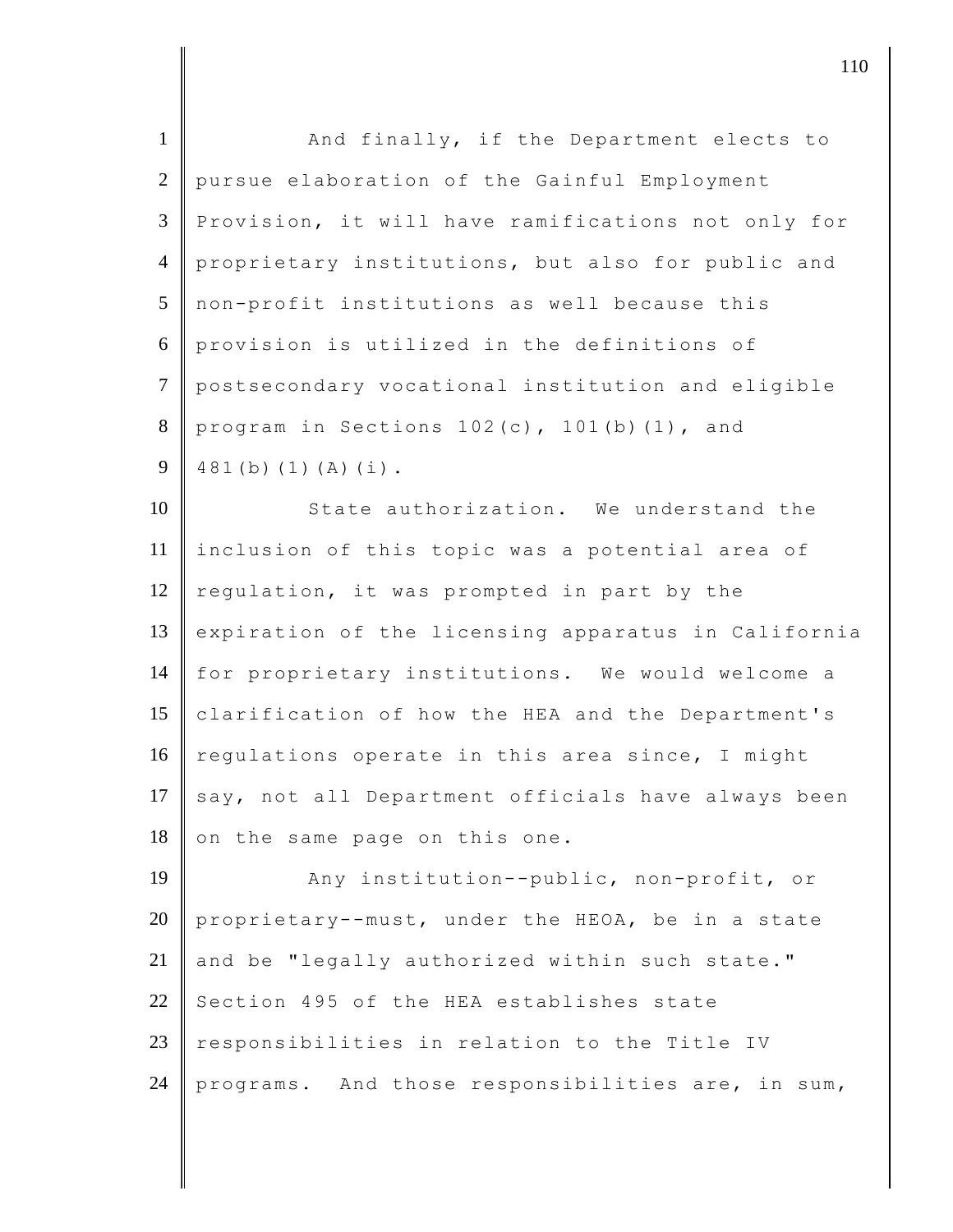And finally, if the Department elects to pursue elaboration of the Gainful Employment Provision, it will have ramifications not only for proprietary institutions, but also for public and non-profit institutions as well because this provision is utilized in the definitions of postsecondary vocational institution and eligible program in Sections 102(c), 101(b)(1), and 481(b)(1)(A)(i).

State authorization. We understand the inclusion of this topic was a potential area of regulation, it was prompted in part by the expiration of the licensing apparatus in California for proprietary institutions. We would welcome a clarification of how the HEA and the Department's regulations operate in this area since, I might say, not all Department officials have always been on the same page on this one.

Any institution--public, non-profit, or proprietary--must, under the HEOA, be in a state and be "legally authorized within such state." Section 495 of the HEA establishes state responsibilities in relation to the Title IV programs. And those responsibilities are, in sum,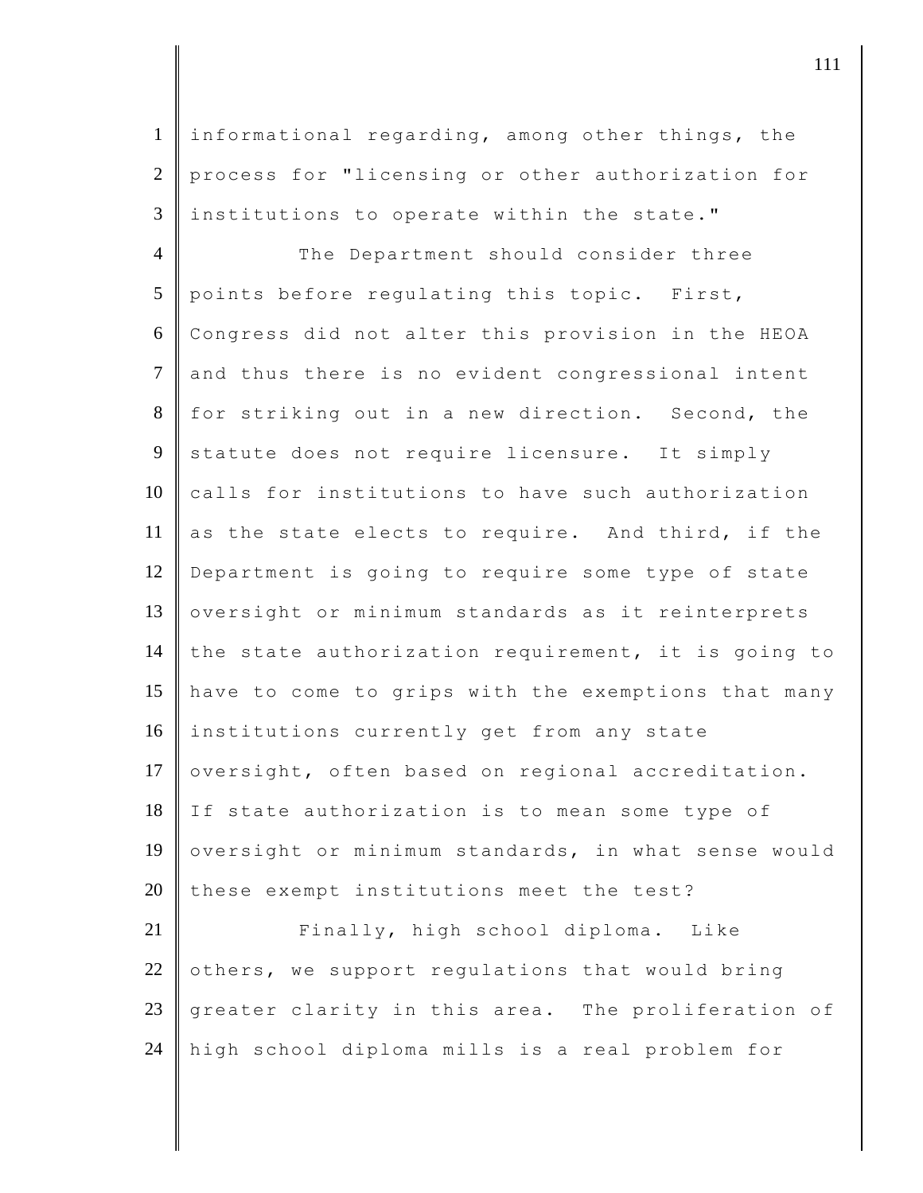informational regarding, among other things, the process for "licensing or other authorization for institutions to operate within the state."

The Department should consider three points before regulating this topic. First, Congress did not alter this provision in the HEOA and thus there is no evident congressional intent for striking out in a new direction. Second, the statute does not require licensure. It simply calls for institutions to have such authorization as the state elects to require. And third, if the Department is going to require some type of state oversight or minimum standards as it reinterprets the state authorization requirement, it is going to have to come to grips with the exemptions that many institutions currently get from any state oversight, often based on regional accreditation. If state authorization is to mean some type of oversight or minimum standards, in what sense would these exempt institutions meet the test?

Finally, high school diploma. Like others, we support regulations that would bring greater clarity in this area. The proliferation of high school diploma mills is a real problem for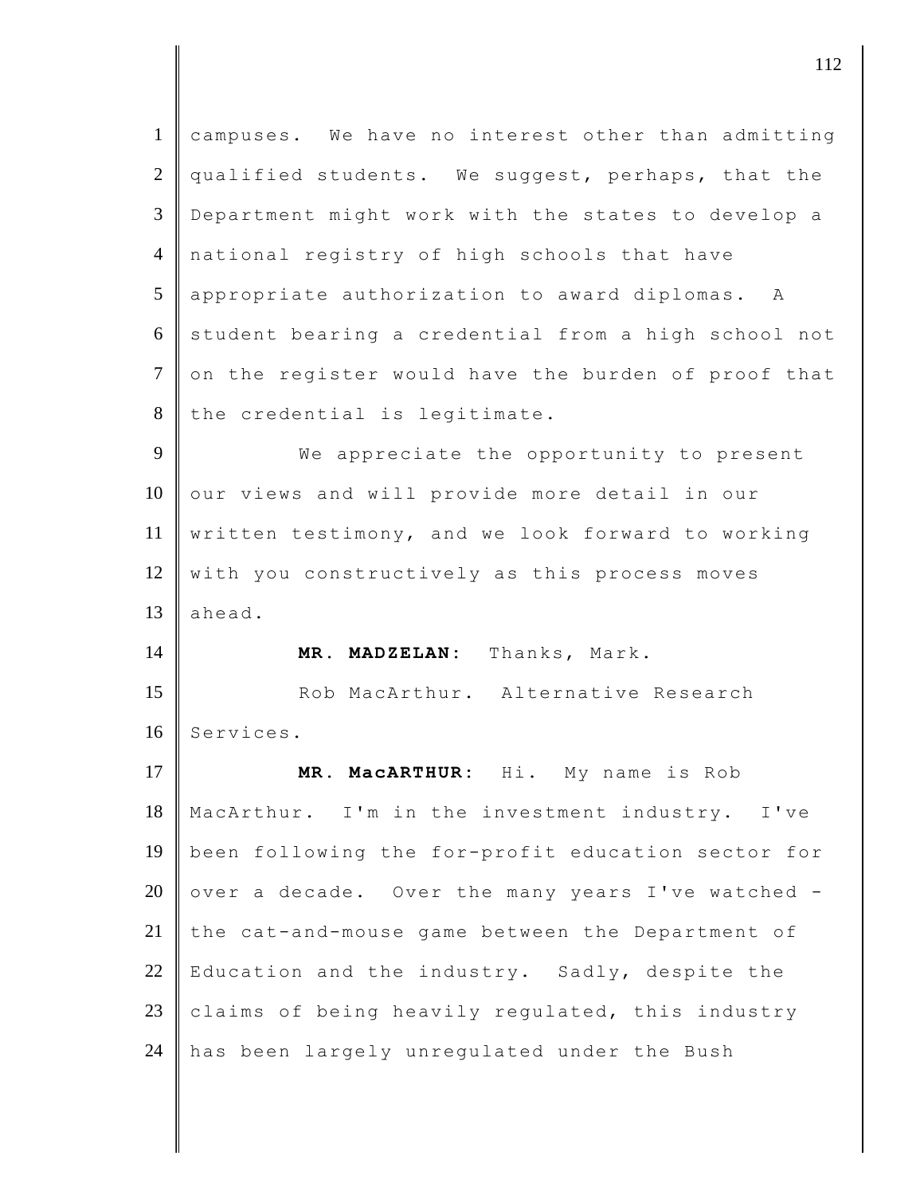campuses. We have no interest other than admitting qualified students. We suggest, perhaps, that the Department might work with the states to develop a national registry of high schools that have appropriate authorization to award diplomas. A student bearing a credential from a high school not on the register would have the burden of proof that the credential is legitimate.

We appreciate the opportunity to present our views and will provide more detail in our written testimony, and we look forward to working with you constructively as this process moves ahead.

**MR. MADZELAN:** Thanks, Mark.

Rob MacArthur. Alternative Research Services.

**MR. MacARTHUR:** Hi. My name is Rob MacArthur. I'm in the investment industry. I've been following the for-profit education sector for over a decade. Over the many years I've watched - the cat-and-mouse game between the Department of Education and the industry. Sadly, despite the claims of being heavily regulated, this industry has been largely unregulated under the Bush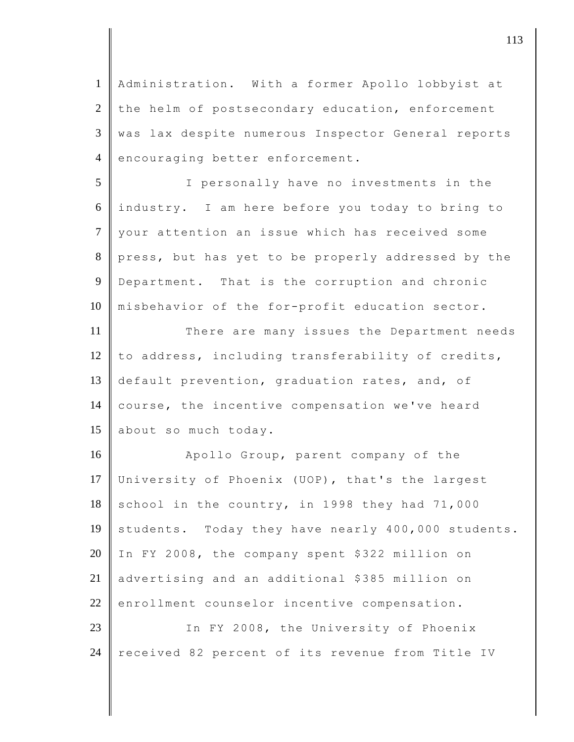Administration. With a former Apollo lobbyist at the helm of postsecondary education, enforcement was lax despite numerous Inspector General reports encouraging better enforcement.

I personally have no investments in the industry. I am here before you today to bring to your attention an issue which has received some press, but has yet to be properly addressed by the Department. That is the corruption and chronic misbehavior of the for-profit education sector.

There are many issues the Department needs to address, including transferability of credits, default prevention, graduation rates, and, of course, the incentive compensation we've heard about so much today.

Apollo Group, parent company of the University of Phoenix (UOP), that's the largest school in the country, in 1998 they had 71,000 students. Today they have nearly 400,000 students. In FY 2008, the company spent $322 million on advertising and an additional $385 million on enrollment counselor incentive compensation.

In FY 2008, the University of Phoenix received 82 percent of its revenue from Title IV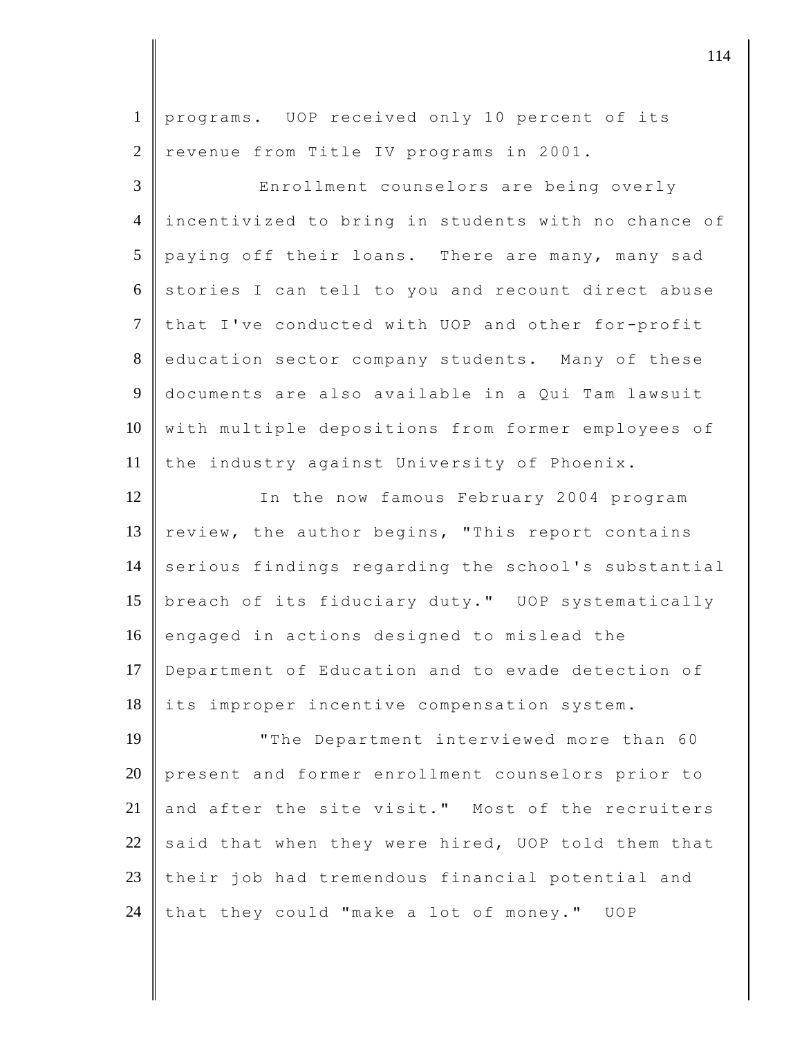programs. UOP received only 10 percent of its revenue from Title IV programs in 2001.

Enrollment counselors are being overly incentivized to bring in students with no chance of paying off their loans. There are many, many sad stories I can tell to you and recount direct abuse that I've conducted with UOP and other for-profit education sector company students. Many of these documents are also available in a Qui Tam lawsuit with multiple depositions from former employees of the industry against University of Phoenix.

In the now famous February 2004 program review, the author begins, "This report contains serious findings regarding the school's substantial breach of its fiduciary duty." UOP systematically engaged in actions designed to mislead the Department of Education and to evade detection of its improper incentive compensation system.

"The Department interviewed more than 60 present and former enrollment counselors prior to and after the site visit." Most of the recruiters said that when they were hired, UOP told them that their job had tremendous financial potential and that they could "make a lot of money." UOP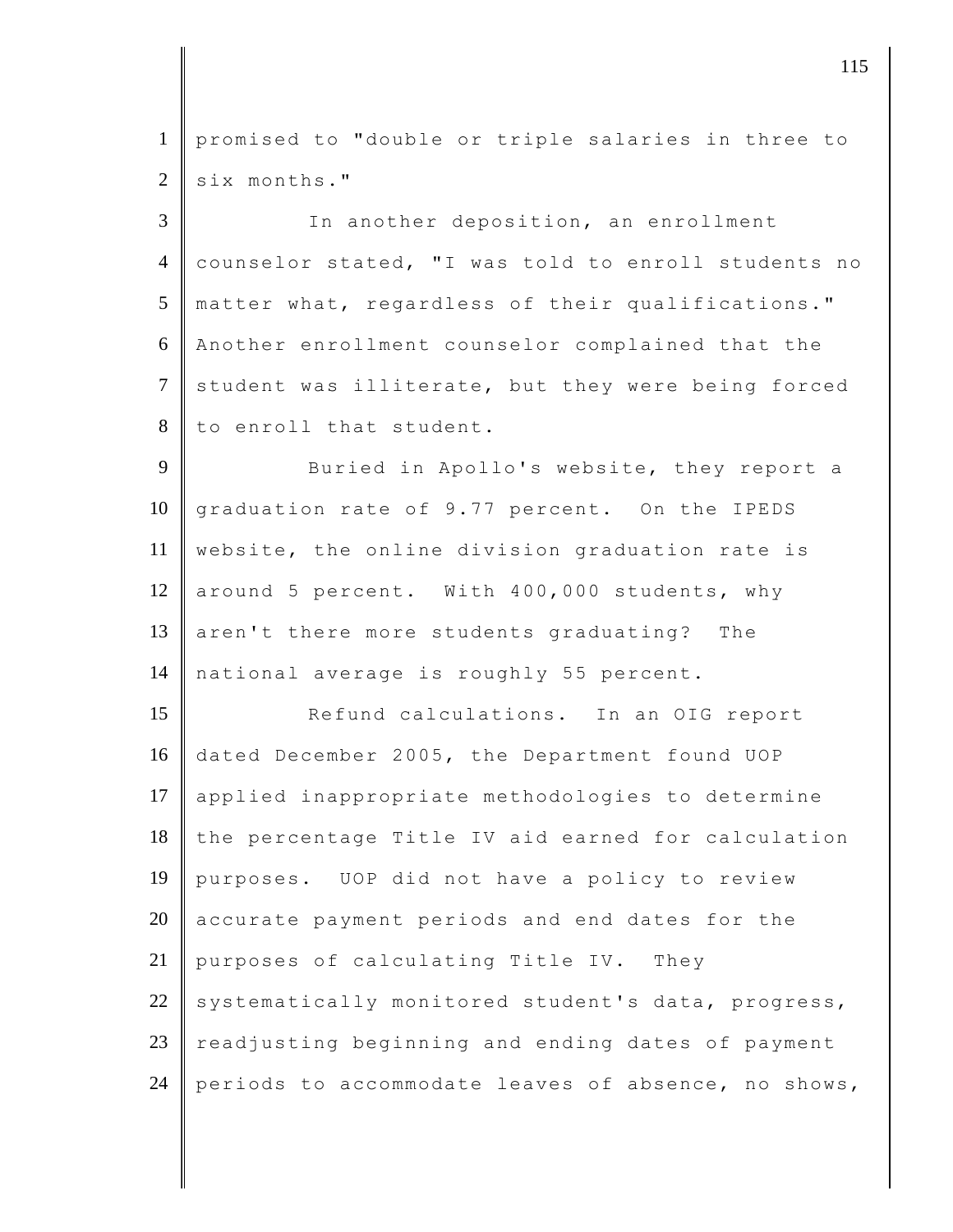promised to "double or triple salaries in three to six months."

In another deposition, an enrollment counselor stated, "I was told to enroll students no matter what, regardless of their qualifications." Another enrollment counselor complained that the student was illiterate, but they were being forced to enroll that student.

Buried in Apollo's website, they report a graduation rate of 9.77 percent. On the IPEDS website, the online division graduation rate is around 5 percent. With 400,000 students, why aren't there more students graduating? The national average is roughly 55 percent.

Refund calculations. In an OIG report dated December 2005, the Department found UOP applied inappropriate methodologies to determine the percentage Title IV aid earned for calculation purposes. UOP did not have a policy to review accurate payment periods and end dates for the purposes of calculating Title IV. They systematically monitored student's data, progress, readjusting beginning and ending dates of payment periods to accommodate leaves of absence, no shows,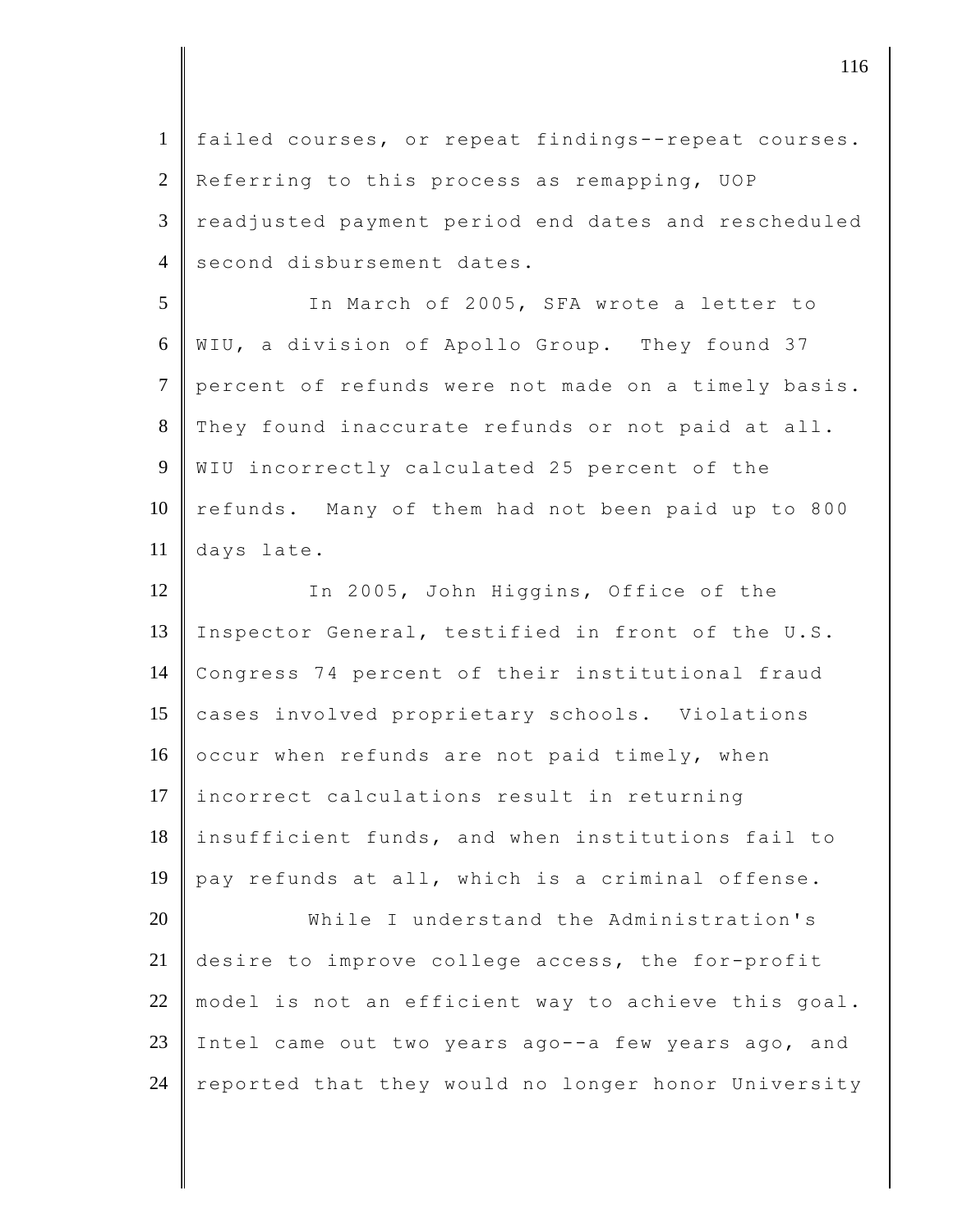failed courses, or repeat findings--repeat courses. Referring to this process as remapping, UOP readjusted payment period end dates and rescheduled second disbursement dates.

In March of 2005, SFA wrote a letter to WIU, a division of Apollo Group. They found 37 percent of refunds were not made on a timely basis. They found inaccurate refunds or not paid at all. WIU incorrectly calculated 25 percent of the refunds. Many of them had not been paid up to 800 days late.

In 2005, John Higgins, Office of the Inspector General, testified in front of the U.S. Congress 74 percent of their institutional fraud cases involved proprietary schools. Violations occur when refunds are not paid timely, when incorrect calculations result in returning insufficient funds, and when institutions fail to pay refunds at all, which is a criminal offense.

While I understand the Administration's desire to improve college access, the for-profit model is not an efficient way to achieve this goal. Intel came out two years ago--a few years ago, and reported that they would no longer honor University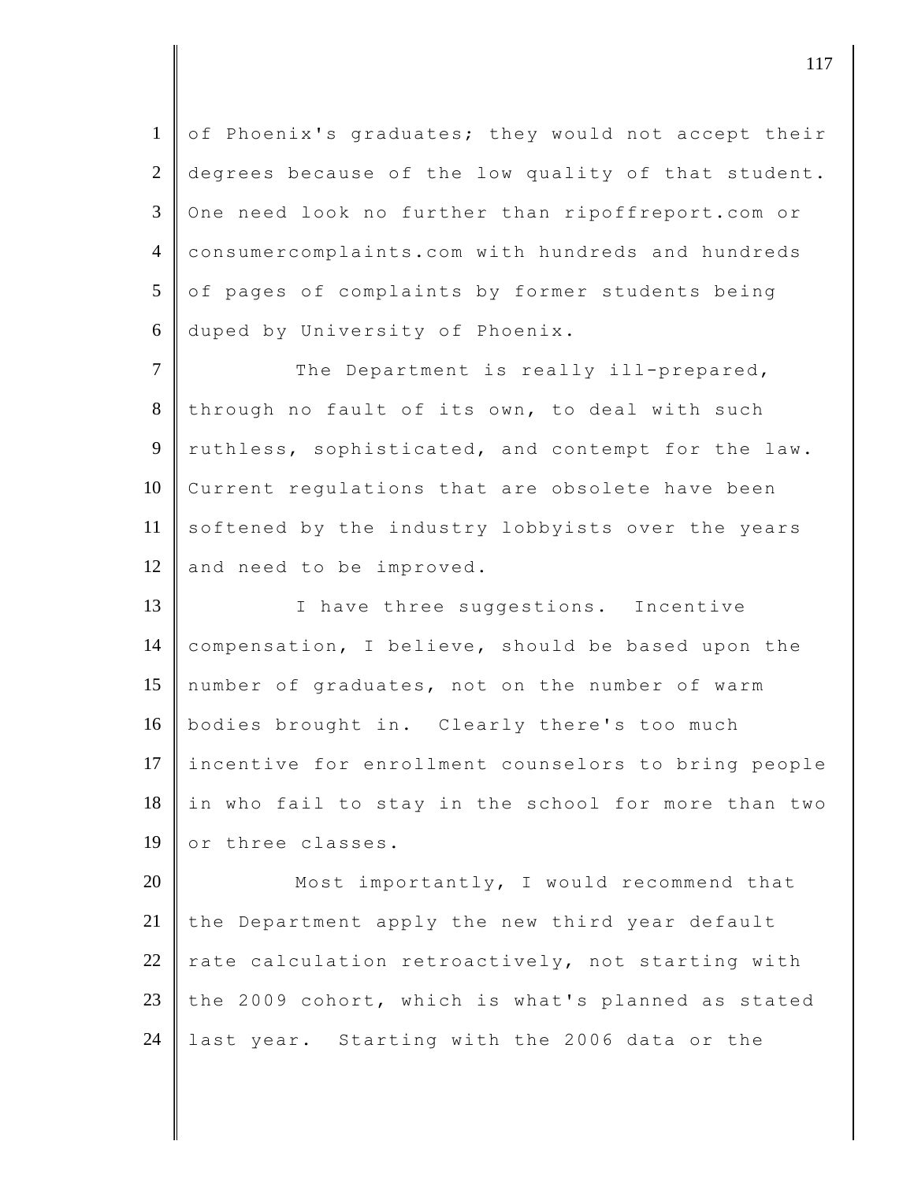of Phoenix's graduates; they would not accept their degrees because of the low quality of that student. One need look no further than ripoffreport.com or consumercomplaints.com with hundreds and hundreds of pages of complaints by former students being duped by University of Phoenix.

The Department is really ill-prepared, through no fault of its own, to deal with such ruthless, sophisticated, and contempt for the law. Current regulations that are obsolete have been softened by the industry lobbyists over the years and need to be improved.

I have three suggestions. Incentive compensation, I believe, should be based upon the number of graduates, not on the number of warm bodies brought in. Clearly there's too much incentive for enrollment counselors to bring people in who fail to stay in the school for more than two or three classes.

Most importantly, I would recommend that the Department apply the new third year default rate calculation retroactively, not starting with the 2009 cohort, which is what's planned as stated last year. Starting with the 2006 data or the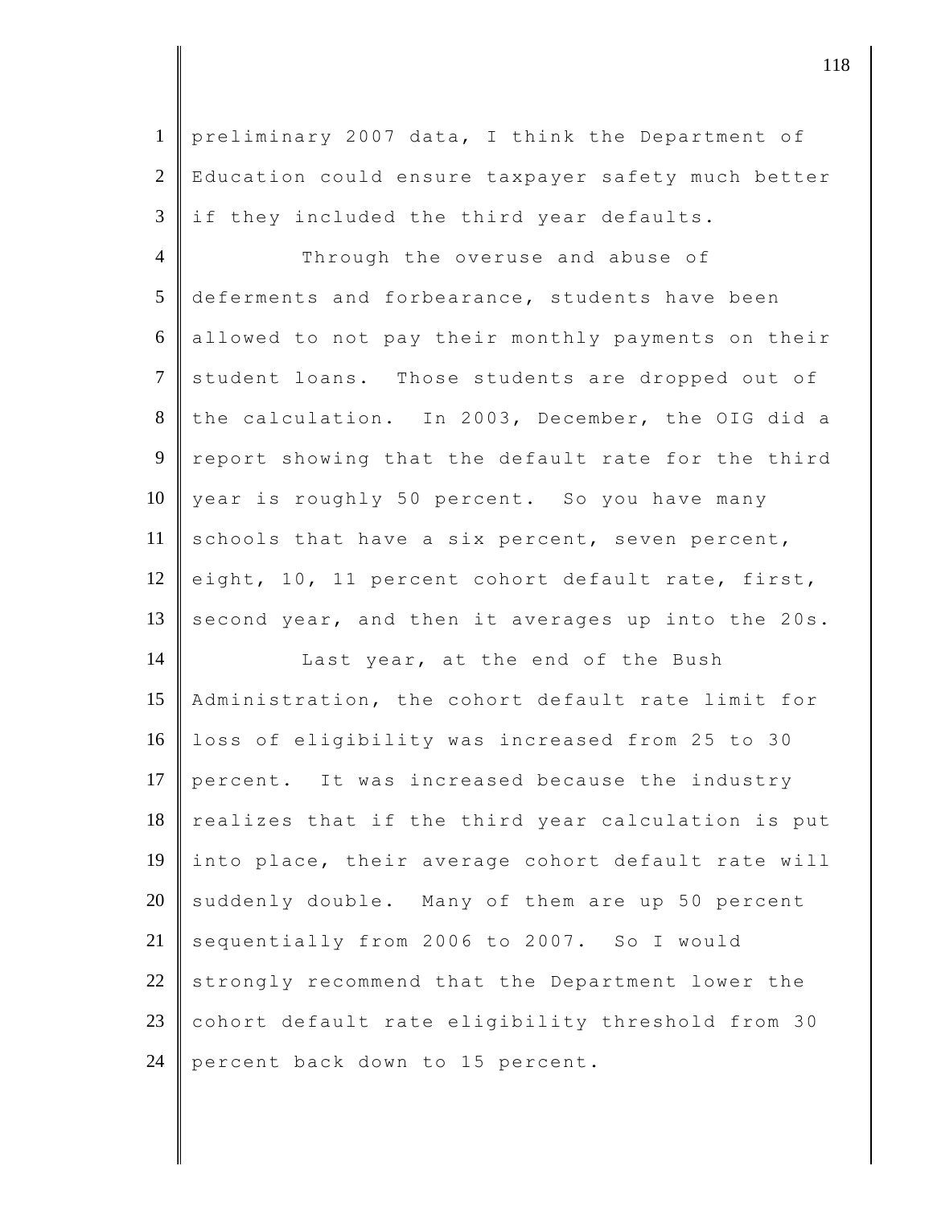preliminary 2007 data, I think the Department of Education could ensure taxpayer safety much better if they included the third year defaults.

Through the overuse and abuse of deferments and forbearance, students have been allowed to not pay their monthly payments on their student loans. Those students are dropped out of the calculation. In 2003, December, the OIG did a report showing that the default rate for the third year is roughly 50 percent. So you have many schools that have a six percent, seven percent, eight, 10, 11 percent cohort default rate, first, second year, and then it averages up into the 20s.

Last year, at the end of the Bush Administration, the cohort default rate limit for loss of eligibility was increased from 25 to 30 percent. It was increased because the industry realizes that if the third year calculation is put into place, their average cohort default rate will suddenly double. Many of them are up 50 percent sequentially from 2006 to 2007. So I would strongly recommend that the Department lower the cohort default rate eligibility threshold from 30 percent back down to 15 percent.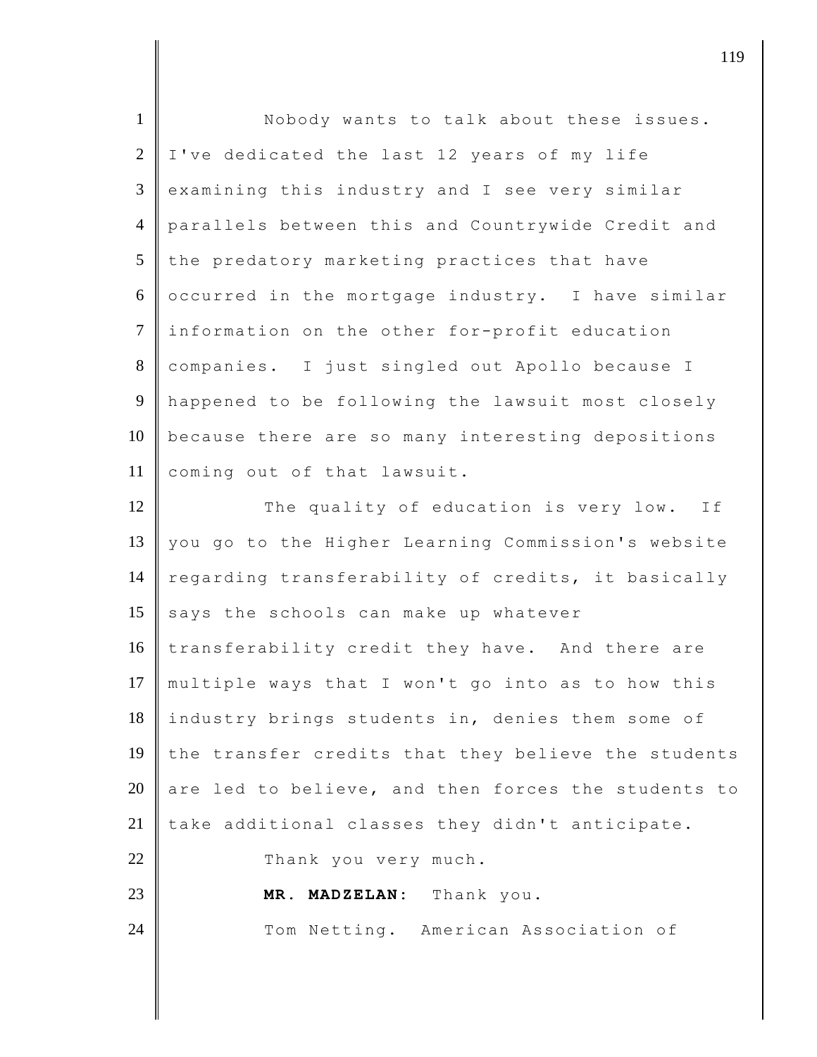Nobody wants to talk about these issues. I've dedicated the last 12 years of my life examining this industry and I see very similar parallels between this and Countrywide Credit and the predatory marketing practices that have occurred in the mortgage industry. I have similar information on the other for-profit education companies. I just singled out Apollo because I happened to be following the lawsuit most closely because there are so many interesting depositions coming out of that lawsuit.

The quality of education is very low. If you go to the Higher Learning Commission's website regarding transferability of credits, it basically says the schools can make up whatever transferability credit they have. And there are multiple ways that I won't go into as to how this industry brings students in, denies them some of the transfer credits that they believe the students are led to believe, and then forces the students to take additional classes they didn't anticipate.

Thank you very much.

**MR. MADZELAN:** Thank you.

Tom Netting. American Association of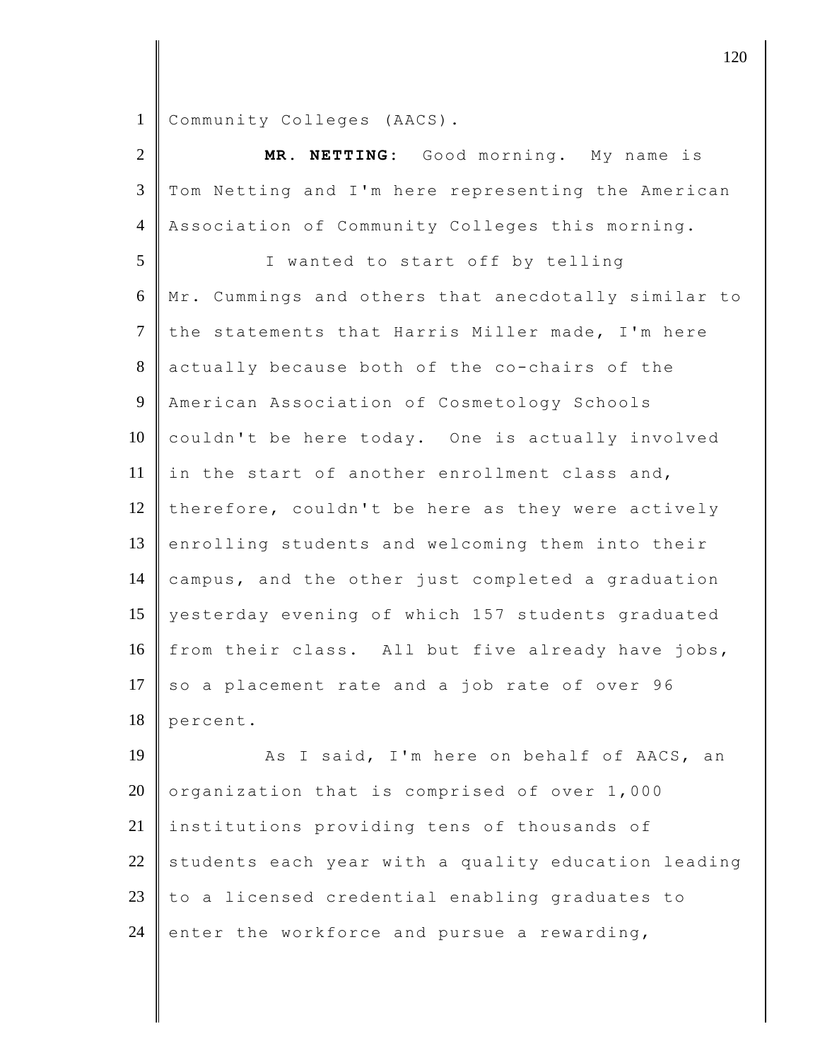Community Colleges (AACS).

**MR. NETTING:** Good morning. My name is Tom Netting and I'm here representing the American Association of Community Colleges this morning.

I wanted to start off by telling Mr. Cummings and others that anecdotally similar to the statements that Harris Miller made, I'm here actually because both of the co-chairs of the American Association of Cosmetology Schools couldn't be here today. One is actually involved in the start of another enrollment class and, therefore, couldn't be here as they were actively enrolling students and welcoming them into their campus, and the other just completed a graduation yesterday evening of which 157 students graduated from their class. All but five already have jobs, so a placement rate and a job rate of over 96 percent.

As I said, I'm here on behalf of AACS, an organization that is comprised of over 1,000 institutions providing tens of thousands of students each year with a quality education leading to a licensed credential enabling graduates to enter the workforce and pursue a rewarding,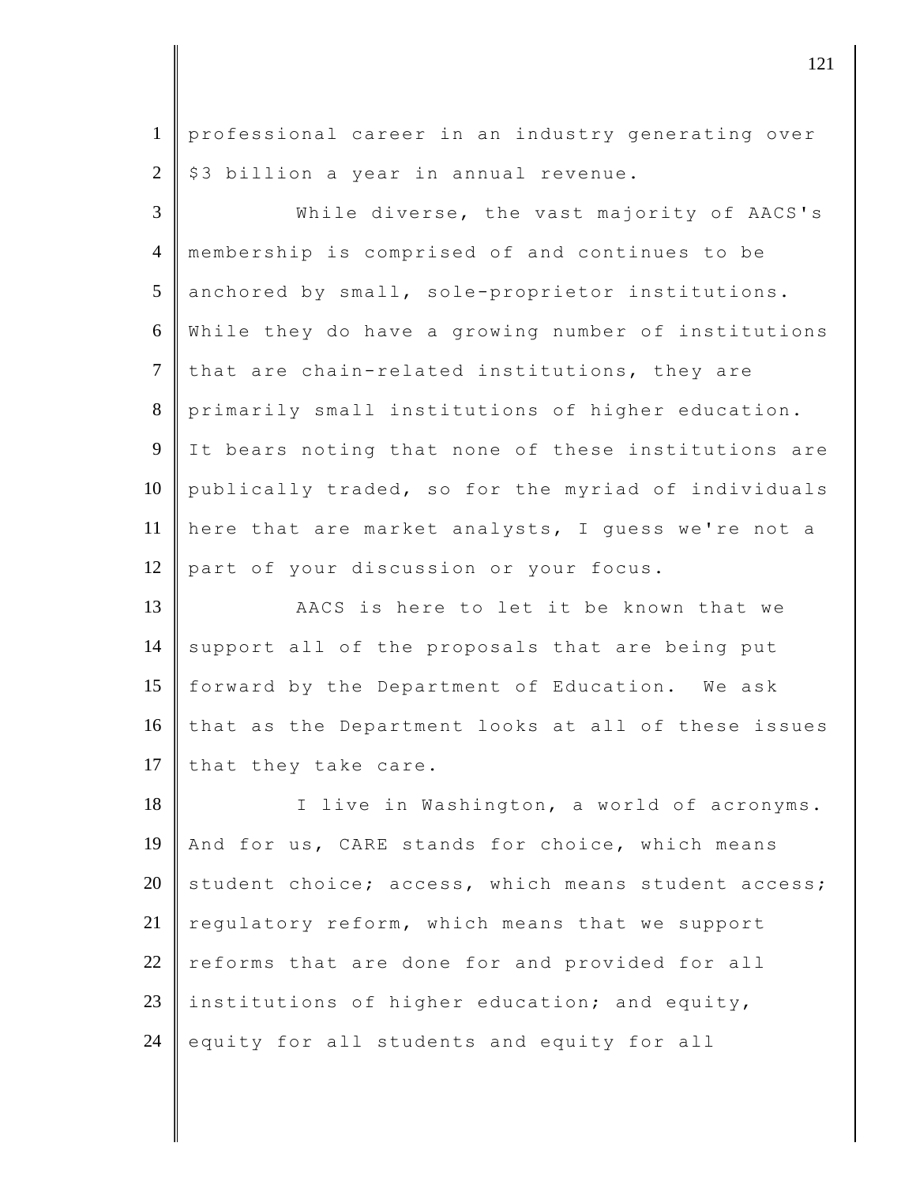professional career in an industry generating over $3 billion a year in annual revenue.

While diverse, the vast majority of AACS's membership is comprised of and continues to be anchored by small, sole-proprietor institutions. While they do have a growing number of institutions that are chain-related institutions, they are primarily small institutions of higher education. It bears noting that none of these institutions are publically traded, so for the myriad of individuals here that are market analysts, I guess we're not a part of your discussion or your focus.

AACS is here to let it be known that we support all of the proposals that are being put forward by the Department of Education. We ask that as the Department looks at all of these issues that they take care.

I live in Washington, a world of acronyms. And for us, CARE stands for choice, which means student choice; access, which means student access; regulatory reform, which means that we support reforms that are done for and provided for all institutions of higher education; and equity, equity for all students and equity for all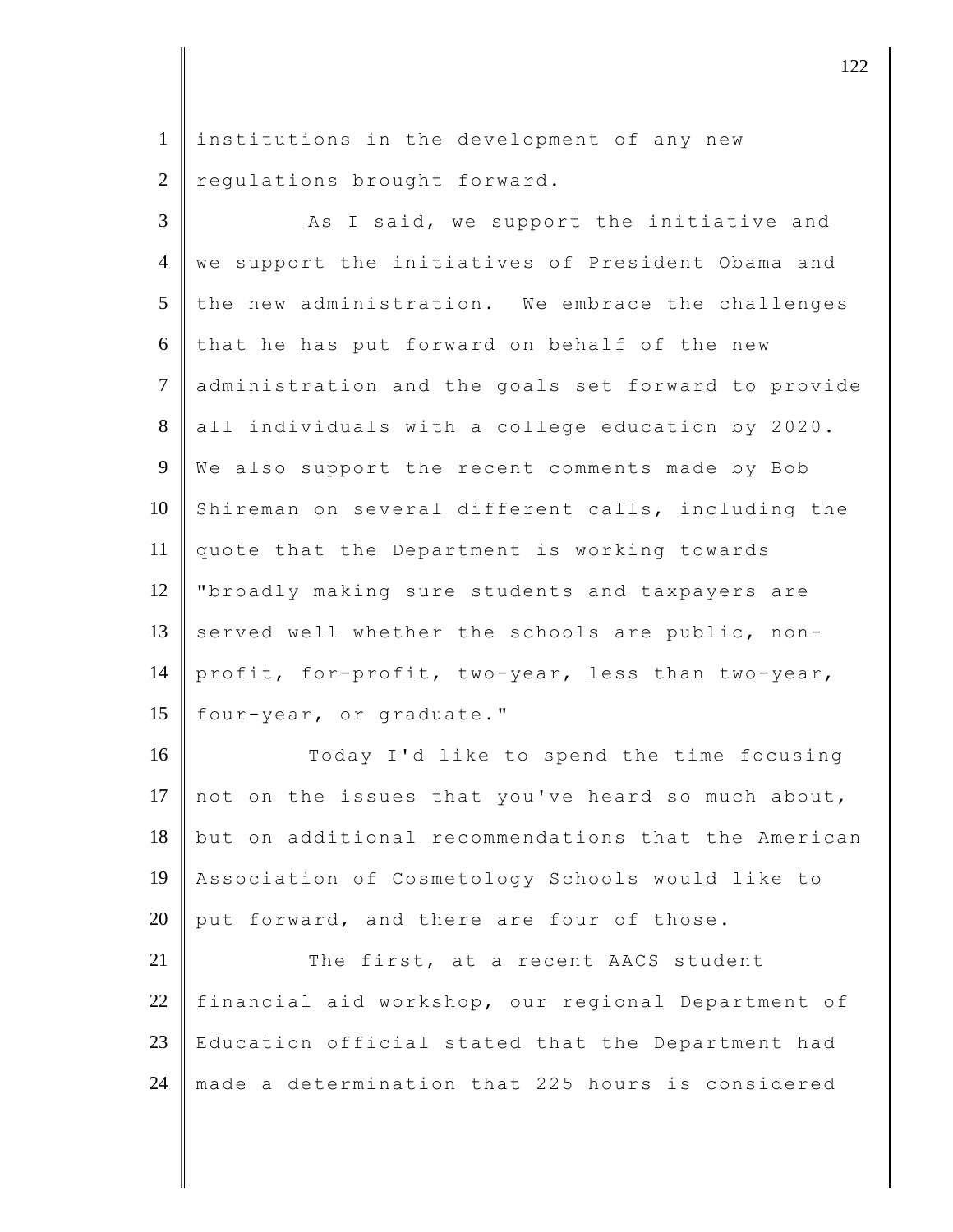institutions in the development of any new regulations brought forward.

As I said, we support the initiative and we support the initiatives of President Obama and the new administration. We embrace the challenges that he has put forward on behalf of the new administration and the goals set forward to provide all individuals with a college education by 2020. We also support the recent comments made by Bob Shireman on several different calls, including the quote that the Department is working towards "broadly making sure students and taxpayers are served well whether the schools are public, non-profit, for-profit, two-year, less than two-year, four-year, or graduate."

Today I'd like to spend the time focusing not on the issues that you've heard so much about, but on additional recommendations that the American Association of Cosmetology Schools would like to put forward, and there are four of those.

The first, at a recent AACS student financial aid workshop, our regional Department of Education official stated that the Department had made a determination that 225 hours is considered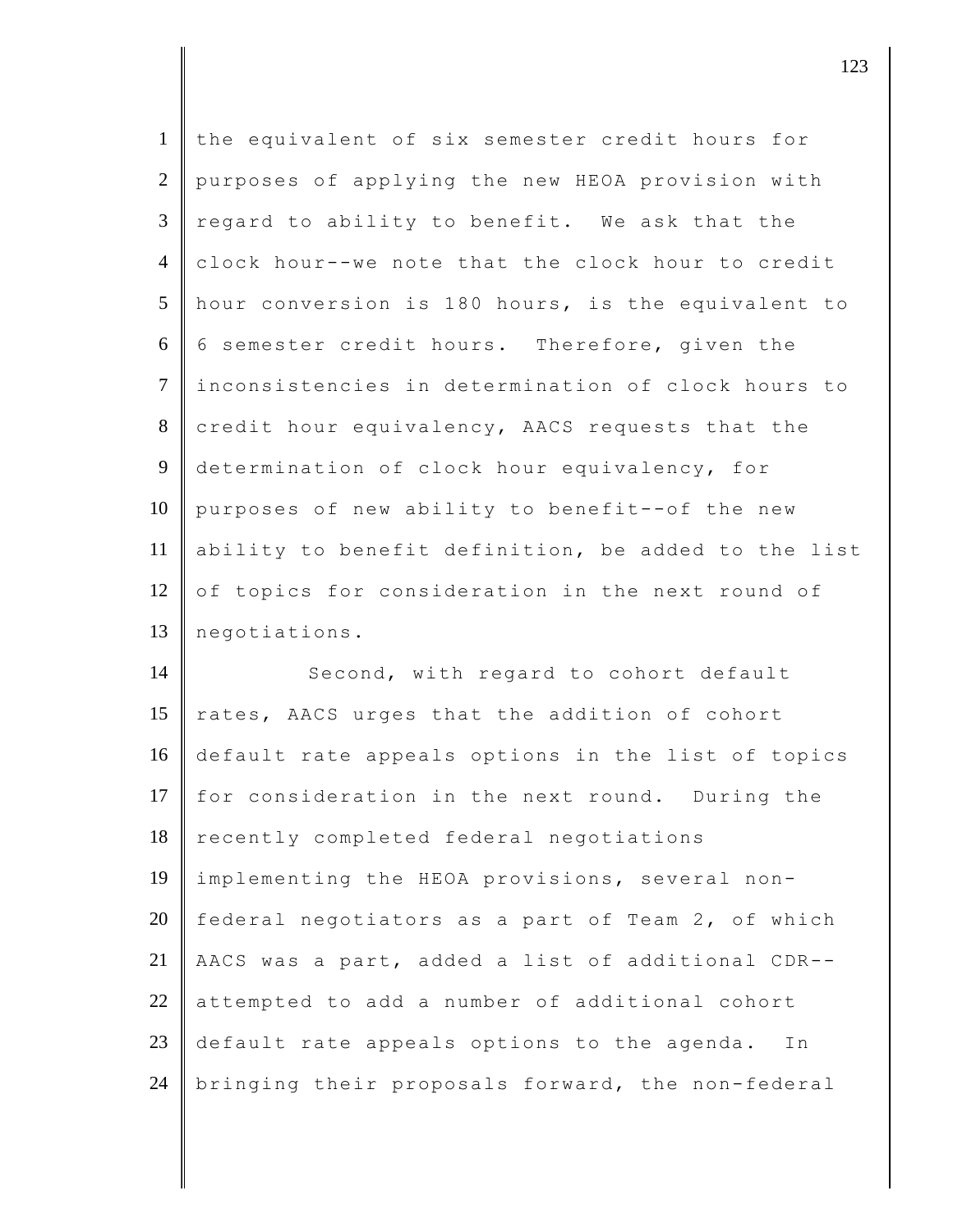the equivalent of six semester credit hours for purposes of applying the new HEOA provision with regard to ability to benefit. We ask that the clock hour--we note that the clock hour to credit hour conversion is 180 hours, is the equivalent to 6 semester credit hours. Therefore, given the inconsistencies in determination of clock hours to credit hour equivalency, AACS requests that the determination of clock hour equivalency, for purposes of new ability to benefit--of the new ability to benefit definition, be added to the list of topics for consideration in the next round of negotiations.

Second, with regard to cohort default rates, AACS urges that the addition of cohort default rate appeals options in the list of topics for consideration in the next round. During the recently completed federal negotiations implementing the HEOA provisions, several non-federal negotiators as a part of Team 2, of which AACS was a part, added a list of additional CDR--attempted to add a number of additional cohort default rate appeals options to the agenda. In bringing their proposals forward, the non-federal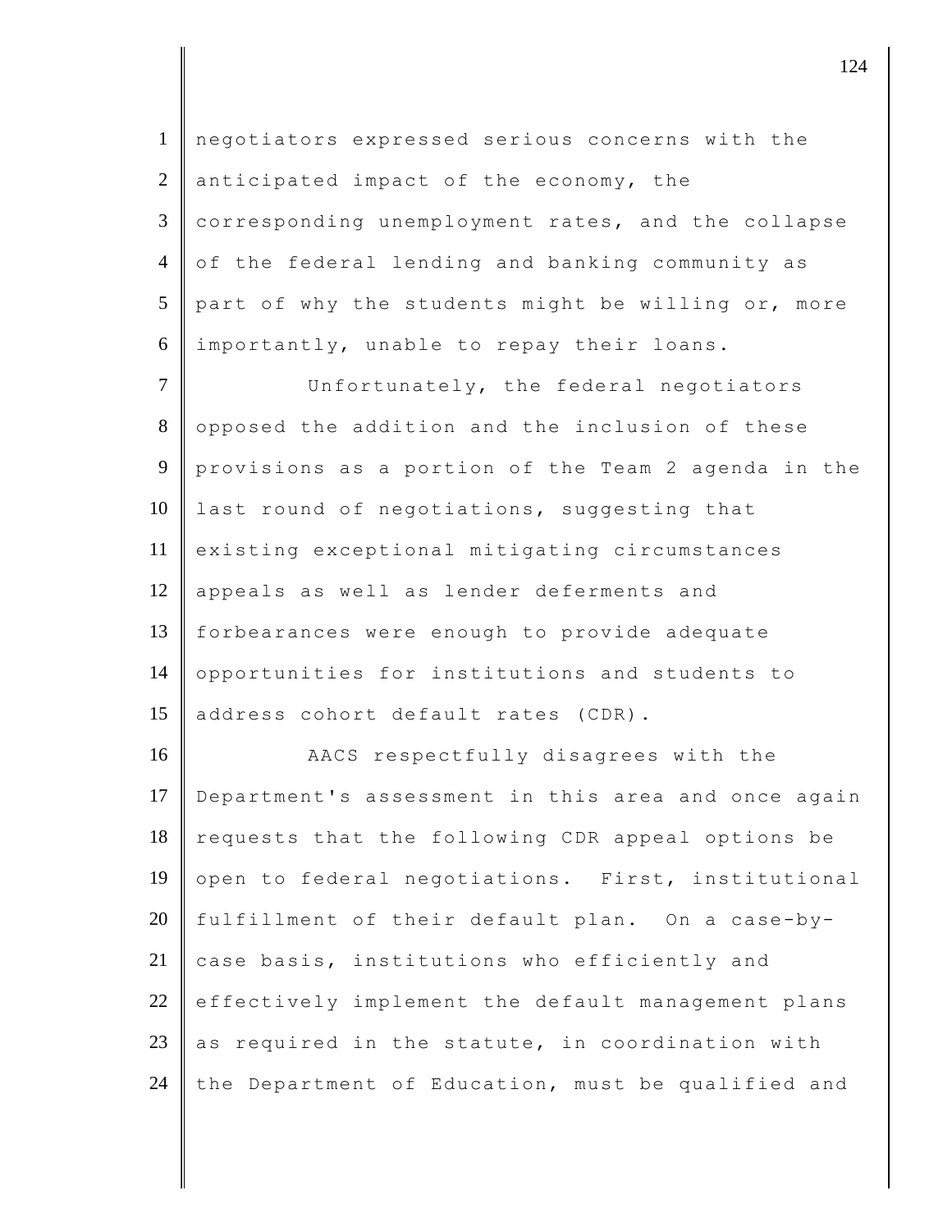negotiators expressed serious concerns with the anticipated impact of the economy, the corresponding unemployment rates, and the collapse of the federal lending and banking community as part of why the students might be willing or, more importantly, unable to repay their loans.

Unfortunately, the federal negotiators opposed the addition and the inclusion of these provisions as a portion of the Team 2 agenda in the last round of negotiations, suggesting that existing exceptional mitigating circumstances appeals as well as lender deferments and forbearances were enough to provide adequate opportunities for institutions and students to address cohort default rates (CDR).

AACS respectfully disagrees with the Department's assessment in this area and once again requests that the following CDR appeal options be open to federal negotiations. First, institutional fulfillment of their default plan. On a case-by-case basis, institutions who efficiently and effectively implement the default management plans as required in the statute, in coordination with the Department of Education, must be qualified and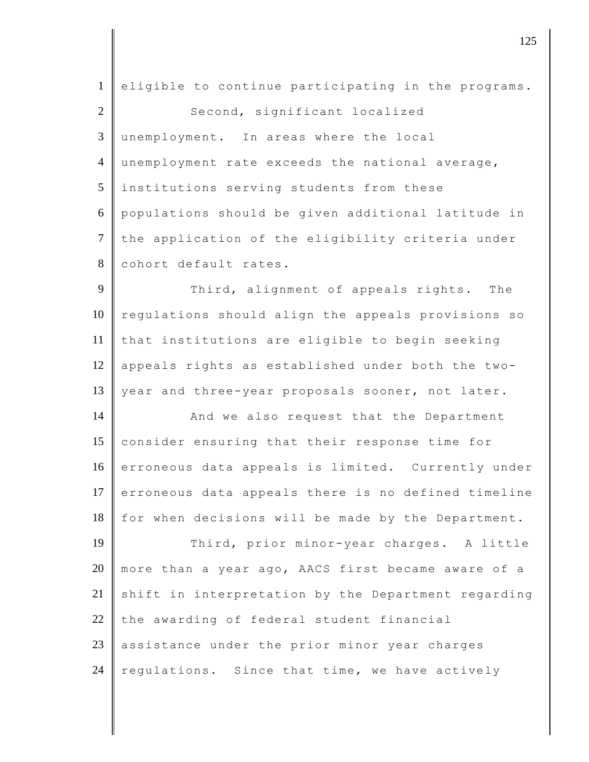eligible to continue participating in the programs.

Second, significant localized unemployment. In areas where the local unemployment rate exceeds the national average, institutions serving students from these populations should be given additional latitude in the application of the eligibility criteria under cohort default rates.

Third, alignment of appeals rights. The regulations should align the appeals provisions so that institutions are eligible to begin seeking appeals rights as established under both the two-year and three-year proposals sooner, not later.

And we also request that the Department consider ensuring that their response time for erroneous data appeals is limited. Currently under erroneous data appeals there is no defined timeline for when decisions will be made by the Department.

Third, prior minor-year charges. A little more than a year ago, AACS first became aware of a shift in interpretation by the Department regarding the awarding of federal student financial assistance under the prior minor year charges regulations. Since that time, we have actively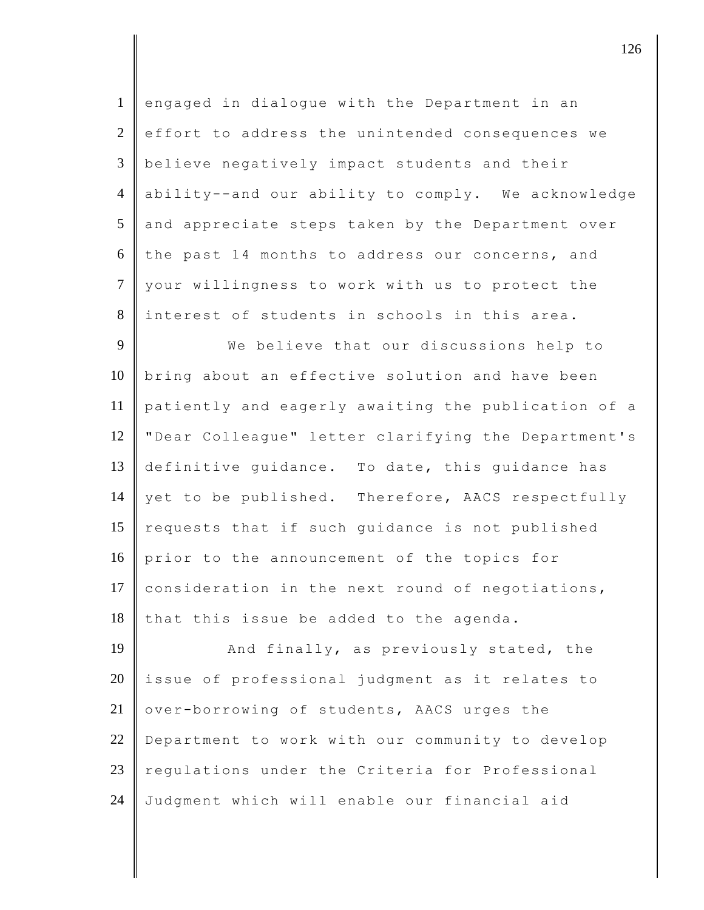engaged in dialogue with the Department in an effort to address the unintended consequences we believe negatively impact students and their ability--and our ability to comply. We acknowledge and appreciate steps taken by the Department over the past 14 months to address our concerns, and your willingness to work with us to protect the interest of students in schools in this area.

We believe that our discussions help to bring about an effective solution and have been patiently and eagerly awaiting the publication of a "Dear Colleague" letter clarifying the Department's definitive guidance. To date, this guidance has yet to be published. Therefore, AACS respectfully requests that if such guidance is not published prior to the announcement of the topics for consideration in the next round of negotiations, that this issue be added to the agenda.

And finally, as previously stated, the issue of professional judgment as it relates to over-borrowing of students, AACS urges the Department to work with our community to develop regulations under the Criteria for Professional Judgment which will enable our financial aid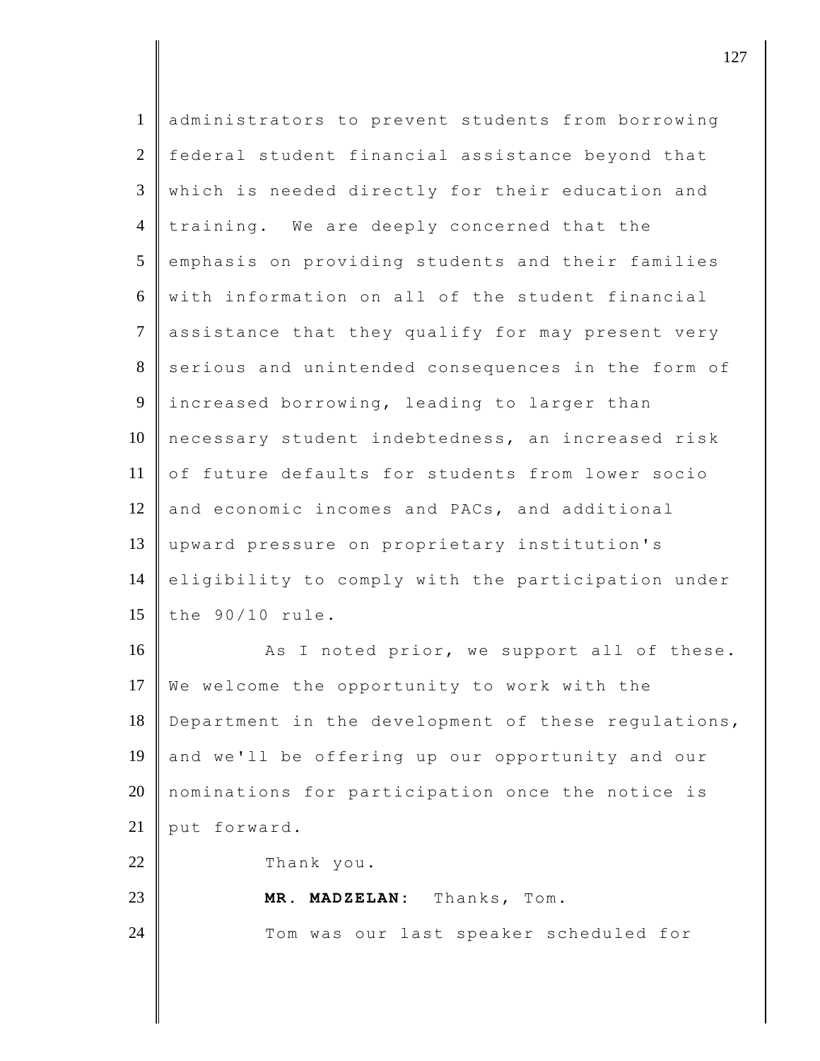administrators to prevent students from borrowing federal student financial assistance beyond that which is needed directly for their education and training. We are deeply concerned that the emphasis on providing students and their families with information on all of the student financial assistance that they qualify for may present very serious and unintended consequences in the form of increased borrowing, leading to larger than necessary student indebtedness, an increased risk of future defaults for students from lower socio and economic incomes and PACs, and additional upward pressure on proprietary institution's eligibility to comply with the participation under the 90/10 rule.

As I noted prior, we support all of these. We welcome the opportunity to work with the Department in the development of these regulations, and we'll be offering up our opportunity and our nominations for participation once the notice is put forward.

Thank you.

**MR. MADZELAN:** Thanks, Tom.

Tom was our last speaker scheduled for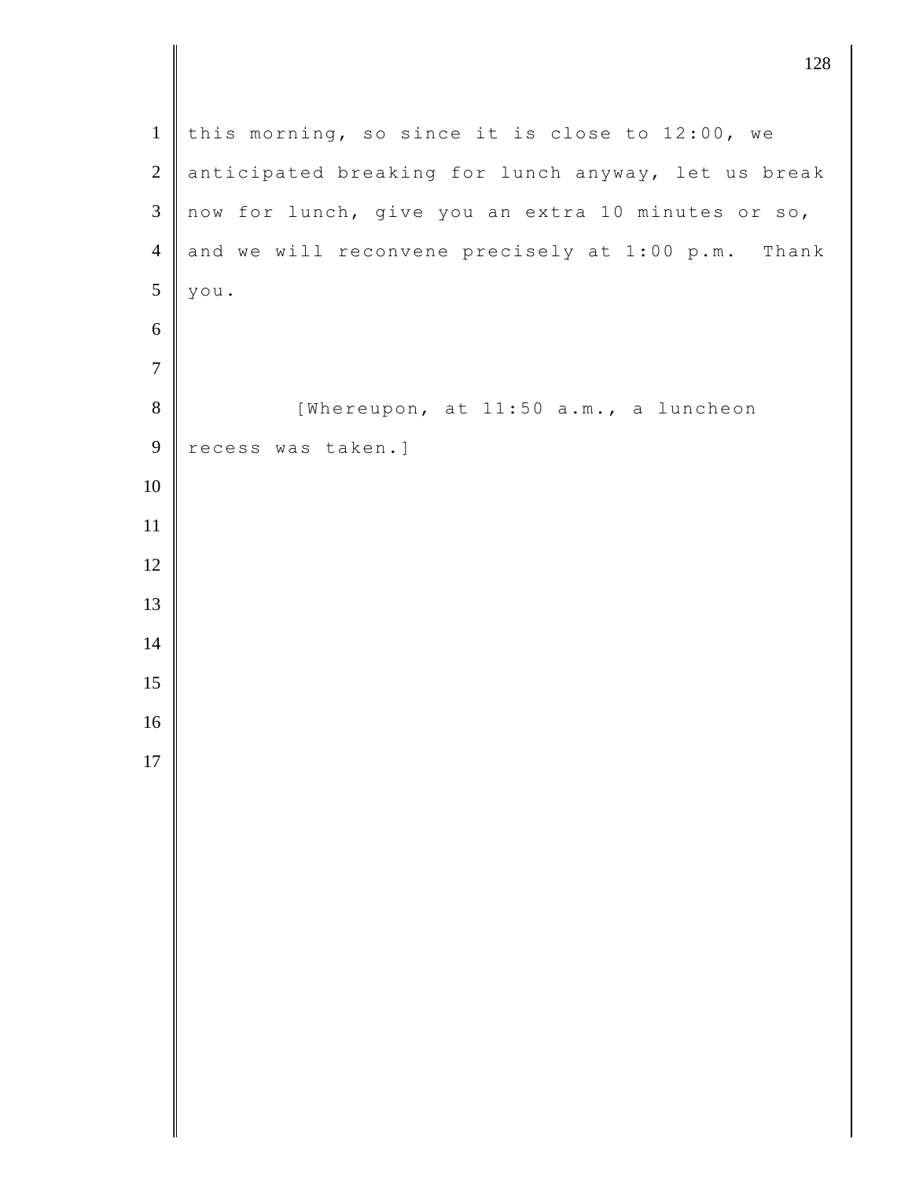this morning, so since it is close to 12:00, we anticipated breaking for lunch anyway, let us break now for lunch, give you an extra 10 minutes or so, and we will reconvene precisely at 1:00 p.m. Thank you.

[Whereupon, at 11:50 a.m., a luncheon recess was taken.]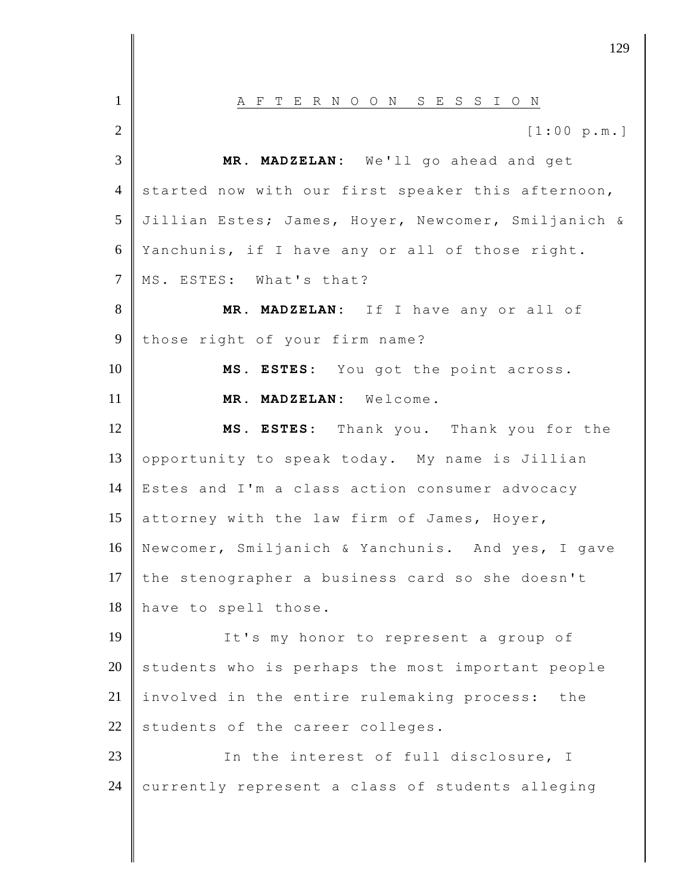A F T E R N O O N   S E S S I O N

[1:00 p.m.]

**MR. MADZELAN:** We'll go ahead and get started now with our first speaker this afternoon, Jillian Estes; James, Hoyer, Newcomer, Smiljanich & Yanchunis, if I have any or all of those right.

MS. ESTES: What's that?

**MR. MADZELAN:** If I have any or all of those right of your firm name?

**MS. ESTES:** You got the point across.

**MR. MADZELAN:** Welcome.

**MS. ESTES:** Thank you. Thank you for the opportunity to speak today. My name is Jillian Estes and I'm a class action consumer advocacy attorney with the law firm of James, Hoyer, Newcomer, Smiljanich & Yanchunis. And yes, I gave the stenographer a business card so she doesn't have to spell those.

It's my honor to represent a group of students who is perhaps the most important people involved in the entire rulemaking process: the students of the career colleges.

In the interest of full disclosure, I currently represent a class of students alleging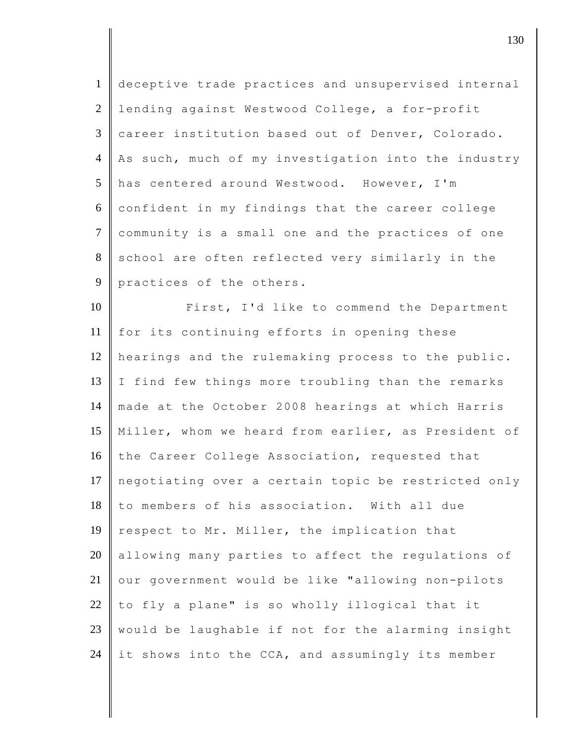deceptive trade practices and unsupervised internal lending against Westwood College, a for-profit career institution based out of Denver, Colorado. As such, much of my investigation into the industry has centered around Westwood. However, I'm confident in my findings that the career college community is a small one and the practices of one school are often reflected very similarly in the practices of the others.

First, I'd like to commend the Department for its continuing efforts in opening these hearings and the rulemaking process to the public. I find few things more troubling than the remarks made at the October 2008 hearings at which Harris Miller, whom we heard from earlier, as President of the Career College Association, requested that negotiating over a certain topic be restricted only to members of his association. With all due respect to Mr. Miller, the implication that allowing many parties to affect the regulations of our government would be like "allowing non-pilots to fly a plane" is so wholly illogical that it would be laughable if not for the alarming insight it shows into the CCA, and assumingly its member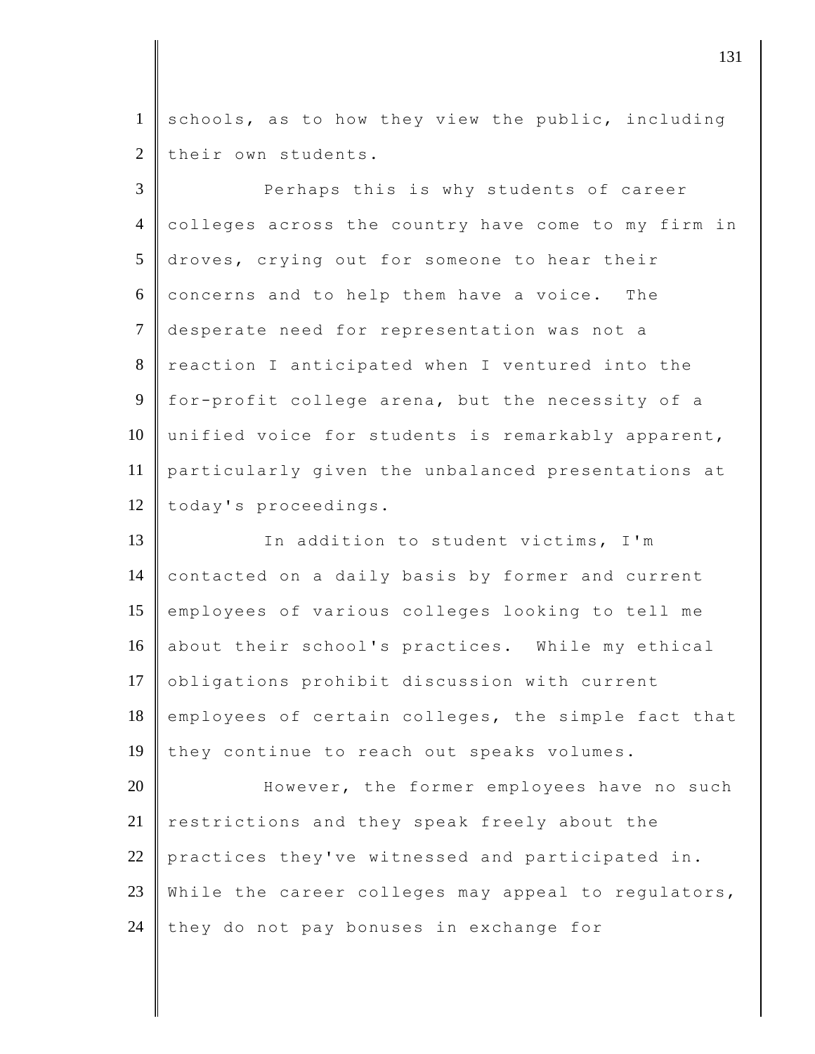schools, as to how they view the public, including their own students.

Perhaps this is why students of career colleges across the country have come to my firm in droves, crying out for someone to hear their concerns and to help them have a voice. The desperate need for representation was not a reaction I anticipated when I ventured into the for-profit college arena, but the necessity of a unified voice for students is remarkably apparent, particularly given the unbalanced presentations at today's proceedings.

In addition to student victims, I'm contacted on a daily basis by former and current employees of various colleges looking to tell me about their school's practices. While my ethical obligations prohibit discussion with current employees of certain colleges, the simple fact that they continue to reach out speaks volumes.

However, the former employees have no such restrictions and they speak freely about the practices they've witnessed and participated in. While the career colleges may appeal to regulators, they do not pay bonuses in exchange for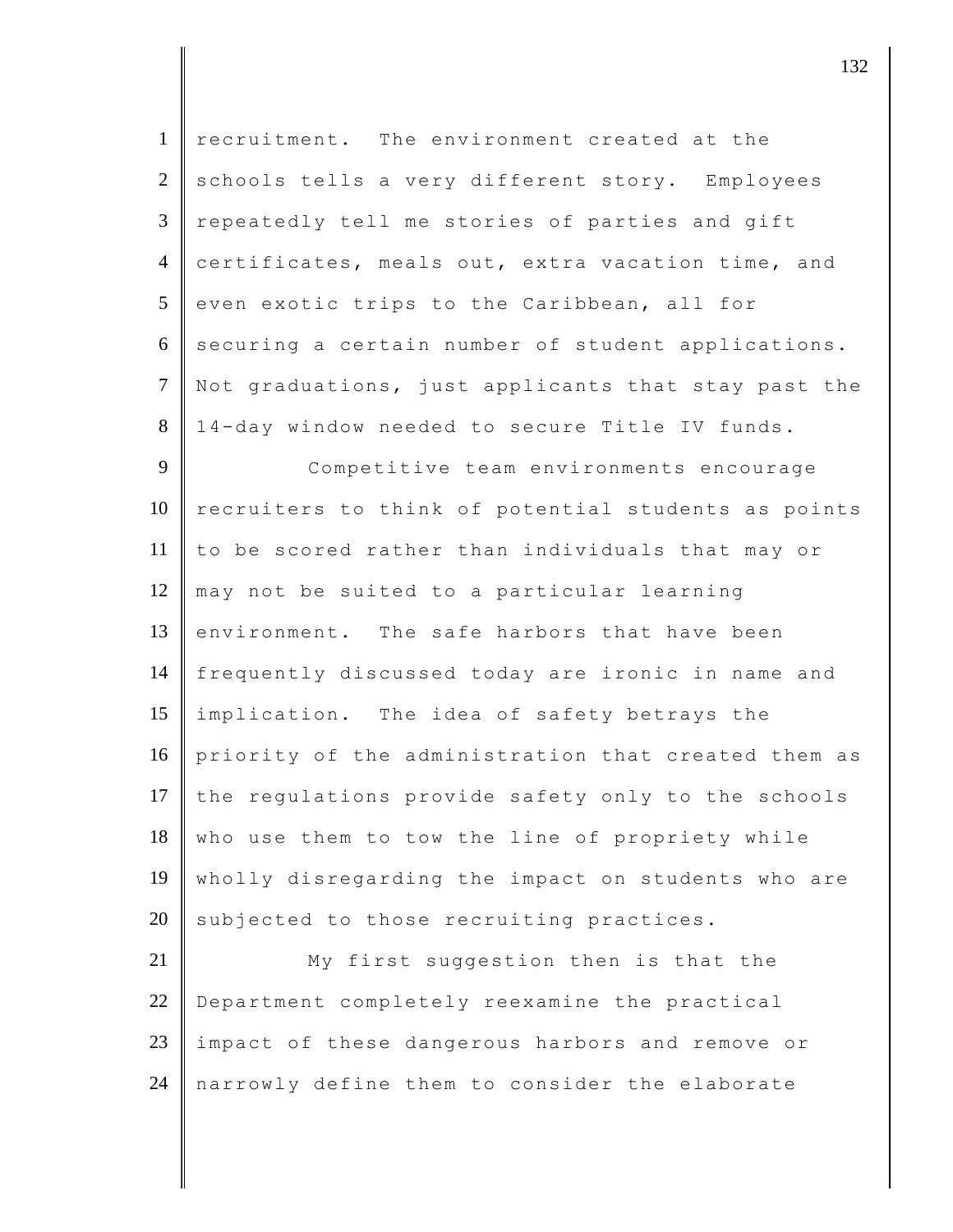recruitment. The environment created at the schools tells a very different story. Employees repeatedly tell me stories of parties and gift certificates, meals out, extra vacation time, and even exotic trips to the Caribbean, all for securing a certain number of student applications. Not graduations, just applicants that stay past the 14-day window needed to secure Title IV funds.

Competitive team environments encourage recruiters to think of potential students as points to be scored rather than individuals that may or may not be suited to a particular learning environment. The safe harbors that have been frequently discussed today are ironic in name and implication. The idea of safety betrays the priority of the administration that created them as the regulations provide safety only to the schools who use them to tow the line of propriety while wholly disregarding the impact on students who are subjected to those recruiting practices.

My first suggestion then is that the Department completely reexamine the practical impact of these dangerous harbors and remove or narrowly define them to consider the elaborate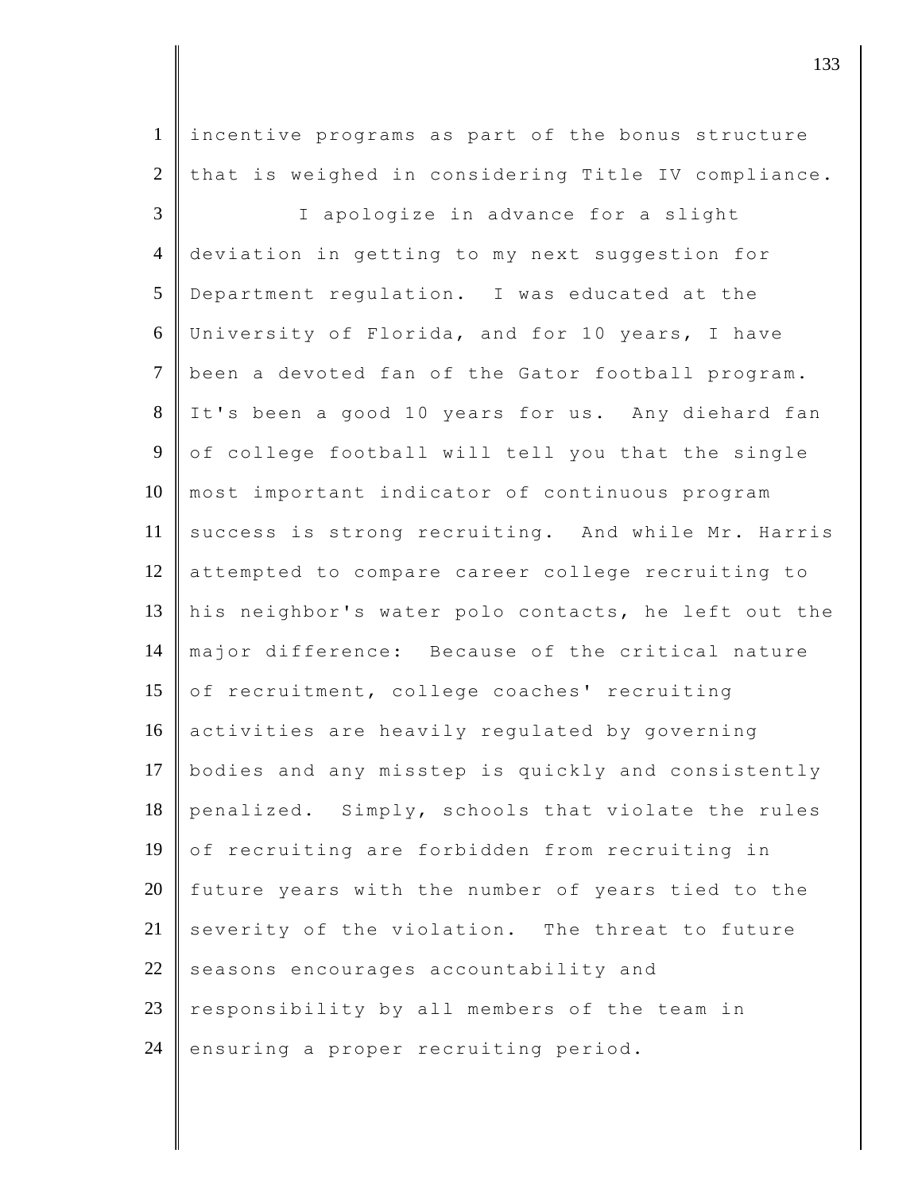incentive programs as part of the bonus structure that is weighed in considering Title IV compliance.

I apologize in advance for a slight deviation in getting to my next suggestion for Department regulation. I was educated at the University of Florida, and for 10 years, I have been a devoted fan of the Gator football program. It's been a good 10 years for us. Any diehard fan of college football will tell you that the single most important indicator of continuous program success is strong recruiting. And while Mr. Harris attempted to compare career college recruiting to his neighbor's water polo contacts, he left out the major difference: Because of the critical nature of recruitment, college coaches' recruiting activities are heavily regulated by governing bodies and any misstep is quickly and consistently penalized. Simply, schools that violate the rules of recruiting are forbidden from recruiting in future years with the number of years tied to the severity of the violation. The threat to future seasons encourages accountability and responsibility by all members of the team in ensuring a proper recruiting period.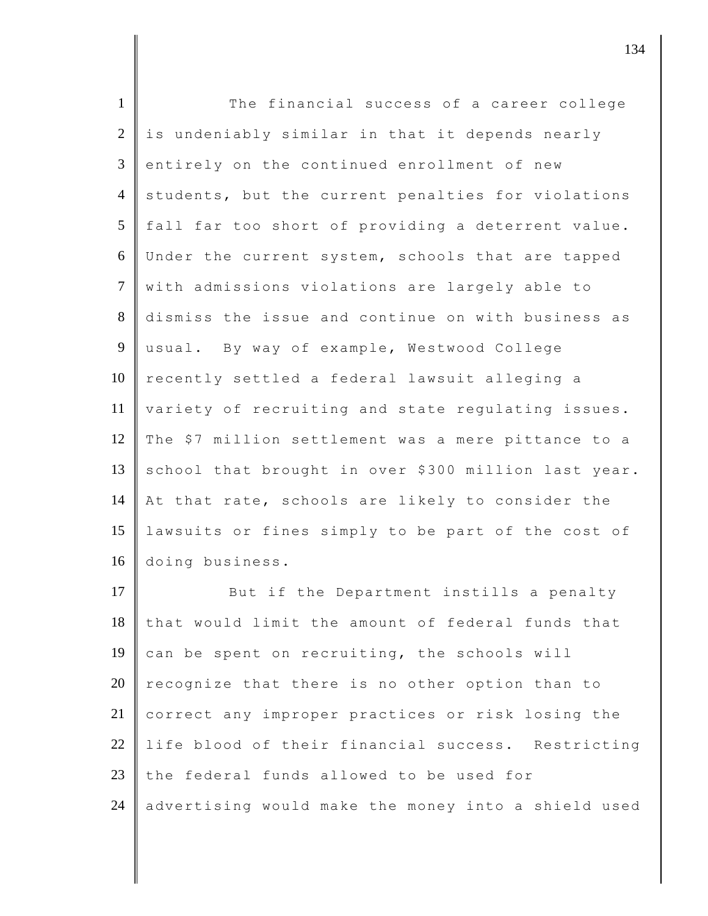The financial success of a career college is undeniably similar in that it depends nearly entirely on the continued enrollment of new students, but the current penalties for violations fall far too short of providing a deterrent value. Under the current system, schools that are tapped with admissions violations are largely able to dismiss the issue and continue on with business as usual. By way of example, Westwood College recently settled a federal lawsuit alleging a variety of recruiting and state regulating issues. The $7 million settlement was a mere pittance to a school that brought in over $300 million last year. At that rate, schools are likely to consider the lawsuits or fines simply to be part of the cost of doing business.

But if the Department instills a penalty that would limit the amount of federal funds that can be spent on recruiting, the schools will recognize that there is no other option than to correct any improper practices or risk losing the life blood of their financial success. Restricting the federal funds allowed to be used for advertising would make the money into a shield used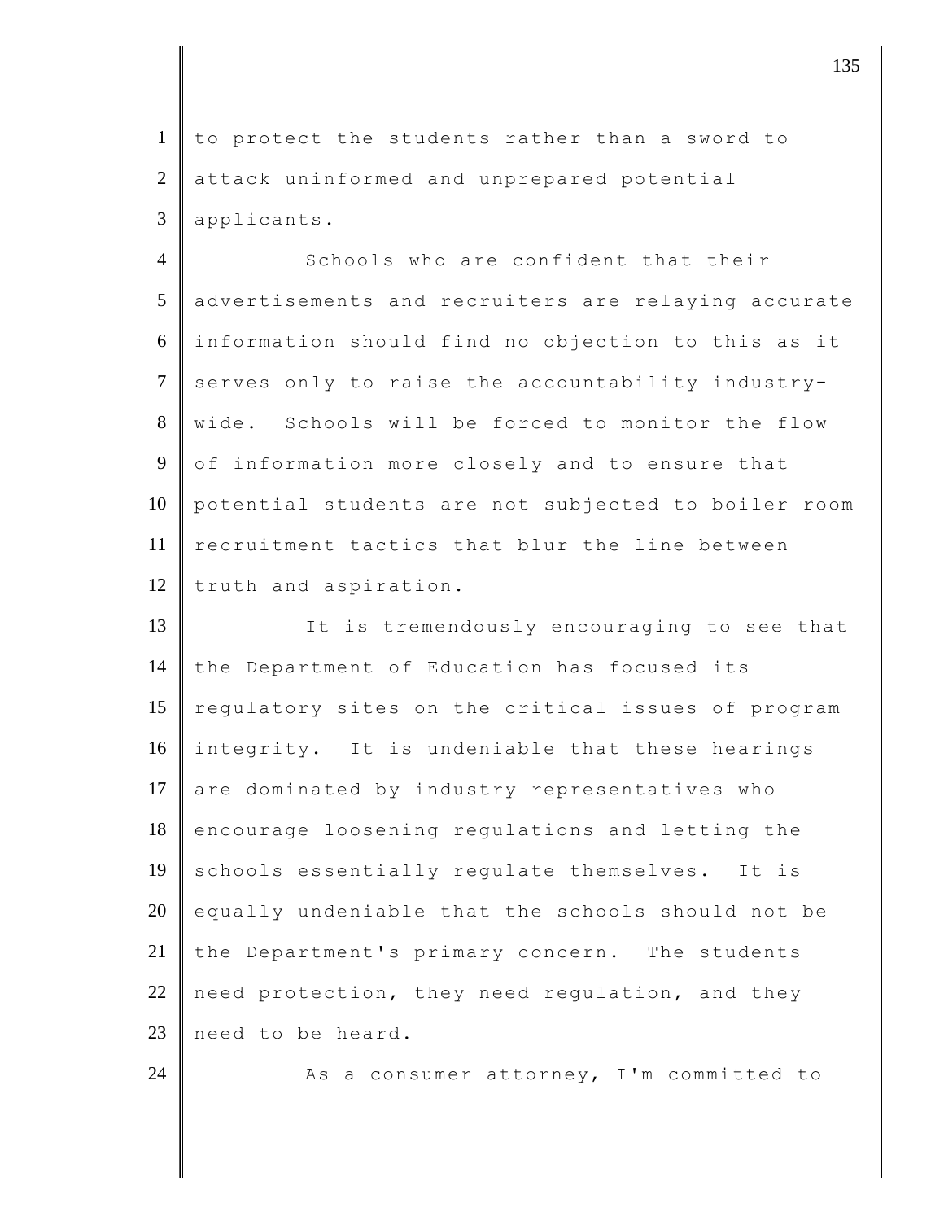to protect the students rather than a sword to attack uninformed and unprepared potential applicants.

Schools who are confident that their advertisements and recruiters are relaying accurate information should find no objection to this as it serves only to raise the accountability industry-wide. Schools will be forced to monitor the flow of information more closely and to ensure that potential students are not subjected to boiler room recruitment tactics that blur the line between truth and aspiration.

It is tremendously encouraging to see that the Department of Education has focused its regulatory sites on the critical issues of program integrity. It is undeniable that these hearings are dominated by industry representatives who encourage loosening regulations and letting the schools essentially regulate themselves. It is equally undeniable that the schools should not be the Department's primary concern. The students need protection, they need regulation, and they need to be heard.

As a consumer attorney, I'm committed to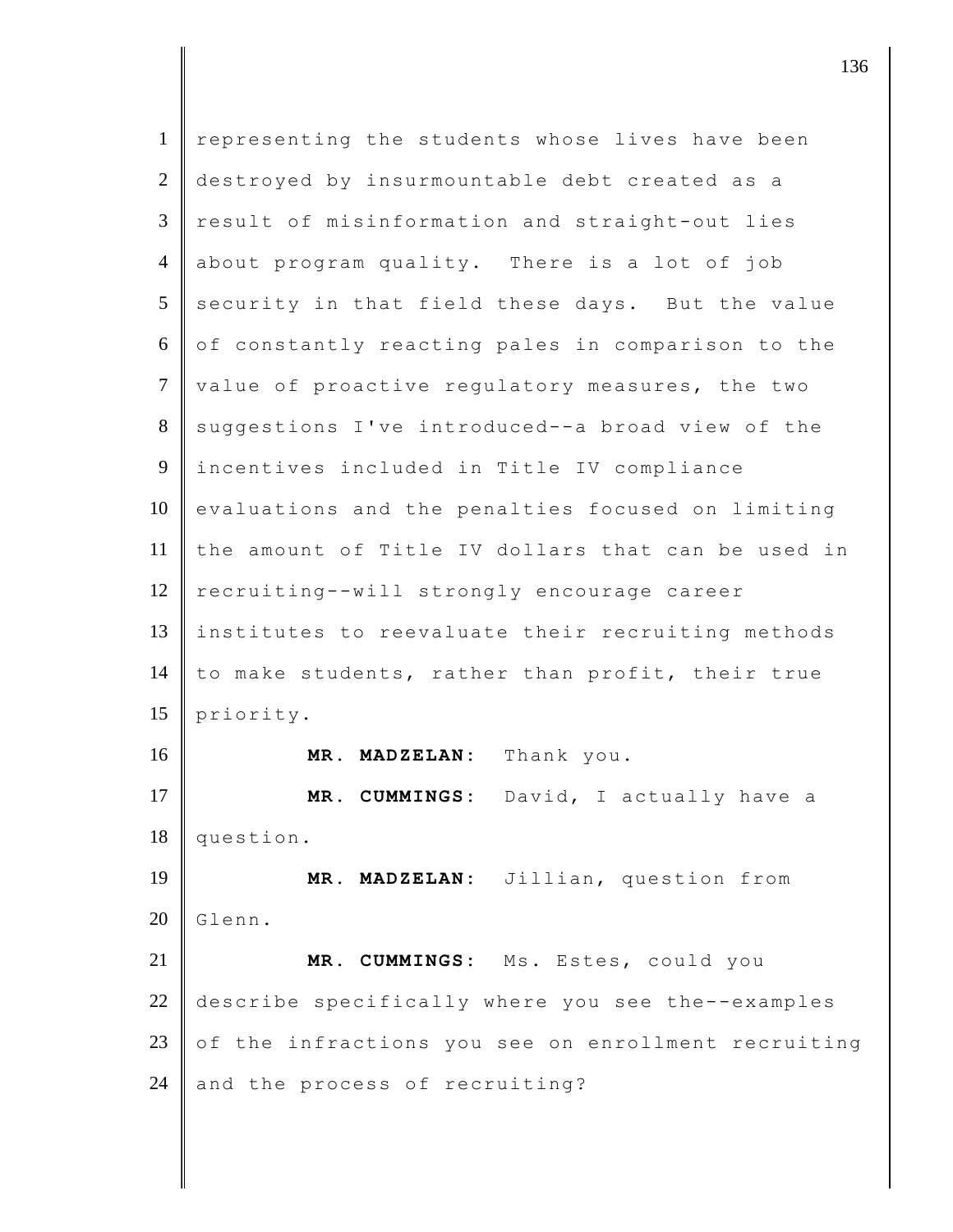representing the students whose lives have been destroyed by insurmountable debt created as a result of misinformation and straight-out lies about program quality. There is a lot of job security in that field these days. But the value of constantly reacting pales in comparison to the value of proactive regulatory measures, the two suggestions I've introduced--a broad view of the incentives included in Title IV compliance evaluations and the penalties focused on limiting the amount of Title IV dollars that can be used in recruiting--will strongly encourage career institutes to reevaluate their recruiting methods to make students, rather than profit, their true priority.

**MR. MADZELAN:** Thank you.

**MR. CUMMINGS:** David, I actually have a question.

**MR. MADZELAN:** Jillian, question from Glenn.

**MR. CUMMINGS:** Ms. Estes, could you describe specifically where you see the--examples of the infractions you see on enrollment recruiting and the process of recruiting?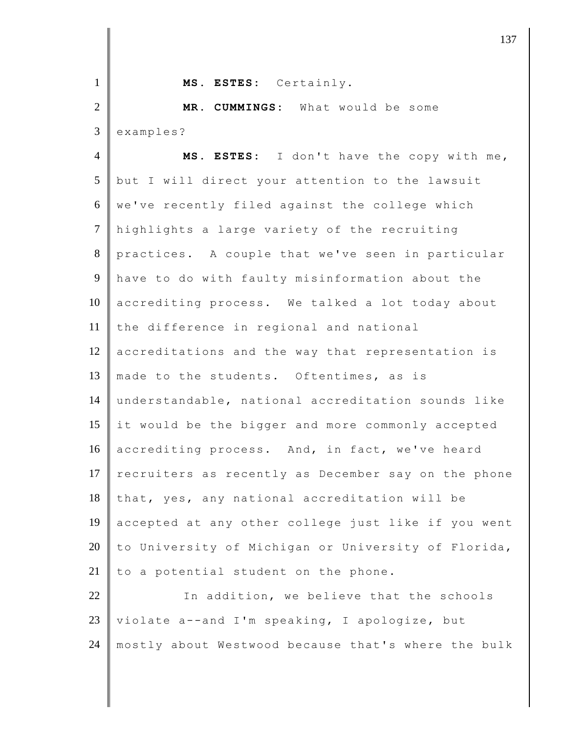**MS. ESTES:** Certainly.

**MR. CUMMINGS:** What would be some examples?

**MS. ESTES:** I don't have the copy with me, but I will direct your attention to the lawsuit we've recently filed against the college which highlights a large variety of the recruiting practices. A couple that we've seen in particular have to do with faulty misinformation about the accrediting process. We talked a lot today about the difference in regional and national accreditations and the way that representation is made to the students. Oftentimes, as is understandable, national accreditation sounds like it would be the bigger and more commonly accepted accrediting process. And, in fact, we've heard recruiters as recently as December say on the phone that, yes, any national accreditation will be accepted at any other college just like if you went to University of Michigan or University of Florida, to a potential student on the phone.

In addition, we believe that the schools violate a--and I'm speaking, I apologize, but mostly about Westwood because that's where the bulk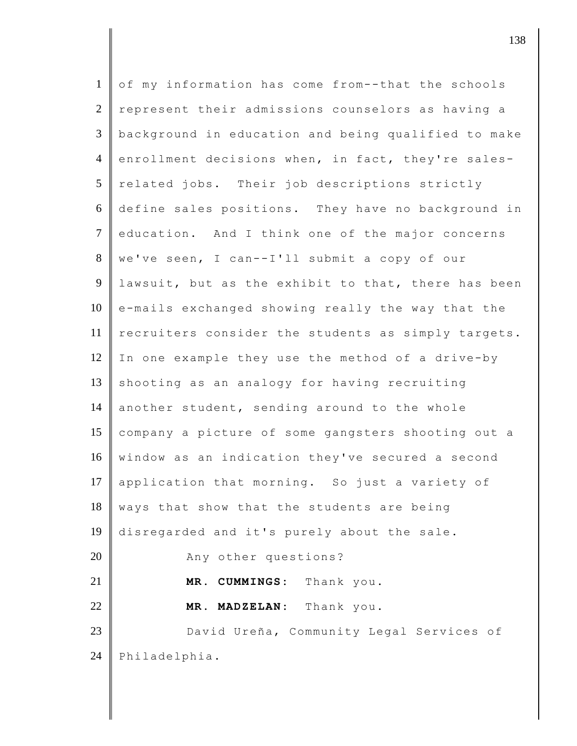of my information has come from--that the schools represent their admissions counselors as having a background in education and being qualified to make enrollment decisions when, in fact, they're sales-related jobs. Their job descriptions strictly define sales positions. They have no background in education. And I think one of the major concerns we've seen, I can--I'll submit a copy of our lawsuit, but as the exhibit to that, there has been e-mails exchanged showing really the way that the recruiters consider the students as simply targets. In one example they use the method of a drive-by shooting as an analogy for having recruiting another student, sending around to the whole company a picture of some gangsters shooting out a window as an indication they've secured a second application that morning. So just a variety of ways that show that the students are being disregarded and it's purely about the sale.

Any other questions?

**MR. CUMMINGS:** Thank you.

**MR. MADZELAN:** Thank you.

David Ureña, Community Legal Services of Philadelphia.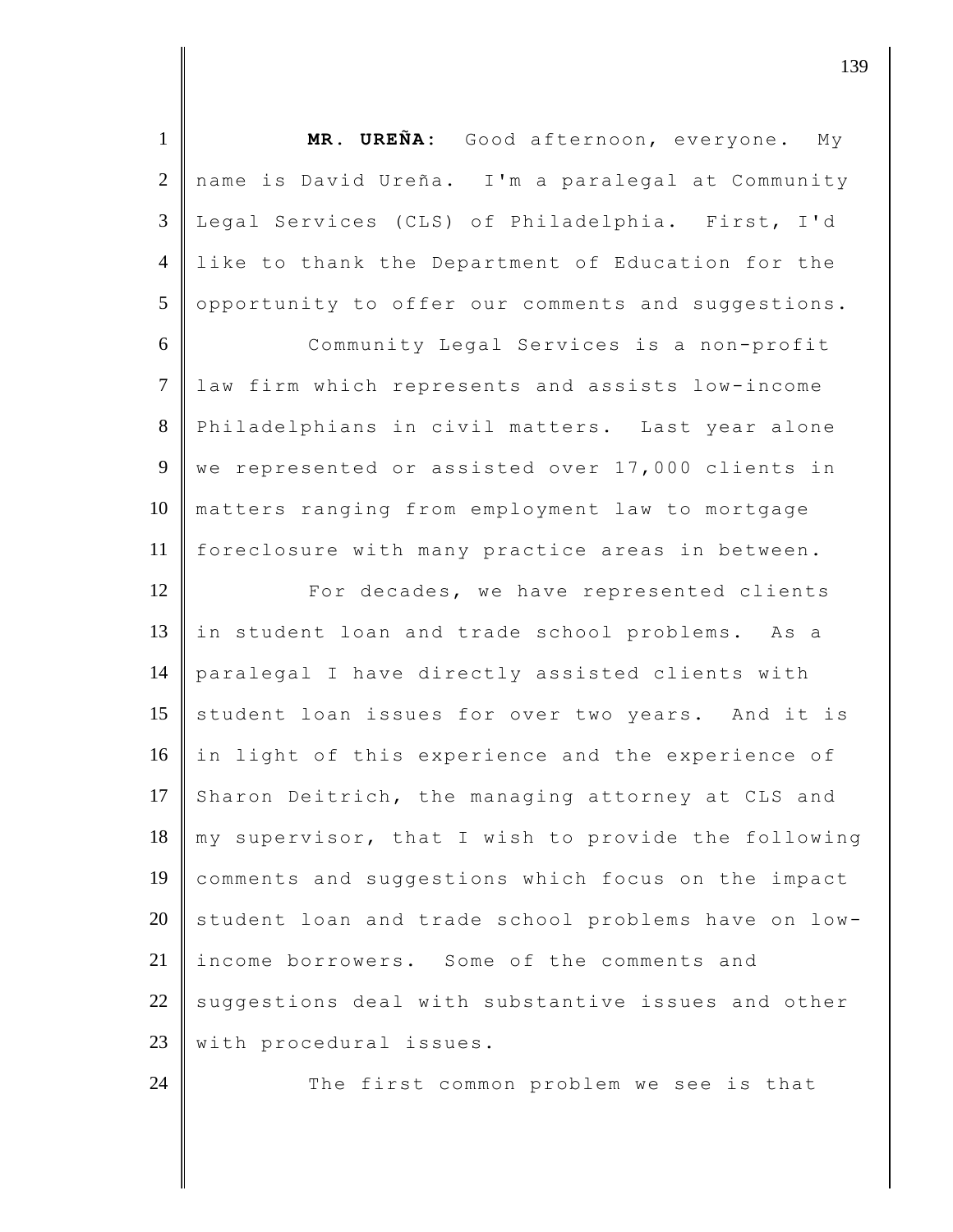**MR. UREÑA:** Good afternoon, everyone. My name is David Ureña. I'm a paralegal at Community Legal Services (CLS) of Philadelphia. First, I'd like to thank the Department of Education for the opportunity to offer our comments and suggestions.

Community Legal Services is a non-profit law firm which represents and assists low-income Philadelphians in civil matters. Last year alone we represented or assisted over 17,000 clients in matters ranging from employment law to mortgage foreclosure with many practice areas in between.

For decades, we have represented clients in student loan and trade school problems. As a paralegal I have directly assisted clients with student loan issues for over two years. And it is in light of this experience and the experience of Sharon Deitrich, the managing attorney at CLS and my supervisor, that I wish to provide the following comments and suggestions which focus on the impact student loan and trade school problems have on low-income borrowers. Some of the comments and suggestions deal with substantive issues and other with procedural issues.

The first common problem we see is that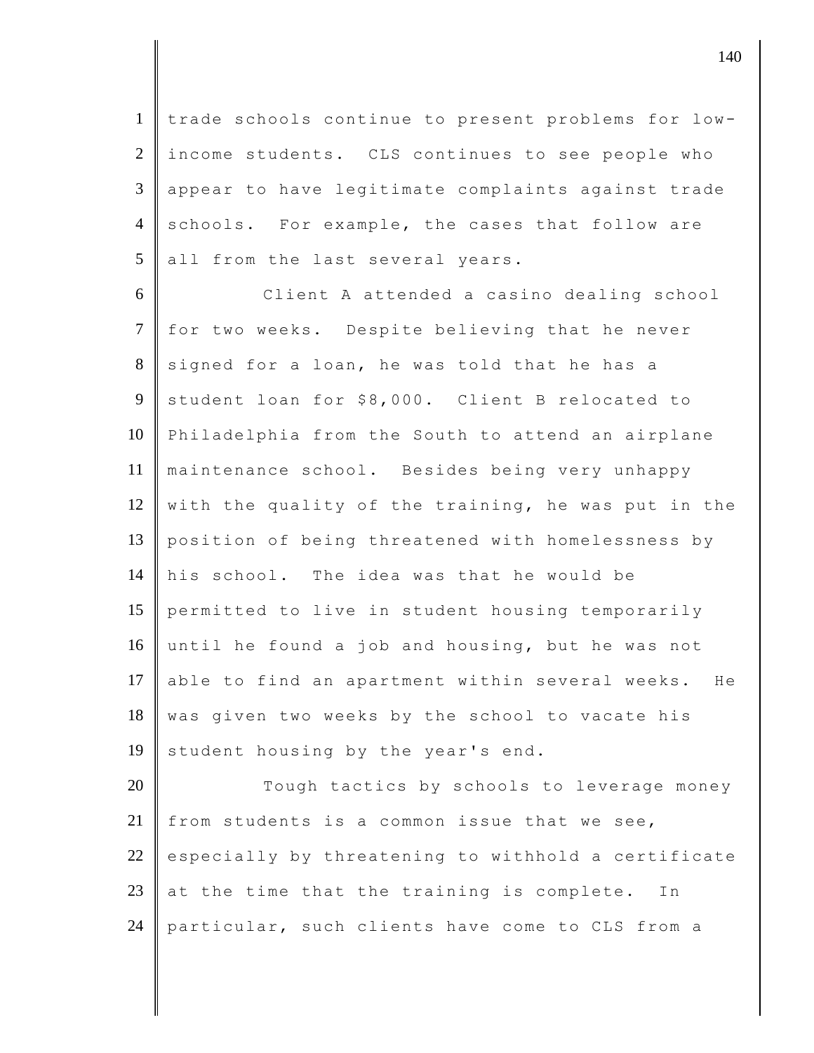trade schools continue to present problems for low-income students. CLS continues to see people who appear to have legitimate complaints against trade schools. For example, the cases that follow are all from the last several years.

Client A attended a casino dealing school for two weeks. Despite believing that he never signed for a loan, he was told that he has a student loan for $8,000. Client B relocated to Philadelphia from the South to attend an airplane maintenance school. Besides being very unhappy with the quality of the training, he was put in the position of being threatened with homelessness by his school. The idea was that he would be permitted to live in student housing temporarily until he found a job and housing, but he was not able to find an apartment within several weeks. He was given two weeks by the school to vacate his student housing by the year's end.

Tough tactics by schools to leverage money from students is a common issue that we see, especially by threatening to withhold a certificate at the time that the training is complete. In particular, such clients have come to CLS from a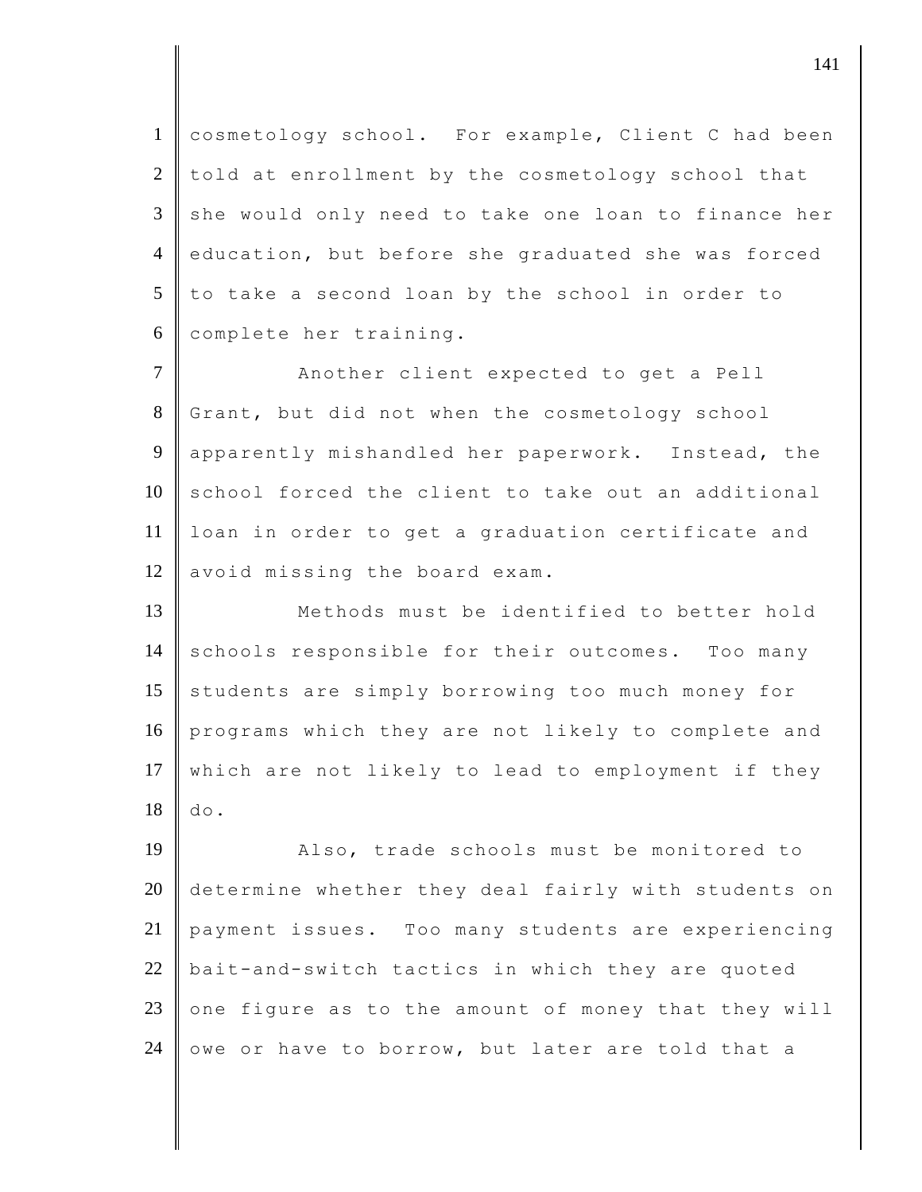cosmetology school. For example, Client C had been told at enrollment by the cosmetology school that she would only need to take one loan to finance her education, but before she graduated she was forced to take a second loan by the school in order to complete her training.

Another client expected to get a Pell Grant, but did not when the cosmetology school apparently mishandled her paperwork. Instead, the school forced the client to take out an additional loan in order to get a graduation certificate and avoid missing the board exam.

Methods must be identified to better hold schools responsible for their outcomes. Too many students are simply borrowing too much money for programs which they are not likely to complete and which are not likely to lead to employment if they do.

Also, trade schools must be monitored to determine whether they deal fairly with students on payment issues. Too many students are experiencing bait-and-switch tactics in which they are quoted one figure as to the amount of money that they will owe or have to borrow, but later are told that a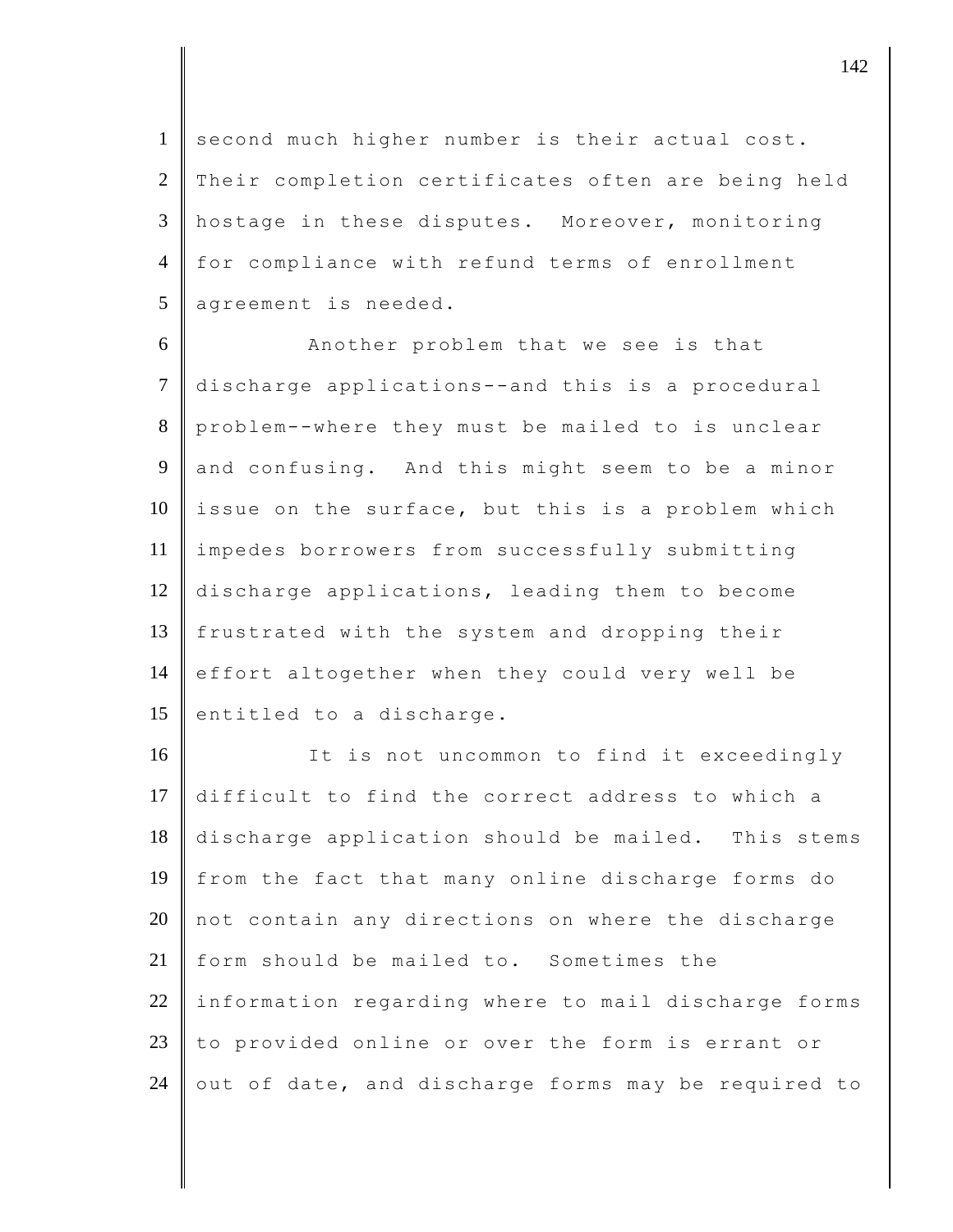second much higher number is their actual cost. Their completion certificates often are being held hostage in these disputes. Moreover, monitoring for compliance with refund terms of enrollment agreement is needed.

Another problem that we see is that discharge applications--and this is a procedural problem--where they must be mailed to is unclear and confusing. And this might seem to be a minor issue on the surface, but this is a problem which impedes borrowers from successfully submitting discharge applications, leading them to become frustrated with the system and dropping their effort altogether when they could very well be entitled to a discharge.

It is not uncommon to find it exceedingly difficult to find the correct address to which a discharge application should be mailed. This stems from the fact that many online discharge forms do not contain any directions on where the discharge form should be mailed to. Sometimes the information regarding where to mail discharge forms to provided online or over the form is errant or out of date, and discharge forms may be required to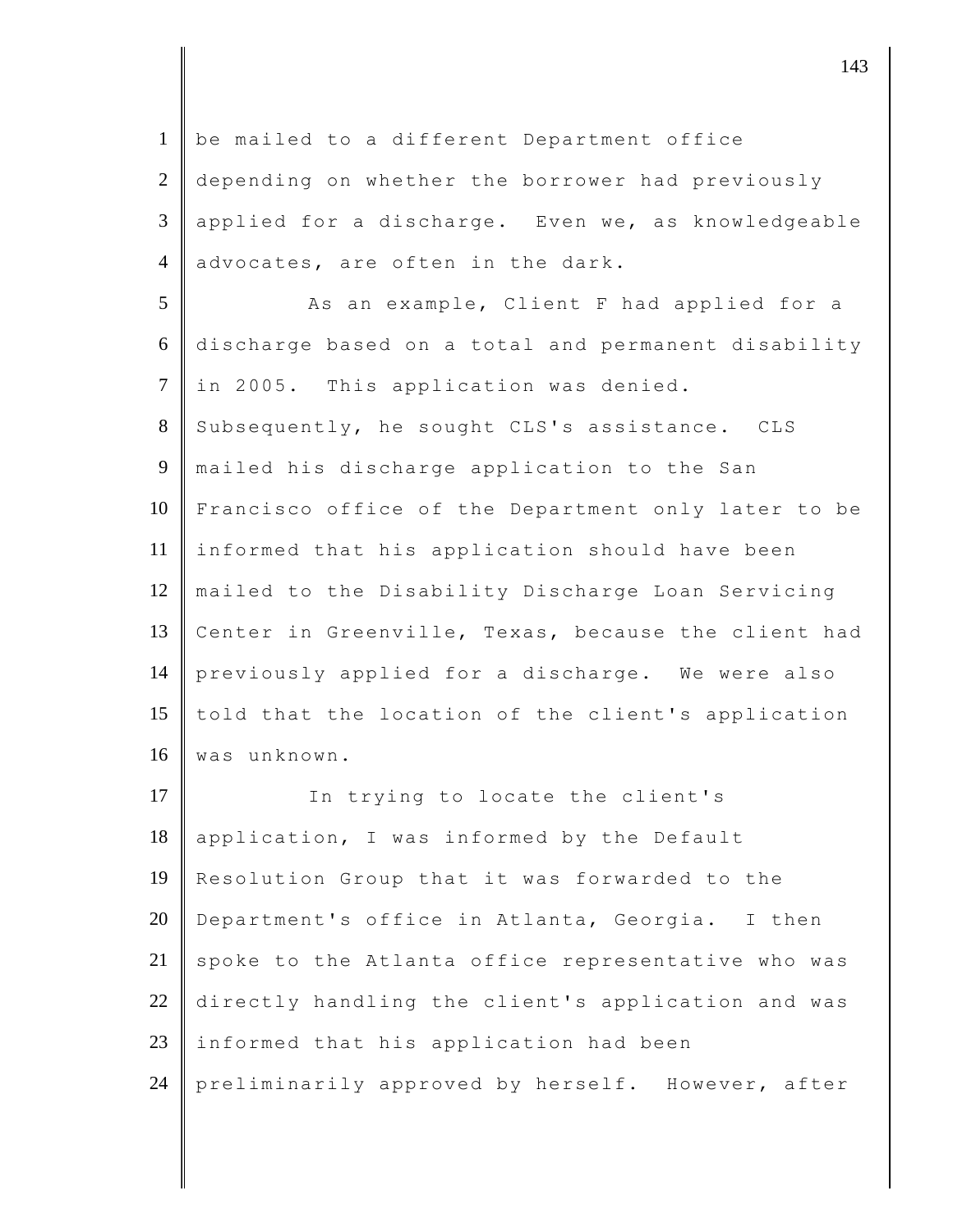be mailed to a different Department office depending on whether the borrower had previously applied for a discharge. Even we, as knowledgeable advocates, are often in the dark.

As an example, Client F had applied for a discharge based on a total and permanent disability in 2005. This application was denied. Subsequently, he sought CLS's assistance. CLS mailed his discharge application to the San Francisco office of the Department only later to be informed that his application should have been mailed to the Disability Discharge Loan Servicing Center in Greenville, Texas, because the client had previously applied for a discharge. We were also told that the location of the client's application was unknown.

In trying to locate the client's application, I was informed by the Default Resolution Group that it was forwarded to the Department's office in Atlanta, Georgia. I then spoke to the Atlanta office representative who was directly handling the client's application and was informed that his application had been preliminarily approved by herself. However, after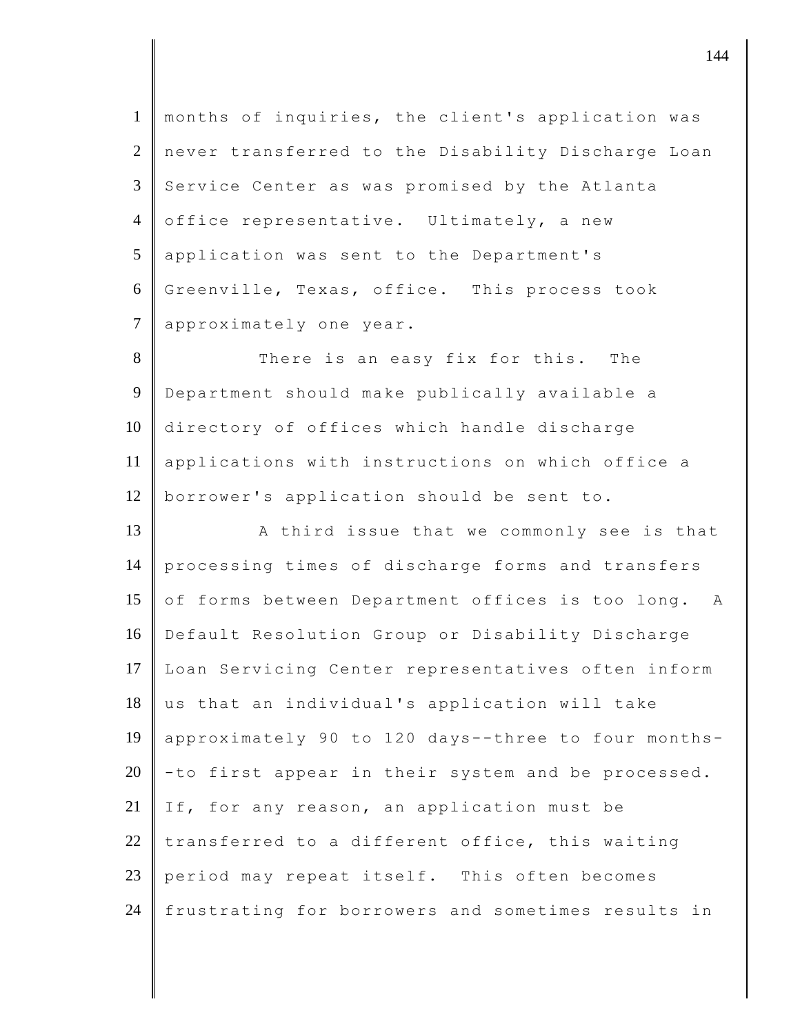months of inquiries, the client's application was never transferred to the Disability Discharge Loan Service Center as was promised by the Atlanta office representative. Ultimately, a new application was sent to the Department's Greenville, Texas, office. This process took approximately one year.

There is an easy fix for this. The Department should make publically available a directory of offices which handle discharge applications with instructions on which office a borrower's application should be sent to.

A third issue that we commonly see is that processing times of discharge forms and transfers of forms between Department offices is too long. A Default Resolution Group or Disability Discharge Loan Servicing Center representatives often inform us that an individual's application will take approximately 90 to 120 days--three to four months--to first appear in their system and be processed. If, for any reason, an application must be transferred to a different office, this waiting period may repeat itself. This often becomes frustrating for borrowers and sometimes results in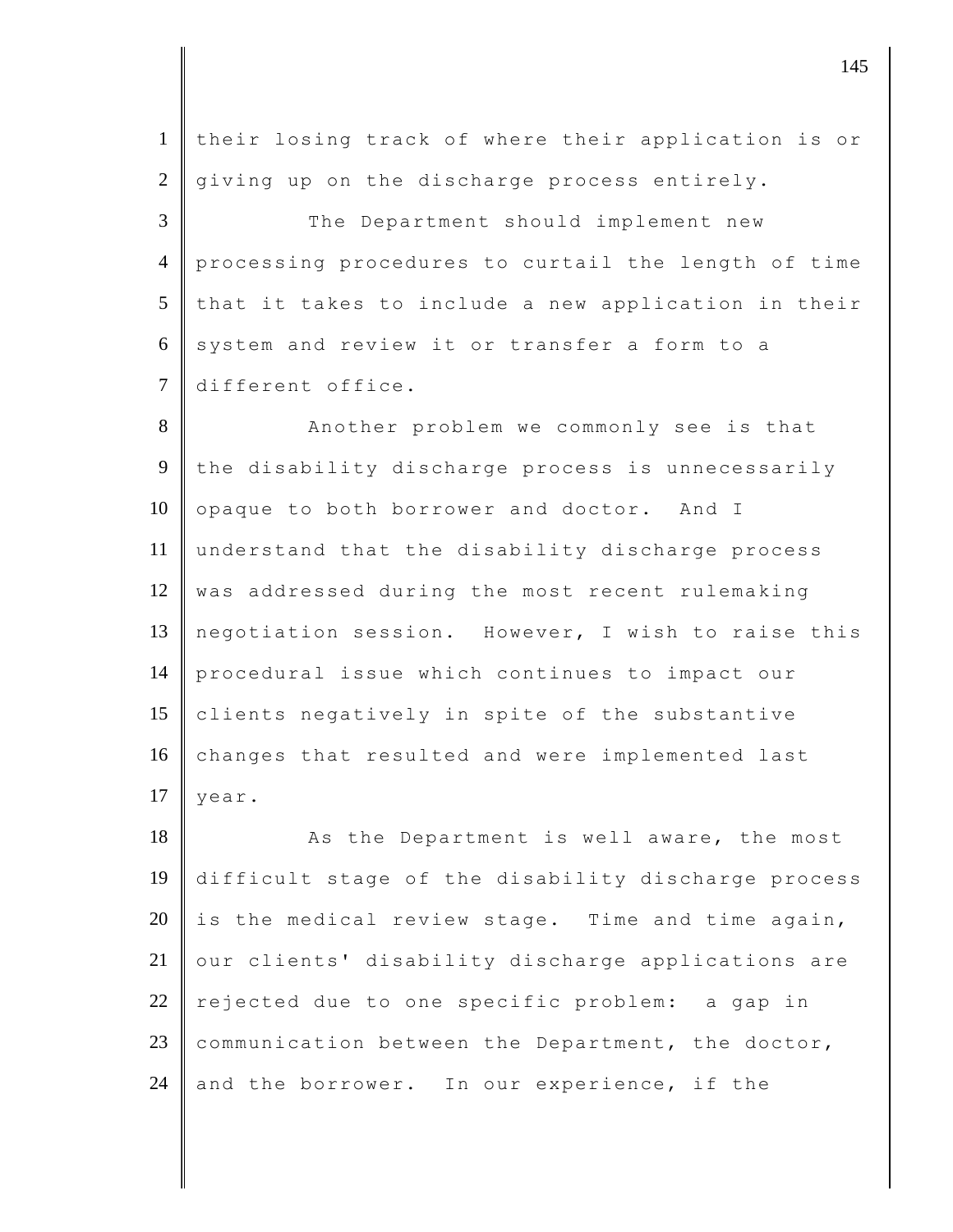their losing track of where their application is or giving up on the discharge process entirely.

The Department should implement new processing procedures to curtail the length of time that it takes to include a new application in their system and review it or transfer a form to a different office.

Another problem we commonly see is that the disability discharge process is unnecessarily opaque to both borrower and doctor. And I understand that the disability discharge process was addressed during the most recent rulemaking negotiation session. However, I wish to raise this procedural issue which continues to impact our clients negatively in spite of the substantive changes that resulted and were implemented last year.

As the Department is well aware, the most difficult stage of the disability discharge process is the medical review stage. Time and time again, our clients' disability discharge applications are rejected due to one specific problem: a gap in communication between the Department, the doctor, and the borrower. In our experience, if the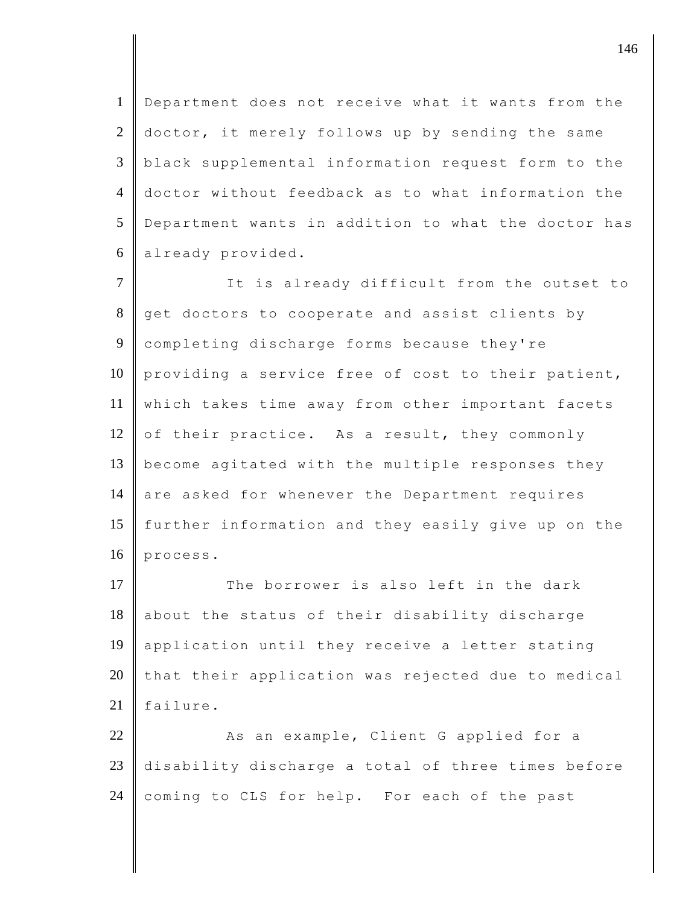Department does not receive what it wants from the doctor, it merely follows up by sending the same black supplemental information request form to the doctor without feedback as to what information the Department wants in addition to what the doctor has already provided.

It is already difficult from the outset to get doctors to cooperate and assist clients by completing discharge forms because they're providing a service free of cost to their patient, which takes time away from other important facets of their practice. As a result, they commonly become agitated with the multiple responses they are asked for whenever the Department requires further information and they easily give up on the process.

The borrower is also left in the dark about the status of their disability discharge application until they receive a letter stating that their application was rejected due to medical failure.

As an example, Client G applied for a disability discharge a total of three times before coming to CLS for help. For each of the past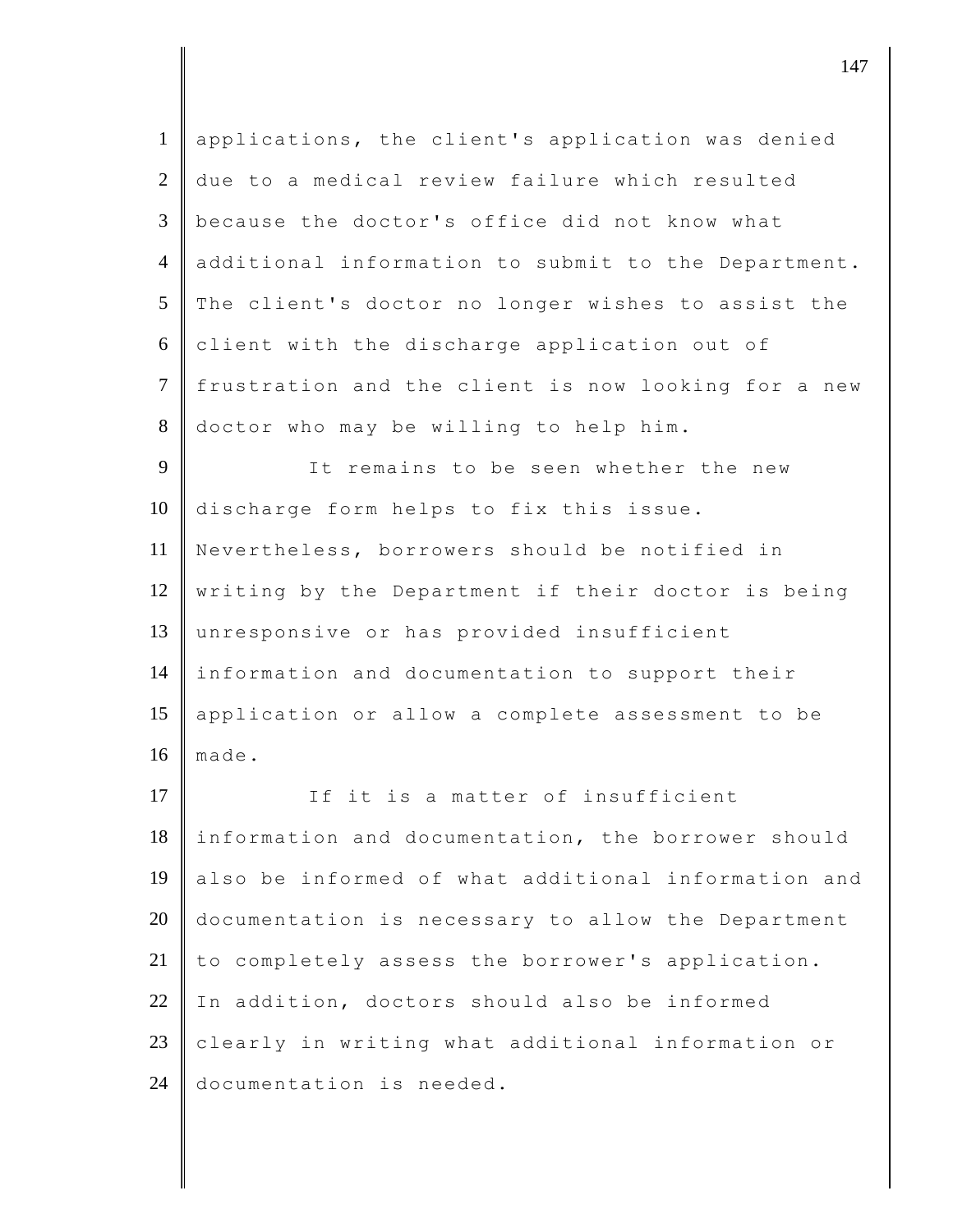applications, the client's application was denied due to a medical review failure which resulted because the doctor's office did not know what additional information to submit to the Department. The client's doctor no longer wishes to assist the client with the discharge application out of frustration and the client is now looking for a new doctor who may be willing to help him.

It remains to be seen whether the new discharge form helps to fix this issue. Nevertheless, borrowers should be notified in writing by the Department if their doctor is being unresponsive or has provided insufficient information and documentation to support their application or allow a complete assessment to be made.

If it is a matter of insufficient information and documentation, the borrower should also be informed of what additional information and documentation is necessary to allow the Department to completely assess the borrower's application. In addition, doctors should also be informed clearly in writing what additional information or documentation is needed.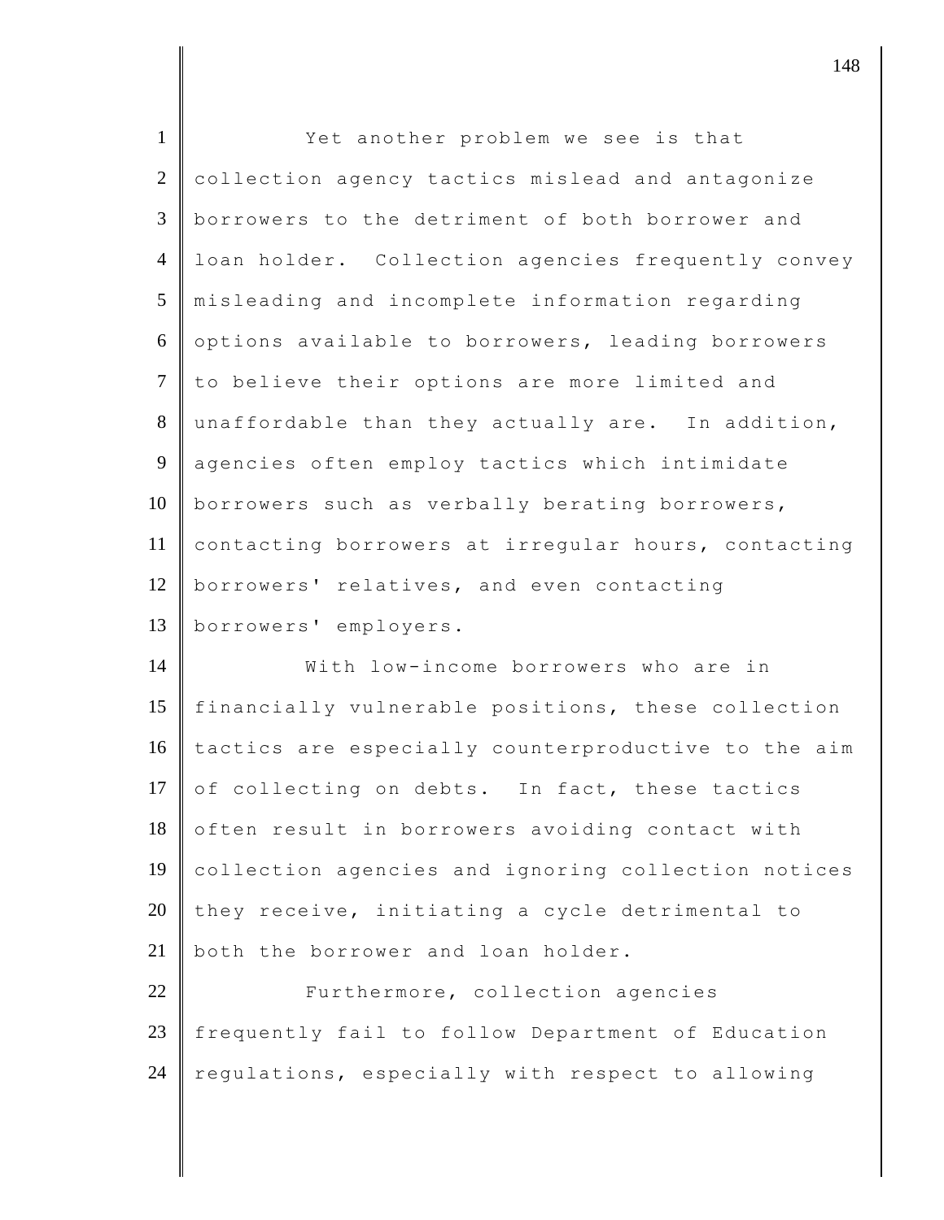Yet another problem we see is that collection agency tactics mislead and antagonize borrowers to the detriment of both borrower and loan holder. Collection agencies frequently convey misleading and incomplete information regarding options available to borrowers, leading borrowers to believe their options are more limited and unaffordable than they actually are. In addition, agencies often employ tactics which intimidate borrowers such as verbally berating borrowers, contacting borrowers at irregular hours, contacting borrowers' relatives, and even contacting borrowers' employers.

With low-income borrowers who are in financially vulnerable positions, these collection tactics are especially counterproductive to the aim of collecting on debts. In fact, these tactics often result in borrowers avoiding contact with collection agencies and ignoring collection notices they receive, initiating a cycle detrimental to both the borrower and loan holder.

Furthermore, collection agencies frequently fail to follow Department of Education regulations, especially with respect to allowing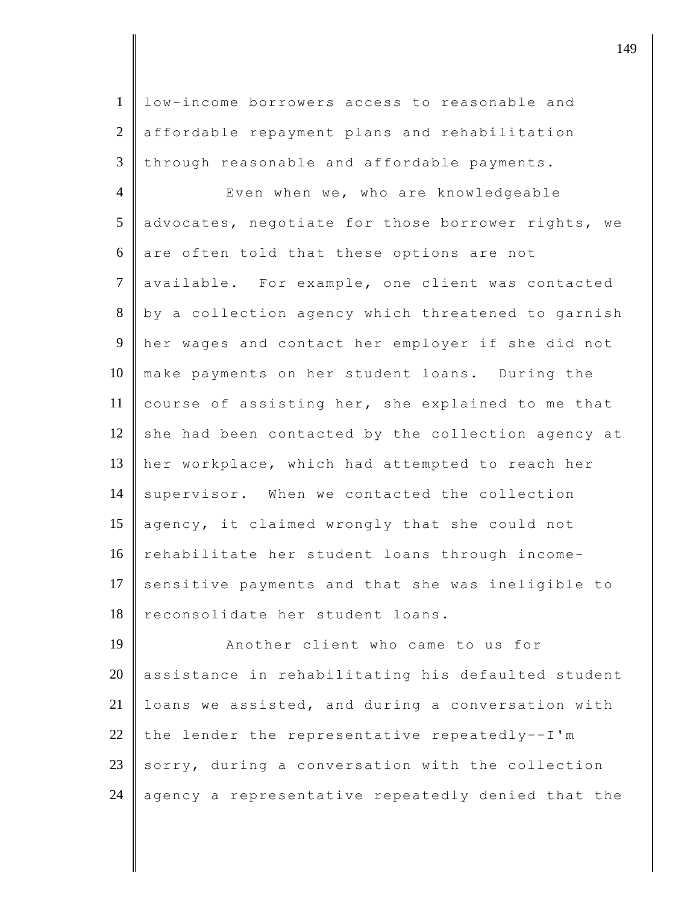low-income borrowers access to reasonable and affordable repayment plans and rehabilitation through reasonable and affordable payments.

Even when we, who are knowledgeable advocates, negotiate for those borrower rights, we are often told that these options are not available. For example, one client was contacted by a collection agency which threatened to garnish her wages and contact her employer if she did not make payments on her student loans. During the course of assisting her, she explained to me that she had been contacted by the collection agency at her workplace, which had attempted to reach her supervisor. When we contacted the collection agency, it claimed wrongly that she could not rehabilitate her student loans through income-sensitive payments and that she was ineligible to reconsolidate her student loans.

Another client who came to us for assistance in rehabilitating his defaulted student loans we assisted, and during a conversation with the lender the representative repeatedly--I'm sorry, during a conversation with the collection agency a representative repeatedly denied that the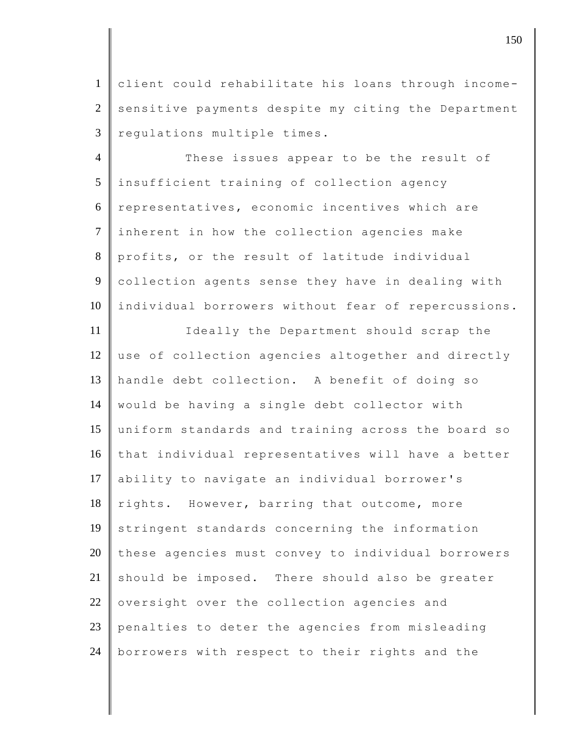client could rehabilitate his loans through income-sensitive payments despite my citing the Department regulations multiple times.

These issues appear to be the result of insufficient training of collection agency representatives, economic incentives which are inherent in how the collection agencies make profits, or the result of latitude individual collection agents sense they have in dealing with individual borrowers without fear of repercussions.

Ideally the Department should scrap the use of collection agencies altogether and directly handle debt collection. A benefit of doing so would be having a single debt collector with uniform standards and training across the board so that individual representatives will have a better ability to navigate an individual borrower's rights. However, barring that outcome, more stringent standards concerning the information these agencies must convey to individual borrowers should be imposed. There should also be greater oversight over the collection agencies and penalties to deter the agencies from misleading borrowers with respect to their rights and the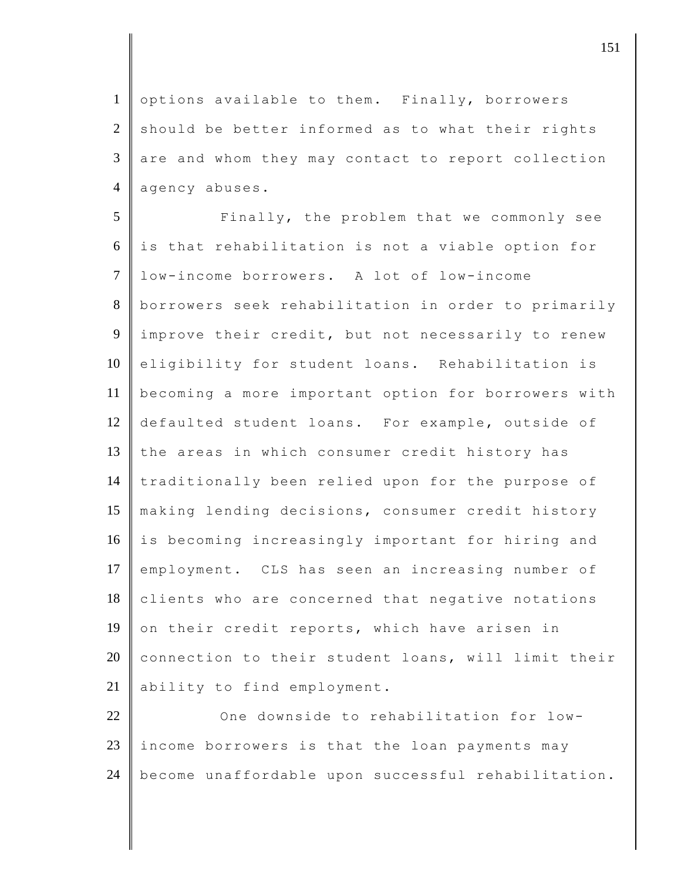options available to them. Finally, borrowers should be better informed as to what their rights are and whom they may contact to report collection agency abuses.

Finally, the problem that we commonly see is that rehabilitation is not a viable option for low-income borrowers. A lot of low-income borrowers seek rehabilitation in order to primarily improve their credit, but not necessarily to renew eligibility for student loans. Rehabilitation is becoming a more important option for borrowers with defaulted student loans. For example, outside of the areas in which consumer credit history has traditionally been relied upon for the purpose of making lending decisions, consumer credit history is becoming increasingly important for hiring and employment. CLS has seen an increasing number of clients who are concerned that negative notations on their credit reports, which have arisen in connection to their student loans, will limit their ability to find employment.

One downside to rehabilitation for low-income borrowers is that the loan payments may become unaffordable upon successful rehabilitation.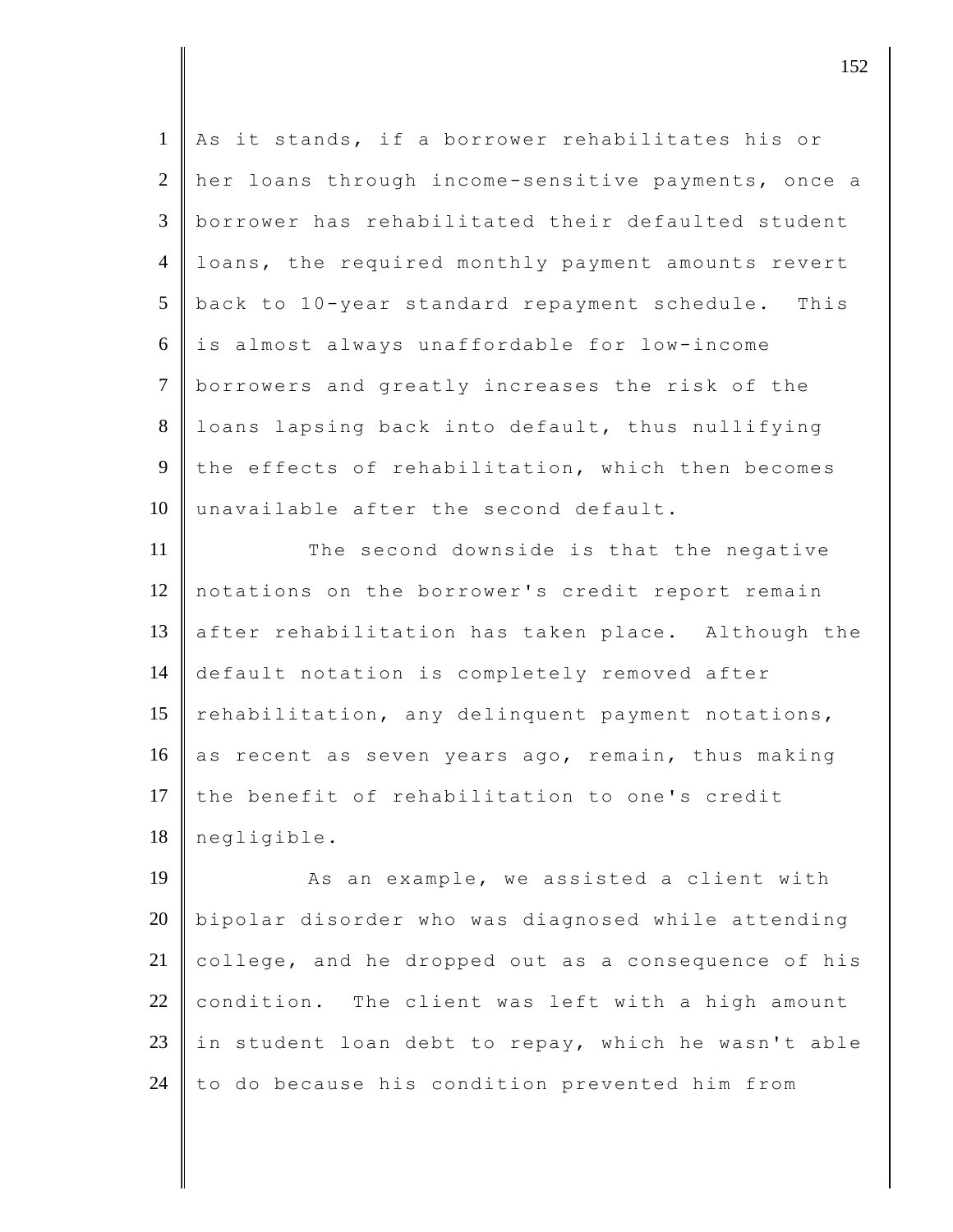As it stands, if a borrower rehabilitates his or her loans through income-sensitive payments, once a borrower has rehabilitated their defaulted student loans, the required monthly payment amounts revert back to 10-year standard repayment schedule. This is almost always unaffordable for low-income borrowers and greatly increases the risk of the loans lapsing back into default, thus nullifying the effects of rehabilitation, which then becomes unavailable after the second default.

The second downside is that the negative notations on the borrower's credit report remain after rehabilitation has taken place. Although the default notation is completely removed after rehabilitation, any delinquent payment notations, as recent as seven years ago, remain, thus making the benefit of rehabilitation to one's credit negligible.

As an example, we assisted a client with bipolar disorder who was diagnosed while attending college, and he dropped out as a consequence of his condition. The client was left with a high amount in student loan debt to repay, which he wasn't able to do because his condition prevented him from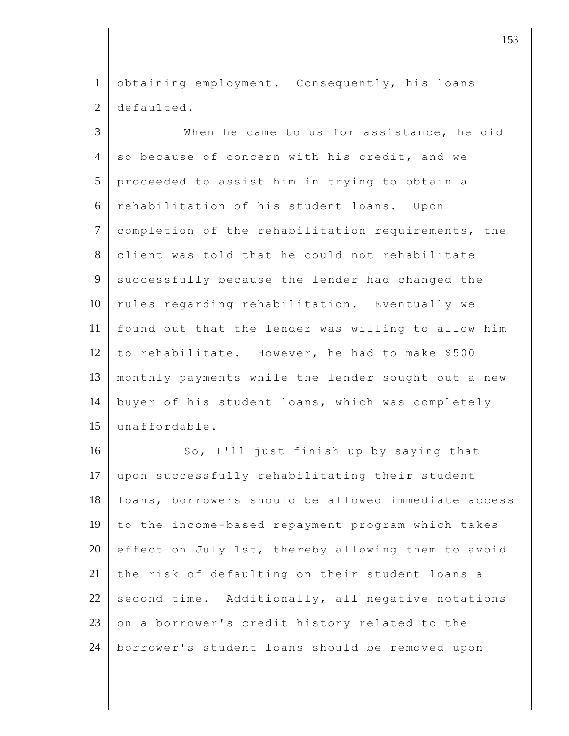obtaining employment. Consequently, his loans defaulted.

When he came to us for assistance, he did so because of concern with his credit, and we proceeded to assist him in trying to obtain a rehabilitation of his student loans. Upon completion of the rehabilitation requirements, the client was told that he could not rehabilitate successfully because the lender had changed the rules regarding rehabilitation. Eventually we found out that the lender was willing to allow him to rehabilitate. However, he had to make $500 monthly payments while the lender sought out a new buyer of his student loans, which was completely unaffordable.

So, I'll just finish up by saying that upon successfully rehabilitating their student loans, borrowers should be allowed immediate access to the income-based repayment program which takes effect on July 1st, thereby allowing them to avoid the risk of defaulting on their student loans a second time. Additionally, all negative notations on a borrower's credit history related to the borrower's student loans should be removed upon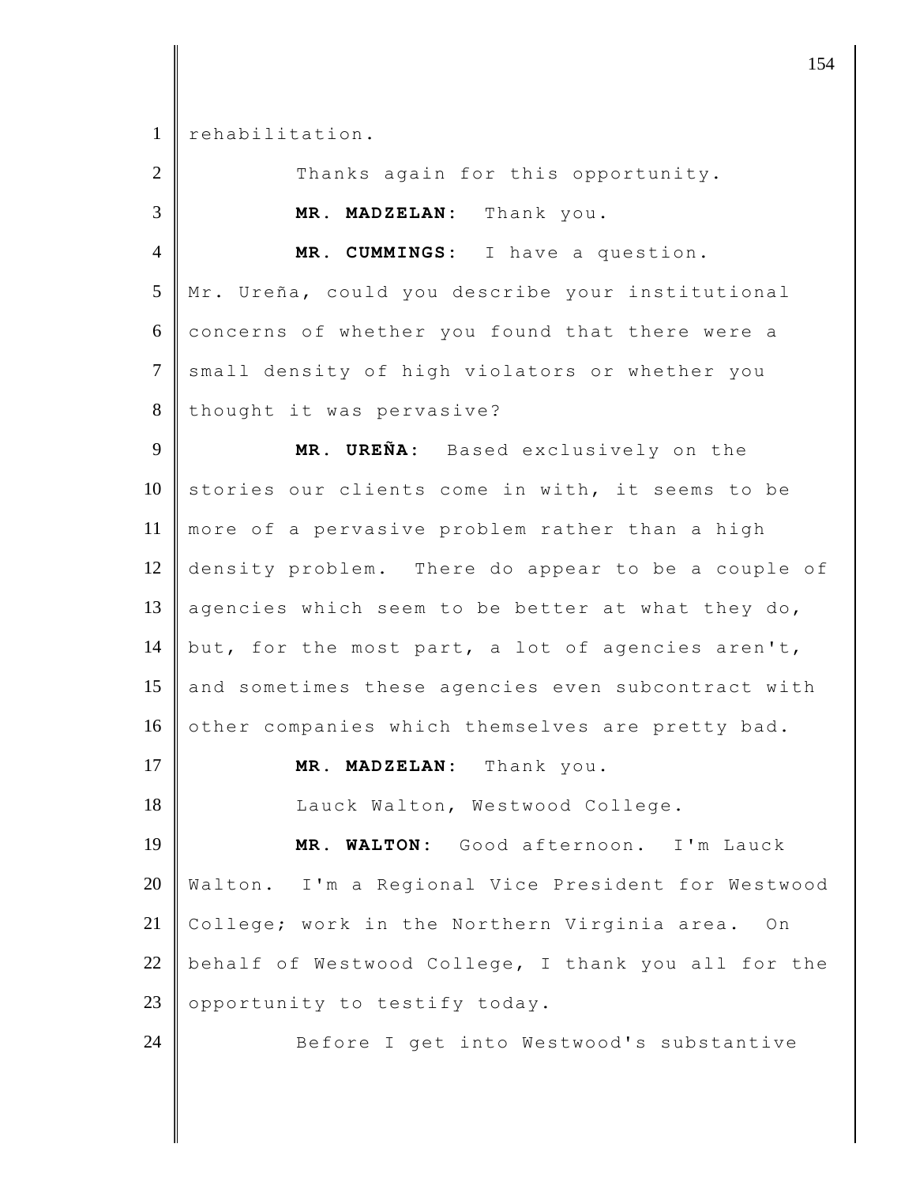rehabilitation.

Thanks again for this opportunity.

**MR. MADZELAN:** Thank you.

**MR. CUMMINGS:** I have a question. Mr. Ureña, could you describe your institutional concerns of whether you found that there were a small density of high violators or whether you thought it was pervasive?

**MR. UREÑA:** Based exclusively on the stories our clients come in with, it seems to be more of a pervasive problem rather than a high density problem. There do appear to be a couple of agencies which seem to be better at what they do, but, for the most part, a lot of agencies aren't, and sometimes these agencies even subcontract with other companies which themselves are pretty bad.

**MR. MADZELAN:** Thank you.

Lauck Walton, Westwood College.

**MR. WALTON:** Good afternoon. I'm Lauck Walton. I'm a Regional Vice President for Westwood College; work in the Northern Virginia area. On behalf of Westwood College, I thank you all for the opportunity to testify today.

Before I get into Westwood's substantive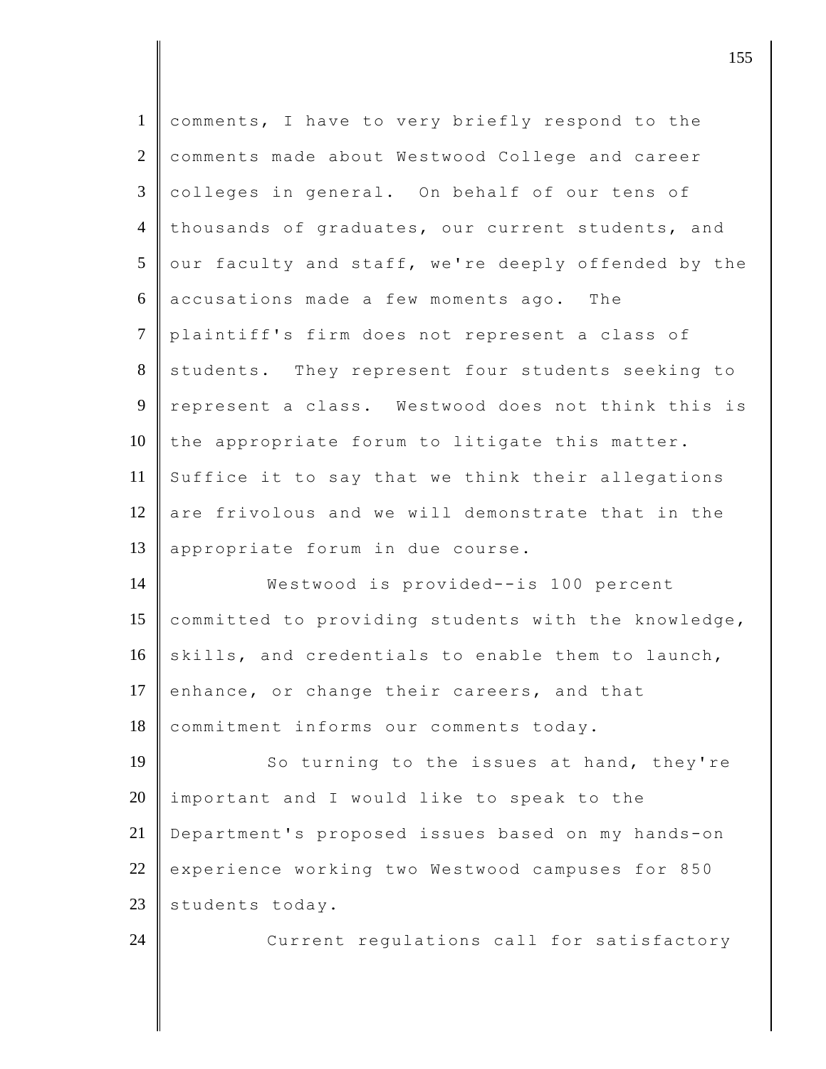comments, I have to very briefly respond to the comments made about Westwood College and career colleges in general. On behalf of our tens of thousands of graduates, our current students, and our faculty and staff, we're deeply offended by the accusations made a few moments ago. The plaintiff's firm does not represent a class of students. They represent four students seeking to represent a class. Westwood does not think this is the appropriate forum to litigate this matter. Suffice it to say that we think their allegations are frivolous and we will demonstrate that in the appropriate forum in due course.

Westwood is provided--is 100 percent committed to providing students with the knowledge, skills, and credentials to enable them to launch, enhance, or change their careers, and that commitment informs our comments today.

So turning to the issues at hand, they're important and I would like to speak to the Department's proposed issues based on my hands-on experience working two Westwood campuses for 850 students today.

Current regulations call for satisfactory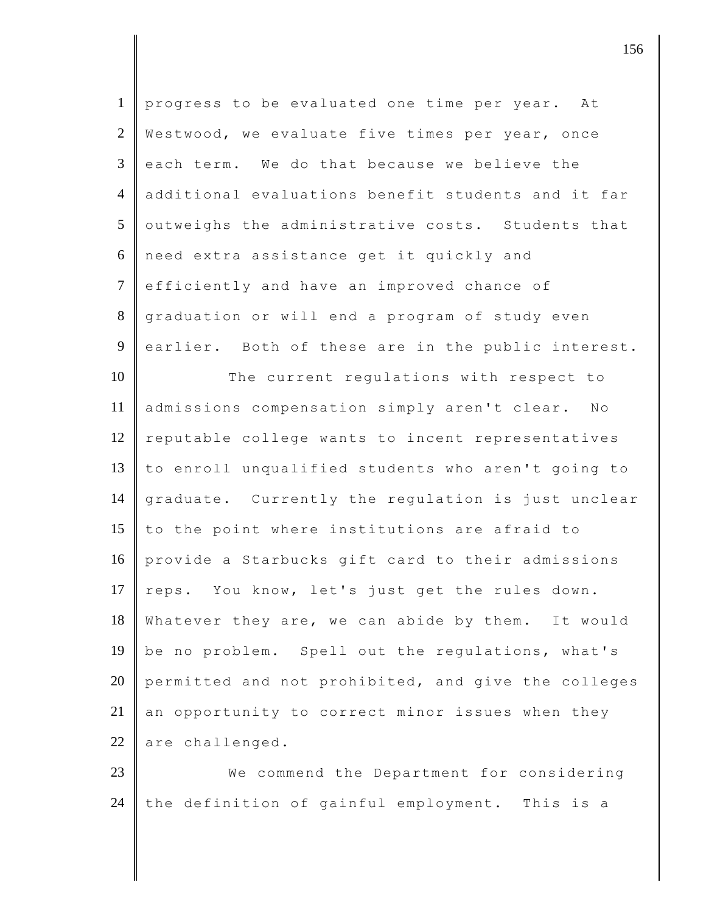progress to be evaluated one time per year. At Westwood, we evaluate five times per year, once each term. We do that because we believe the additional evaluations benefit students and it far outweighs the administrative costs. Students that need extra assistance get it quickly and efficiently and have an improved chance of graduation or will end a program of study even earlier. Both of these are in the public interest.

The current regulations with respect to admissions compensation simply aren't clear. No reputable college wants to incent representatives to enroll unqualified students who aren't going to graduate. Currently the regulation is just unclear to the point where institutions are afraid to provide a Starbucks gift card to their admissions reps. You know, let's just get the rules down. Whatever they are, we can abide by them. It would be no problem. Spell out the regulations, what's permitted and not prohibited, and give the colleges an opportunity to correct minor issues when they are challenged.

We commend the Department for considering the definition of gainful employment. This is a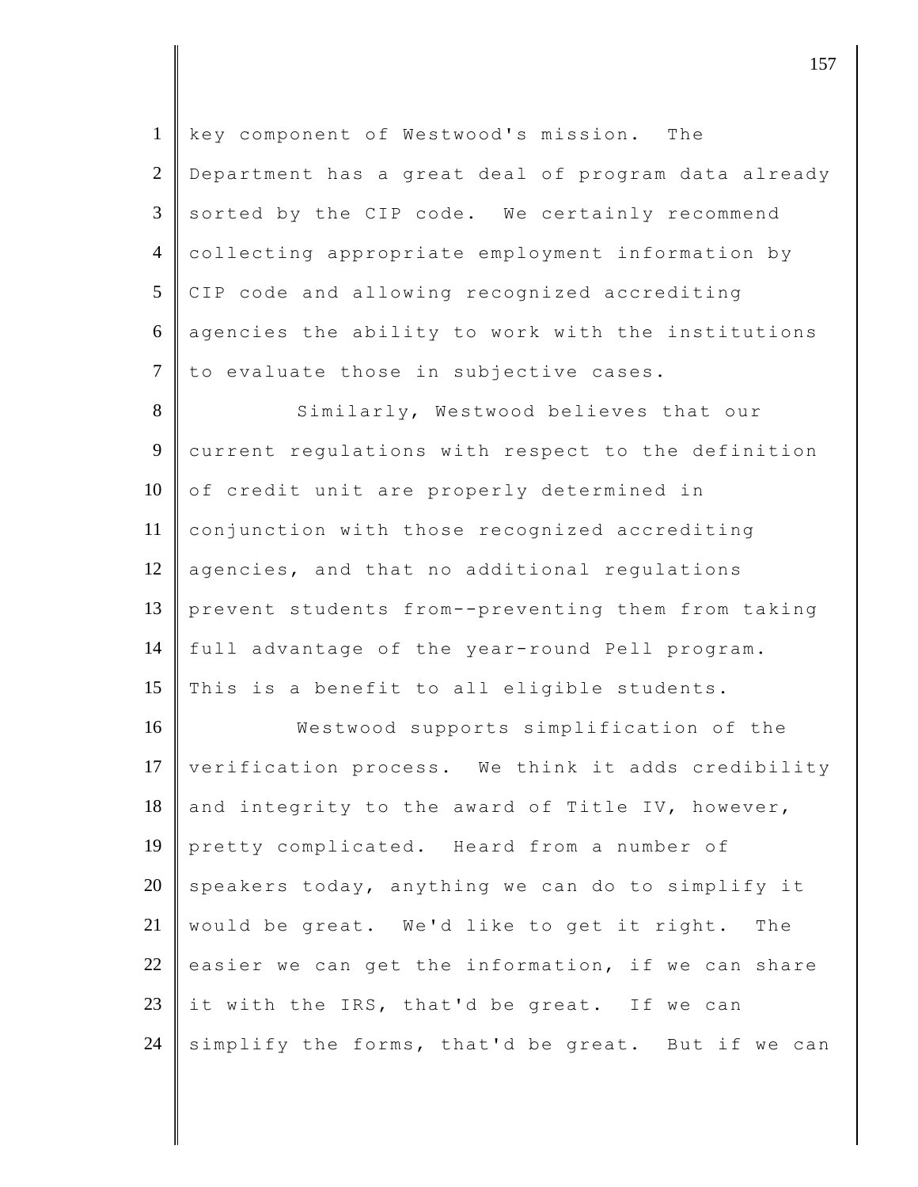key component of Westwood's mission. The Department has a great deal of program data already sorted by the CIP code. We certainly recommend collecting appropriate employment information by CIP code and allowing recognized accrediting agencies the ability to work with the institutions to evaluate those in subjective cases.

Similarly, Westwood believes that our current regulations with respect to the definition of credit unit are properly determined in conjunction with those recognized accrediting agencies, and that no additional regulations prevent students from--preventing them from taking full advantage of the year-round Pell program. This is a benefit to all eligible students.

Westwood supports simplification of the verification process. We think it adds credibility and integrity to the award of Title IV, however, pretty complicated. Heard from a number of speakers today, anything we can do to simplify it would be great. We'd like to get it right. The easier we can get the information, if we can share it with the IRS, that'd be great. If we can simplify the forms, that'd be great. But if we can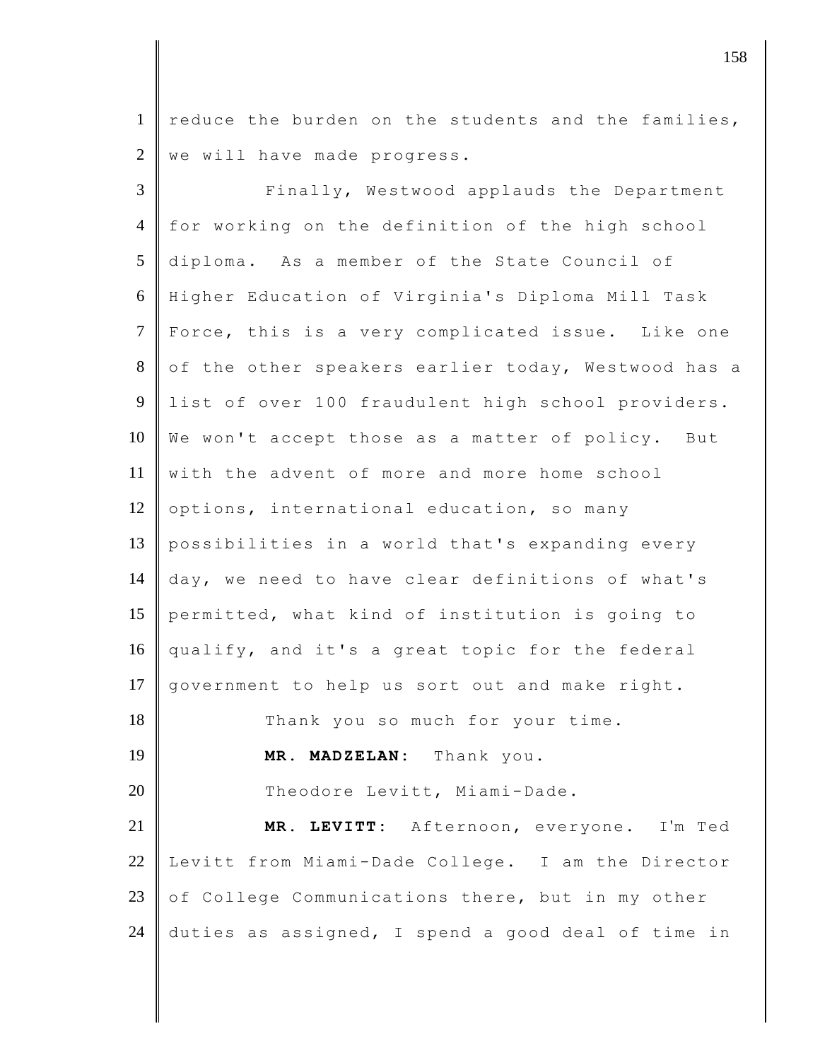reduce the burden on the students and the families, we will have made progress.

Finally, Westwood applauds the Department for working on the definition of the high school diploma. As a member of the State Council of Higher Education of Virginia's Diploma Mill Task Force, this is a very complicated issue. Like one of the other speakers earlier today, Westwood has a list of over 100 fraudulent high school providers. We won't accept those as a matter of policy. But with the advent of more and more home school options, international education, so many possibilities in a world that's expanding every day, we need to have clear definitions of what's permitted, what kind of institution is going to qualify, and it's a great topic for the federal government to help us sort out and make right.

Thank you so much for your time.

**MR. MADZELAN:** Thank you.

Theodore Levitt, Miami-Dade.

**MR. LEVITT:** Afternoon, everyone. I'm Ted Levitt from Miami-Dade College. I am the Director of College Communications there, but in my other duties as assigned, I spend a good deal of time in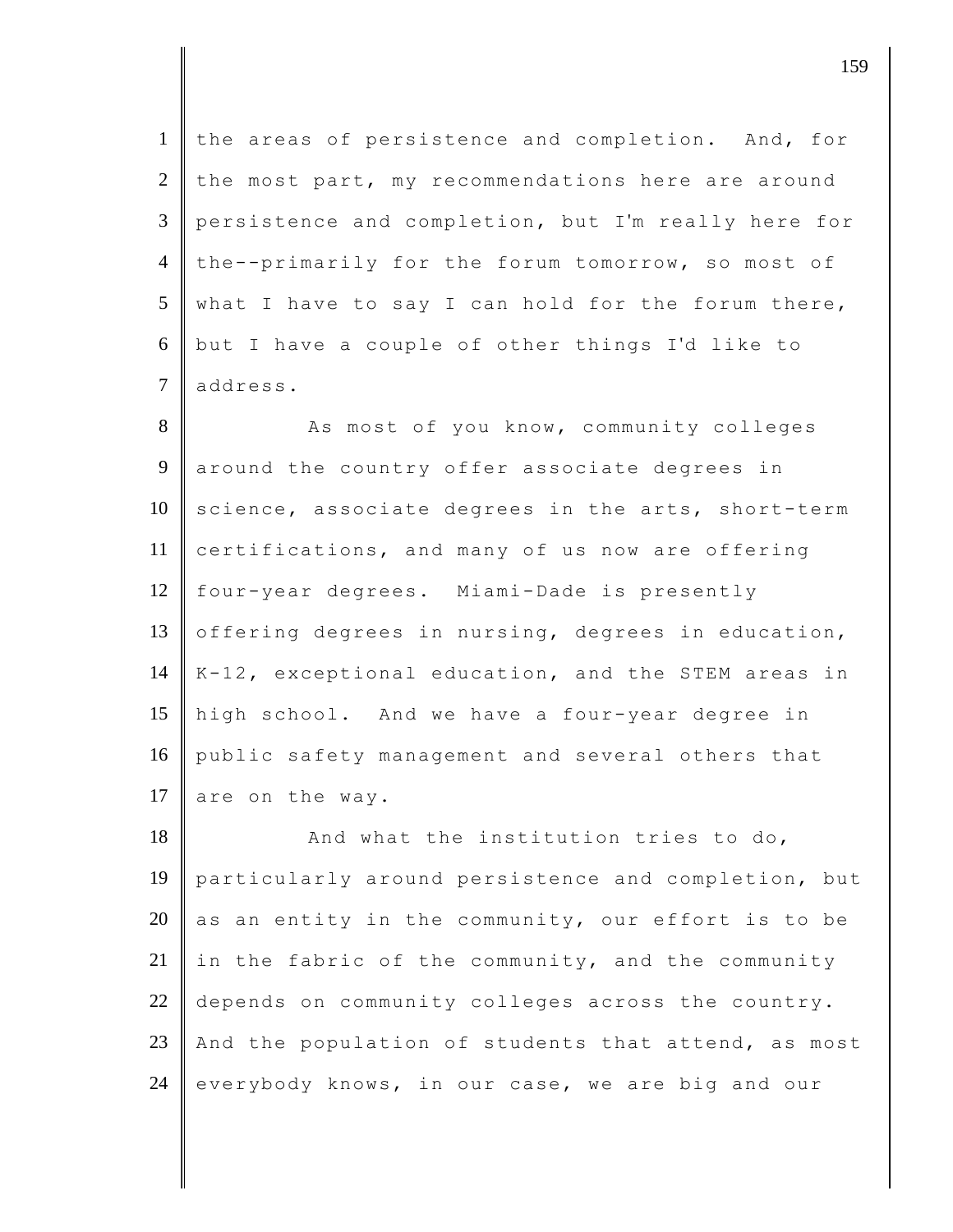the areas of persistence and completion. And, for the most part, my recommendations here are around persistence and completion, but I'm really here for the--primarily for the forum tomorrow, so most of what I have to say I can hold for the forum there, but I have a couple of other things I'd like to address.

As most of you know, community colleges around the country offer associate degrees in science, associate degrees in the arts, short-term certifications, and many of us now are offering four-year degrees. Miami-Dade is presently offering degrees in nursing, degrees in education, K-12, exceptional education, and the STEM areas in high school. And we have a four-year degree in public safety management and several others that are on the way.

And what the institution tries to do, particularly around persistence and completion, but as an entity in the community, our effort is to be in the fabric of the community, and the community depends on community colleges across the country. And the population of students that attend, as most everybody knows, in our case, we are big and our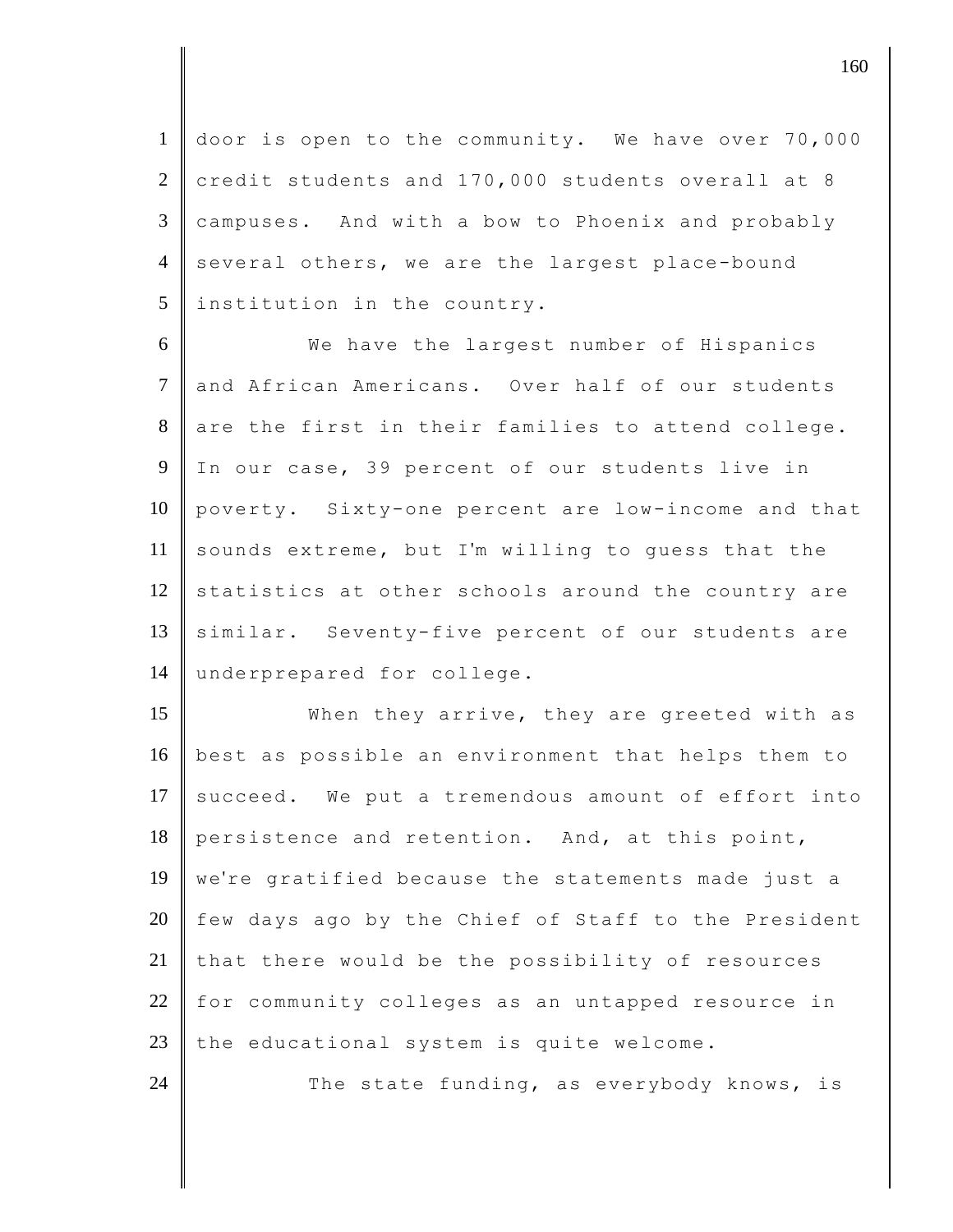door is open to the community. We have over 70,000 credit students and 170,000 students overall at 8 campuses. And with a bow to Phoenix and probably several others, we are the largest place-bound institution in the country.

We have the largest number of Hispanics and African Americans. Over half of our students are the first in their families to attend college. In our case, 39 percent of our students live in poverty. Sixty-one percent are low-income and that sounds extreme, but I'm willing to guess that the statistics at other schools around the country are similar. Seventy-five percent of our students are underprepared for college.

When they arrive, they are greeted with as best as possible an environment that helps them to succeed. We put a tremendous amount of effort into persistence and retention. And, at this point, we're gratified because the statements made just a few days ago by the Chief of Staff to the President that there would be the possibility of resources for community colleges as an untapped resource in the educational system is quite welcome.

The state funding, as everybody knows, is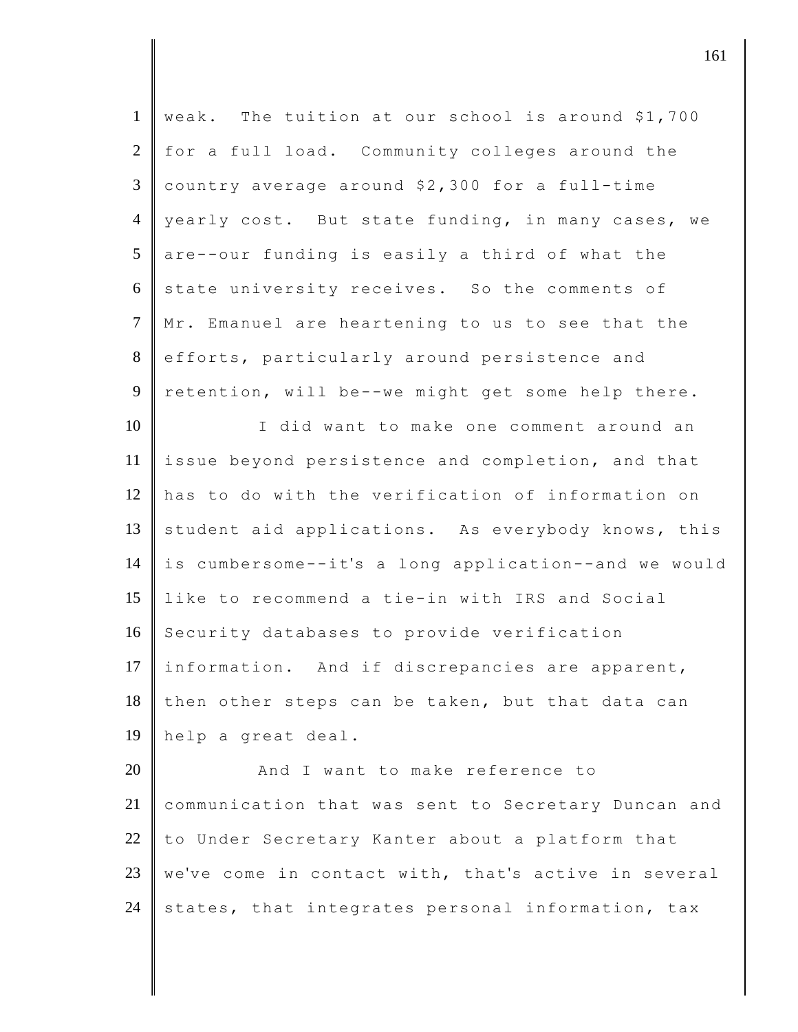weak. The tuition at our school is around $1,700 for a full load. Community colleges around the country average around $2,300 for a full-time yearly cost. But state funding, in many cases, we are--our funding is easily a third of what the state university receives. So the comments of Mr. Emanuel are heartening to us to see that the efforts, particularly around persistence and retention, will be--we might get some help there.

I did want to make one comment around an issue beyond persistence and completion, and that has to do with the verification of information on student aid applications. As everybody knows, this is cumbersome--it's a long application--and we would like to recommend a tie-in with IRS and Social Security databases to provide verification information. And if discrepancies are apparent, then other steps can be taken, but that data can help a great deal.

And I want to make reference to communication that was sent to Secretary Duncan and to Under Secretary Kanter about a platform that we've come in contact with, that's active in several states, that integrates personal information, tax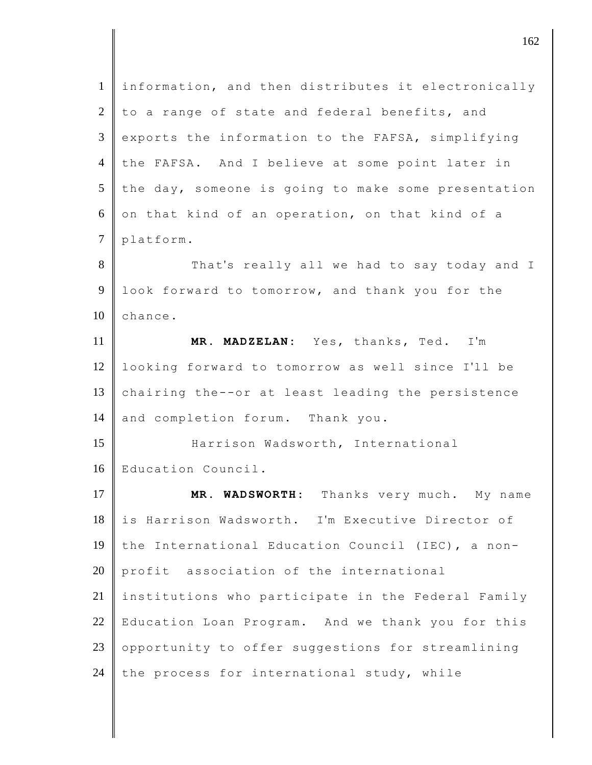information, and then distributes it electronically to a range of state and federal benefits, and exports the information to the FAFSA, simplifying the FAFSA. And I believe at some point later in the day, someone is going to make some presentation on that kind of an operation, on that kind of a platform.

That's really all we had to say today and I look forward to tomorrow, and thank you for the chance.

**MR. MADZELAN:** Yes, thanks, Ted. I'm looking forward to tomorrow as well since I'll be chairing the--or at least leading the persistence and completion forum. Thank you.

Harrison Wadsworth, International Education Council.

**MR. WADSWORTH:** Thanks very much. My name is Harrison Wadsworth. I'm Executive Director of the International Education Council (IEC), a non-profit association of the international institutions who participate in the Federal Family Education Loan Program. And we thank you for this opportunity to offer suggestions for streamlining the process for international study, while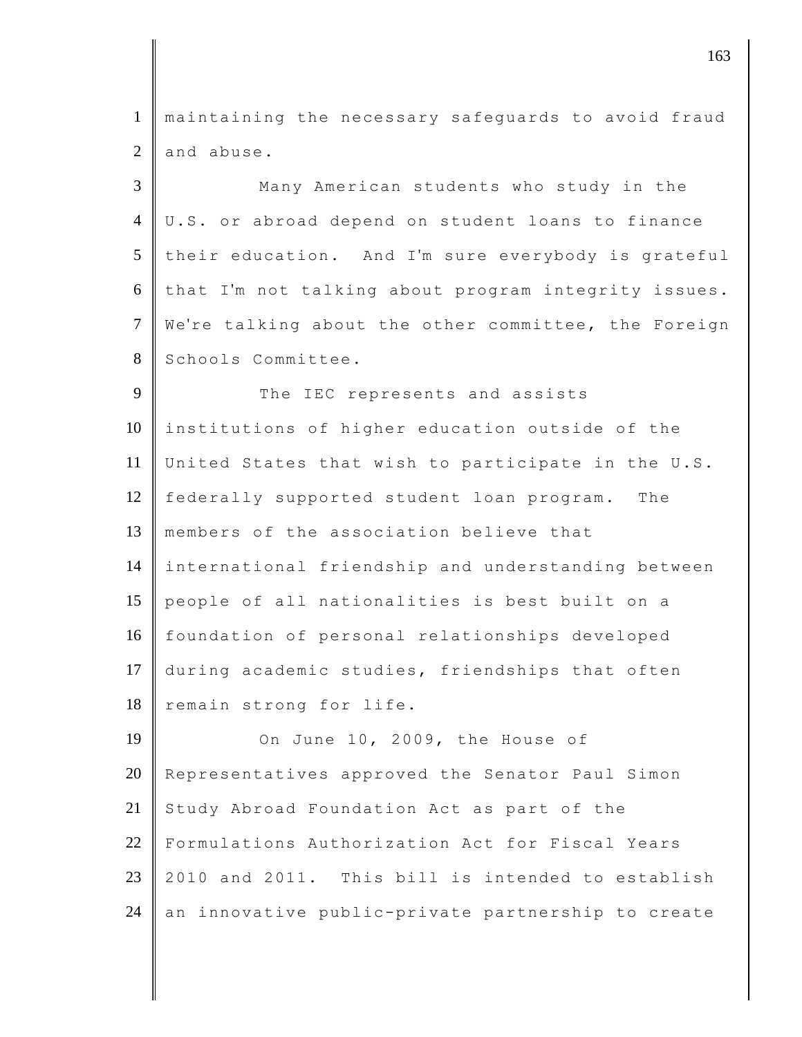maintaining the necessary safeguards to avoid fraud and abuse.

Many American students who study in the U.S. or abroad depend on student loans to finance their education. And I'm sure everybody is grateful that I'm not talking about program integrity issues. We're talking about the other committee, the Foreign Schools Committee.

The IEC represents and assists institutions of higher education outside of the United States that wish to participate in the U.S. federally supported student loan program. The members of the association believe that international friendship and understanding between people of all nationalities is best built on a foundation of personal relationships developed during academic studies, friendships that often remain strong for life.

On June 10, 2009, the House of Representatives approved the Senator Paul Simon Study Abroad Foundation Act as part of the Formulations Authorization Act for Fiscal Years 2010 and 2011. This bill is intended to establish an innovative public-private partnership to create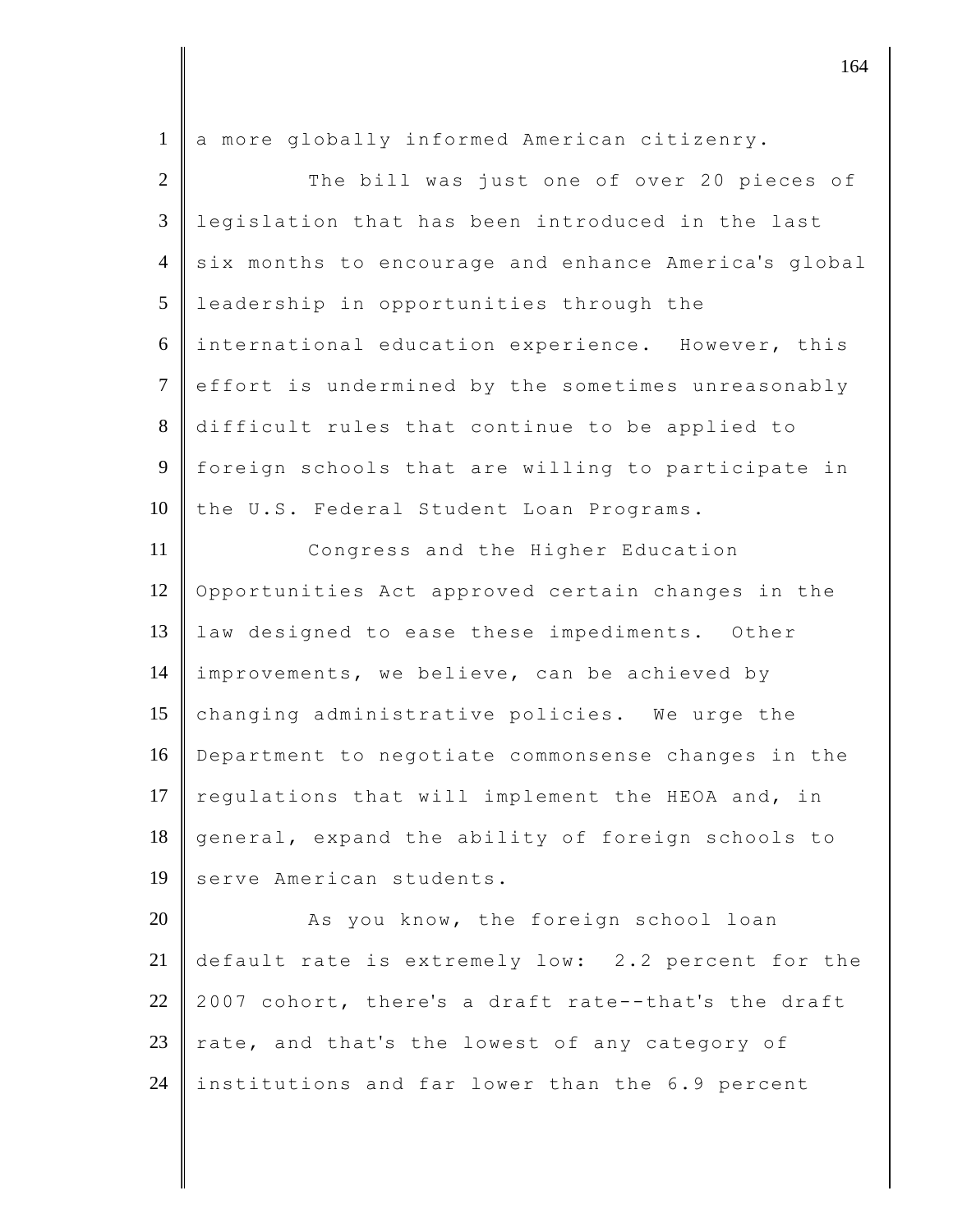a more globally informed American citizenry.

The bill was just one of over 20 pieces of legislation that has been introduced in the last six months to encourage and enhance America's global leadership in opportunities through the international education experience. However, this effort is undermined by the sometimes unreasonably difficult rules that continue to be applied to foreign schools that are willing to participate in the U.S. Federal Student Loan Programs.

Congress and the Higher Education Opportunities Act approved certain changes in the law designed to ease these impediments. Other improvements, we believe, can be achieved by changing administrative policies. We urge the Department to negotiate commonsense changes in the regulations that will implement the HEOA and, in general, expand the ability of foreign schools to serve American students.

As you know, the foreign school loan default rate is extremely low: 2.2 percent for the 2007 cohort, there's a draft rate--that's the draft rate, and that's the lowest of any category of institutions and far lower than the 6.9 percent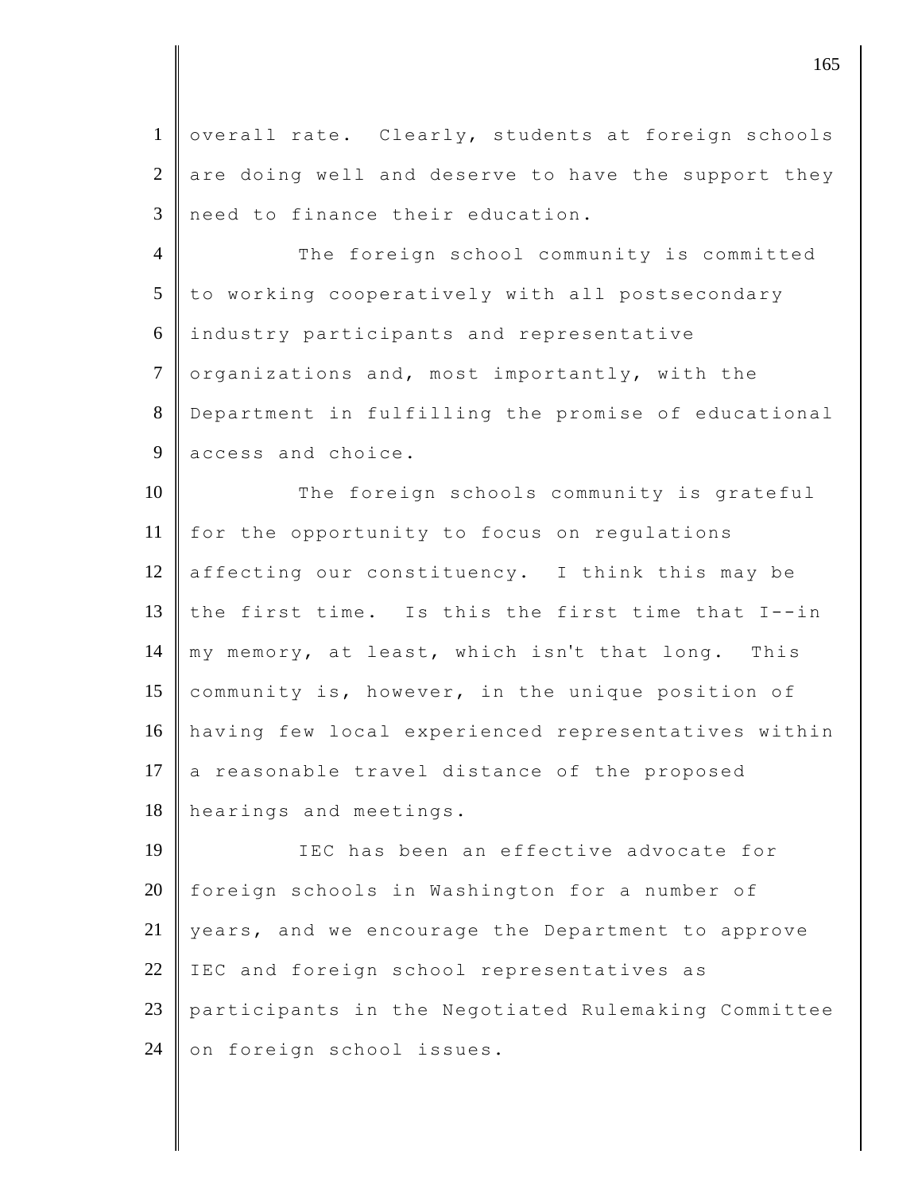overall rate. Clearly, students at foreign schools are doing well and deserve to have the support they need to finance their education.

The foreign school community is committed to working cooperatively with all postsecondary industry participants and representative organizations and, most importantly, with the Department in fulfilling the promise of educational access and choice.

The foreign schools community is grateful for the opportunity to focus on regulations affecting our constituency. I think this may be the first time. Is this the first time that I--in my memory, at least, which isn't that long. This community is, however, in the unique position of having few local experienced representatives within a reasonable travel distance of the proposed hearings and meetings.

IEC has been an effective advocate for foreign schools in Washington for a number of years, and we encourage the Department to approve IEC and foreign school representatives as participants in the Negotiated Rulemaking Committee on foreign school issues.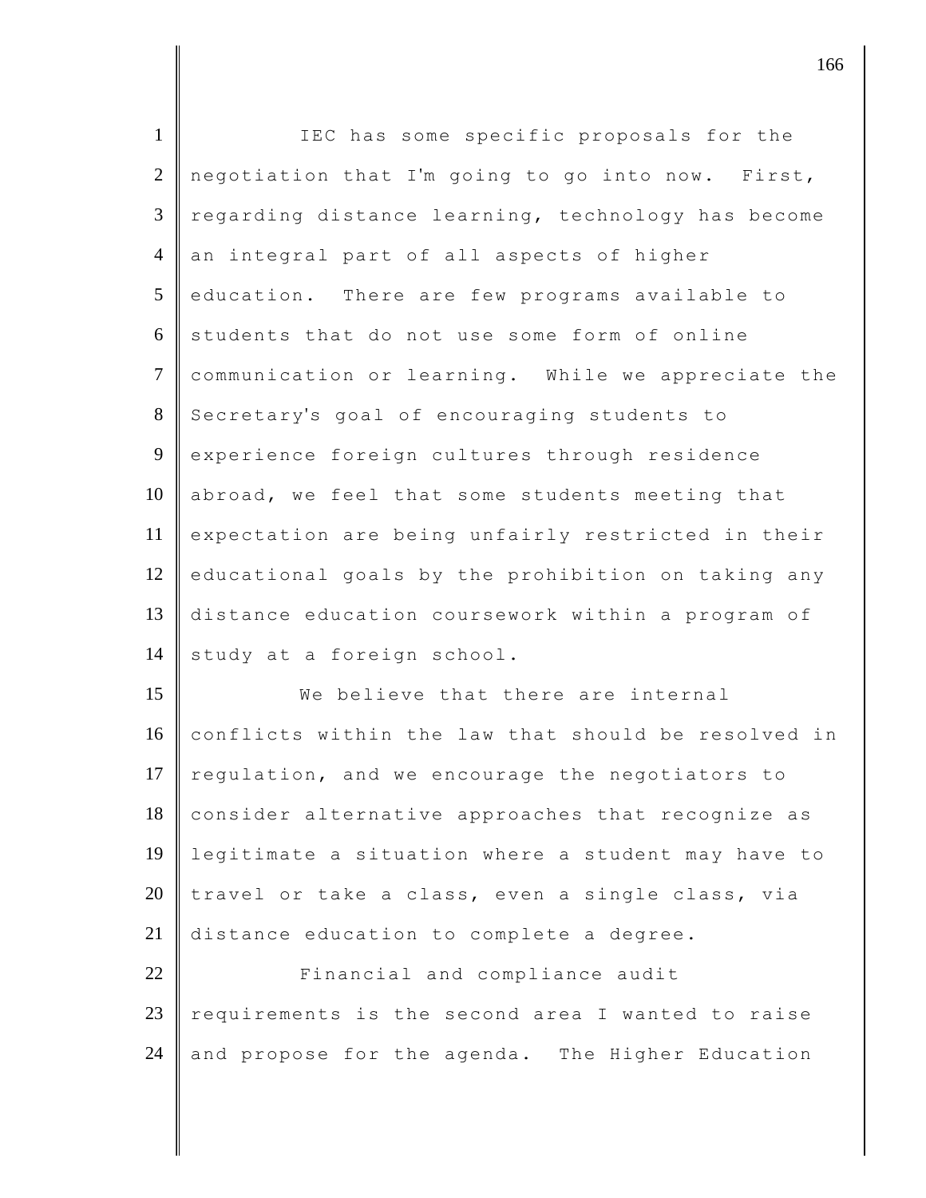IEC has some specific proposals for the negotiation that I'm going to go into now. First, regarding distance learning, technology has become an integral part of all aspects of higher education. There are few programs available to students that do not use some form of online communication or learning. While we appreciate the Secretary's goal of encouraging students to experience foreign cultures through residence abroad, we feel that some students meeting that expectation are being unfairly restricted in their educational goals by the prohibition on taking any distance education coursework within a program of study at a foreign school.

We believe that there are internal conflicts within the law that should be resolved in regulation, and we encourage the negotiators to consider alternative approaches that recognize as legitimate a situation where a student may have to travel or take a class, even a single class, via distance education to complete a degree.

Financial and compliance audit requirements is the second area I wanted to raise and propose for the agenda. The Higher Education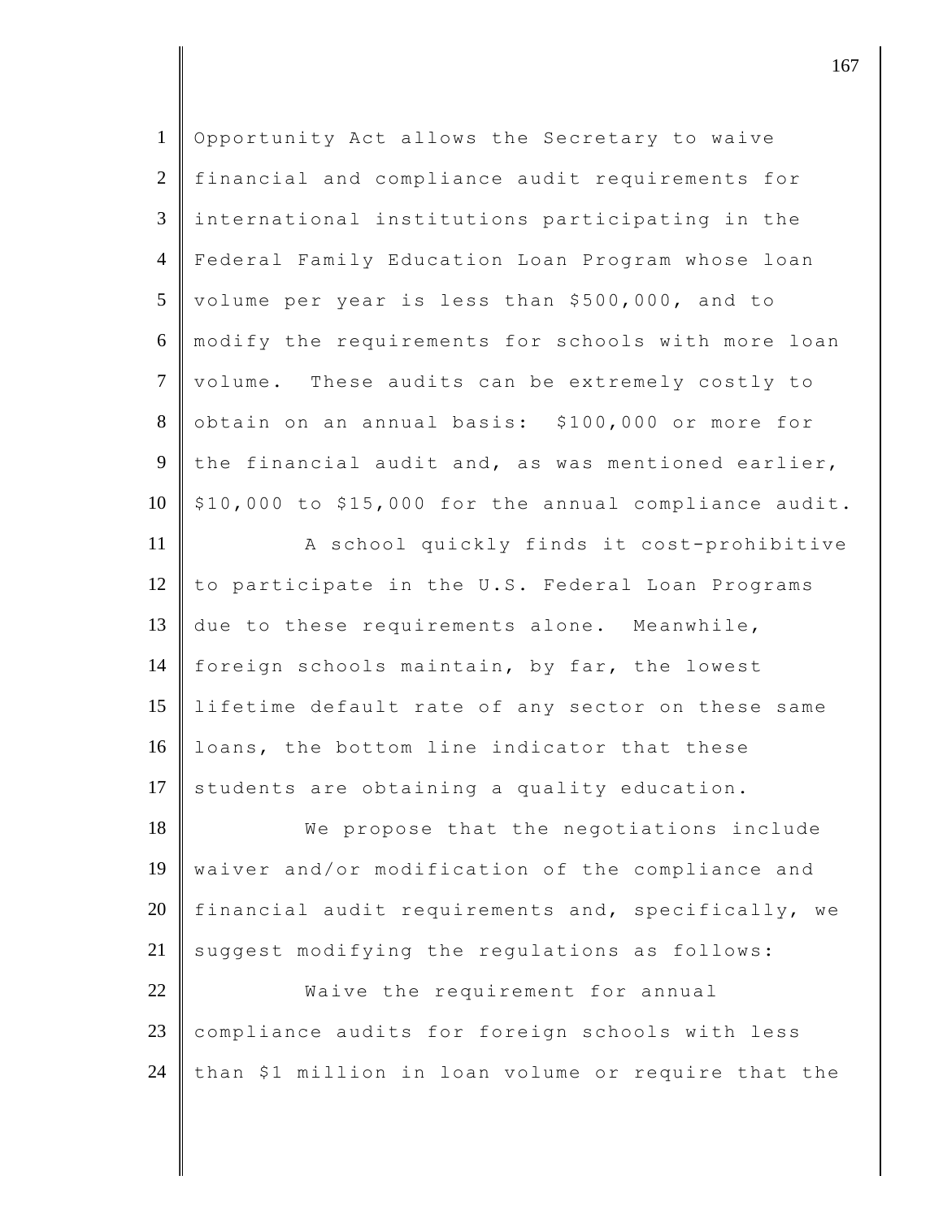Opportunity Act allows the Secretary to waive financial and compliance audit requirements for international institutions participating in the Federal Family Education Loan Program whose loan volume per year is less than $500,000, and to modify the requirements for schools with more loan volume. These audits can be extremely costly to obtain on an annual basis: $100,000 or more for the financial audit and, as was mentioned earlier, $10,000 to $15,000 for the annual compliance audit.

A school quickly finds it cost-prohibitive to participate in the U.S. Federal Loan Programs due to these requirements alone. Meanwhile, foreign schools maintain, by far, the lowest lifetime default rate of any sector on these same loans, the bottom line indicator that these students are obtaining a quality education.

We propose that the negotiations include waiver and/or modification of the compliance and financial audit requirements and, specifically, we suggest modifying the regulations as follows:

Waive the requirement for annual compliance audits for foreign schools with less than $1 million in loan volume or require that the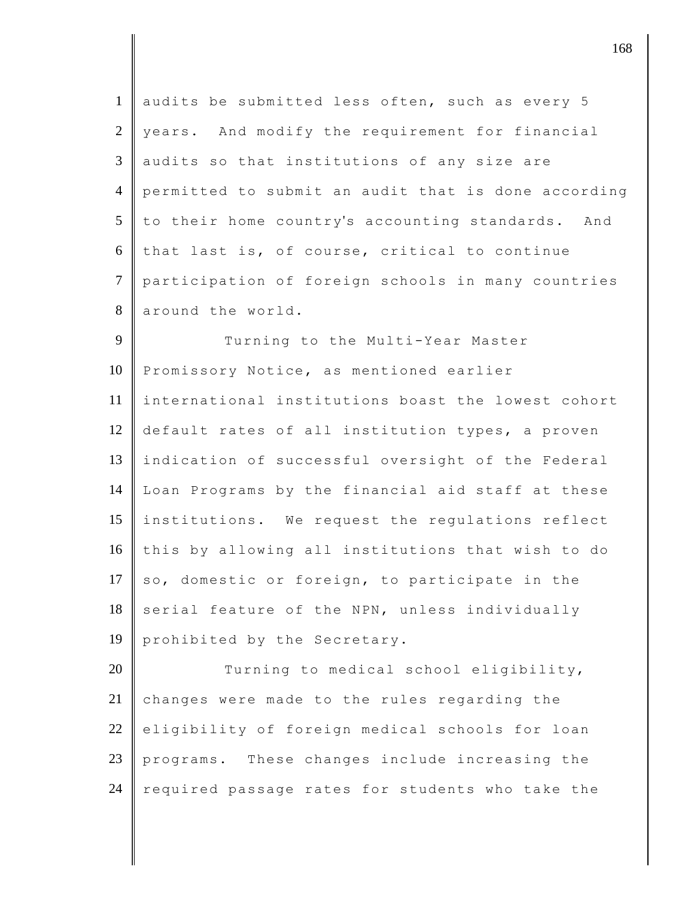audits be submitted less often, such as every 5 years. And modify the requirement for financial audits so that institutions of any size are permitted to submit an audit that is done according to their home country's accounting standards. And that last is, of course, critical to continue participation of foreign schools in many countries around the world.

Turning to the Multi-Year Master Promissory Notice, as mentioned earlier international institutions boast the lowest cohort default rates of all institution types, a proven indication of successful oversight of the Federal Loan Programs by the financial aid staff at these institutions. We request the regulations reflect this by allowing all institutions that wish to do so, domestic or foreign, to participate in the serial feature of the NPN, unless individually prohibited by the Secretary.

Turning to medical school eligibility, changes were made to the rules regarding the eligibility of foreign medical schools for loan programs. These changes include increasing the required passage rates for students who take the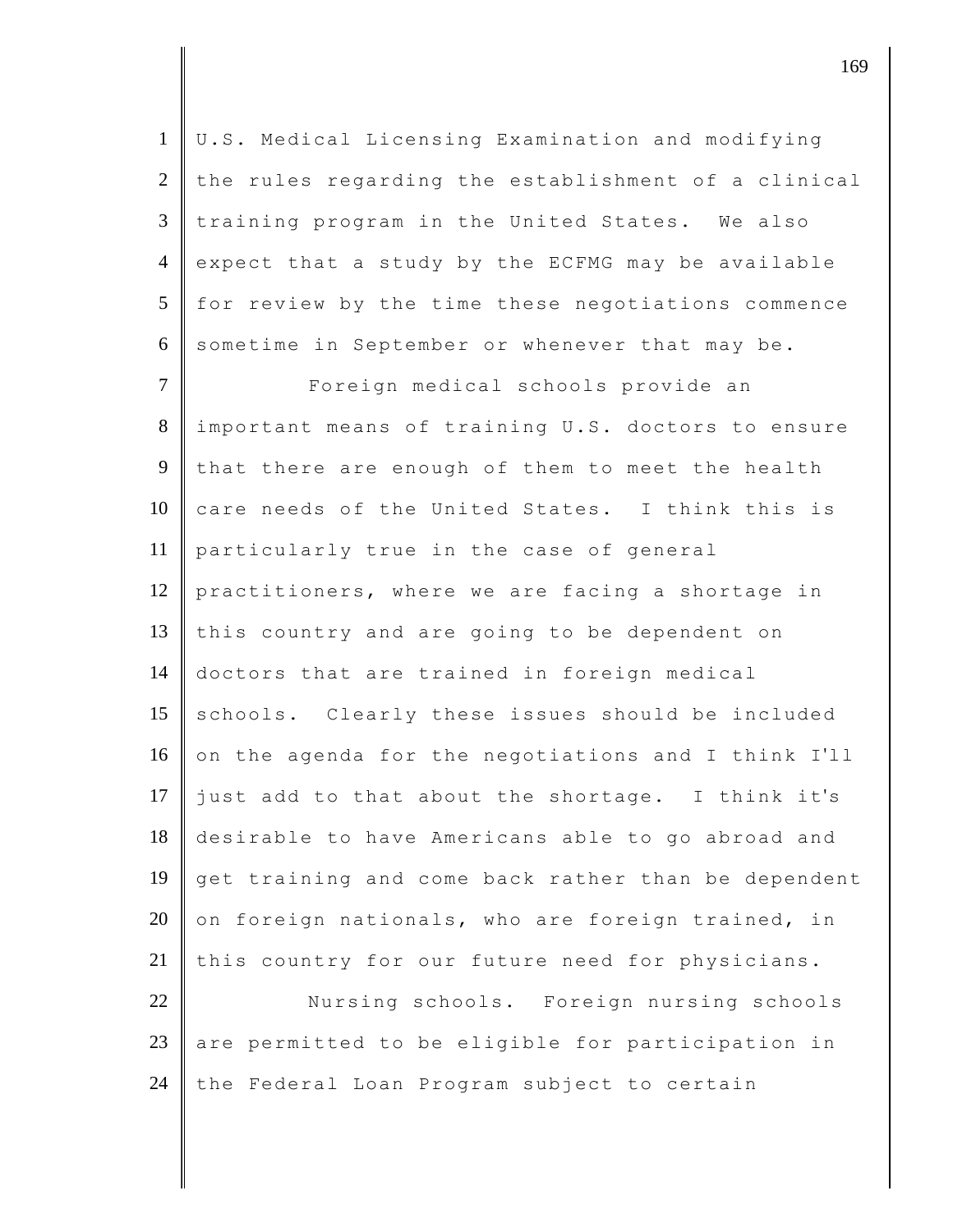U.S. Medical Licensing Examination and modifying the rules regarding the establishment of a clinical training program in the United States. We also expect that a study by the ECFMG may be available for review by the time these negotiations commence sometime in September or whenever that may be.

Foreign medical schools provide an important means of training U.S. doctors to ensure that there are enough of them to meet the health care needs of the United States. I think this is particularly true in the case of general practitioners, where we are facing a shortage in this country and are going to be dependent on doctors that are trained in foreign medical schools. Clearly these issues should be included on the agenda for the negotiations and I think I'll just add to that about the shortage. I think it's desirable to have Americans able to go abroad and get training and come back rather than be dependent on foreign nationals, who are foreign trained, in this country for our future need for physicians.

Nursing schools. Foreign nursing schools are permitted to be eligible for participation in the Federal Loan Program subject to certain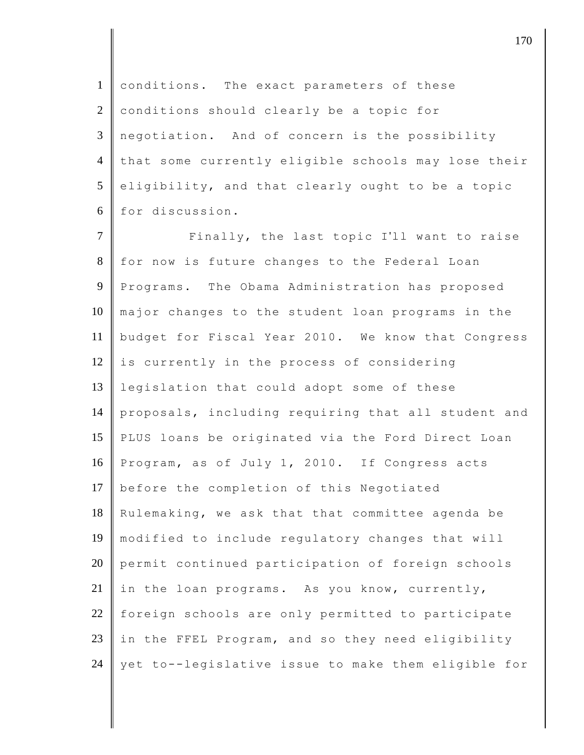conditions. The exact parameters of these conditions should clearly be a topic for negotiation. And of concern is the possibility that some currently eligible schools may lose their eligibility, and that clearly ought to be a topic for discussion.

Finally, the last topic I'll want to raise for now is future changes to the Federal Loan Programs. The Obama Administration has proposed major changes to the student loan programs in the budget for Fiscal Year 2010. We know that Congress is currently in the process of considering legislation that could adopt some of these proposals, including requiring that all student and PLUS loans be originated via the Ford Direct Loan Program, as of July 1, 2010. If Congress acts before the completion of this Negotiated Rulemaking, we ask that that committee agenda be modified to include regulatory changes that will permit continued participation of foreign schools in the loan programs. As you know, currently, foreign schools are only permitted to participate in the FFEL Program, and so they need eligibility yet to--legislative issue to make them eligible for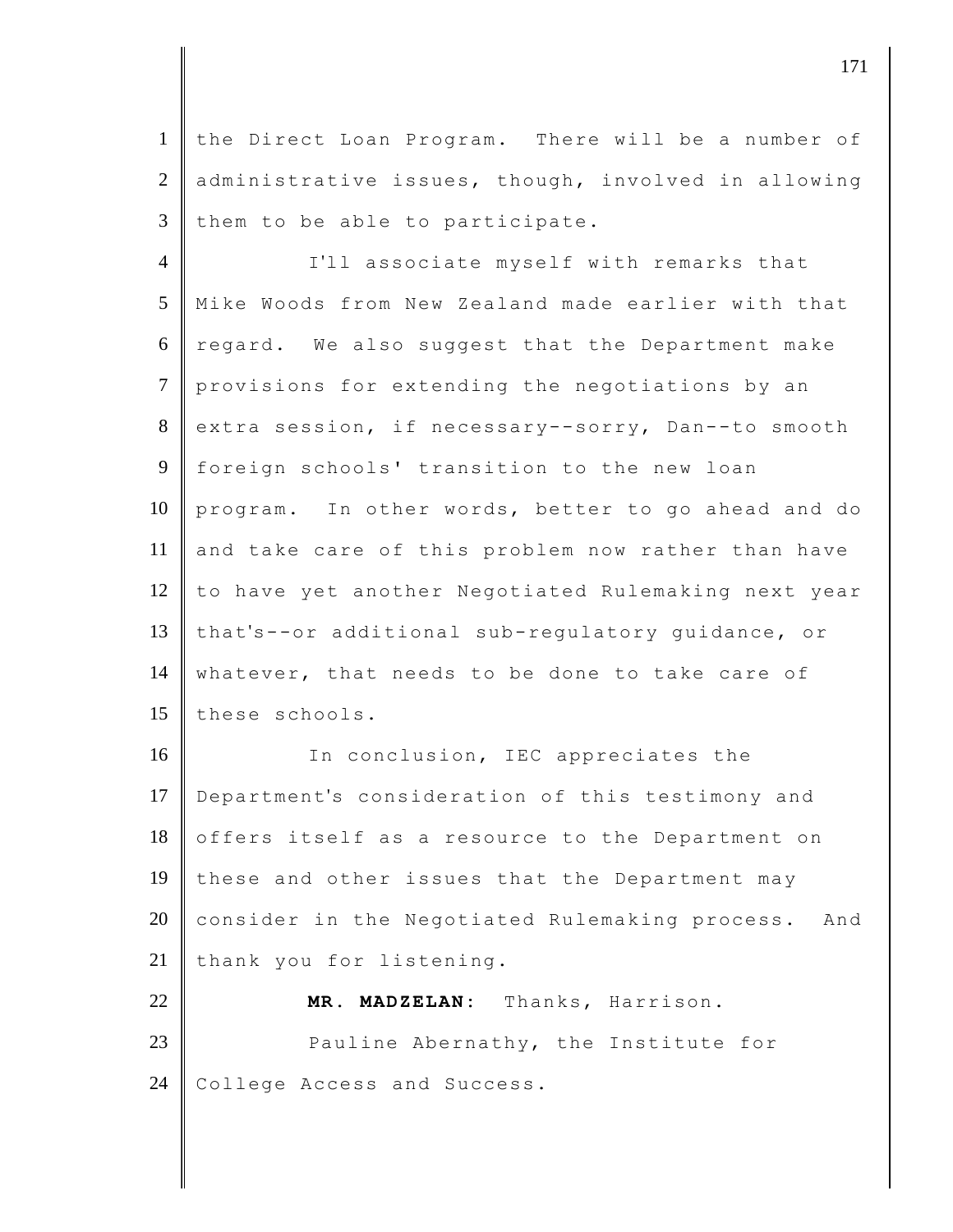the Direct Loan Program. There will be a number of administrative issues, though, involved in allowing them to be able to participate.

I'll associate myself with remarks that Mike Woods from New Zealand made earlier with that regard. We also suggest that the Department make provisions for extending the negotiations by an extra session, if necessary--sorry, Dan--to smooth foreign schools' transition to the new loan program. In other words, better to go ahead and do and take care of this problem now rather than have to have yet another Negotiated Rulemaking next year that's--or additional sub-regulatory guidance, or whatever, that needs to be done to take care of these schools.

In conclusion, IEC appreciates the Department's consideration of this testimony and offers itself as a resource to the Department on these and other issues that the Department may consider in the Negotiated Rulemaking process. And thank you for listening.

**MR. MADZELAN:** Thanks, Harrison.

Pauline Abernathy, the Institute for College Access and Success.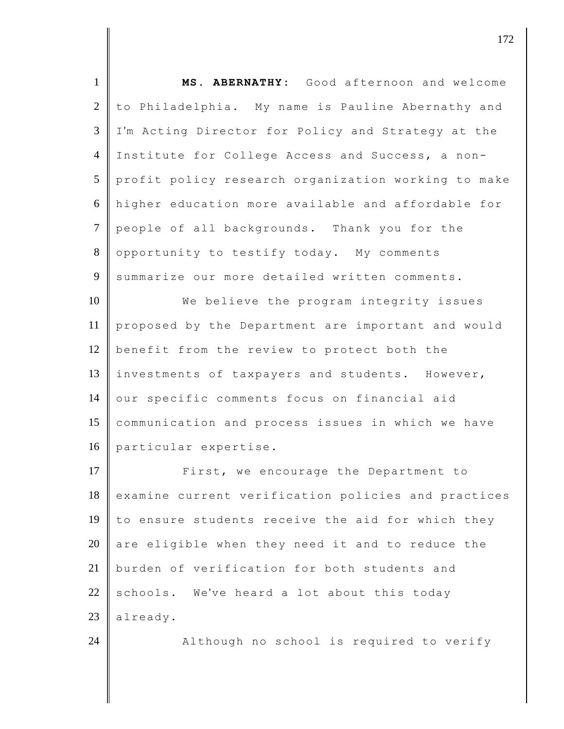**MS. ABERNATHY:** Good afternoon and welcome to Philadelphia. My name is Pauline Abernathy and I'm Acting Director for Policy and Strategy at the Institute for College Access and Success, a non-profit policy research organization working to make higher education more available and affordable for people of all backgrounds. Thank you for the opportunity to testify today. My comments summarize our more detailed written comments.

We believe the program integrity issues proposed by the Department are important and would benefit from the review to protect both the investments of taxpayers and students. However, our specific comments focus on financial aid communication and process issues in which we have particular expertise.

First, we encourage the Department to examine current verification policies and practices to ensure students receive the aid for which they are eligible when they need it and to reduce the burden of verification for both students and schools. We've heard a lot about this today already.

Although no school is required to verify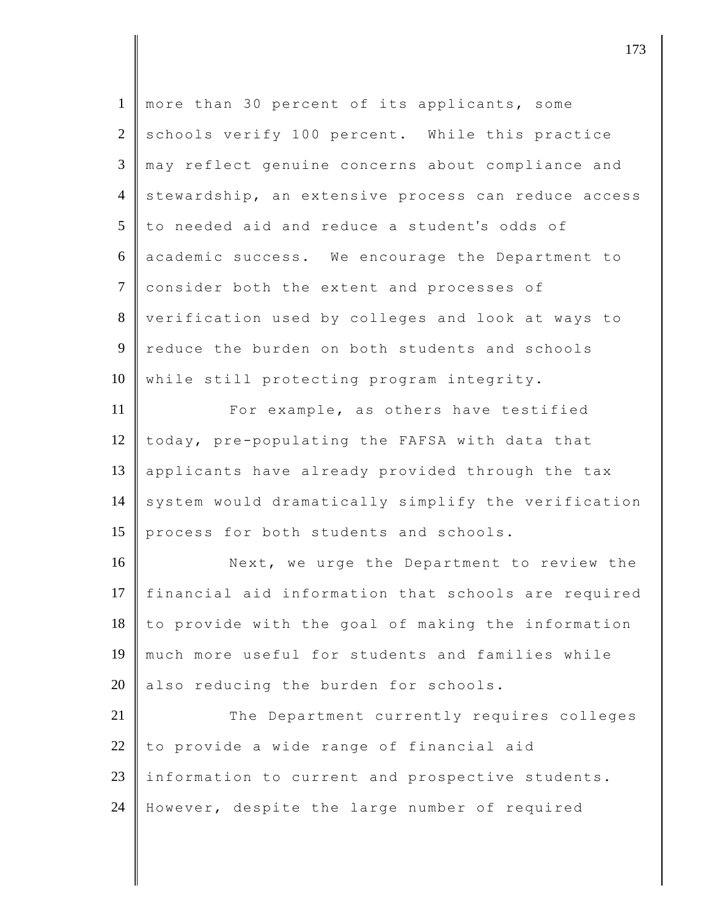more than 30 percent of its applicants, some schools verify 100 percent. While this practice may reflect genuine concerns about compliance and stewardship, an extensive process can reduce access to needed aid and reduce a student's odds of academic success. We encourage the Department to consider both the extent and processes of verification used by colleges and look at ways to reduce the burden on both students and schools while still protecting program integrity.

For example, as others have testified today, pre-populating the FAFSA with data that applicants have already provided through the tax system would dramatically simplify the verification process for both students and schools.

Next, we urge the Department to review the financial aid information that schools are required to provide with the goal of making the information much more useful for students and families while also reducing the burden for schools.

The Department currently requires colleges to provide a wide range of financial aid information to current and prospective students. However, despite the large number of required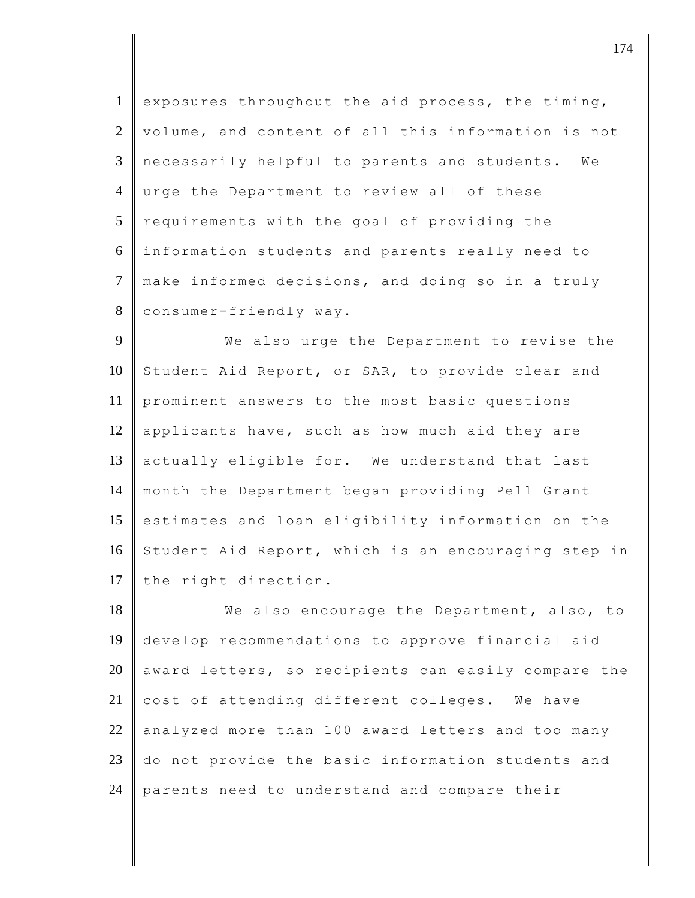exposures throughout the aid process, the timing, volume, and content of all this information is not necessarily helpful to parents and students. We urge the Department to review all of these requirements with the goal of providing the information students and parents really need to make informed decisions, and doing so in a truly consumer-friendly way.

We also urge the Department to revise the Student Aid Report, or SAR, to provide clear and prominent answers to the most basic questions applicants have, such as how much aid they are actually eligible for. We understand that last month the Department began providing Pell Grant estimates and loan eligibility information on the Student Aid Report, which is an encouraging step in the right direction.

We also encourage the Department, also, to develop recommendations to approve financial aid award letters, so recipients can easily compare the cost of attending different colleges. We have analyzed more than 100 award letters and too many do not provide the basic information students and parents need to understand and compare their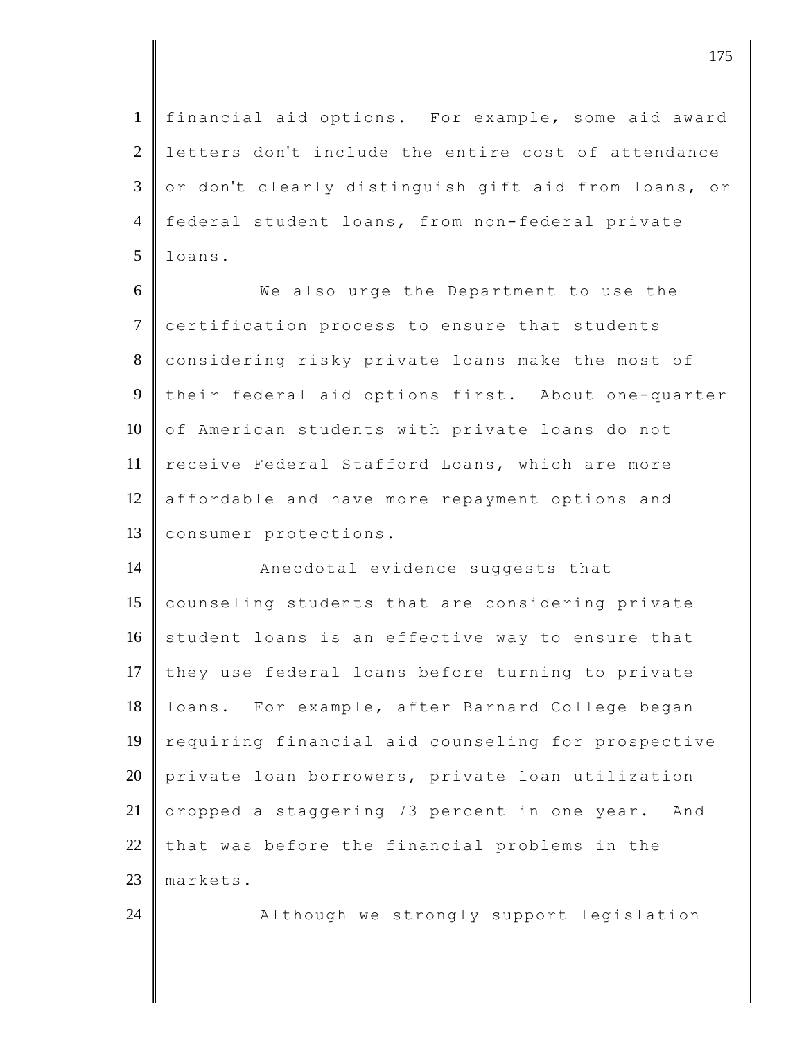financial aid options. For example, some aid award letters don't include the entire cost of attendance or don't clearly distinguish gift aid from loans, or federal student loans, from non-federal private loans.

We also urge the Department to use the certification process to ensure that students considering risky private loans make the most of their federal aid options first. About one-quarter of American students with private loans do not receive Federal Stafford Loans, which are more affordable and have more repayment options and consumer protections.

Anecdotal evidence suggests that counseling students that are considering private student loans is an effective way to ensure that they use federal loans before turning to private loans. For example, after Barnard College began requiring financial aid counseling for prospective private loan borrowers, private loan utilization dropped a staggering 73 percent in one year. And that was before the financial problems in the markets.

Although we strongly support legislation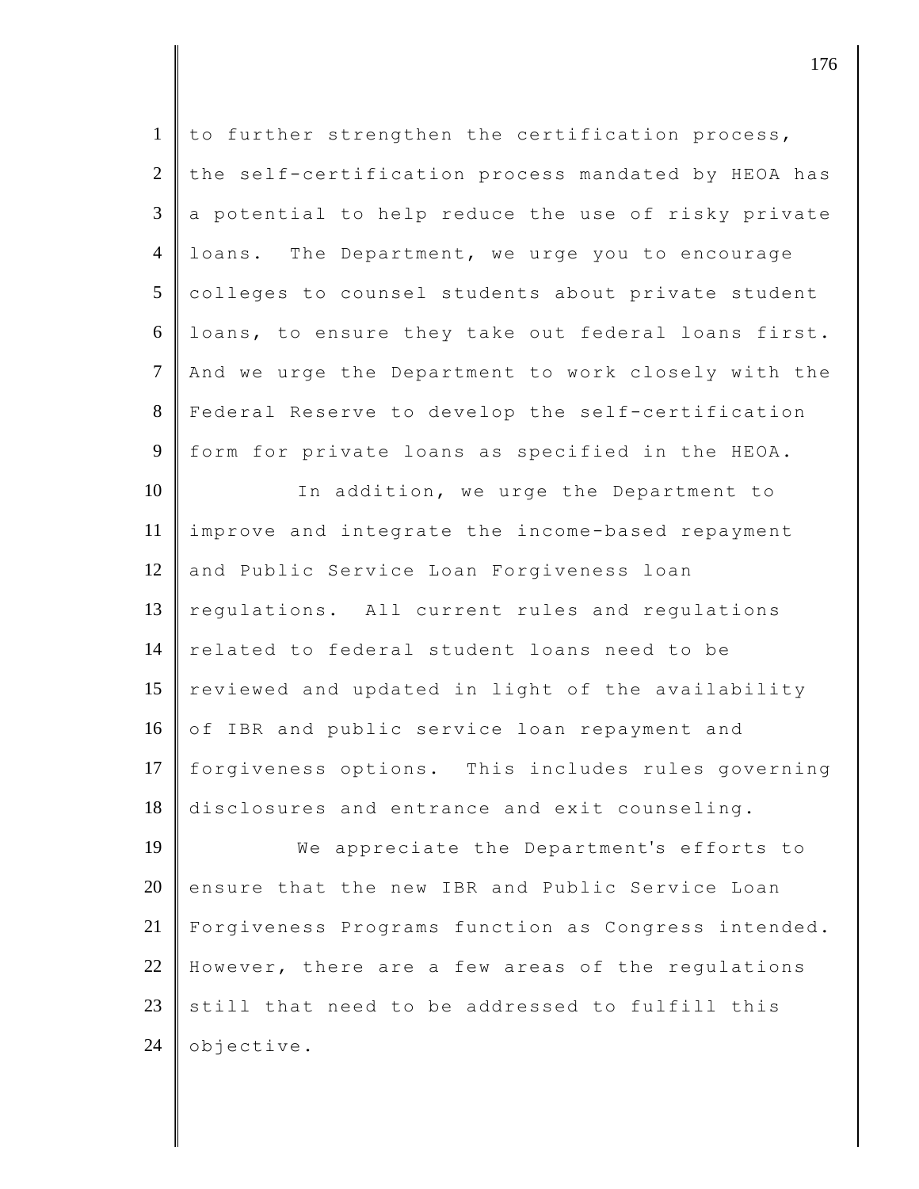to further strengthen the certification process, the self-certification process mandated by HEOA has a potential to help reduce the use of risky private loans. The Department, we urge you to encourage colleges to counsel students about private student loans, to ensure they take out federal loans first. And we urge the Department to work closely with the Federal Reserve to develop the self-certification form for private loans as specified in the HEOA.

In addition, we urge the Department to improve and integrate the income-based repayment and Public Service Loan Forgiveness loan regulations. All current rules and regulations related to federal student loans need to be reviewed and updated in light of the availability of IBR and public service loan repayment and forgiveness options. This includes rules governing disclosures and entrance and exit counseling.

We appreciate the Department's efforts to ensure that the new IBR and Public Service Loan Forgiveness Programs function as Congress intended. However, there are a few areas of the regulations still that need to be addressed to fulfill this objective.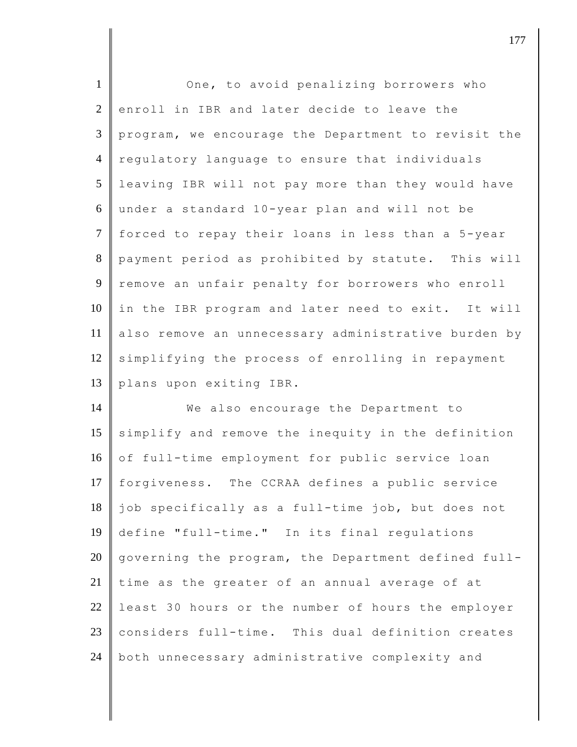One, to avoid penalizing borrowers who enroll in IBR and later decide to leave the program, we encourage the Department to revisit the regulatory language to ensure that individuals leaving IBR will not pay more than they would have under a standard 10-year plan and will not be forced to repay their loans in less than a 5-year payment period as prohibited by statute. This will remove an unfair penalty for borrowers who enroll in the IBR program and later need to exit. It will also remove an unnecessary administrative burden by simplifying the process of enrolling in repayment plans upon exiting IBR.

We also encourage the Department to simplify and remove the inequity in the definition of full-time employment for public service loan forgiveness. The CCRAA defines a public service job specifically as a full-time job, but does not define "full-time." In its final regulations governing the program, the Department defined full-time as the greater of an annual average of at least 30 hours or the number of hours the employer considers full-time. This dual definition creates both unnecessary administrative complexity and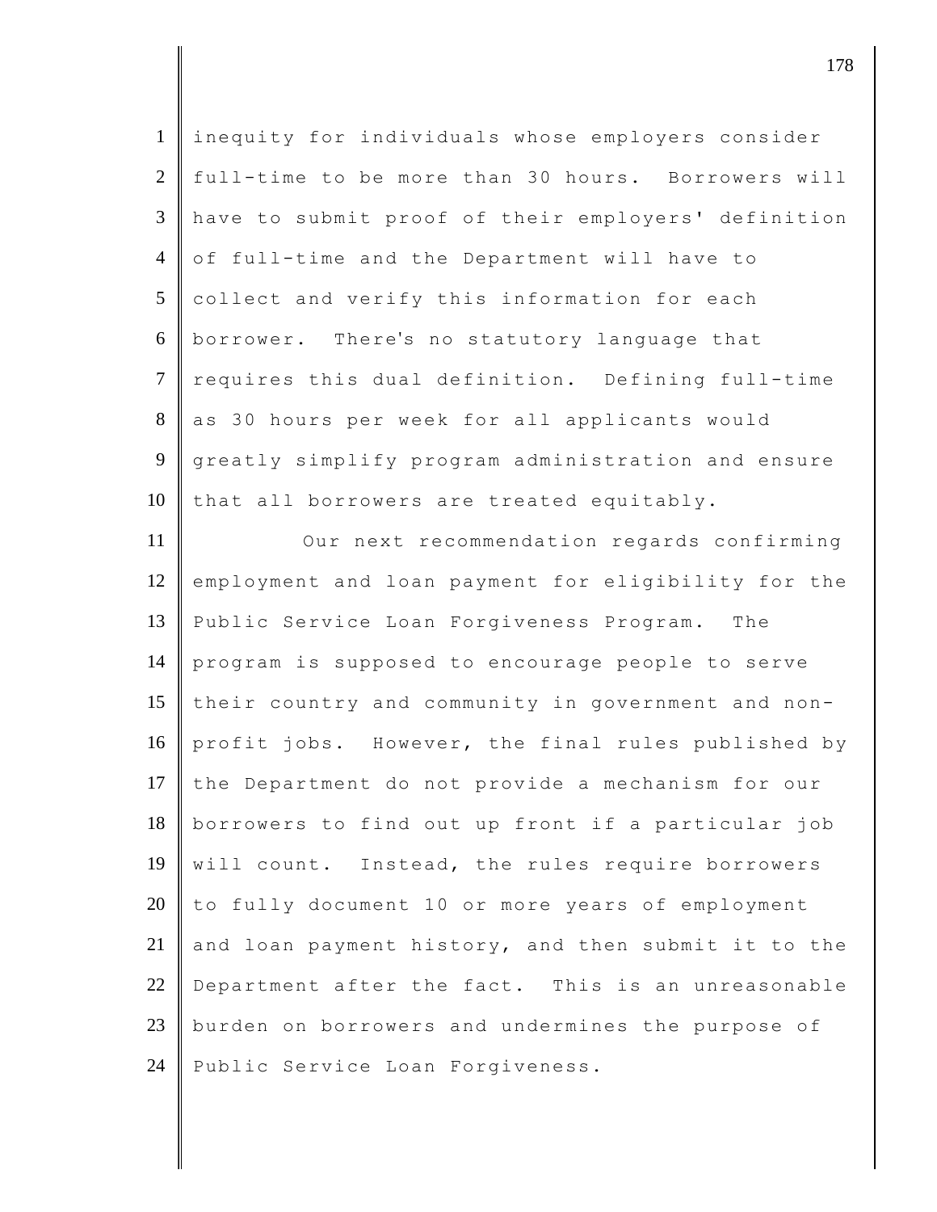inequity for individuals whose employers consider full-time to be more than 30 hours. Borrowers will have to submit proof of their employers' definition of full-time and the Department will have to collect and verify this information for each borrower. There's no statutory language that requires this dual definition. Defining full-time as 30 hours per week for all applicants would greatly simplify program administration and ensure that all borrowers are treated equitably.

Our next recommendation regards confirming employment and loan payment for eligibility for the Public Service Loan Forgiveness Program. The program is supposed to encourage people to serve their country and community in government and non-profit jobs. However, the final rules published by the Department do not provide a mechanism for our borrowers to find out up front if a particular job will count. Instead, the rules require borrowers to fully document 10 or more years of employment and loan payment history, and then submit it to the Department after the fact. This is an unreasonable burden on borrowers and undermines the purpose of Public Service Loan Forgiveness.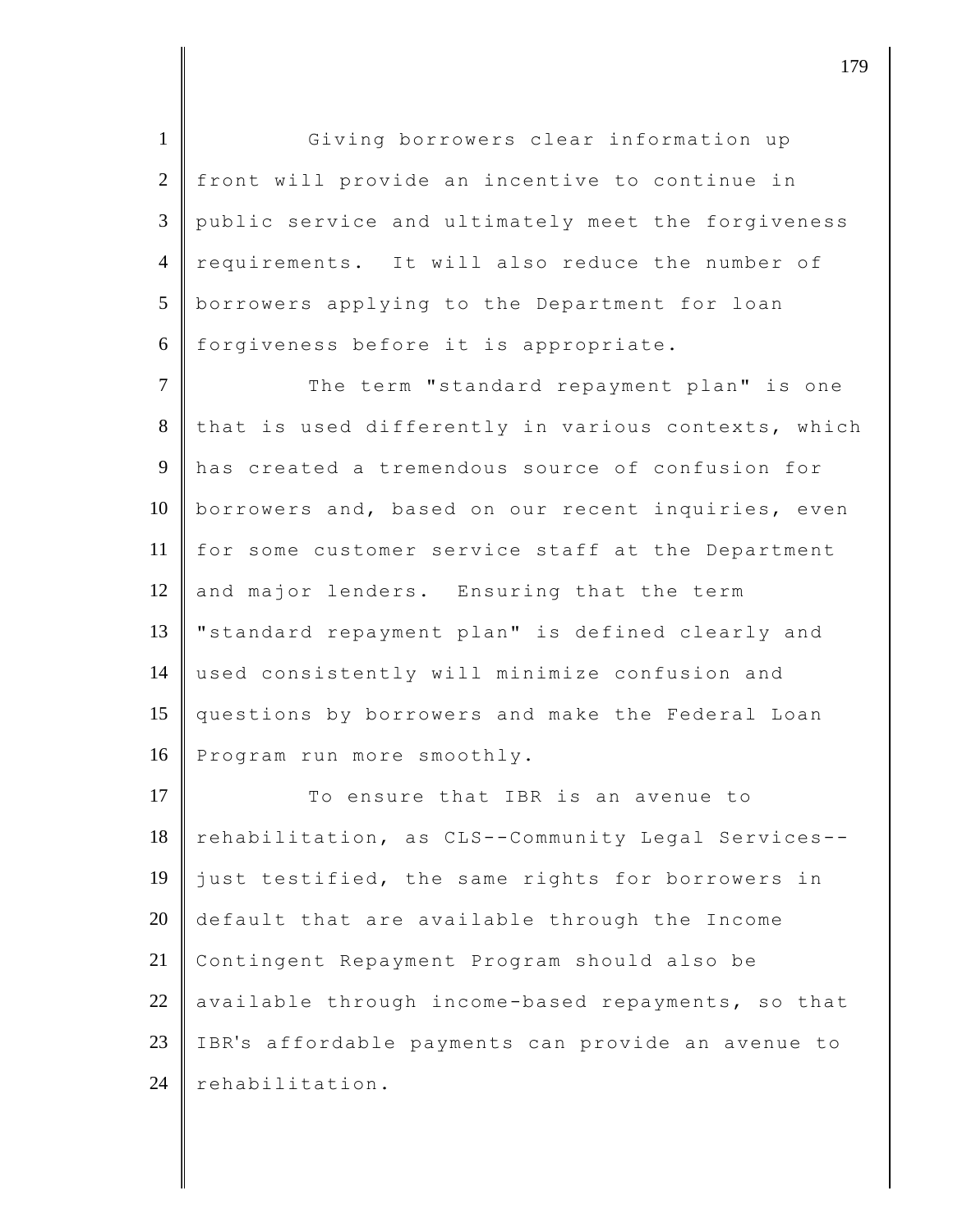Giving borrowers clear information up front will provide an incentive to continue in public service and ultimately meet the forgiveness requirements. It will also reduce the number of borrowers applying to the Department for loan forgiveness before it is appropriate.

The term "standard repayment plan" is one that is used differently in various contexts, which has created a tremendous source of confusion for borrowers and, based on our recent inquiries, even for some customer service staff at the Department and major lenders. Ensuring that the term "standard repayment plan" is defined clearly and used consistently will minimize confusion and questions by borrowers and make the Federal Loan Program run more smoothly.

To ensure that IBR is an avenue to rehabilitation, as CLS--Community Legal Services--just testified, the same rights for borrowers in default that are available through the Income Contingent Repayment Program should also be available through income-based repayments, so that IBR's affordable payments can provide an avenue to rehabilitation.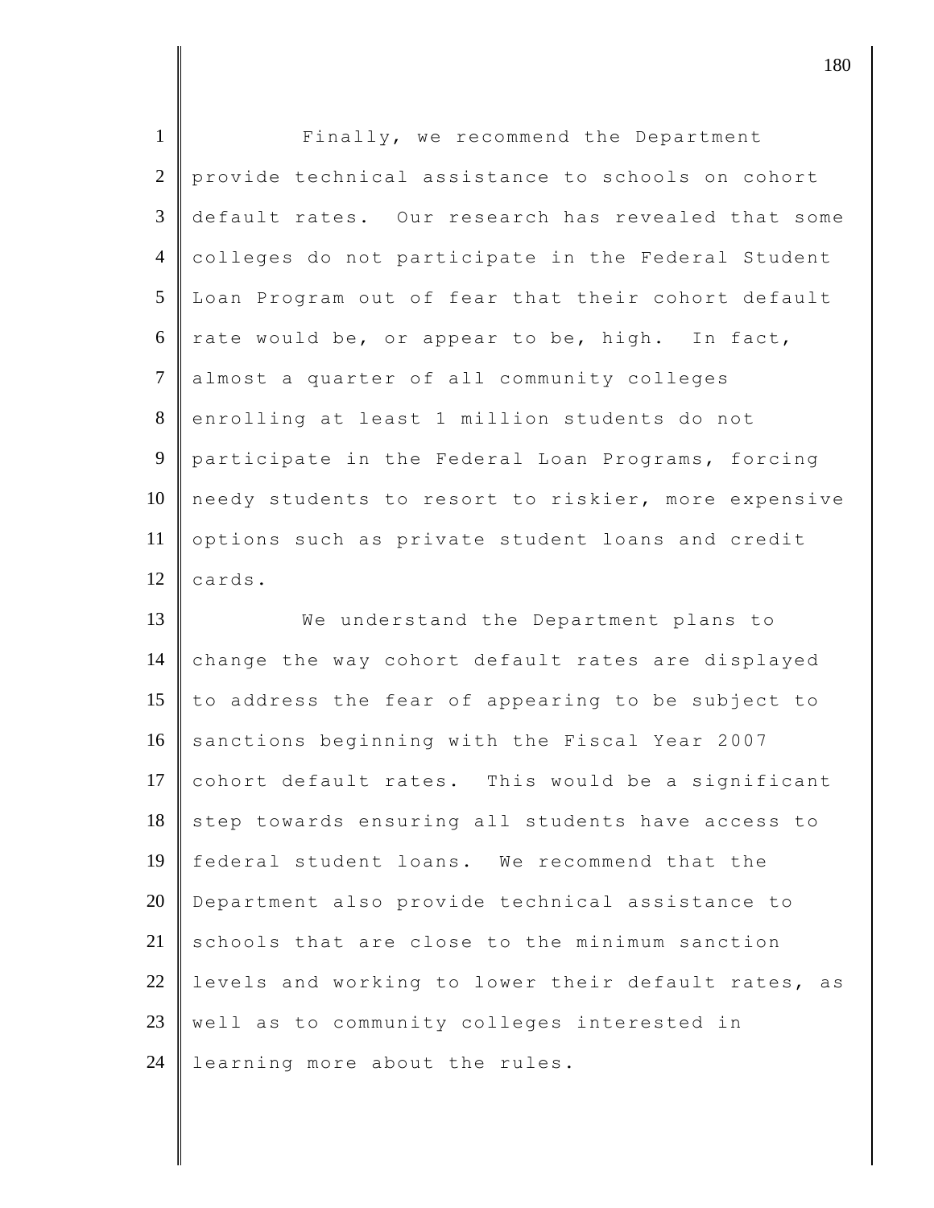Finally, we recommend the Department provide technical assistance to schools on cohort default rates. Our research has revealed that some colleges do not participate in the Federal Student Loan Program out of fear that their cohort default rate would be, or appear to be, high. In fact, almost a quarter of all community colleges enrolling at least 1 million students do not participate in the Federal Loan Programs, forcing needy students to resort to riskier, more expensive options such as private student loans and credit cards.

We understand the Department plans to change the way cohort default rates are displayed to address the fear of appearing to be subject to sanctions beginning with the Fiscal Year 2007 cohort default rates. This would be a significant step towards ensuring all students have access to federal student loans. We recommend that the Department also provide technical assistance to schools that are close to the minimum sanction levels and working to lower their default rates, as well as to community colleges interested in learning more about the rules.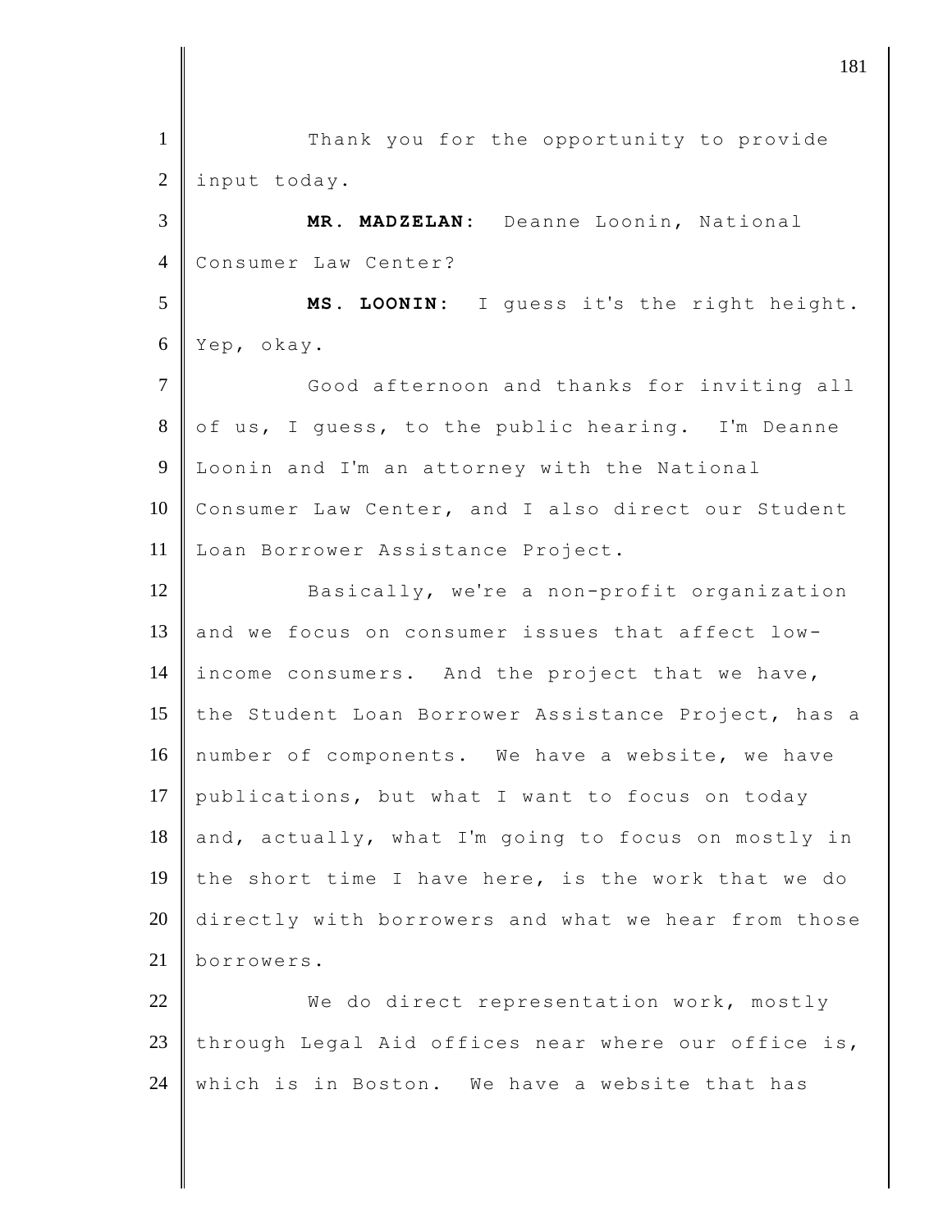Thank you for the opportunity to provide input today.

**MR. MADZELAN:** Deanne Loonin, National Consumer Law Center?

**MS. LOONIN:** I guess it's the right height. Yep, okay.

Good afternoon and thanks for inviting all of us, I guess, to the public hearing. I'm Deanne Loonin and I'm an attorney with the National Consumer Law Center, and I also direct our Student Loan Borrower Assistance Project.

Basically, we're a non-profit organization and we focus on consumer issues that affect low-income consumers. And the project that we have, the Student Loan Borrower Assistance Project, has a number of components. We have a website, we have publications, but what I want to focus on today and, actually, what I'm going to focus on mostly in the short time I have here, is the work that we do directly with borrowers and what we hear from those borrowers.

We do direct representation work, mostly through Legal Aid offices near where our office is, which is in Boston. We have a website that has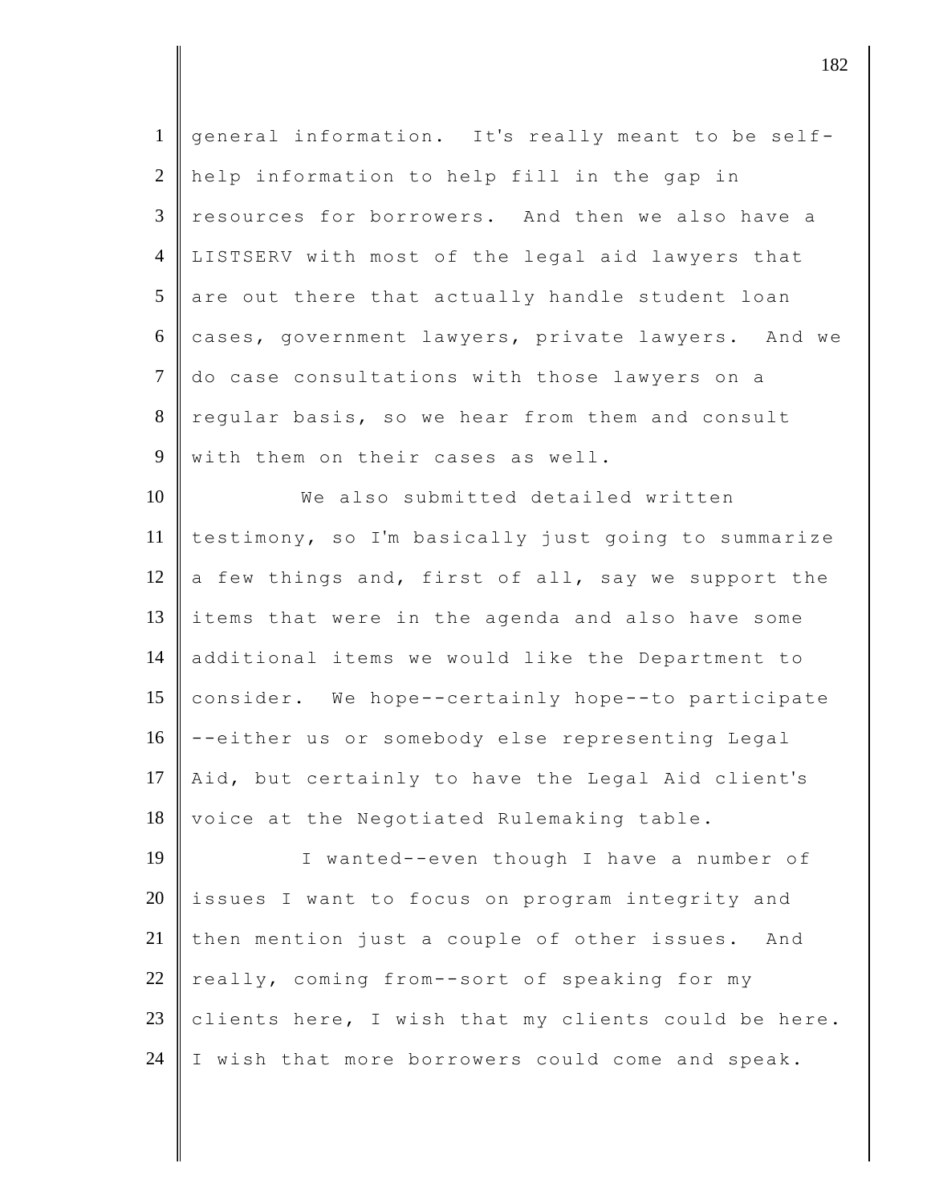general information. It's really meant to be self-help information to help fill in the gap in resources for borrowers. And then we also have a LISTSERV with most of the legal aid lawyers that are out there that actually handle student loan cases, government lawyers, private lawyers. And we do case consultations with those lawyers on a regular basis, so we hear from them and consult with them on their cases as well.

We also submitted detailed written testimony, so I'm basically just going to summarize a few things and, first of all, say we support the items that were in the agenda and also have some additional items we would like the Department to consider. We hope--certainly hope--to participate --either us or somebody else representing Legal Aid, but certainly to have the Legal Aid client's voice at the Negotiated Rulemaking table.

I wanted--even though I have a number of issues I want to focus on program integrity and then mention just a couple of other issues. And really, coming from--sort of speaking for my clients here, I wish that my clients could be here. I wish that more borrowers could come and speak.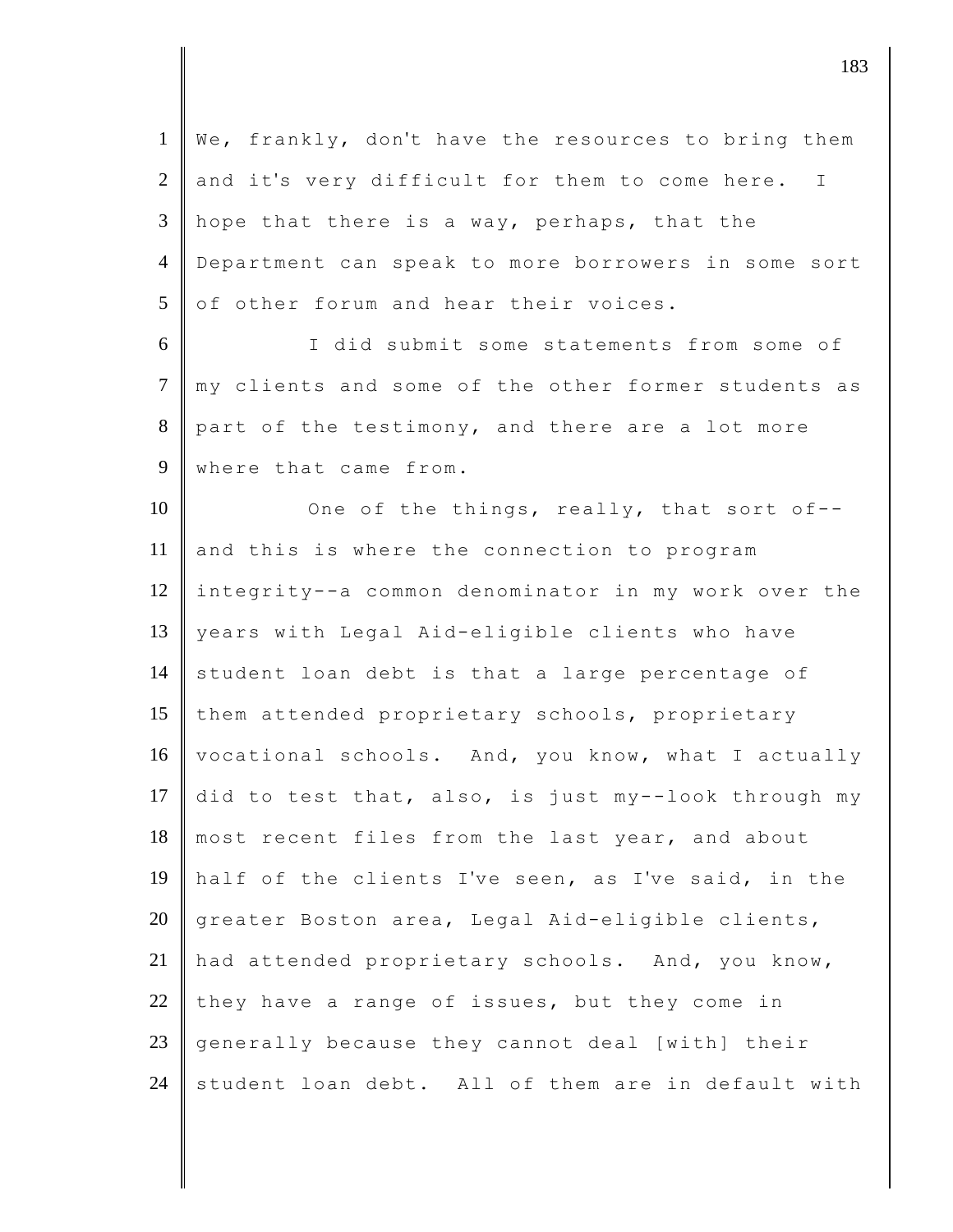We, frankly, don't have the resources to bring them and it's very difficult for them to come here. I hope that there is a way, perhaps, that the Department can speak to more borrowers in some sort of other forum and hear their voices.

I did submit some statements from some of my clients and some of the other former students as part of the testimony, and there are a lot more where that came from.

One of the things, really, that sort of-- and this is where the connection to program integrity--a common denominator in my work over the years with Legal Aid-eligible clients who have student loan debt is that a large percentage of them attended proprietary schools, proprietary vocational schools. And, you know, what I actually did to test that, also, is just my--look through my most recent files from the last year, and about half of the clients I've seen, as I've said, in the greater Boston area, Legal Aid-eligible clients, had attended proprietary schools. And, you know, they have a range of issues, but they come in generally because they cannot deal [with] their student loan debt. All of them are in default with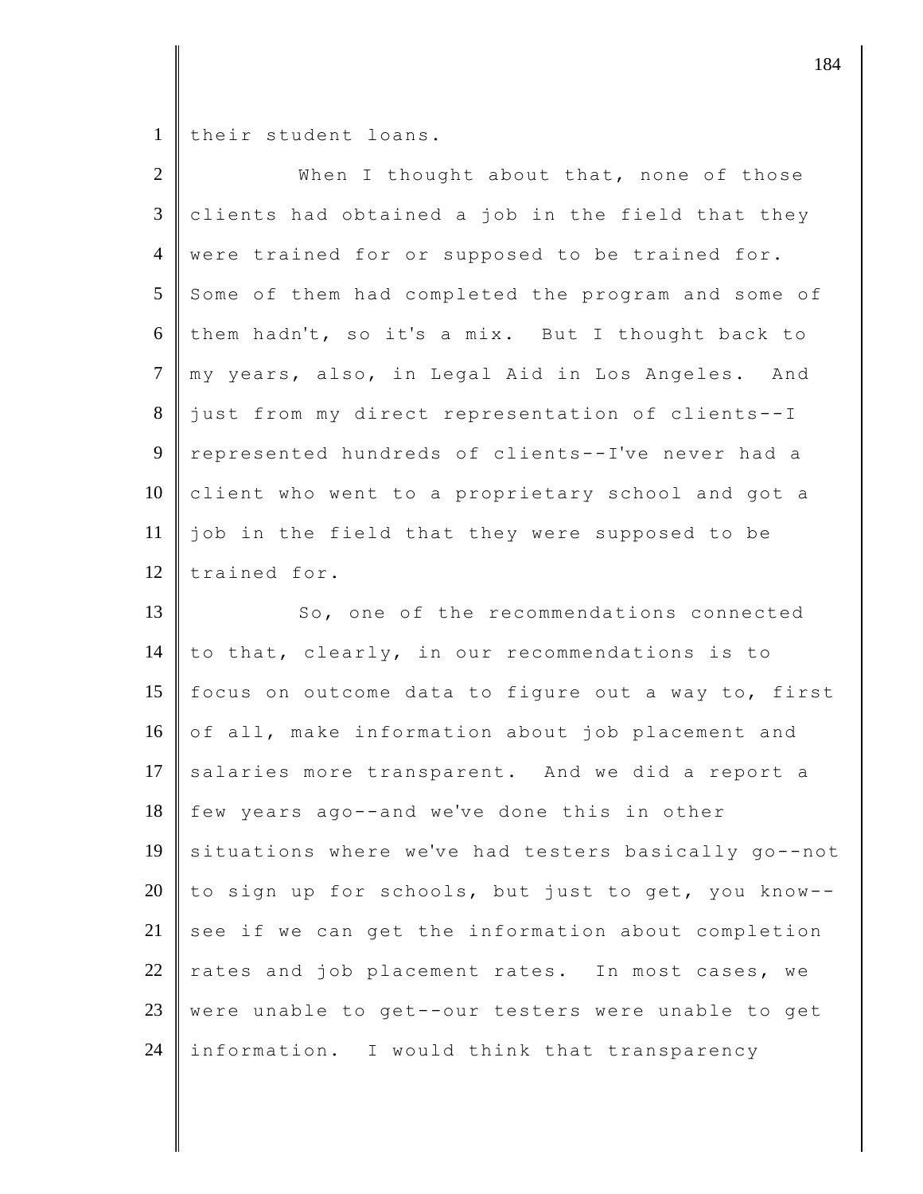their student loans.

When I thought about that, none of those clients had obtained a job in the field that they were trained for or supposed to be trained for. Some of them had completed the program and some of them hadn't, so it's a mix. But I thought back to my years, also, in Legal Aid in Los Angeles. And just from my direct representation of clients--I represented hundreds of clients--I've never had a client who went to a proprietary school and got a job in the field that they were supposed to be trained for.

So, one of the recommendations connected to that, clearly, in our recommendations is to focus on outcome data to figure out a way to, first of all, make information about job placement and salaries more transparent. And we did a report a few years ago--and we've done this in other situations where we've had testers basically go--not to sign up for schools, but just to get, you know--see if we can get the information about completion rates and job placement rates. In most cases, we were unable to get--our testers were unable to get information. I would think that transparency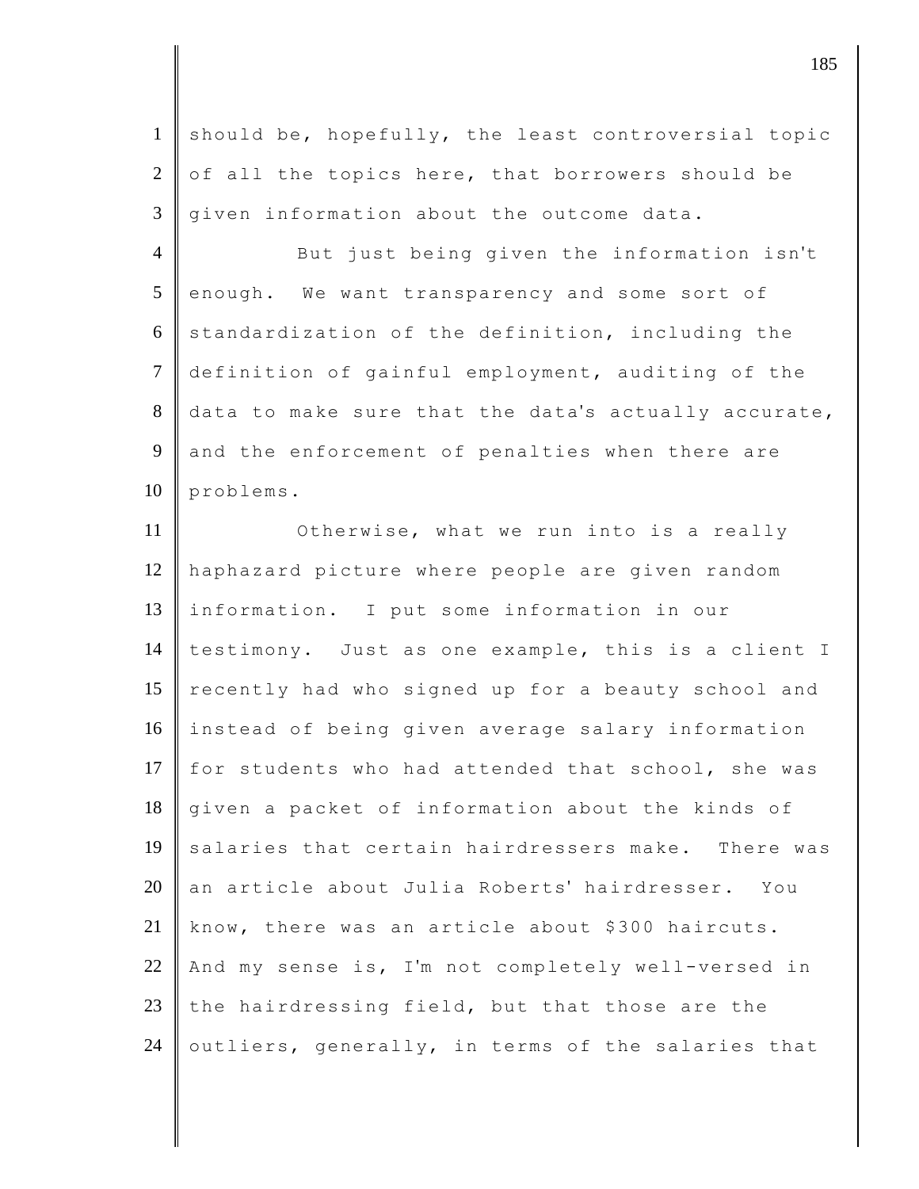should be, hopefully, the least controversial topic of all the topics here, that borrowers should be given information about the outcome data.

But just being given the information isn't enough. We want transparency and some sort of standardization of the definition, including the definition of gainful employment, auditing of the data to make sure that the data's actually accurate, and the enforcement of penalties when there are problems.

Otherwise, what we run into is a really haphazard picture where people are given random information. I put some information in our testimony. Just as one example, this is a client I recently had who signed up for a beauty school and instead of being given average salary information for students who had attended that school, she was given a packet of information about the kinds of salaries that certain hairdressers make. There was an article about Julia Roberts' hairdresser. You know, there was an article about $300 haircuts. And my sense is, I'm not completely well-versed in the hairdressing field, but that those are the outliers, generally, in terms of the salaries that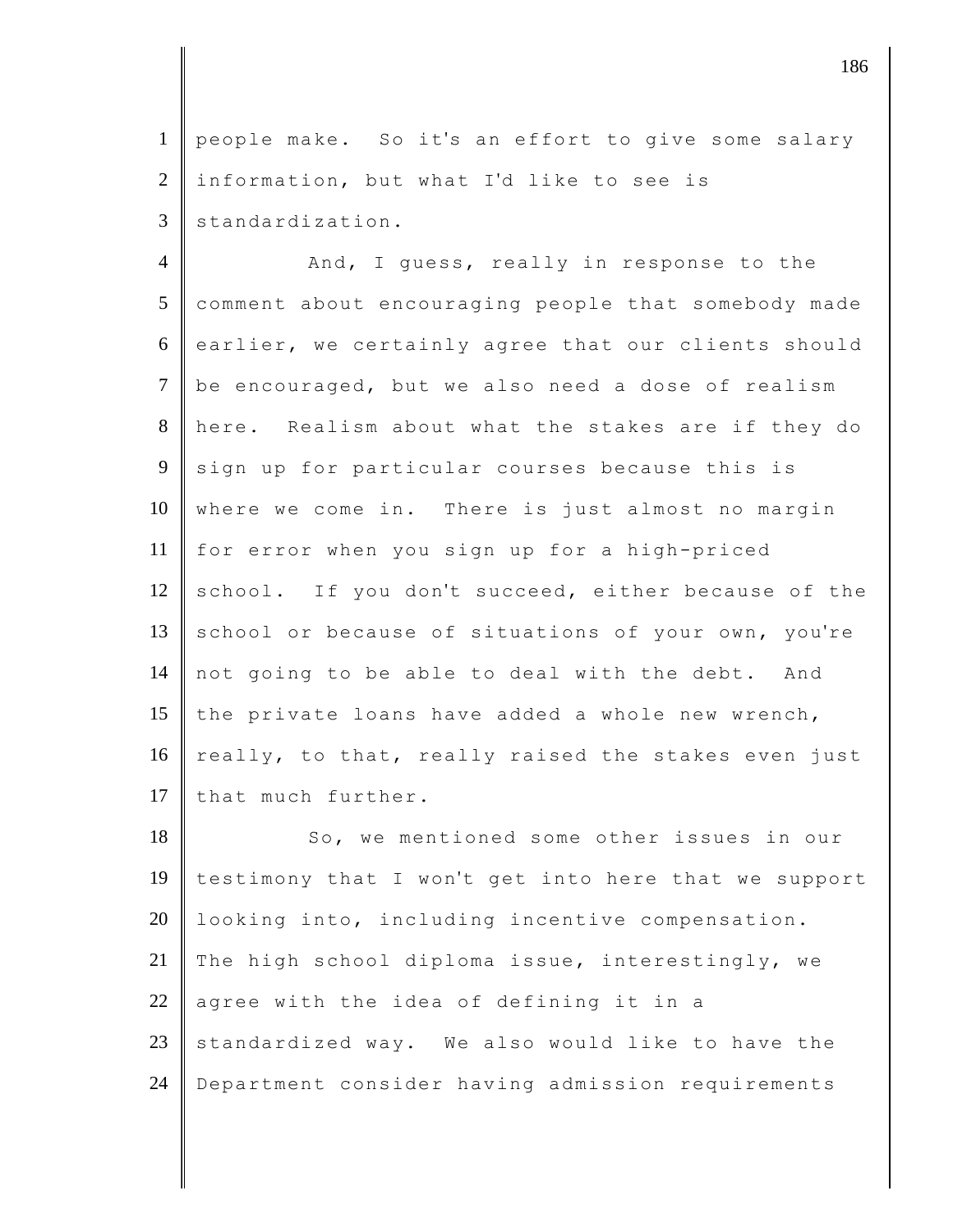people make. So it's an effort to give some salary information, but what I'd like to see is standardization.

And, I guess, really in response to the comment about encouraging people that somebody made earlier, we certainly agree that our clients should be encouraged, but we also need a dose of realism here. Realism about what the stakes are if they do sign up for particular courses because this is where we come in. There is just almost no margin for error when you sign up for a high-priced school. If you don't succeed, either because of the school or because of situations of your own, you're not going to be able to deal with the debt. And the private loans have added a whole new wrench, really, to that, really raised the stakes even just that much further.

So, we mentioned some other issues in our testimony that I won't get into here that we support looking into, including incentive compensation. The high school diploma issue, interestingly, we agree with the idea of defining it in a standardized way. We also would like to have the Department consider having admission requirements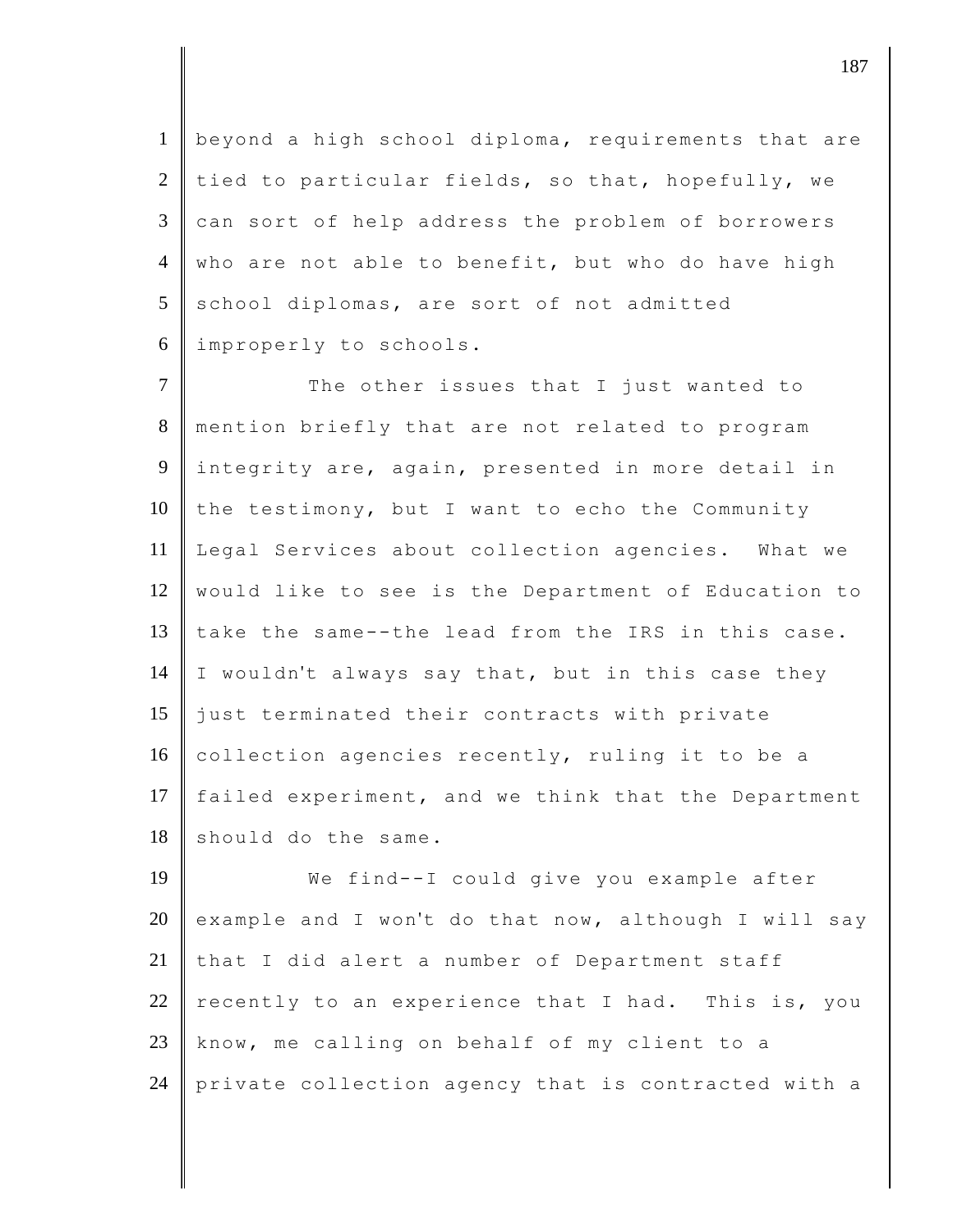beyond a high school diploma, requirements that are tied to particular fields, so that, hopefully, we can sort of help address the problem of borrowers who are not able to benefit, but who do have high school diplomas, are sort of not admitted improperly to schools.

The other issues that I just wanted to mention briefly that are not related to program integrity are, again, presented in more detail in the testimony, but I want to echo the Community Legal Services about collection agencies. What we would like to see is the Department of Education to take the same--the lead from the IRS in this case. I wouldn't always say that, but in this case they just terminated their contracts with private collection agencies recently, ruling it to be a failed experiment, and we think that the Department should do the same.

We find--I could give you example after example and I won't do that now, although I will say that I did alert a number of Department staff recently to an experience that I had. This is, you know, me calling on behalf of my client to a private collection agency that is contracted with a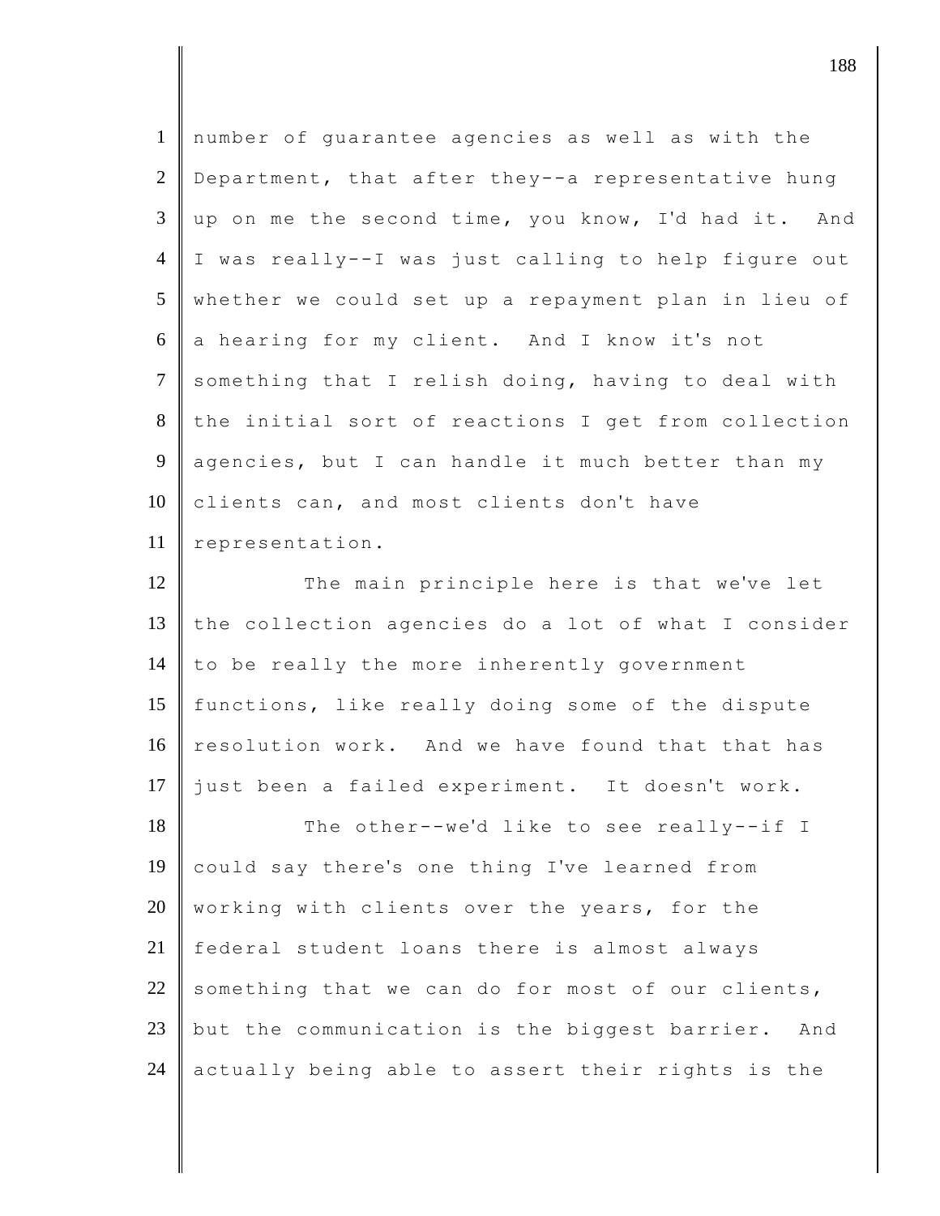number of guarantee agencies as well as with the Department, that after they--a representative hung up on me the second time, you know, I'd had it. And I was really--I was just calling to help figure out whether we could set up a repayment plan in lieu of a hearing for my client. And I know it's not something that I relish doing, having to deal with the initial sort of reactions I get from collection agencies, but I can handle it much better than my clients can, and most clients don't have representation.

The main principle here is that we've let the collection agencies do a lot of what I consider to be really the more inherently government functions, like really doing some of the dispute resolution work. And we have found that that has just been a failed experiment. It doesn't work.

The other--we'd like to see really--if I could say there's one thing I've learned from working with clients over the years, for the federal student loans there is almost always something that we can do for most of our clients, but the communication is the biggest barrier. And actually being able to assert their rights is the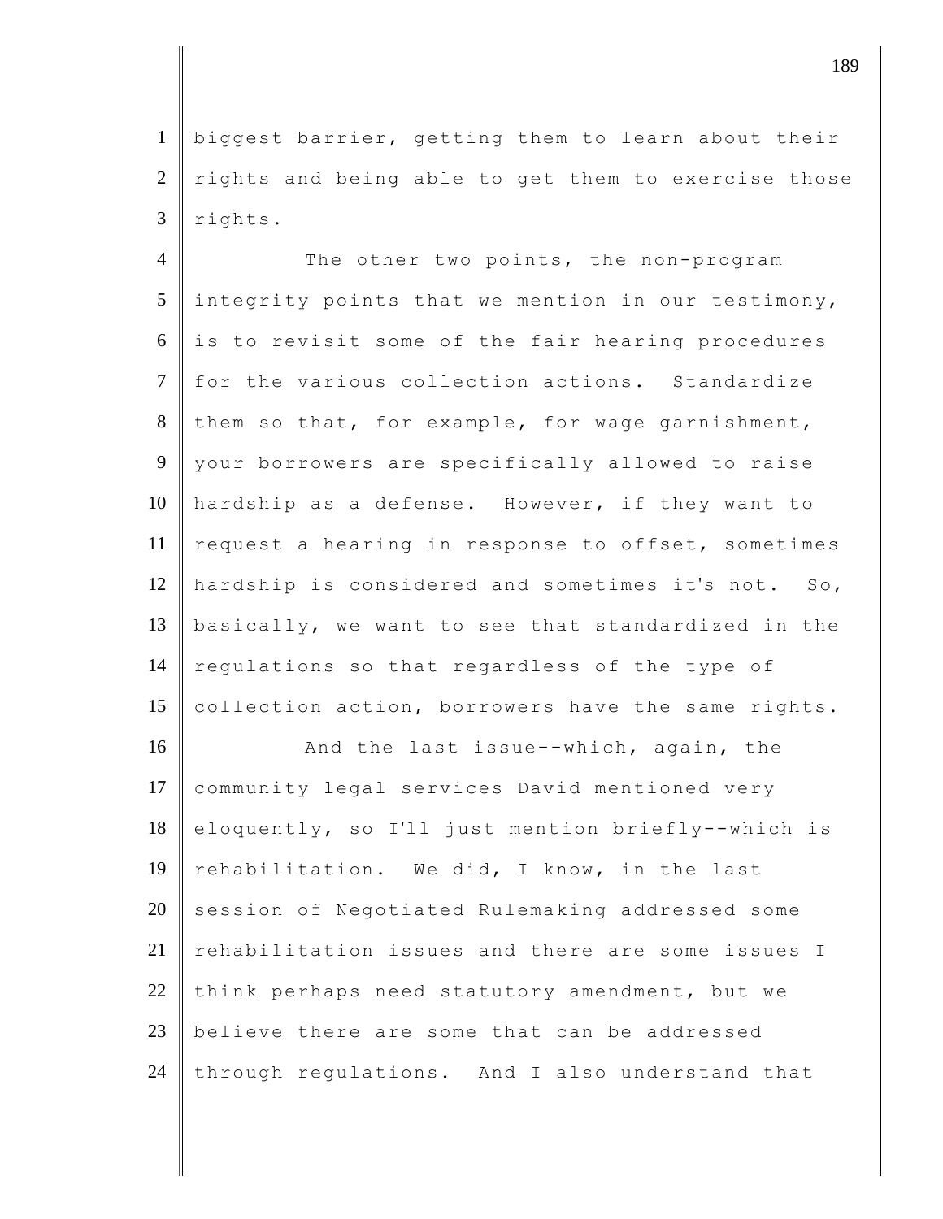biggest barrier, getting them to learn about their rights and being able to get them to exercise those rights.

The other two points, the non-program integrity points that we mention in our testimony, is to revisit some of the fair hearing procedures for the various collection actions. Standardize them so that, for example, for wage garnishment, your borrowers are specifically allowed to raise hardship as a defense. However, if they want to request a hearing in response to offset, sometimes hardship is considered and sometimes it's not. So, basically, we want to see that standardized in the regulations so that regardless of the type of collection action, borrowers have the same rights.

And the last issue--which, again, the community legal services David mentioned very eloquently, so I'll just mention briefly--which is rehabilitation. We did, I know, in the last session of Negotiated Rulemaking addressed some rehabilitation issues and there are some issues I think perhaps need statutory amendment, but we believe there are some that can be addressed through regulations. And I also understand that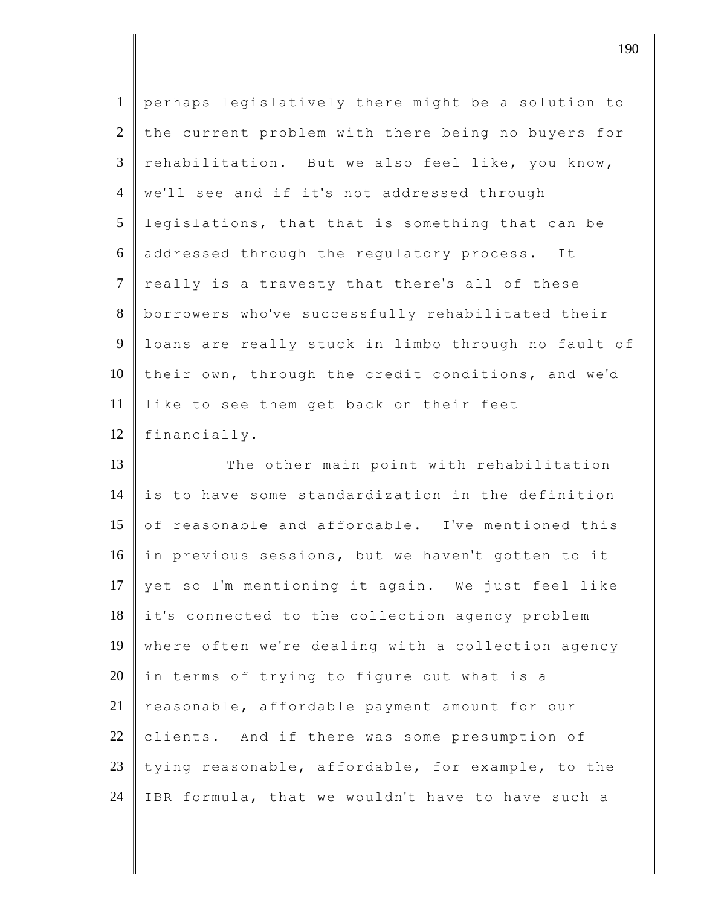perhaps legislatively there might be a solution to the current problem with there being no buyers for rehabilitation. But we also feel like, you know, we'll see and if it's not addressed through legislations, that that is something that can be addressed through the regulatory process. It really is a travesty that there's all of these borrowers who've successfully rehabilitated their loans are really stuck in limbo through no fault of their own, through the credit conditions, and we'd like to see them get back on their feet financially.

The other main point with rehabilitation is to have some standardization in the definition of reasonable and affordable. I've mentioned this in previous sessions, but we haven't gotten to it yet so I'm mentioning it again. We just feel like it's connected to the collection agency problem where often we're dealing with a collection agency in terms of trying to figure out what is a reasonable, affordable payment amount for our clients. And if there was some presumption of tying reasonable, affordable, for example, to the IBR formula, that we wouldn't have to have such a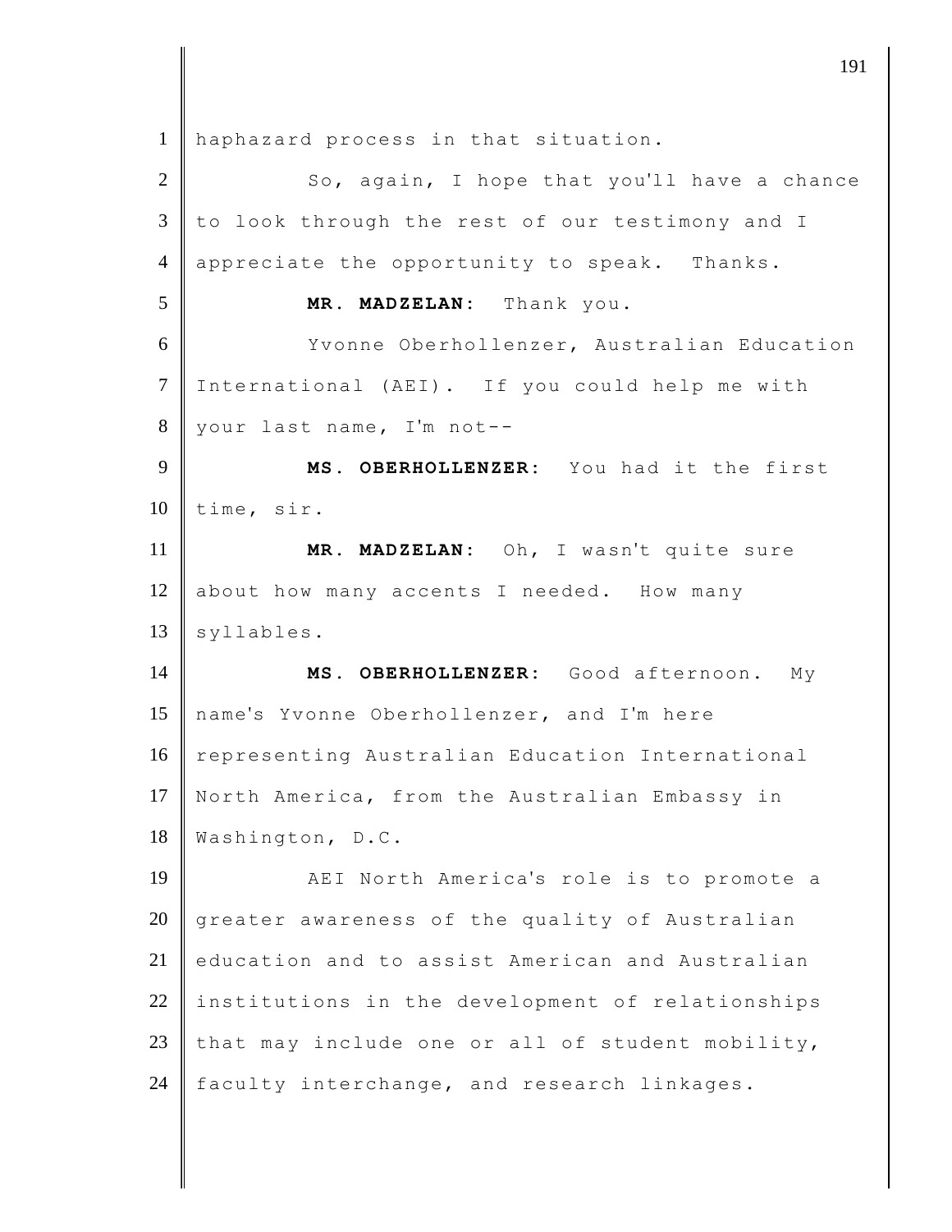haphazard process in that situation.

So, again, I hope that you'll have a chance to look through the rest of our testimony and I appreciate the opportunity to speak. Thanks.

**MR. MADZELAN:** Thank you.

Yvonne Oberhollenzer, Australian Education International (AEI). If you could help me with your last name, I'm not--

**MS. OBERHOLLENZER:** You had it the first time, sir.

**MR. MADZELAN:** Oh, I wasn't quite sure about how many accents I needed. How many syllables.

**MS. OBERHOLLENZER:** Good afternoon. My name's Yvonne Oberhollenzer, and I'm here representing Australian Education International North America, from the Australian Embassy in Washington, D.C.

AEI North America's role is to promote a greater awareness of the quality of Australian education and to assist American and Australian institutions in the development of relationships that may include one or all of student mobility, faculty interchange, and research linkages.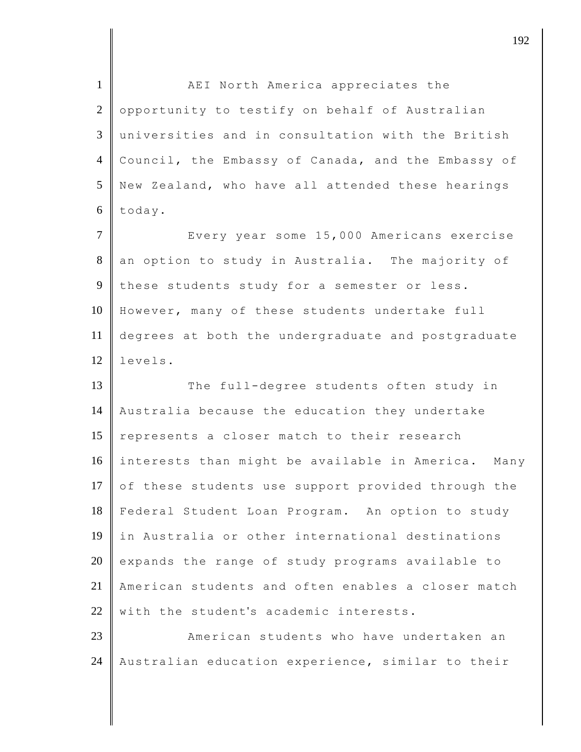AEI North America appreciates the opportunity to testify on behalf of Australian universities and in consultation with the British Council, the Embassy of Canada, and the Embassy of New Zealand, who have all attended these hearings today.

Every year some 15,000 Americans exercise an option to study in Australia. The majority of these students study for a semester or less. However, many of these students undertake full degrees at both the undergraduate and postgraduate levels.

The full-degree students often study in Australia because the education they undertake represents a closer match to their research interests than might be available in America. Many of these students use support provided through the Federal Student Loan Program. An option to study in Australia or other international destinations expands the range of study programs available to American students and often enables a closer match with the student's academic interests.

American students who have undertaken an Australian education experience, similar to their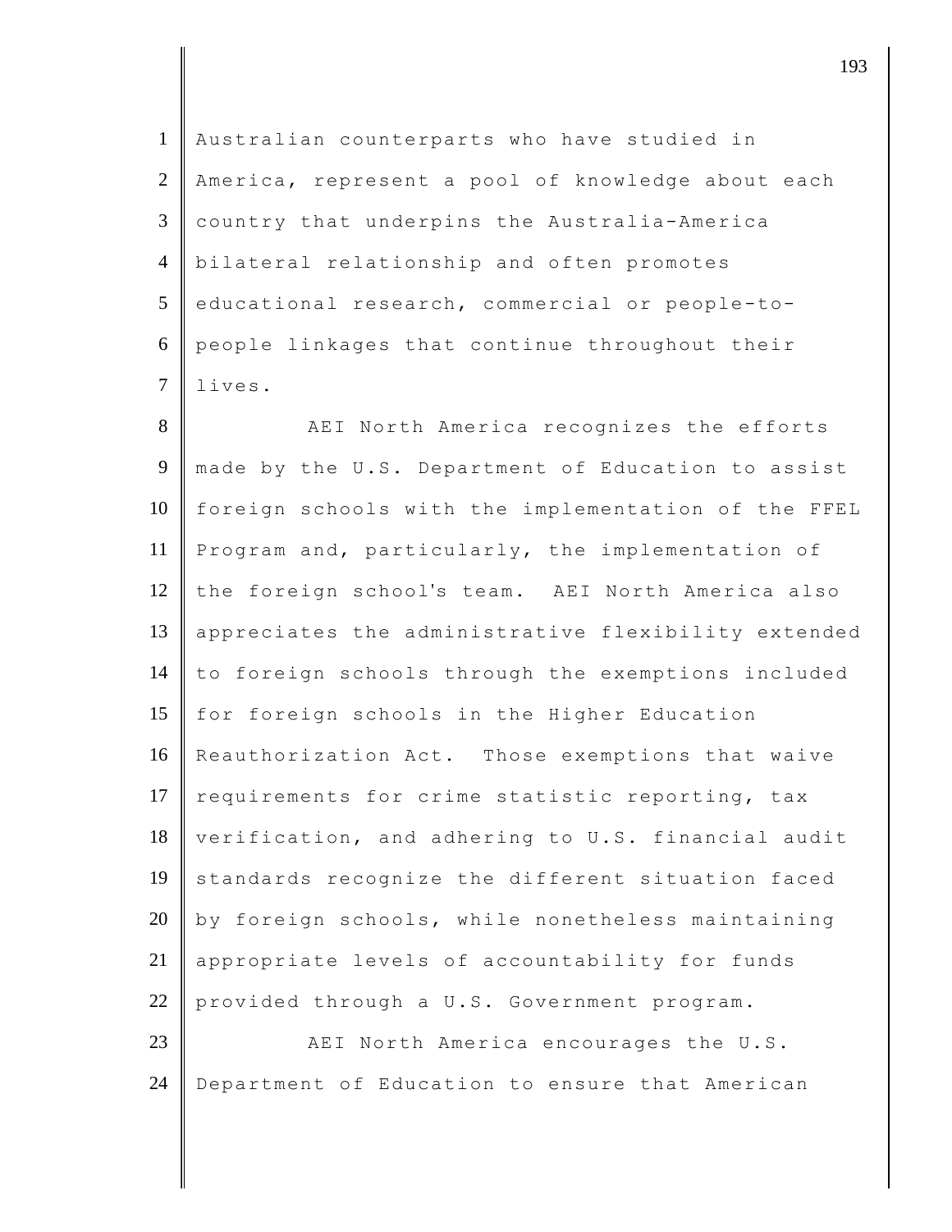Australian counterparts who have studied in America, represent a pool of knowledge about each country that underpins the Australia-America bilateral relationship and often promotes educational research, commercial or people-to-people linkages that continue throughout their lives.

AEI North America recognizes the efforts made by the U.S. Department of Education to assist foreign schools with the implementation of the FFEL Program and, particularly, the implementation of the foreign school's team. AEI North America also appreciates the administrative flexibility extended to foreign schools through the exemptions included for foreign schools in the Higher Education Reauthorization Act. Those exemptions that waive requirements for crime statistic reporting, tax verification, and adhering to U.S. financial audit standards recognize the different situation faced by foreign schools, while nonetheless maintaining appropriate levels of accountability for funds provided through a U.S. Government program.

AEI North America encourages the U.S. Department of Education to ensure that American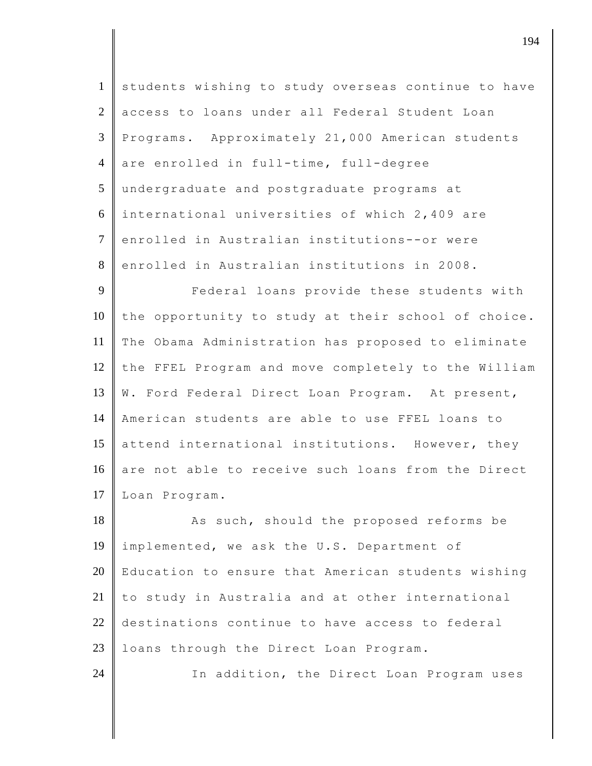students wishing to study overseas continue to have access to loans under all Federal Student Loan Programs. Approximately 21,000 American students are enrolled in full-time, full-degree undergraduate and postgraduate programs at international universities of which 2,409 are enrolled in Australian institutions--or were enrolled in Australian institutions in 2008.

Federal loans provide these students with the opportunity to study at their school of choice. The Obama Administration has proposed to eliminate the FFEL Program and move completely to the William W. Ford Federal Direct Loan Program. At present, American students are able to use FFEL loans to attend international institutions. However, they are not able to receive such loans from the Direct Loan Program.

As such, should the proposed reforms be implemented, we ask the U.S. Department of Education to ensure that American students wishing to study in Australia and at other international destinations continue to have access to federal loans through the Direct Loan Program.

In addition, the Direct Loan Program uses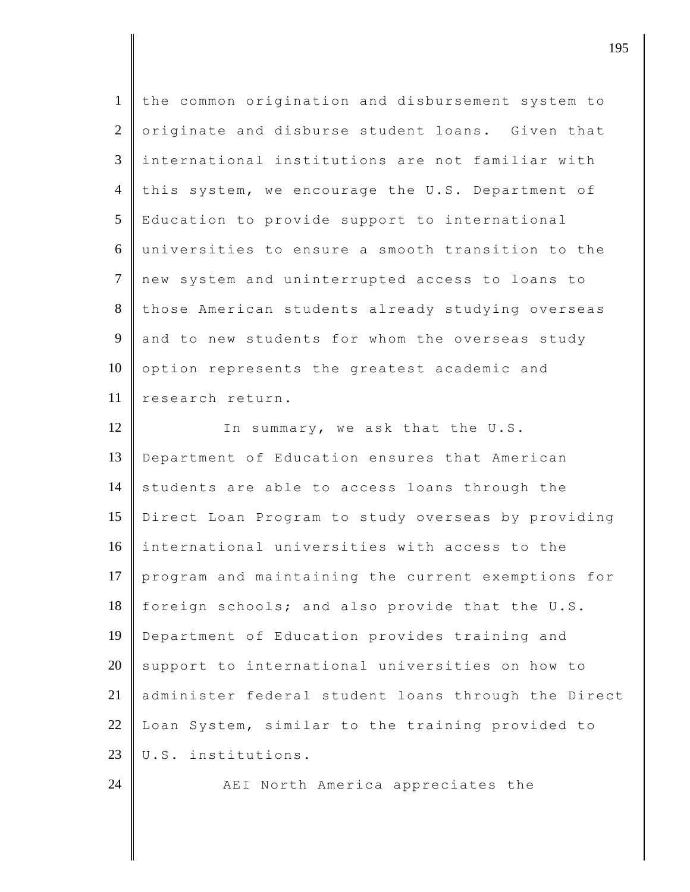the common origination and disbursement system to originate and disburse student loans. Given that international institutions are not familiar with this system, we encourage the U.S. Department of Education to provide support to international universities to ensure a smooth transition to the new system and uninterrupted access to loans to those American students already studying overseas and to new students for whom the overseas study option represents the greatest academic and research return.

In summary, we ask that the U.S. Department of Education ensures that American students are able to access loans through the Direct Loan Program to study overseas by providing international universities with access to the program and maintaining the current exemptions for foreign schools; and also provide that the U.S. Department of Education provides training and support to international universities on how to administer federal student loans through the Direct Loan System, similar to the training provided to U.S. institutions.

AEI North America appreciates the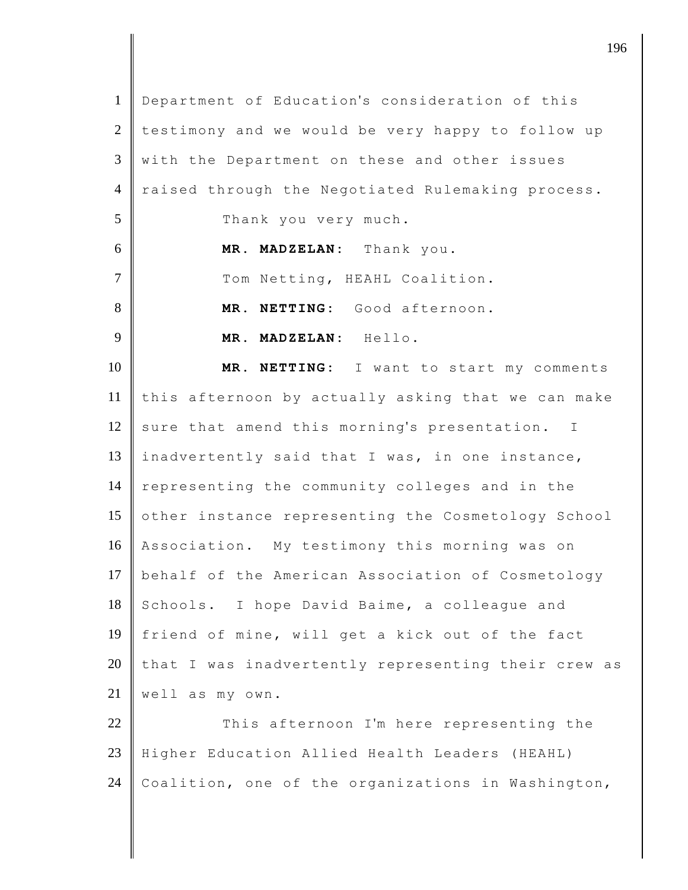Department of Education's consideration of this testimony and we would be very happy to follow up with the Department on these and other issues raised through the Negotiated Rulemaking process.

Thank you very much.

**MR. MADZELAN:** Thank you.

Tom Netting, HEAHL Coalition.

**MR. NETTING:** Good afternoon.

**MR. MADZELAN:** Hello.

**MR. NETTING:** I want to start my comments this afternoon by actually asking that we can make sure that amend this morning's presentation. I inadvertently said that I was, in one instance, representing the community colleges and in the other instance representing the Cosmetology School Association. My testimony this morning was on behalf of the American Association of Cosmetology Schools. I hope David Baime, a colleague and friend of mine, will get a kick out of the fact that I was inadvertently representing their crew as well as my own.

This afternoon I'm here representing the Higher Education Allied Health Leaders (HEAHL) Coalition, one of the organizations in Washington,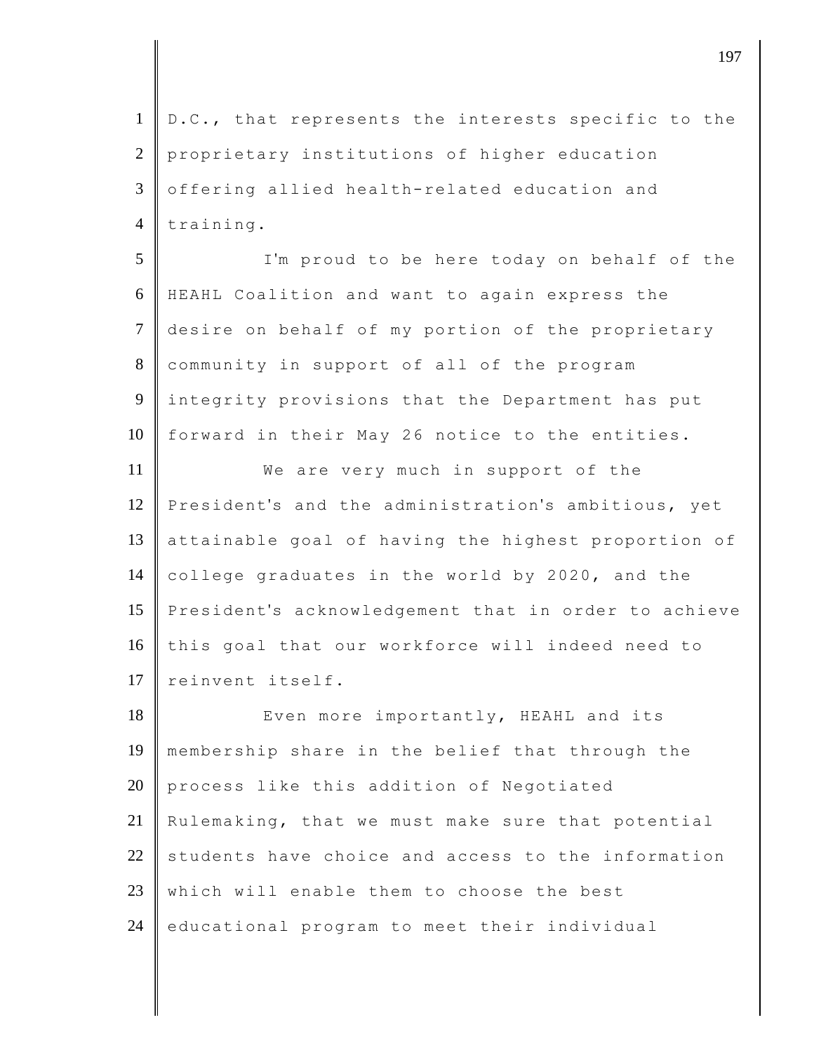D.C., that represents the interests specific to the proprietary institutions of higher education offering allied health-related education and training.

I'm proud to be here today on behalf of the HEAHL Coalition and want to again express the desire on behalf of my portion of the proprietary community in support of all of the program integrity provisions that the Department has put forward in their May 26 notice to the entities.

We are very much in support of the President's and the administration's ambitious, yet attainable goal of having the highest proportion of college graduates in the world by 2020, and the President's acknowledgement that in order to achieve this goal that our workforce will indeed need to reinvent itself.

Even more importantly, HEAHL and its membership share in the belief that through the process like this addition of Negotiated Rulemaking, that we must make sure that potential students have choice and access to the information which will enable them to choose the best educational program to meet their individual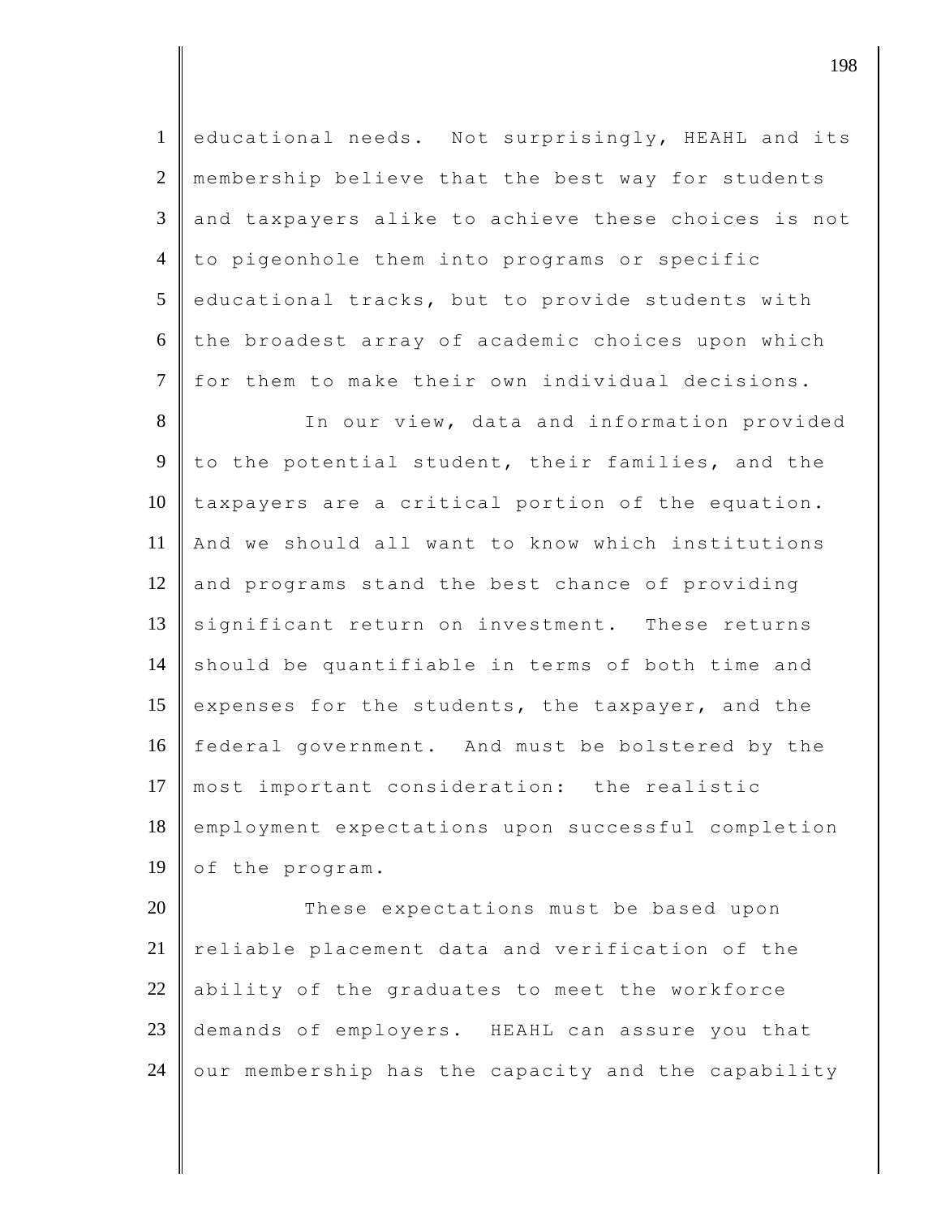educational needs. Not surprisingly, HEAHL and its membership believe that the best way for students and taxpayers alike to achieve these choices is not to pigeonhole them into programs or specific educational tracks, but to provide students with the broadest array of academic choices upon which for them to make their own individual decisions.

In our view, data and information provided to the potential student, their families, and the taxpayers are a critical portion of the equation. And we should all want to know which institutions and programs stand the best chance of providing significant return on investment. These returns should be quantifiable in terms of both time and expenses for the students, the taxpayer, and the federal government. And must be bolstered by the most important consideration: the realistic employment expectations upon successful completion of the program.

These expectations must be based upon reliable placement data and verification of the ability of the graduates to meet the workforce demands of employers. HEAHL can assure you that our membership has the capacity and the capability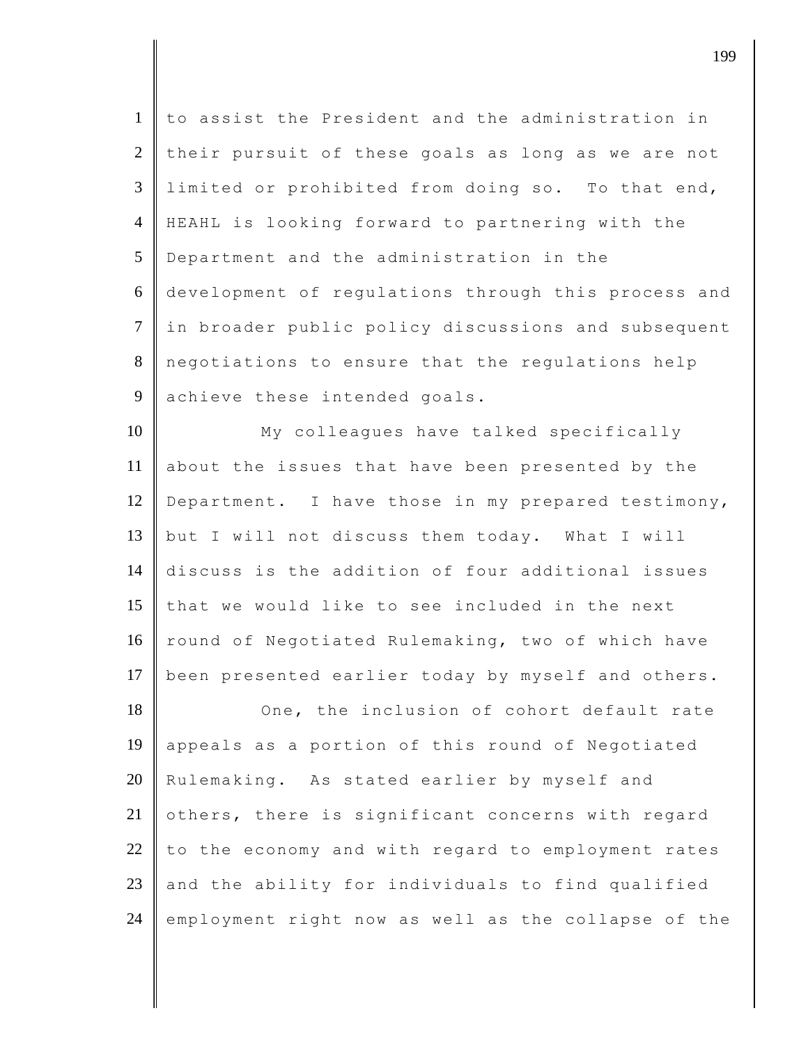to assist the President and the administration in their pursuit of these goals as long as we are not limited or prohibited from doing so. To that end, HEAHL is looking forward to partnering with the Department and the administration in the development of regulations through this process and in broader public policy discussions and subsequent negotiations to ensure that the regulations help achieve these intended goals.

My colleagues have talked specifically about the issues that have been presented by the Department. I have those in my prepared testimony, but I will not discuss them today. What I will discuss is the addition of four additional issues that we would like to see included in the next round of Negotiated Rulemaking, two of which have been presented earlier today by myself and others.

One, the inclusion of cohort default rate appeals as a portion of this round of Negotiated Rulemaking. As stated earlier by myself and others, there is significant concerns with regard to the economy and with regard to employment rates and the ability for individuals to find qualified employment right now as well as the collapse of the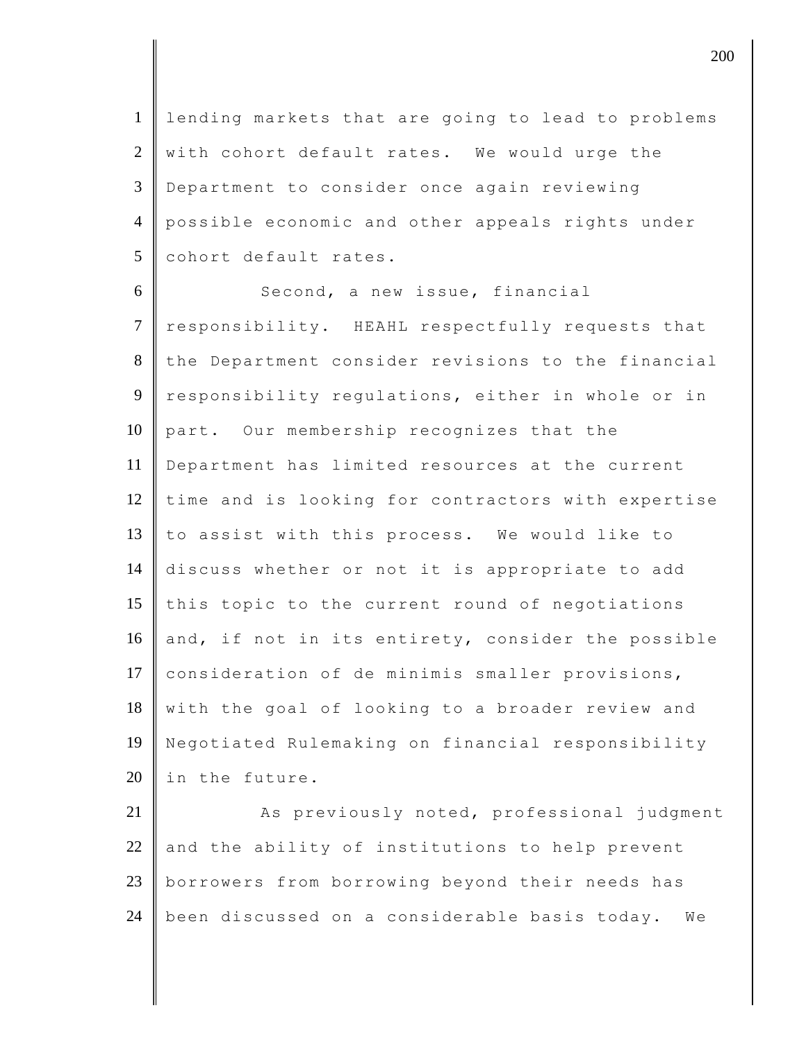lending markets that are going to lead to problems with cohort default rates. We would urge the Department to consider once again reviewing possible economic and other appeals rights under cohort default rates.

Second, a new issue, financial responsibility. HEAHL respectfully requests that the Department consider revisions to the financial responsibility regulations, either in whole or in part. Our membership recognizes that the Department has limited resources at the current time and is looking for contractors with expertise to assist with this process. We would like to discuss whether or not it is appropriate to add this topic to the current round of negotiations and, if not in its entirety, consider the possible consideration of de minimis smaller provisions, with the goal of looking to a broader review and Negotiated Rulemaking on financial responsibility in the future.

As previously noted, professional judgment and the ability of institutions to help prevent borrowers from borrowing beyond their needs has been discussed on a considerable basis today. We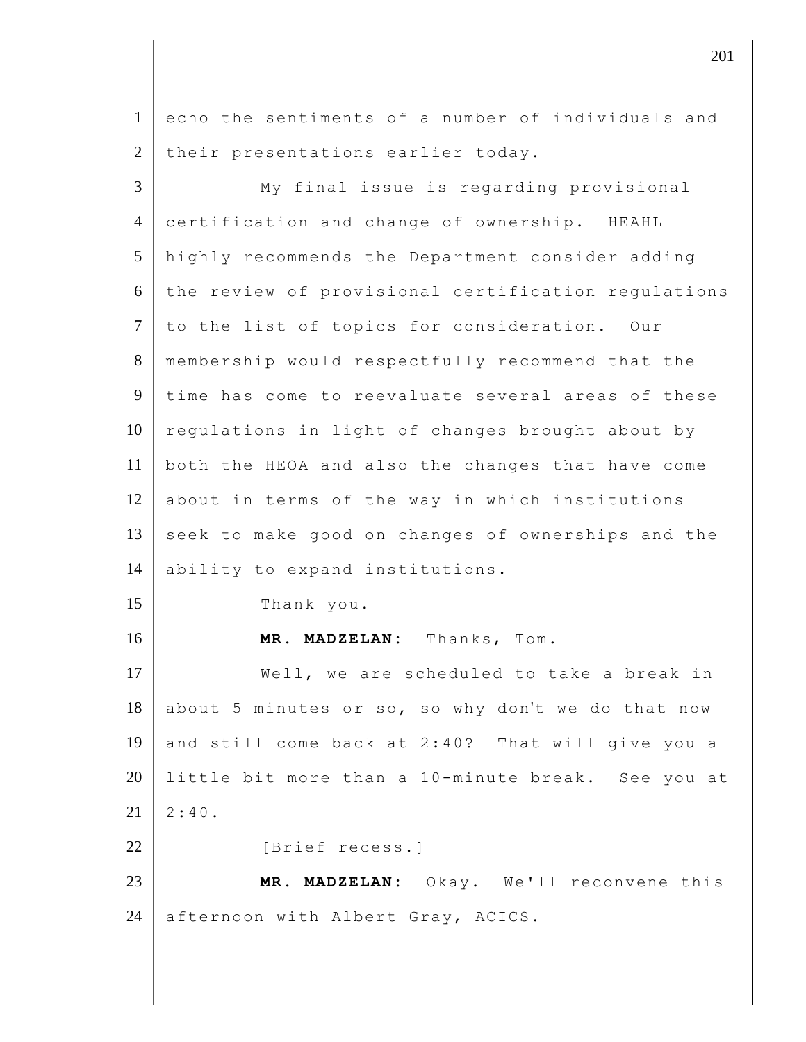echo the sentiments of a number of individuals and their presentations earlier today.

My final issue is regarding provisional certification and change of ownership. HEAHL highly recommends the Department consider adding the review of provisional certification regulations to the list of topics for consideration. Our membership would respectfully recommend that the time has come to reevaluate several areas of these regulations in light of changes brought about by both the HEOA and also the changes that have come about in terms of the way in which institutions seek to make good on changes of ownerships and the ability to expand institutions.

Thank you.

**MR. MADZELAN:** Thanks, Tom.

Well, we are scheduled to take a break in about 5 minutes or so, so why don't we do that now and still come back at 2:40? That will give you a little bit more than a 10-minute break. See you at 2:40.

[Brief recess.]

**MR. MADZELAN:** Okay. We'll reconvene this afternoon with Albert Gray, ACICS.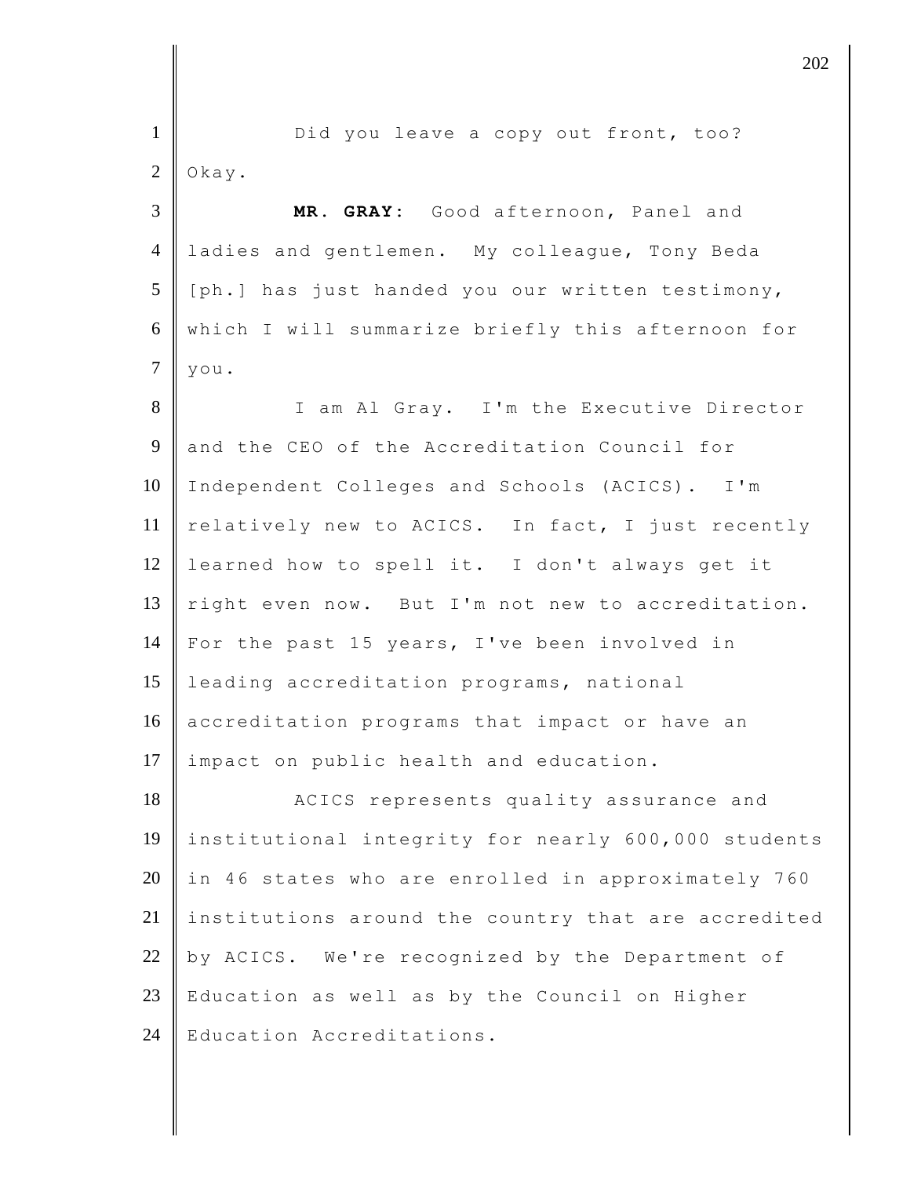Did you leave a copy out front, too? Okay.

**MR. GRAY:** Good afternoon, Panel and ladies and gentlemen. My colleague, Tony Beda [ph.] has just handed you our written testimony, which I will summarize briefly this afternoon for you.

I am Al Gray. I'm the Executive Director and the CEO of the Accreditation Council for Independent Colleges and Schools (ACICS). I'm relatively new to ACICS. In fact, I just recently learned how to spell it. I don't always get it right even now. But I'm not new to accreditation. For the past 15 years, I've been involved in leading accreditation programs, national accreditation programs that impact or have an impact on public health and education.

ACICS represents quality assurance and institutional integrity for nearly 600,000 students in 46 states who are enrolled in approximately 760 institutions around the country that are accredited by ACICS. We're recognized by the Department of Education as well as by the Council on Higher Education Accreditations.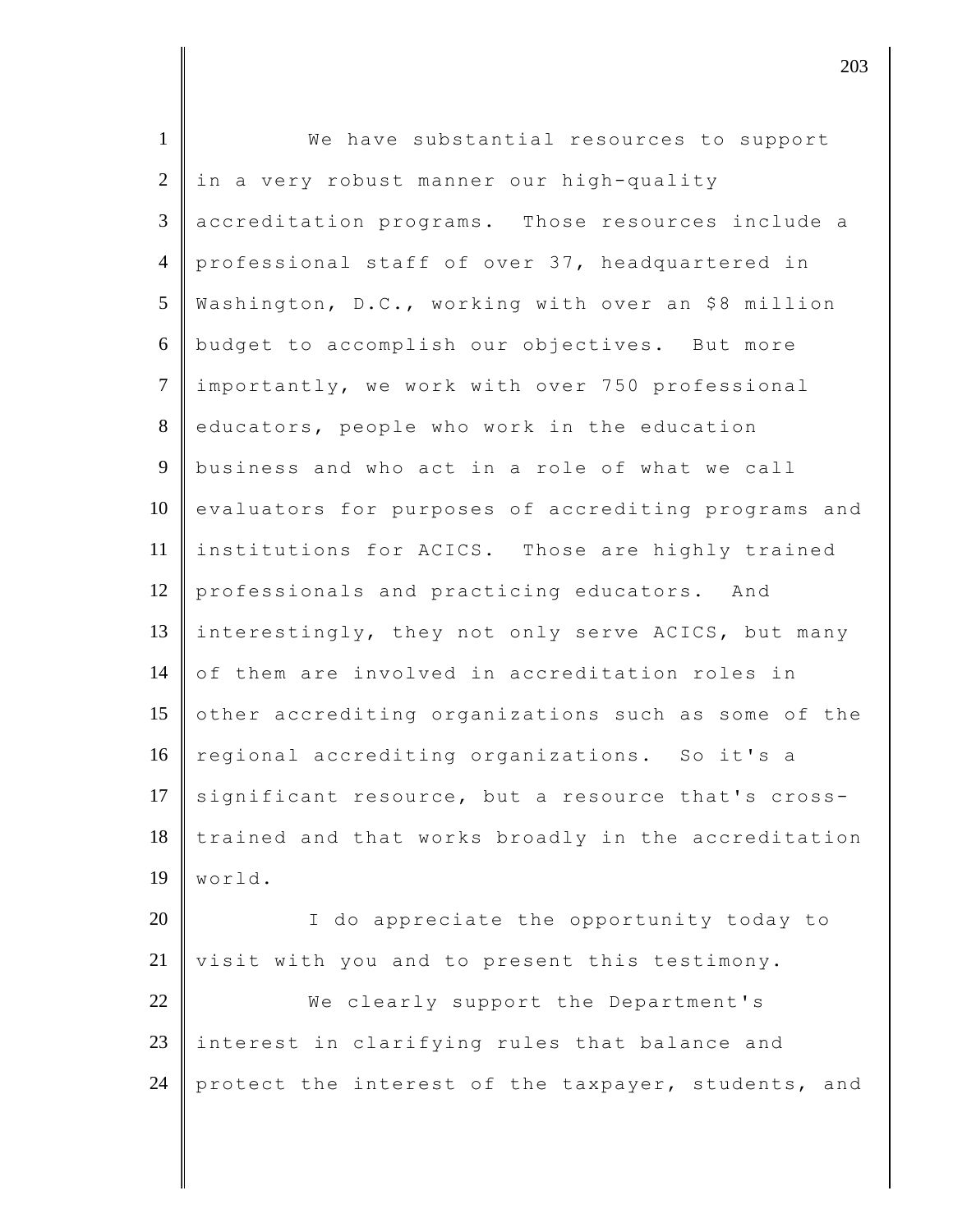We have substantial resources to support in a very robust manner our high-quality accreditation programs. Those resources include a professional staff of over 37, headquartered in Washington, D.C., working with over an $8 million budget to accomplish our objectives. But more importantly, we work with over 750 professional educators, people who work in the education business and who act in a role of what we call evaluators for purposes of accrediting programs and institutions for ACICS. Those are highly trained professionals and practicing educators. And interestingly, they not only serve ACICS, but many of them are involved in accreditation roles in other accrediting organizations such as some of the regional accrediting organizations. So it's a significant resource, but a resource that's cross-trained and that works broadly in the accreditation world.

I do appreciate the opportunity today to visit with you and to present this testimony.

We clearly support the Department's interest in clarifying rules that balance and protect the interest of the taxpayer, students, and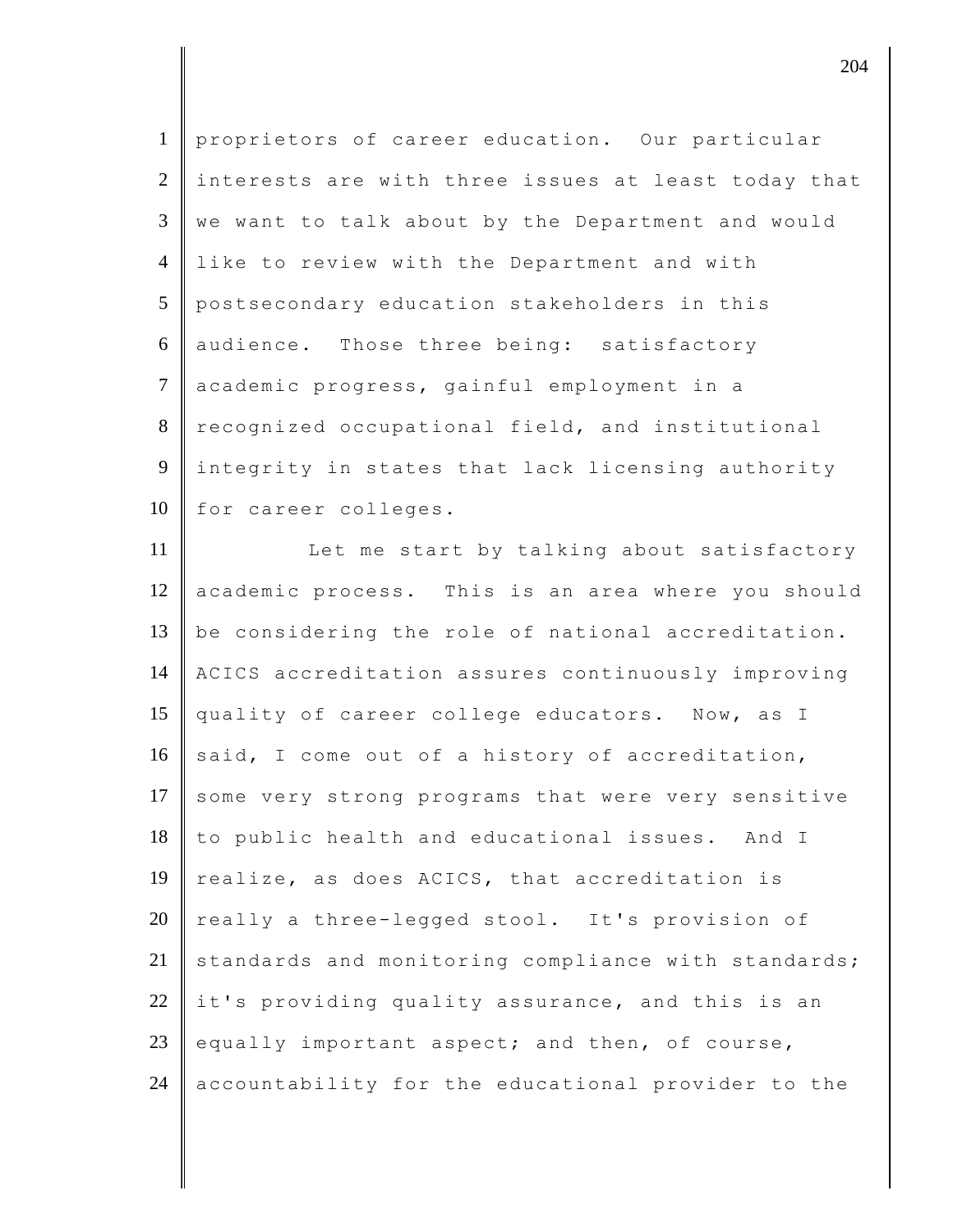proprietors of career education. Our particular interests are with three issues at least today that we want to talk about by the Department and would like to review with the Department and with postsecondary education stakeholders in this audience. Those three being: satisfactory academic progress, gainful employment in a recognized occupational field, and institutional integrity in states that lack licensing authority for career colleges.

Let me start by talking about satisfactory academic process. This is an area where you should be considering the role of national accreditation. ACICS accreditation assures continuously improving quality of career college educators. Now, as I said, I come out of a history of accreditation, some very strong programs that were very sensitive to public health and educational issues. And I realize, as does ACICS, that accreditation is really a three-legged stool. It's provision of standards and monitoring compliance with standards; it's providing quality assurance, and this is an equally important aspect; and then, of course, accountability for the educational provider to the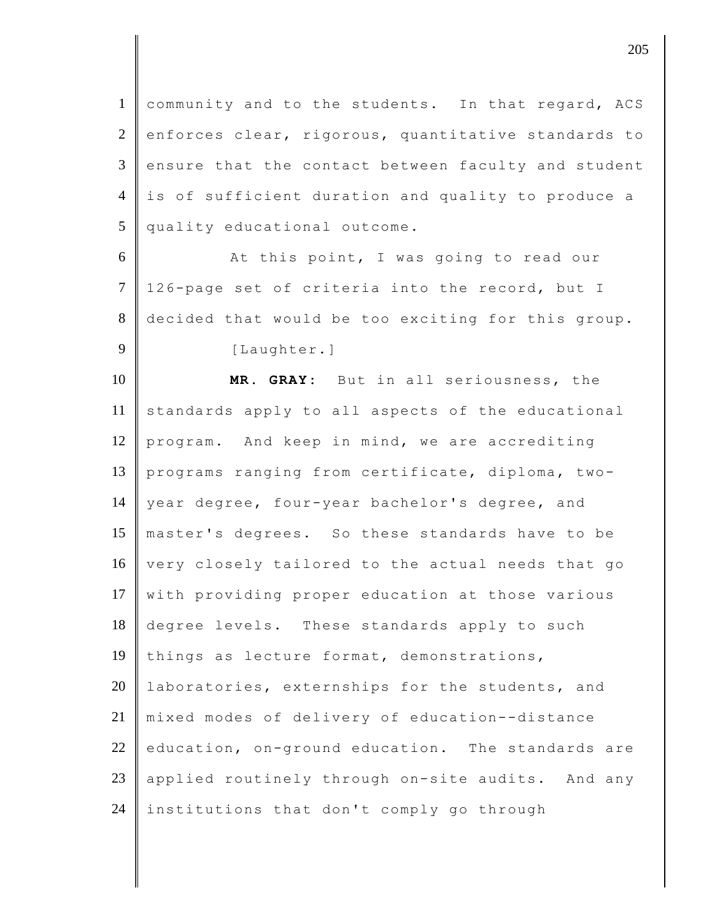community and to the students. In that regard, ACS enforces clear, rigorous, quantitative standards to ensure that the contact between faculty and student is of sufficient duration and quality to produce a quality educational outcome.

At this point, I was going to read our 126-page set of criteria into the record, but I decided that would be too exciting for this group.

[Laughter.]

**MR. GRAY:** But in all seriousness, the standards apply to all aspects of the educational program. And keep in mind, we are accrediting programs ranging from certificate, diploma, two-year degree, four-year bachelor's degree, and master's degrees. So these standards have to be very closely tailored to the actual needs that go with providing proper education at those various degree levels. These standards apply to such things as lecture format, demonstrations, laboratories, externships for the students, and mixed modes of delivery of education--distance education, on-ground education. The standards are applied routinely through on-site audits. And any institutions that don't comply go through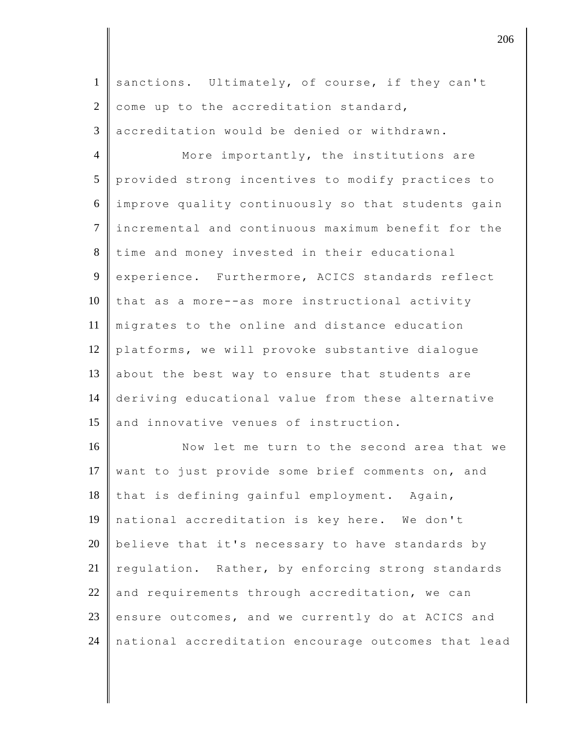sanctions. Ultimately, of course, if they can't come up to the accreditation standard, accreditation would be denied or withdrawn.

More importantly, the institutions are provided strong incentives to modify practices to improve quality continuously so that students gain incremental and continuous maximum benefit for the time and money invested in their educational experience. Furthermore, ACICS standards reflect that as a more--as more instructional activity migrates to the online and distance education platforms, we will provoke substantive dialogue about the best way to ensure that students are deriving educational value from these alternative and innovative venues of instruction.

Now let me turn to the second area that we want to just provide some brief comments on, and that is defining gainful employment. Again, national accreditation is key here. We don't believe that it's necessary to have standards by regulation. Rather, by enforcing strong standards and requirements through accreditation, we can ensure outcomes, and we currently do at ACICS and national accreditation encourage outcomes that lead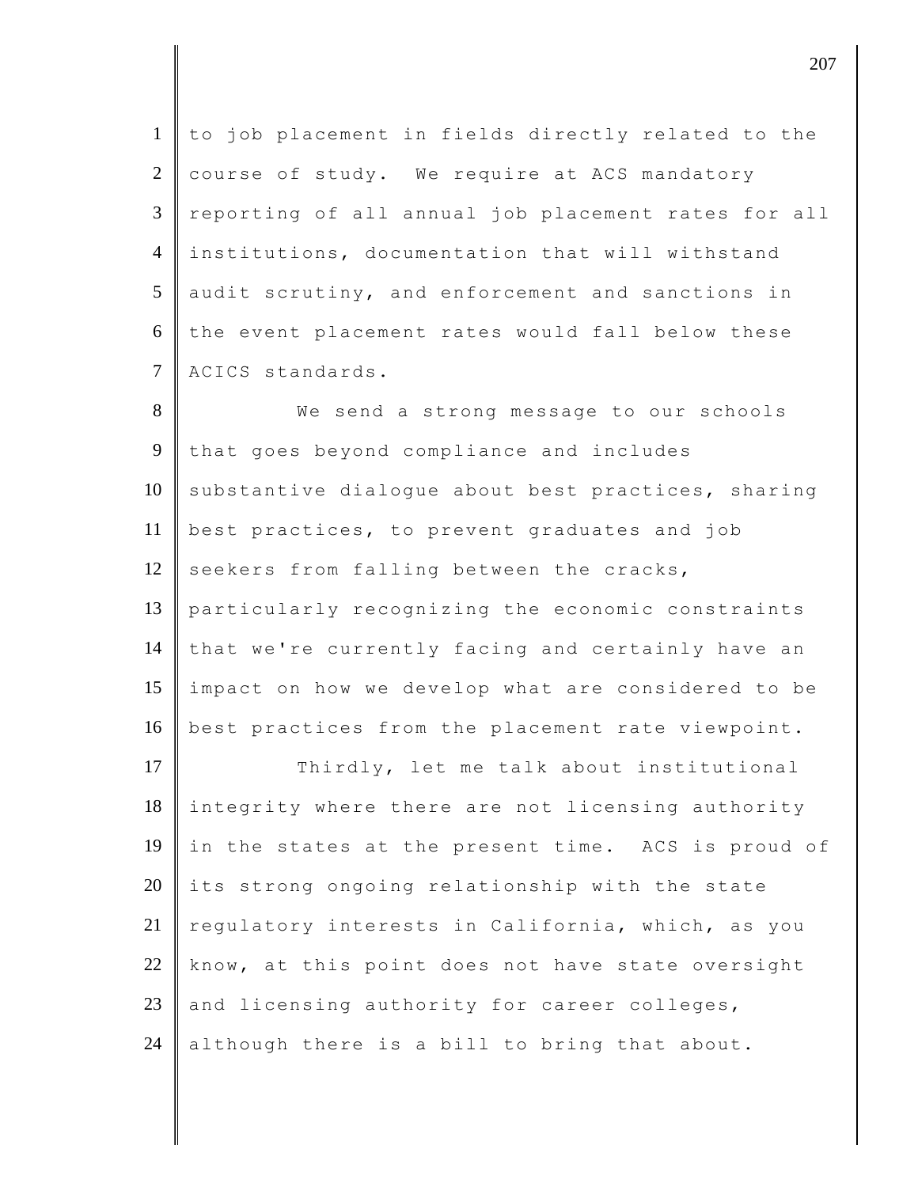to job placement in fields directly related to the course of study. We require at ACS mandatory reporting of all annual job placement rates for all institutions, documentation that will withstand audit scrutiny, and enforcement and sanctions in the event placement rates would fall below these ACICS standards.

We send a strong message to our schools that goes beyond compliance and includes substantive dialogue about best practices, sharing best practices, to prevent graduates and job seekers from falling between the cracks, particularly recognizing the economic constraints that we're currently facing and certainly have an impact on how we develop what are considered to be best practices from the placement rate viewpoint.

Thirdly, let me talk about institutional integrity where there are not licensing authority in the states at the present time. ACS is proud of its strong ongoing relationship with the state regulatory interests in California, which, as you know, at this point does not have state oversight and licensing authority for career colleges, although there is a bill to bring that about.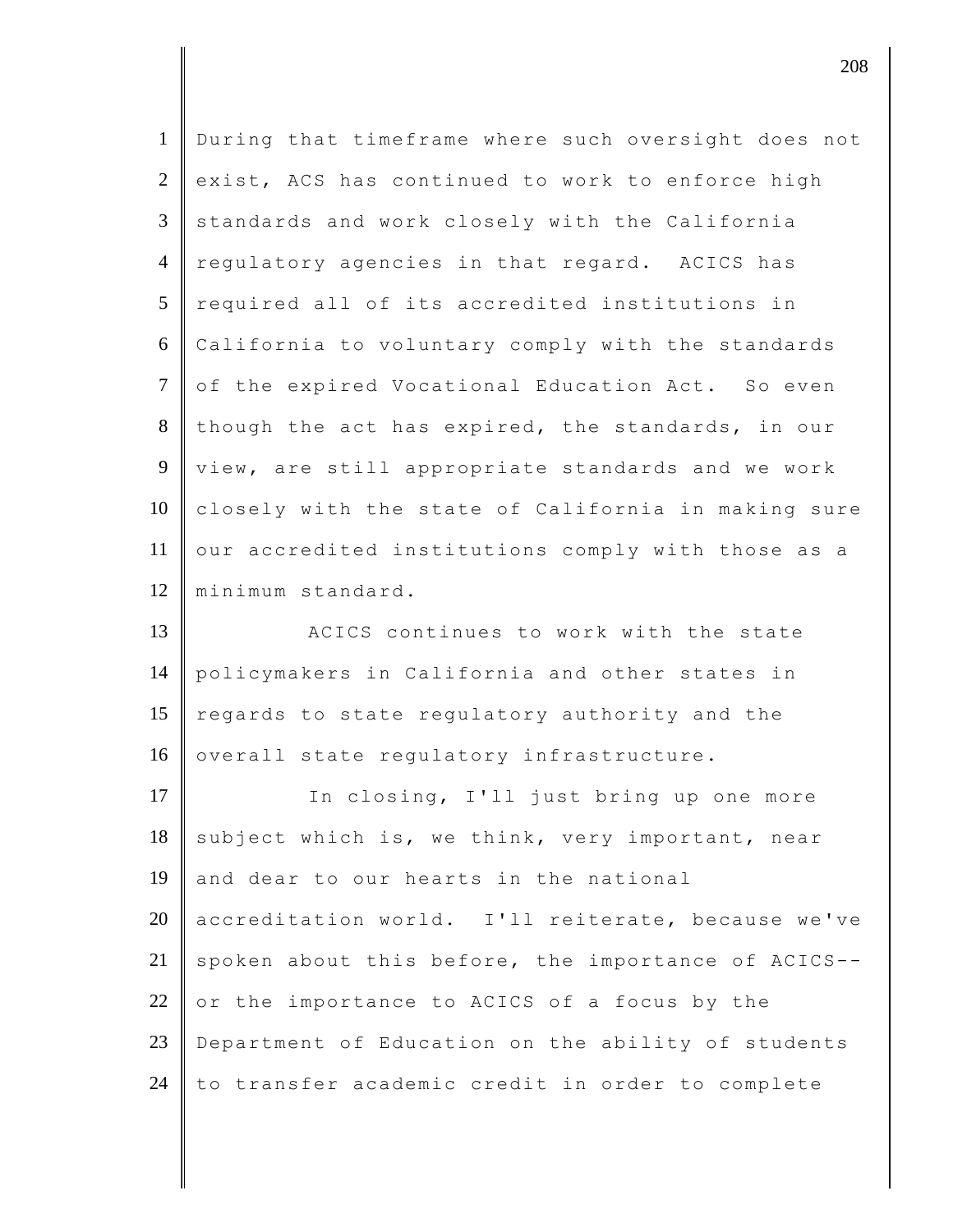During that timeframe where such oversight does not exist, ACS has continued to work to enforce high standards and work closely with the California regulatory agencies in that regard. ACICS has required all of its accredited institutions in California to voluntary comply with the standards of the expired Vocational Education Act. So even though the act has expired, the standards, in our view, are still appropriate standards and we work closely with the state of California in making sure our accredited institutions comply with those as a minimum standard.

ACICS continues to work with the state policymakers in California and other states in regards to state regulatory authority and the overall state regulatory infrastructure.

In closing, I'll just bring up one more subject which is, we think, very important, near and dear to our hearts in the national accreditation world. I'll reiterate, because we've spoken about this before, the importance of ACICS-- or the importance to ACICS of a focus by the Department of Education on the ability of students to transfer academic credit in order to complete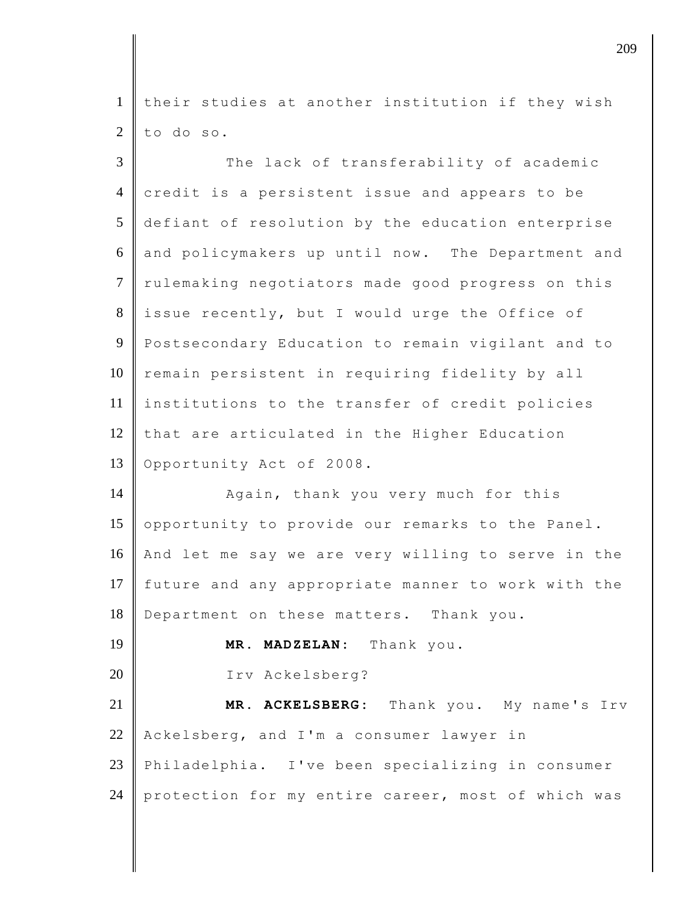their studies at another institution if they wish to do so.

The lack of transferability of academic credit is a persistent issue and appears to be defiant of resolution by the education enterprise and policymakers up until now. The Department and rulemaking negotiators made good progress on this issue recently, but I would urge the Office of Postsecondary Education to remain vigilant and to remain persistent in requiring fidelity by all institutions to the transfer of credit policies that are articulated in the Higher Education Opportunity Act of 2008.

Again, thank you very much for this opportunity to provide our remarks to the Panel. And let me say we are very willing to serve in the future and any appropriate manner to work with the Department on these matters. Thank you.

**MR. MADZELAN:** Thank you.

Irv Ackelsberg?

**MR. ACKELSBERG:** Thank you. My name's Irv Ackelsberg, and I'm a consumer lawyer in Philadelphia. I've been specializing in consumer protection for my entire career, most of which was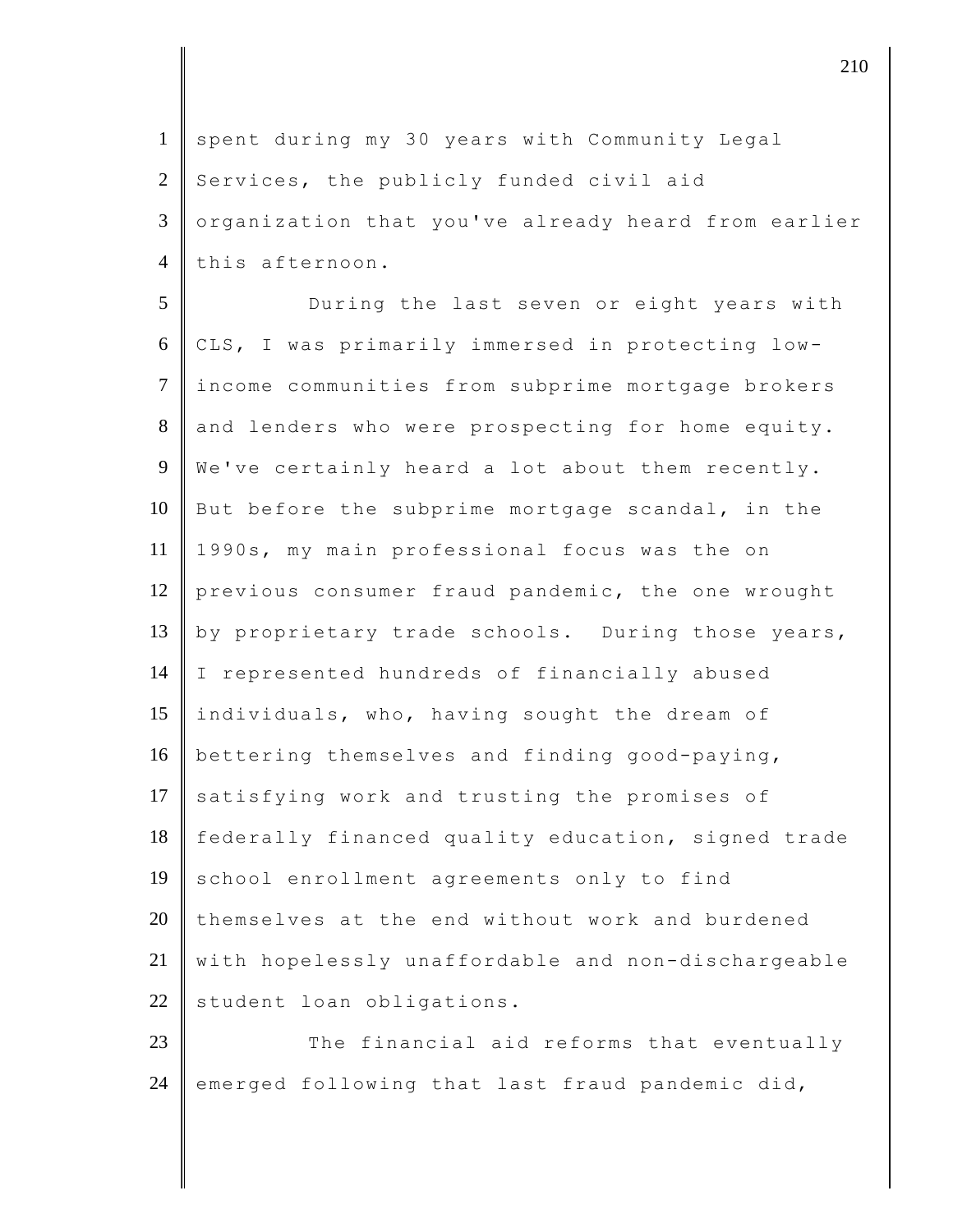spent during my 30 years with Community Legal Services, the publicly funded civil aid organization that you've already heard from earlier this afternoon.

During the last seven or eight years with CLS, I was primarily immersed in protecting low-income communities from subprime mortgage brokers and lenders who were prospecting for home equity. We've certainly heard a lot about them recently. But before the subprime mortgage scandal, in the 1990s, my main professional focus was the on previous consumer fraud pandemic, the one wrought by proprietary trade schools. During those years, I represented hundreds of financially abused individuals, who, having sought the dream of bettering themselves and finding good-paying, satisfying work and trusting the promises of federally financed quality education, signed trade school enrollment agreements only to find themselves at the end without work and burdened with hopelessly unaffordable and non-dischargeable student loan obligations.

The financial aid reforms that eventually emerged following that last fraud pandemic did,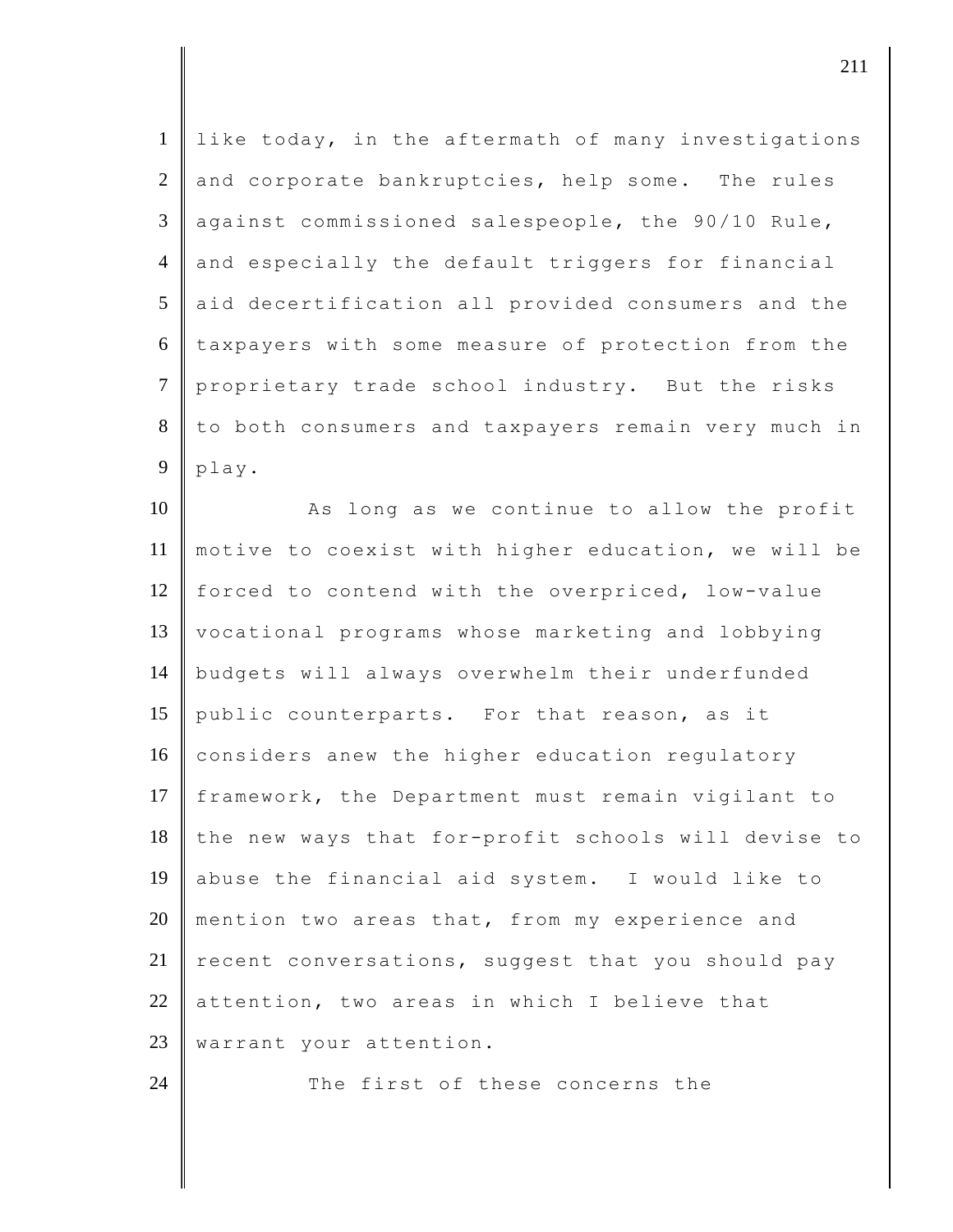like today, in the aftermath of many investigations and corporate bankruptcies, help some. The rules against commissioned salespeople, the 90/10 Rule, and especially the default triggers for financial aid decertification all provided consumers and the taxpayers with some measure of protection from the proprietary trade school industry. But the risks to both consumers and taxpayers remain very much in play.

As long as we continue to allow the profit motive to coexist with higher education, we will be forced to contend with the overpriced, low-value vocational programs whose marketing and lobbying budgets will always overwhelm their underfunded public counterparts. For that reason, as it considers anew the higher education regulatory framework, the Department must remain vigilant to the new ways that for-profit schools will devise to abuse the financial aid system. I would like to mention two areas that, from my experience and recent conversations, suggest that you should pay attention, two areas in which I believe that warrant your attention.

The first of these concerns the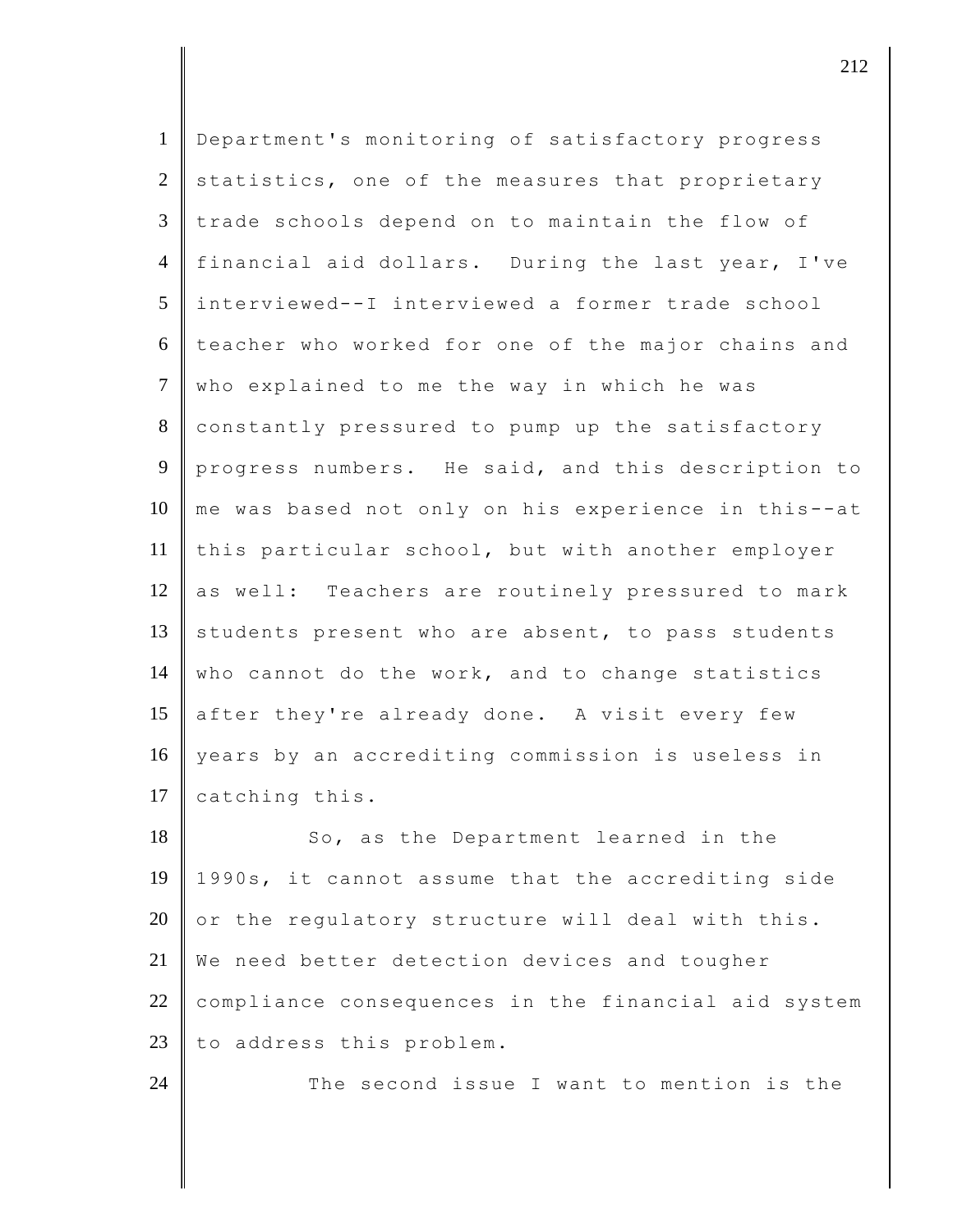Department's monitoring of satisfactory progress statistics, one of the measures that proprietary trade schools depend on to maintain the flow of financial aid dollars. During the last year, I've interviewed--I interviewed a former trade school teacher who worked for one of the major chains and who explained to me the way in which he was constantly pressured to pump up the satisfactory progress numbers. He said, and this description to me was based not only on his experience in this--at this particular school, but with another employer as well: Teachers are routinely pressured to mark students present who are absent, to pass students who cannot do the work, and to change statistics after they're already done. A visit every few years by an accrediting commission is useless in catching this.

So, as the Department learned in the 1990s, it cannot assume that the accrediting side or the regulatory structure will deal with this. We need better detection devices and tougher compliance consequences in the financial aid system to address this problem.

The second issue I want to mention is the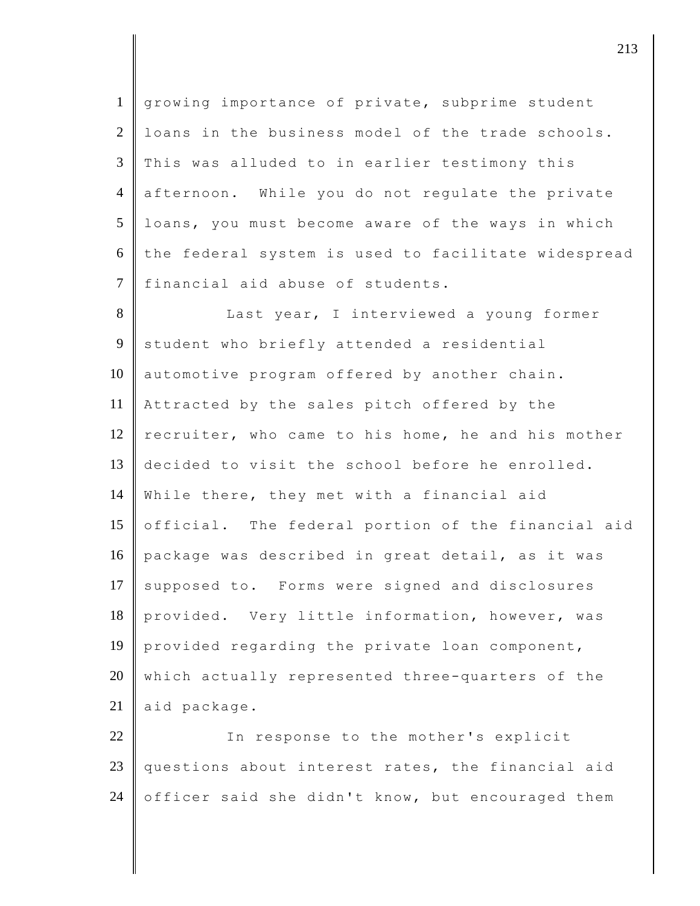growing importance of private, subprime student loans in the business model of the trade schools. This was alluded to in earlier testimony this afternoon. While you do not regulate the private loans, you must become aware of the ways in which the federal system is used to facilitate widespread financial aid abuse of students.

Last year, I interviewed a young former student who briefly attended a residential automotive program offered by another chain. Attracted by the sales pitch offered by the recruiter, who came to his home, he and his mother decided to visit the school before he enrolled. While there, they met with a financial aid official. The federal portion of the financial aid package was described in great detail, as it was supposed to. Forms were signed and disclosures provided. Very little information, however, was provided regarding the private loan component, which actually represented three-quarters of the aid package.

In response to the mother's explicit questions about interest rates, the financial aid officer said she didn't know, but encouraged them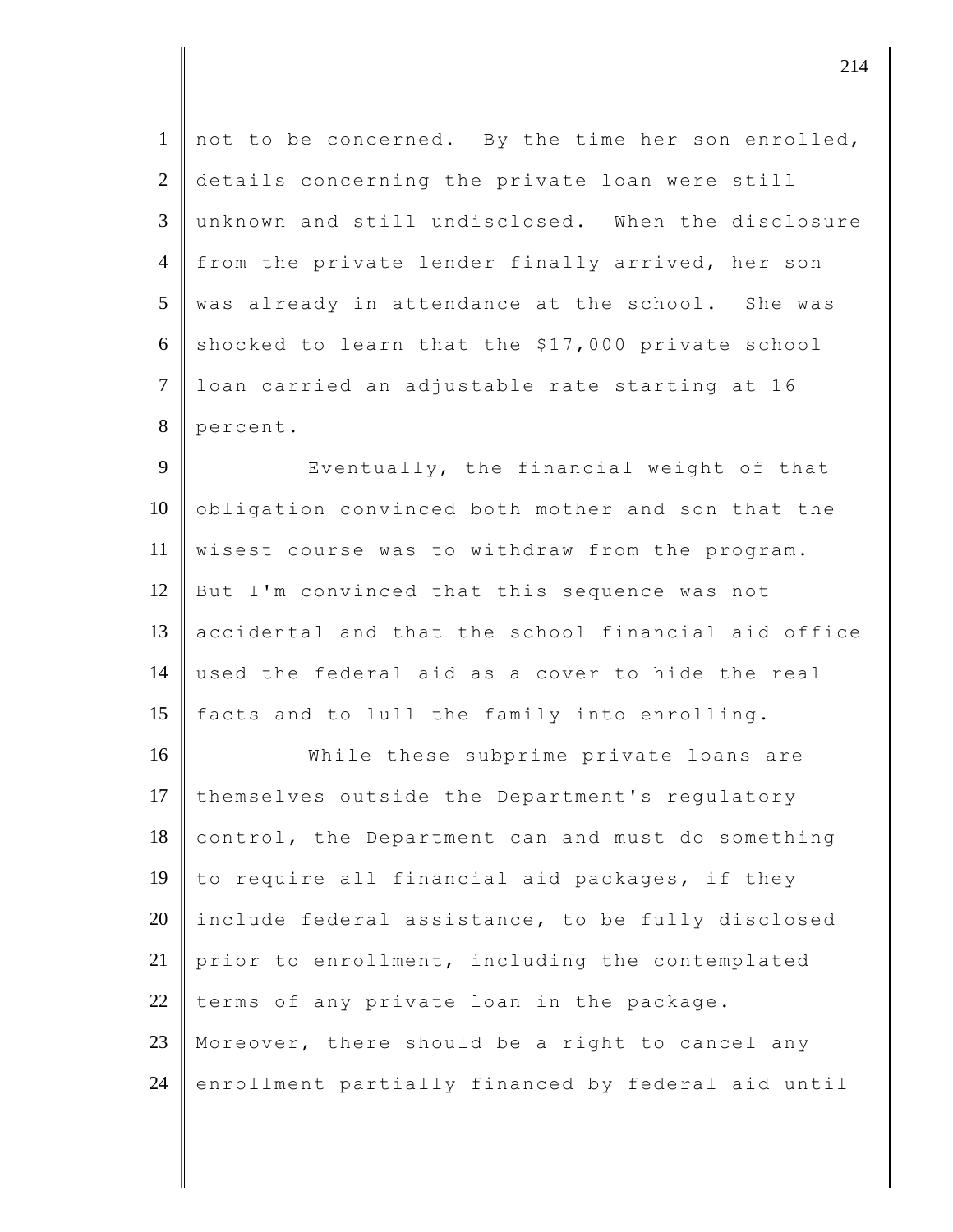not to be concerned. By the time her son enrolled, details concerning the private loan were still unknown and still undisclosed. When the disclosure from the private lender finally arrived, her son was already in attendance at the school. She was shocked to learn that the $17,000 private school loan carried an adjustable rate starting at 16 percent.

Eventually, the financial weight of that obligation convinced both mother and son that the wisest course was to withdraw from the program. But I'm convinced that this sequence was not accidental and that the school financial aid office used the federal aid as a cover to hide the real facts and to lull the family into enrolling.

While these subprime private loans are themselves outside the Department's regulatory control, the Department can and must do something to require all financial aid packages, if they include federal assistance, to be fully disclosed prior to enrollment, including the contemplated terms of any private loan in the package. Moreover, there should be a right to cancel any enrollment partially financed by federal aid until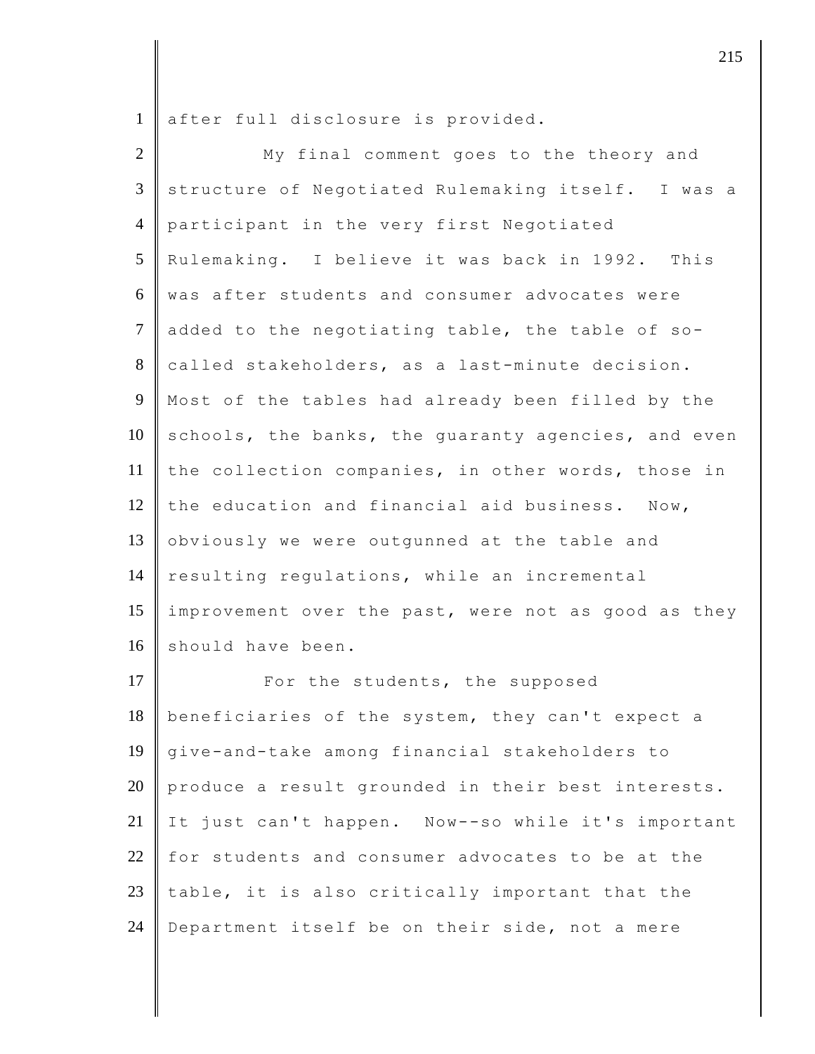after full disclosure is provided.

My final comment goes to the theory and structure of Negotiated Rulemaking itself. I was a participant in the very first Negotiated Rulemaking. I believe it was back in 1992. This was after students and consumer advocates were added to the negotiating table, the table of so-called stakeholders, as a last-minute decision. Most of the tables had already been filled by the schools, the banks, the guaranty agencies, and even the collection companies, in other words, those in the education and financial aid business. Now, obviously we were outgunned at the table and resulting regulations, while an incremental improvement over the past, were not as good as they should have been.

For the students, the supposed beneficiaries of the system, they can't expect a give-and-take among financial stakeholders to produce a result grounded in their best interests. It just can't happen. Now--so while it's important for students and consumer advocates to be at the table, it is also critically important that the Department itself be on their side, not a mere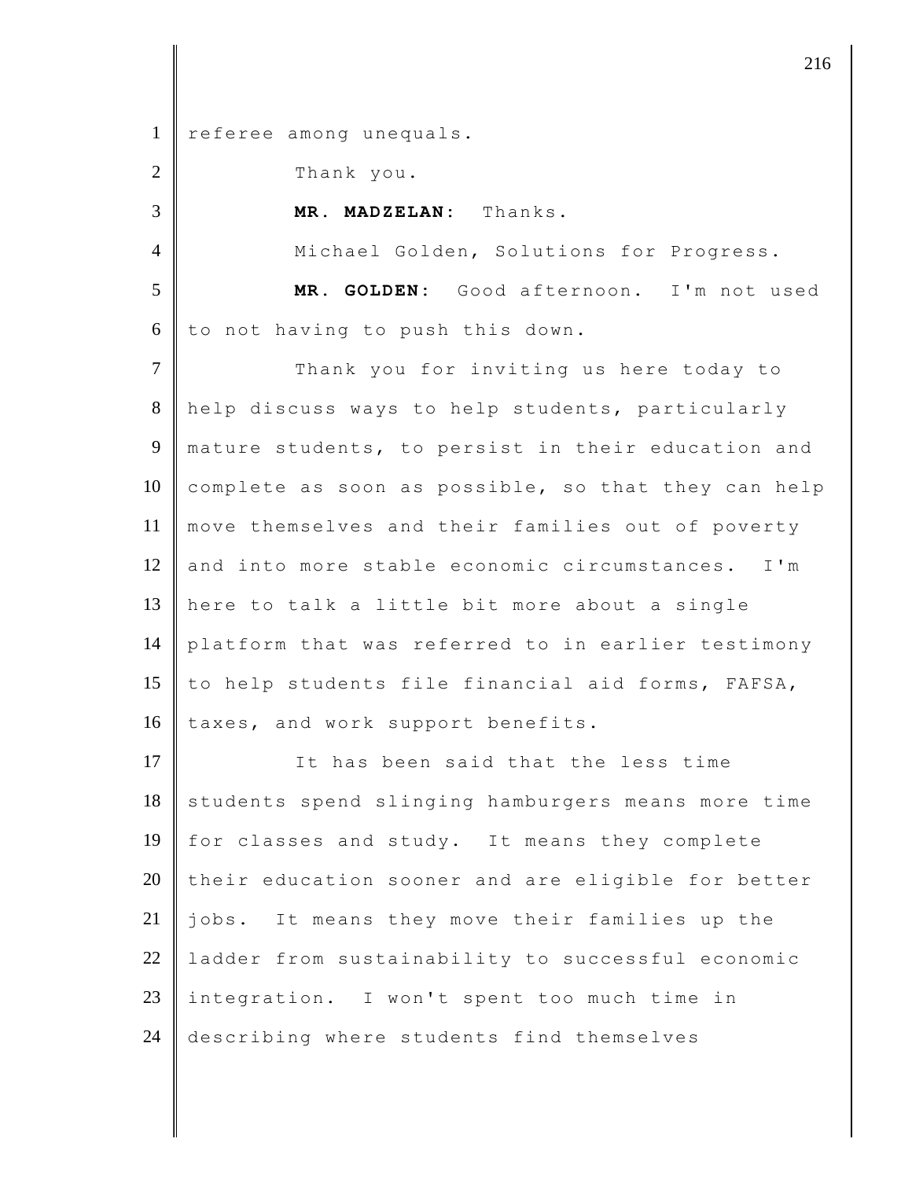referee among unequals.

Thank you.

**MR. MADZELAN:** Thanks.

Michael Golden, Solutions for Progress.

**MR. GOLDEN:** Good afternoon. I'm not used to not having to push this down.

Thank you for inviting us here today to help discuss ways to help students, particularly mature students, to persist in their education and complete as soon as possible, so that they can help move themselves and their families out of poverty and into more stable economic circumstances. I'm here to talk a little bit more about a single platform that was referred to in earlier testimony to help students file financial aid forms, FAFSA, taxes, and work support benefits.

It has been said that the less time students spend slinging hamburgers means more time for classes and study. It means they complete their education sooner and are eligible for better jobs. It means they move their families up the ladder from sustainability to successful economic integration. I won't spent too much time in describing where students find themselves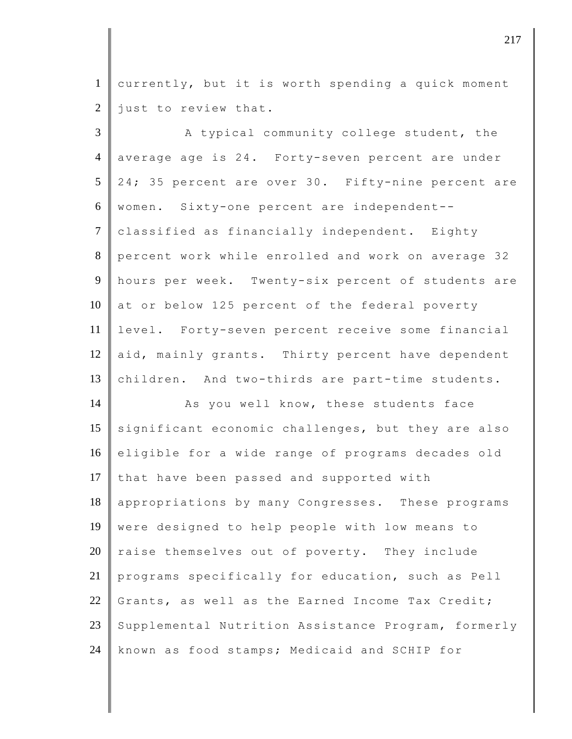currently, but it is worth spending a quick moment just to review that.

A typical community college student, the average age is 24. Forty-seven percent are under 24; 35 percent are over 30. Fifty-nine percent are women. Sixty-one percent are independent--classified as financially independent. Eighty percent work while enrolled and work on average 32 hours per week. Twenty-six percent of students are at or below 125 percent of the federal poverty level. Forty-seven percent receive some financial aid, mainly grants. Thirty percent have dependent children. And two-thirds are part-time students.

As you well know, these students face significant economic challenges, but they are also eligible for a wide range of programs decades old that have been passed and supported with appropriations by many Congresses. These programs were designed to help people with low means to raise themselves out of poverty. They include programs specifically for education, such as Pell Grants, as well as the Earned Income Tax Credit; Supplemental Nutrition Assistance Program, formerly known as food stamps; Medicaid and SCHIP for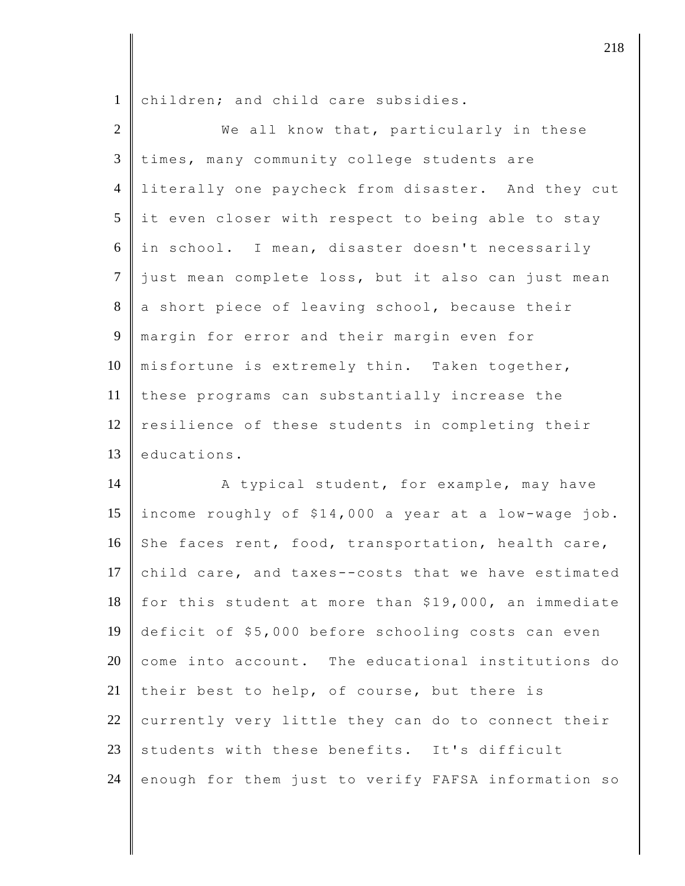children; and child care subsidies.

We all know that, particularly in these times, many community college students are literally one paycheck from disaster. And they cut it even closer with respect to being able to stay in school. I mean, disaster doesn't necessarily just mean complete loss, but it also can just mean a short piece of leaving school, because their margin for error and their margin even for misfortune is extremely thin. Taken together, these programs can substantially increase the resilience of these students in completing their educations.

A typical student, for example, may have income roughly of $14,000 a year at a low-wage job. She faces rent, food, transportation, health care, child care, and taxes--costs that we have estimated for this student at more than $19,000, an immediate deficit of $5,000 before schooling costs can even come into account. The educational institutions do their best to help, of course, but there is currently very little they can do to connect their students with these benefits. It's difficult enough for them just to verify FAFSA information so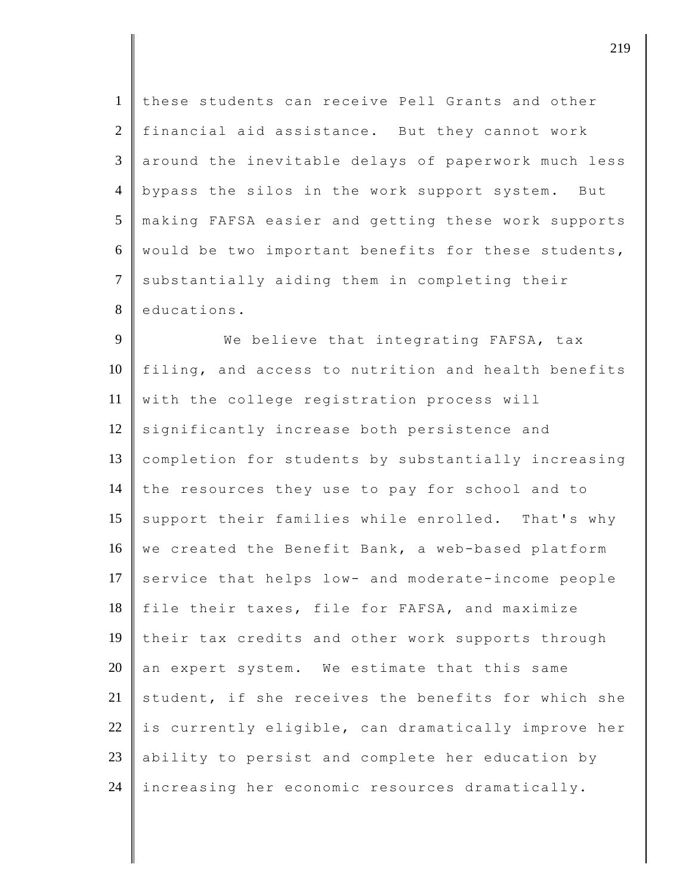these students can receive Pell Grants and other financial aid assistance. But they cannot work around the inevitable delays of paperwork much less bypass the silos in the work support system. But making FAFSA easier and getting these work supports would be two important benefits for these students, substantially aiding them in completing their educations.

We believe that integrating FAFSA, tax filing, and access to nutrition and health benefits with the college registration process will significantly increase both persistence and completion for students by substantially increasing the resources they use to pay for school and to support their families while enrolled. That's why we created the Benefit Bank, a web-based platform service that helps low- and moderate-income people file their taxes, file for FAFSA, and maximize their tax credits and other work supports through an expert system. We estimate that this same student, if she receives the benefits for which she is currently eligible, can dramatically improve her ability to persist and complete her education by increasing her economic resources dramatically.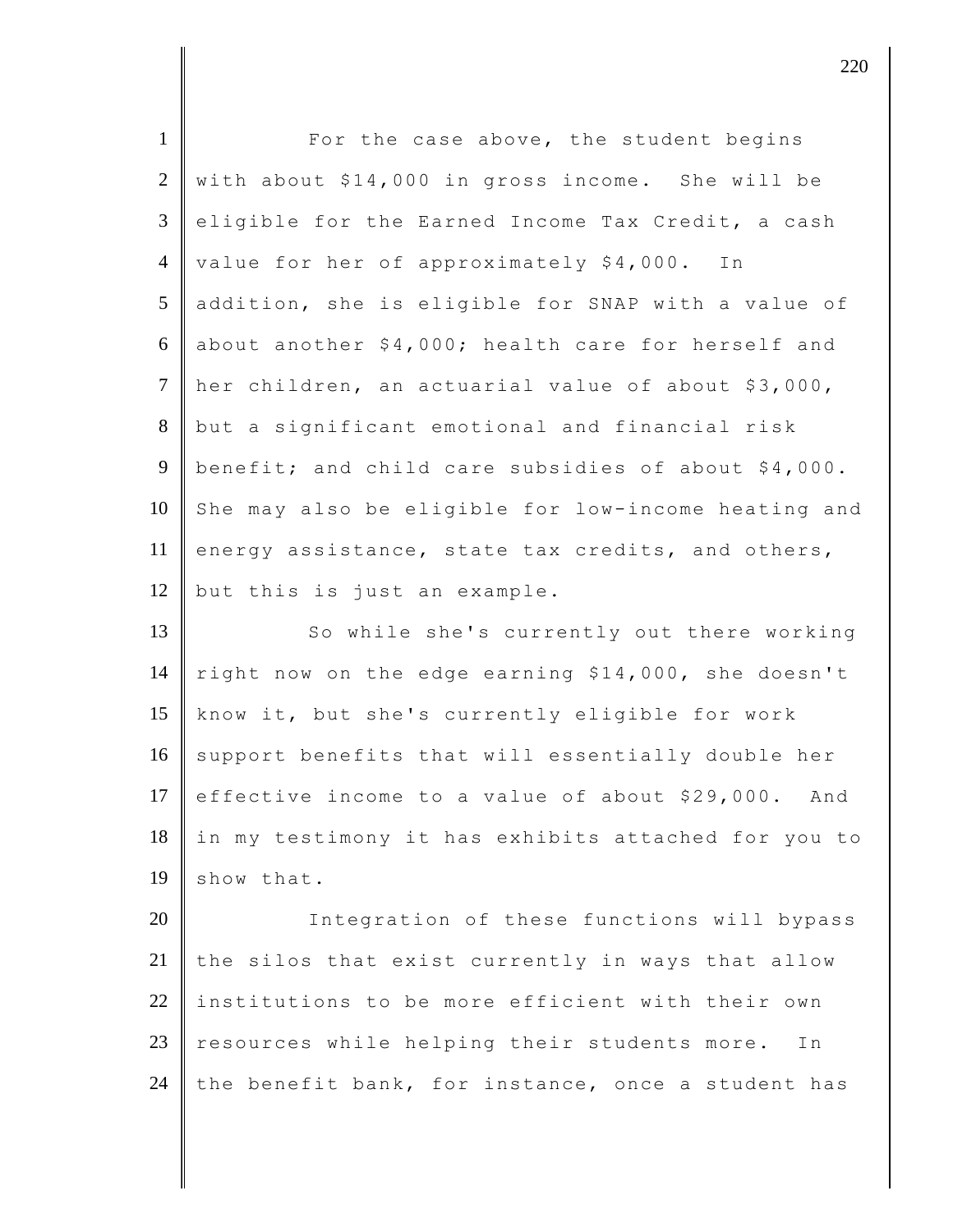For the case above, the student begins with about $14,000 in gross income. She will be eligible for the Earned Income Tax Credit, a cash value for her of approximately $4,000. In addition, she is eligible for SNAP with a value of about another $4,000; health care for herself and her children, an actuarial value of about $3,000, but a significant emotional and financial risk benefit; and child care subsidies of about $4,000. She may also be eligible for low-income heating and energy assistance, state tax credits, and others, but this is just an example.

So while she's currently out there working right now on the edge earning $14,000, she doesn't know it, but she's currently eligible for work support benefits that will essentially double her effective income to a value of about $29,000. And in my testimony it has exhibits attached for you to show that.

Integration of these functions will bypass the silos that exist currently in ways that allow institutions to be more efficient with their own resources while helping their students more. In the benefit bank, for instance, once a student has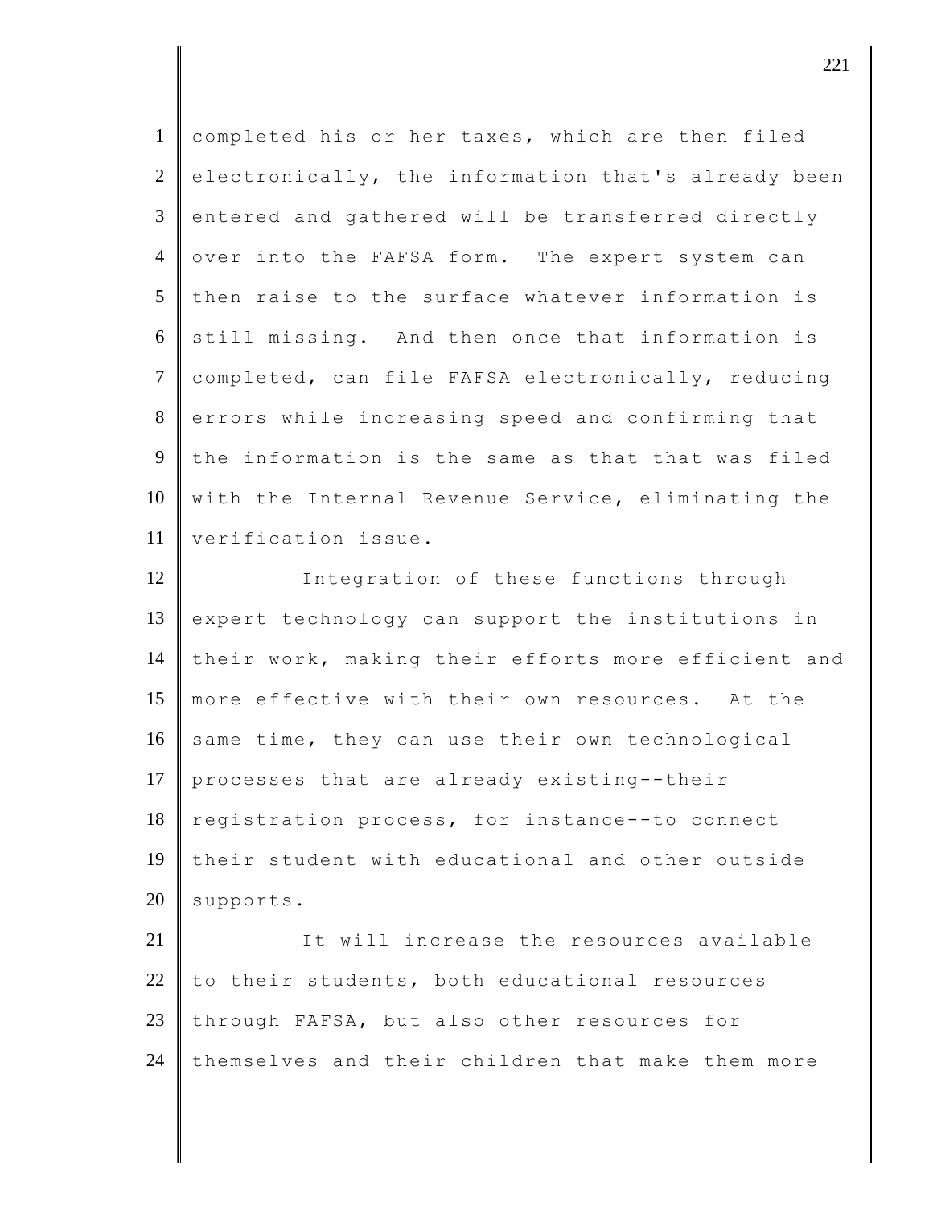completed his or her taxes, which are then filed electronically, the information that's already been entered and gathered will be transferred directly over into the FAFSA form. The expert system can then raise to the surface whatever information is still missing. And then once that information is completed, can file FAFSA electronically, reducing errors while increasing speed and confirming that the information is the same as that that was filed with the Internal Revenue Service, eliminating the verification issue.

Integration of these functions through expert technology can support the institutions in their work, making their efforts more efficient and more effective with their own resources. At the same time, they can use their own technological processes that are already existing--their registration process, for instance--to connect their student with educational and other outside supports.

It will increase the resources available to their students, both educational resources through FAFSA, but also other resources for themselves and their children that make them more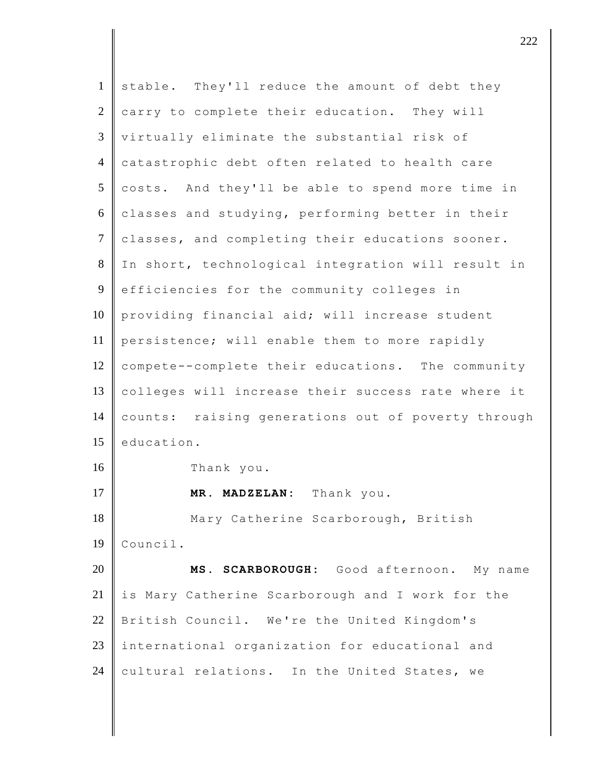stable. They'll reduce the amount of debt they carry to complete their education. They will virtually eliminate the substantial risk of catastrophic debt often related to health care costs. And they'll be able to spend more time in classes and studying, performing better in their classes, and completing their educations sooner. In short, technological integration will result in efficiencies for the community colleges in providing financial aid; will increase student persistence; will enable them to more rapidly compete--complete their educations. The community colleges will increase their success rate where it counts: raising generations out of poverty through education.

Thank you.

**MR. MADZELAN:** Thank you.

Mary Catherine Scarborough, British Council.

**MS. SCARBOROUGH:** Good afternoon. My name is Mary Catherine Scarborough and I work for the British Council. We're the United Kingdom's international organization for educational and cultural relations. In the United States, we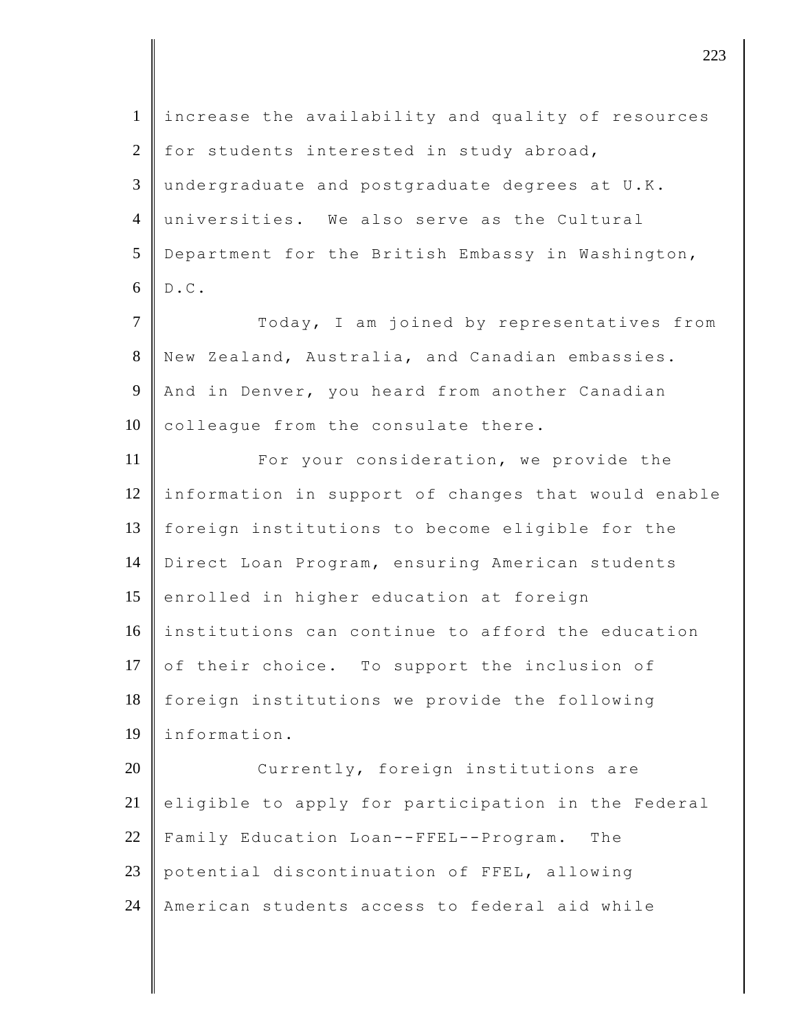increase the availability and quality of resources for students interested in study abroad, undergraduate and postgraduate degrees at U.K. universities. We also serve as the Cultural Department for the British Embassy in Washington, D.C.

Today, I am joined by representatives from New Zealand, Australia, and Canadian embassies. And in Denver, you heard from another Canadian colleague from the consulate there.

For your consideration, we provide the information in support of changes that would enable foreign institutions to become eligible for the Direct Loan Program, ensuring American students enrolled in higher education at foreign institutions can continue to afford the education of their choice. To support the inclusion of foreign institutions we provide the following information.

Currently, foreign institutions are eligible to apply for participation in the Federal Family Education Loan--FFEL--Program. The potential discontinuation of FFEL, allowing American students access to federal aid while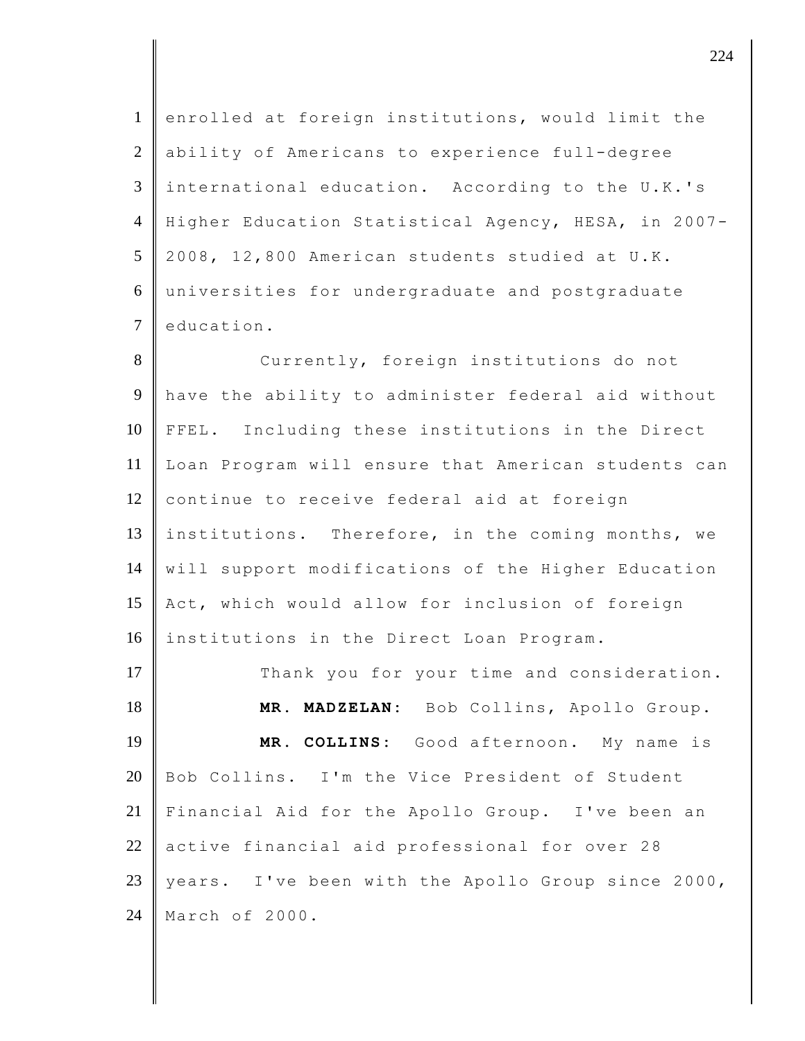enrolled at foreign institutions, would limit the ability of Americans to experience full-degree international education. According to the U.K.'s Higher Education Statistical Agency, HESA, in 2007-2008, 12,800 American students studied at U.K. universities for undergraduate and postgraduate education.

Currently, foreign institutions do not have the ability to administer federal aid without FFEL. Including these institutions in the Direct Loan Program will ensure that American students can continue to receive federal aid at foreign institutions. Therefore, in the coming months, we will support modifications of the Higher Education Act, which would allow for inclusion of foreign institutions in the Direct Loan Program.

Thank you for your time and consideration.

**MR. MADZELAN:** Bob Collins, Apollo Group.

**MR. COLLINS:** Good afternoon. My name is Bob Collins. I'm the Vice President of Student Financial Aid for the Apollo Group. I've been an active financial aid professional for over 28 years. I've been with the Apollo Group since 2000, March of 2000.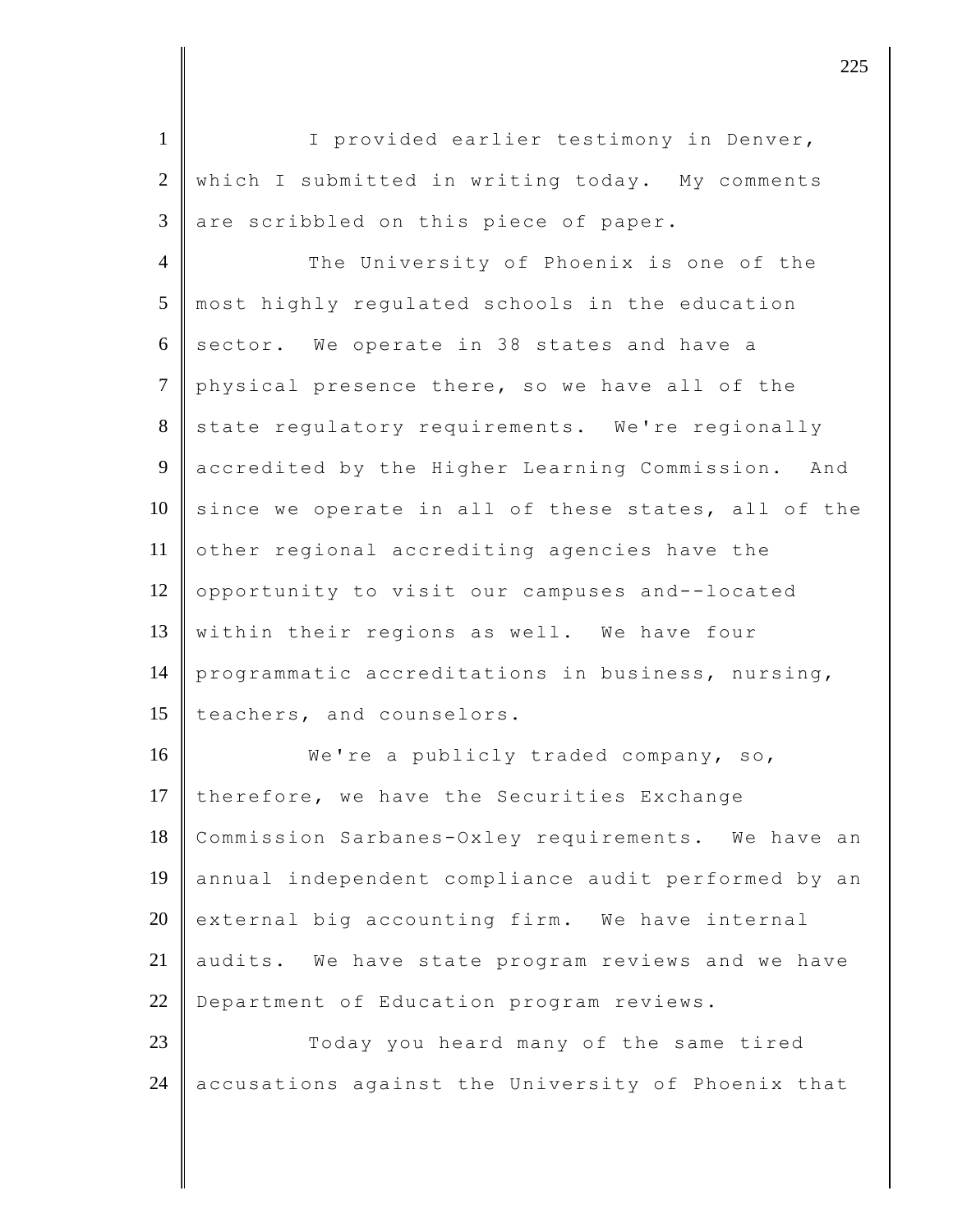I provided earlier testimony in Denver, which I submitted in writing today. My comments are scribbled on this piece of paper.

The University of Phoenix is one of the most highly regulated schools in the education sector. We operate in 38 states and have a physical presence there, so we have all of the state regulatory requirements. We're regionally accredited by the Higher Learning Commission. And since we operate in all of these states, all of the other regional accrediting agencies have the opportunity to visit our campuses and--located within their regions as well. We have four programmatic accreditations in business, nursing, teachers, and counselors.

We're a publicly traded company, so, therefore, we have the Securities Exchange Commission Sarbanes-Oxley requirements. We have an annual independent compliance audit performed by an external big accounting firm. We have internal audits. We have state program reviews and we have Department of Education program reviews.

Today you heard many of the same tired accusations against the University of Phoenix that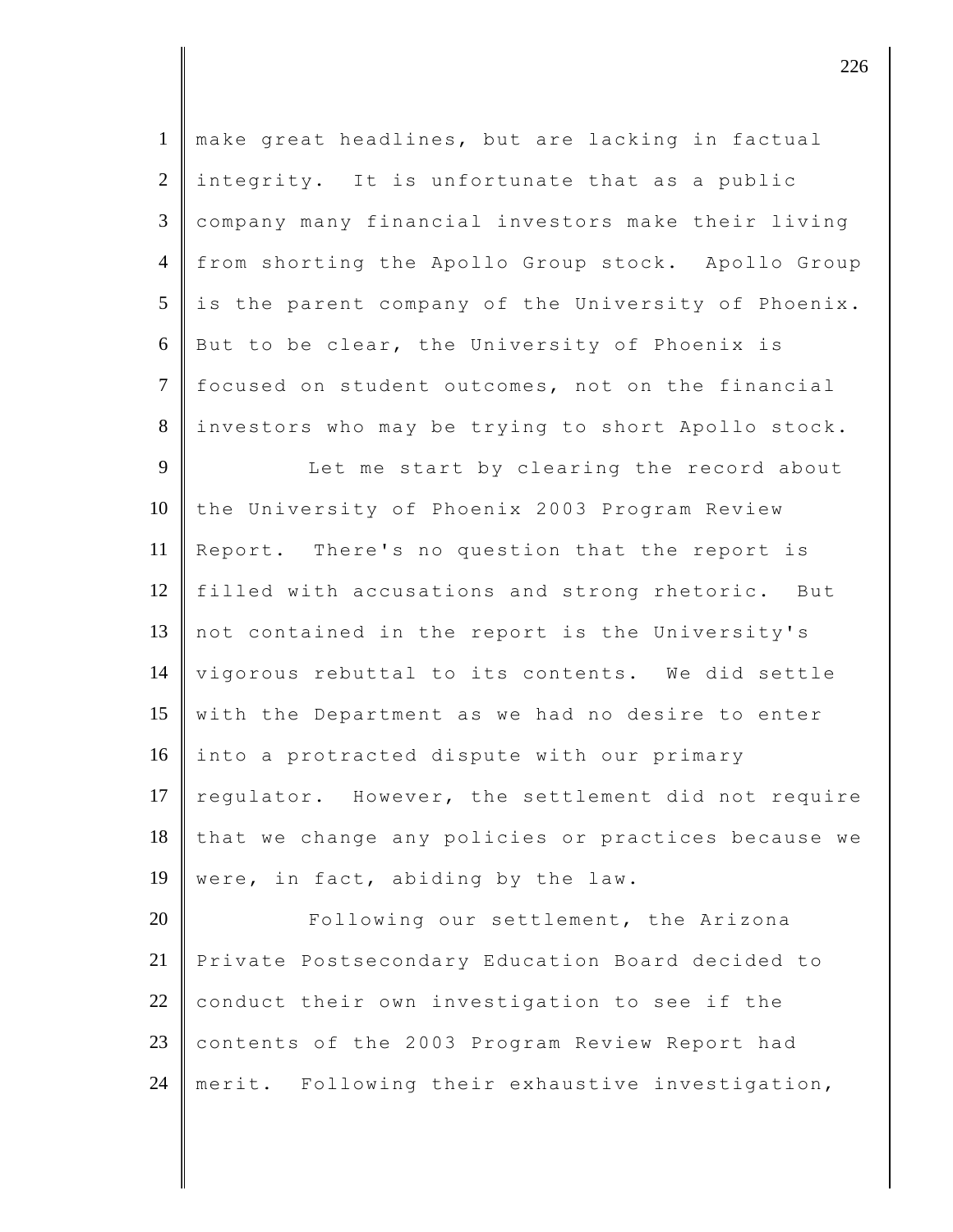make great headlines, but are lacking in factual integrity. It is unfortunate that as a public company many financial investors make their living from shorting the Apollo Group stock. Apollo Group is the parent company of the University of Phoenix. But to be clear, the University of Phoenix is focused on student outcomes, not on the financial investors who may be trying to short Apollo stock.

Let me start by clearing the record about the University of Phoenix 2003 Program Review Report. There's no question that the report is filled with accusations and strong rhetoric. But not contained in the report is the University's vigorous rebuttal to its contents. We did settle with the Department as we had no desire to enter into a protracted dispute with our primary regulator. However, the settlement did not require that we change any policies or practices because we were, in fact, abiding by the law.

Following our settlement, the Arizona Private Postsecondary Education Board decided to conduct their own investigation to see if the contents of the 2003 Program Review Report had merit. Following their exhaustive investigation,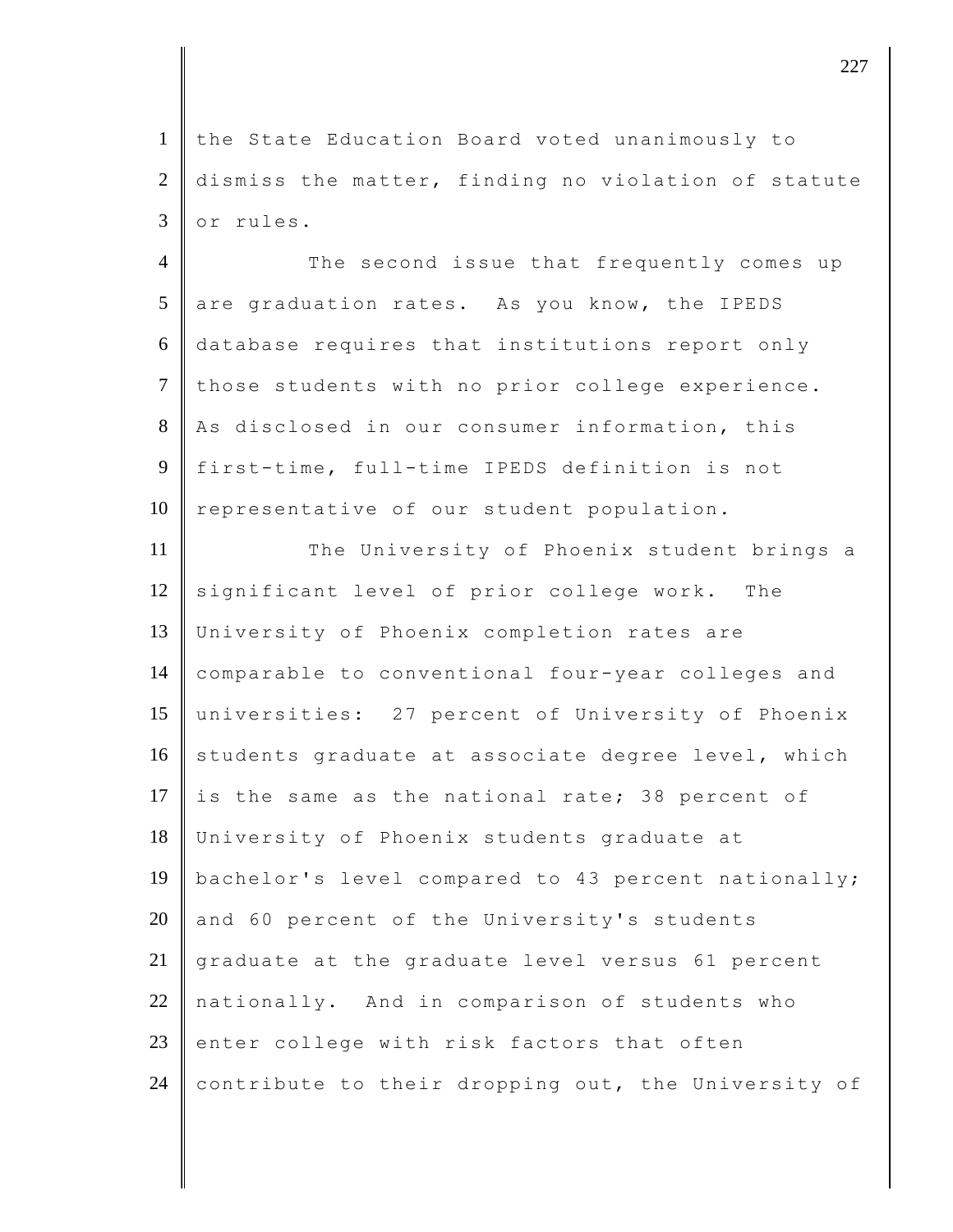the State Education Board voted unanimously to dismiss the matter, finding no violation of statute or rules.

The second issue that frequently comes up are graduation rates. As you know, the IPEDS database requires that institutions report only those students with no prior college experience. As disclosed in our consumer information, this first-time, full-time IPEDS definition is not representative of our student population.

The University of Phoenix student brings a significant level of prior college work. The University of Phoenix completion rates are comparable to conventional four-year colleges and universities: 27 percent of University of Phoenix students graduate at associate degree level, which is the same as the national rate; 38 percent of University of Phoenix students graduate at bachelor's level compared to 43 percent nationally; and 60 percent of the University's students graduate at the graduate level versus 61 percent nationally. And in comparison of students who enter college with risk factors that often contribute to their dropping out, the University of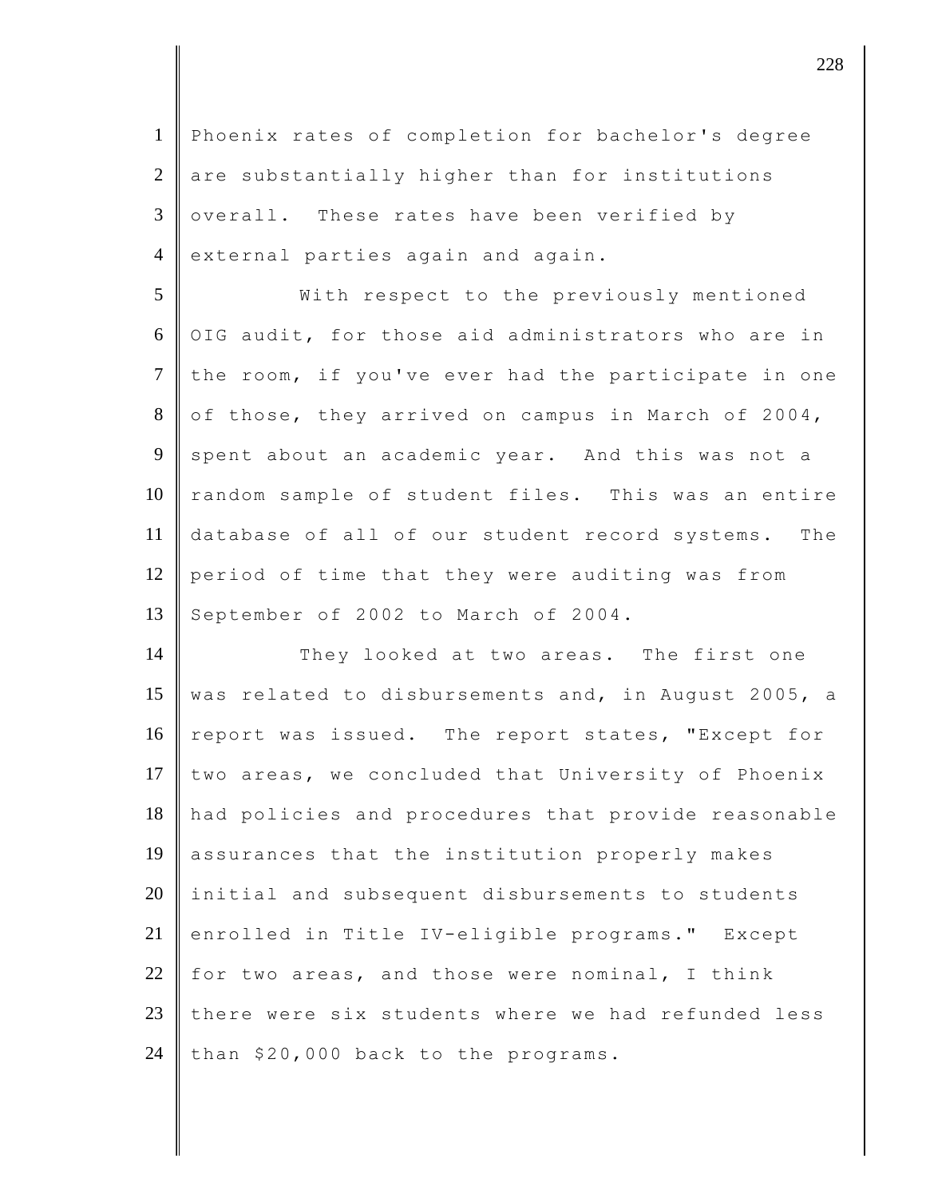Phoenix rates of completion for bachelor's degree are substantially higher than for institutions overall. These rates have been verified by external parties again and again.

With respect to the previously mentioned OIG audit, for those aid administrators who are in the room, if you've ever had the participate in one of those, they arrived on campus in March of 2004, spent about an academic year. And this was not a random sample of student files. This was an entire database of all of our student record systems. The period of time that they were auditing was from September of 2002 to March of 2004.

They looked at two areas. The first one was related to disbursements and, in August 2005, a report was issued. The report states, "Except for two areas, we concluded that University of Phoenix had policies and procedures that provide reasonable assurances that the institution properly makes initial and subsequent disbursements to students enrolled in Title IV-eligible programs." Except for two areas, and those were nominal, I think there were six students where we had refunded less than $20,000 back to the programs.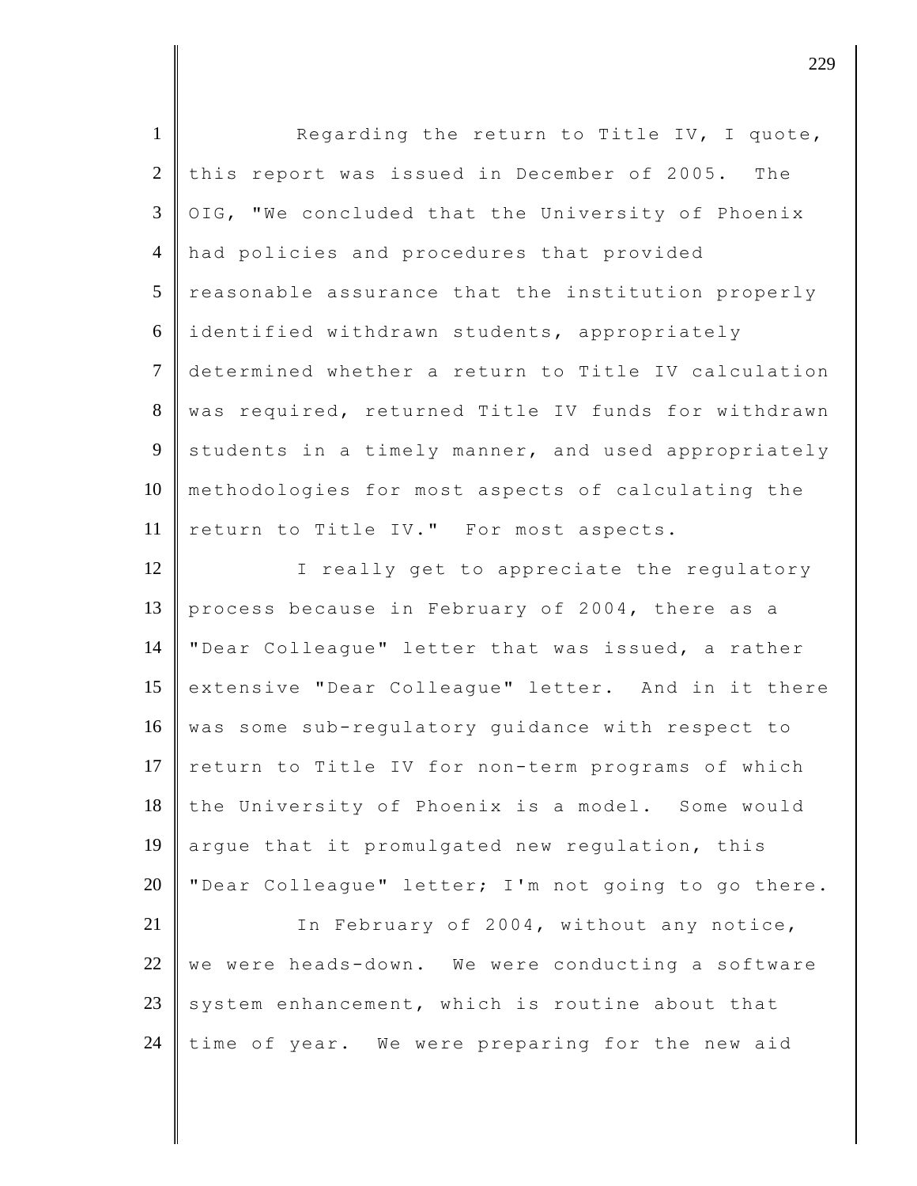Regarding the return to Title IV, I quote, this report was issued in December of 2005. The OIG, "We concluded that the University of Phoenix had policies and procedures that provided reasonable assurance that the institution properly identified withdrawn students, appropriately determined whether a return to Title IV calculation was required, returned Title IV funds for withdrawn students in a timely manner, and used appropriately methodologies for most aspects of calculating the return to Title IV." For most aspects.

I really get to appreciate the regulatory process because in February of 2004, there as a "Dear Colleague" letter that was issued, a rather extensive "Dear Colleague" letter. And in it there was some sub-regulatory guidance with respect to return to Title IV for non-term programs of which the University of Phoenix is a model. Some would argue that it promulgated new regulation, this "Dear Colleague" letter; I'm not going to go there.

In February of 2004, without any notice, we were heads-down. We were conducting a software system enhancement, which is routine about that time of year. We were preparing for the new aid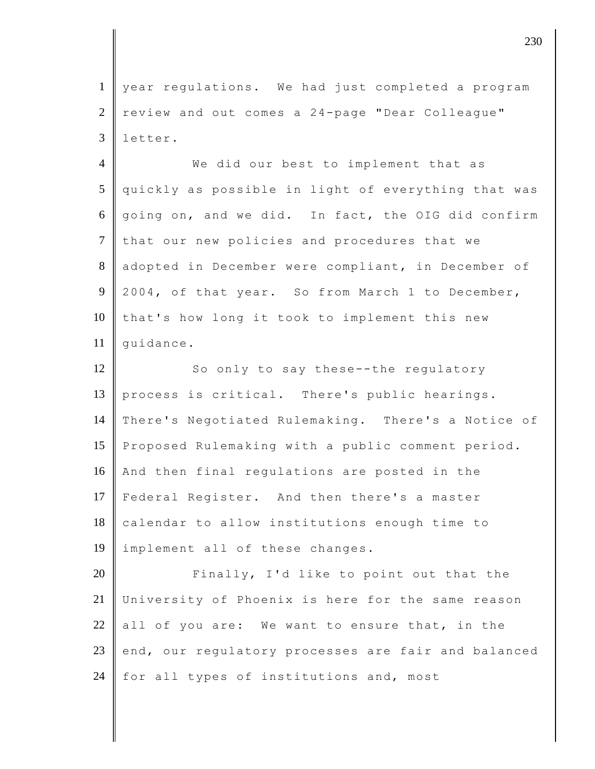year regulations. We had just completed a program review and out comes a 24-page "Dear Colleague" letter.

We did our best to implement that as quickly as possible in light of everything that was going on, and we did. In fact, the OIG did confirm that our new policies and procedures that we adopted in December were compliant, in December of 2004, of that year. So from March 1 to December, that's how long it took to implement this new guidance.

So only to say these--the regulatory process is critical. There's public hearings. There's Negotiated Rulemaking. There's a Notice of Proposed Rulemaking with a public comment period. And then final regulations are posted in the Federal Register. And then there's a master calendar to allow institutions enough time to implement all of these changes.

Finally, I'd like to point out that the University of Phoenix is here for the same reason all of you are: We want to ensure that, in the end, our regulatory processes are fair and balanced for all types of institutions and, most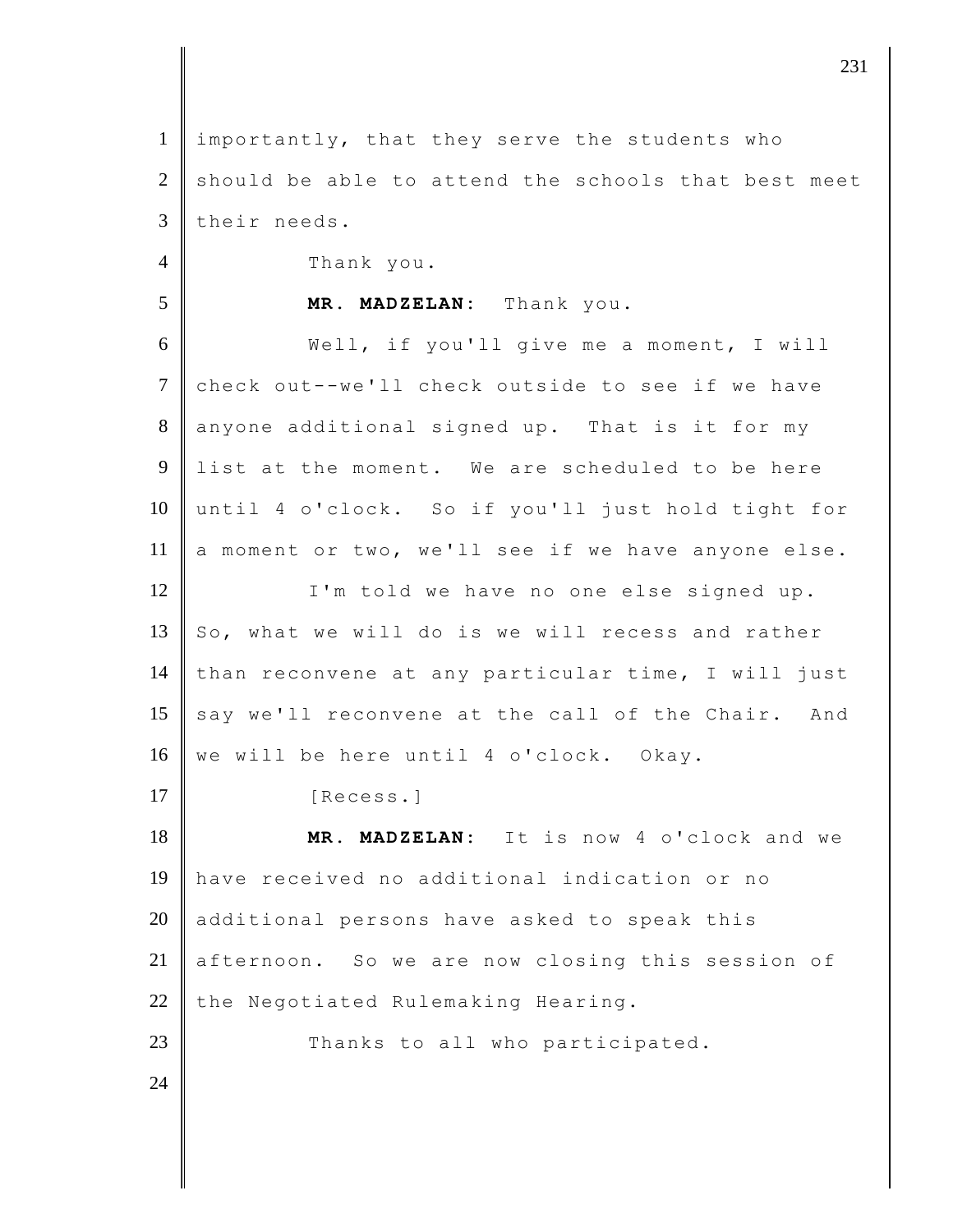importantly, that they serve the students who should be able to attend the schools that best meet their needs.

Thank you.

**MR. MADZELAN:** Thank you.

Well, if you'll give me a moment, I will check out--we'll check outside to see if we have anyone additional signed up. That is it for my list at the moment. We are scheduled to be here until 4 o'clock. So if you'll just hold tight for a moment or two, we'll see if we have anyone else.

I'm told we have no one else signed up. So, what we will do is we will recess and rather than reconvene at any particular time, I will just say we'll reconvene at the call of the Chair. And we will be here until 4 o'clock. Okay.

[Recess.]

**MR. MADZELAN:** It is now 4 o'clock and we have received no additional indication or no additional persons have asked to speak this afternoon. So we are now closing this session of the Negotiated Rulemaking Hearing.

Thanks to all who participated.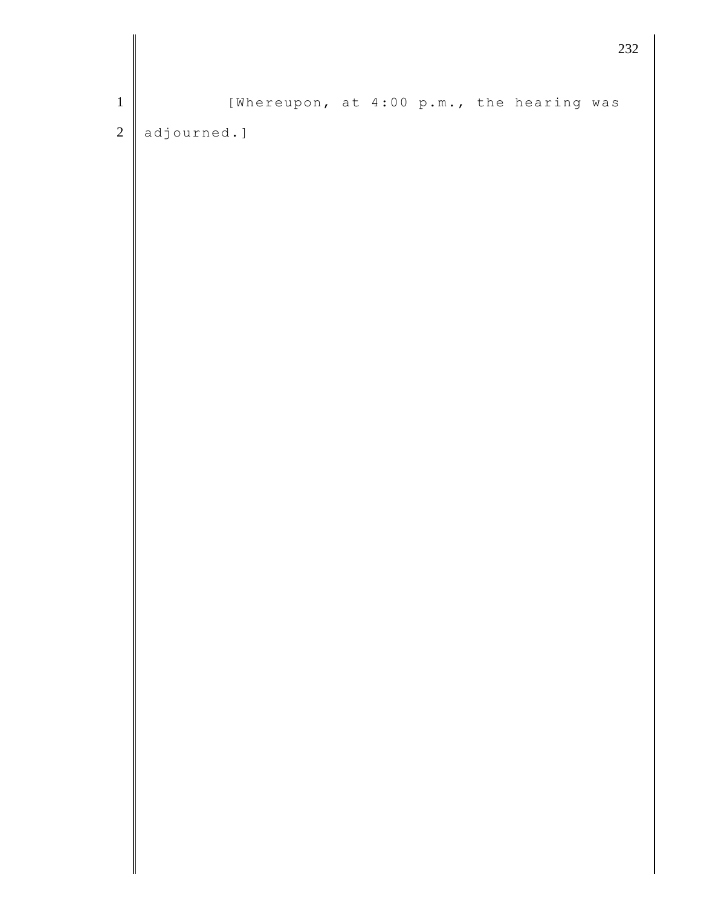[Whereupon, at 4:00 p.m., the hearing was adjourned.]